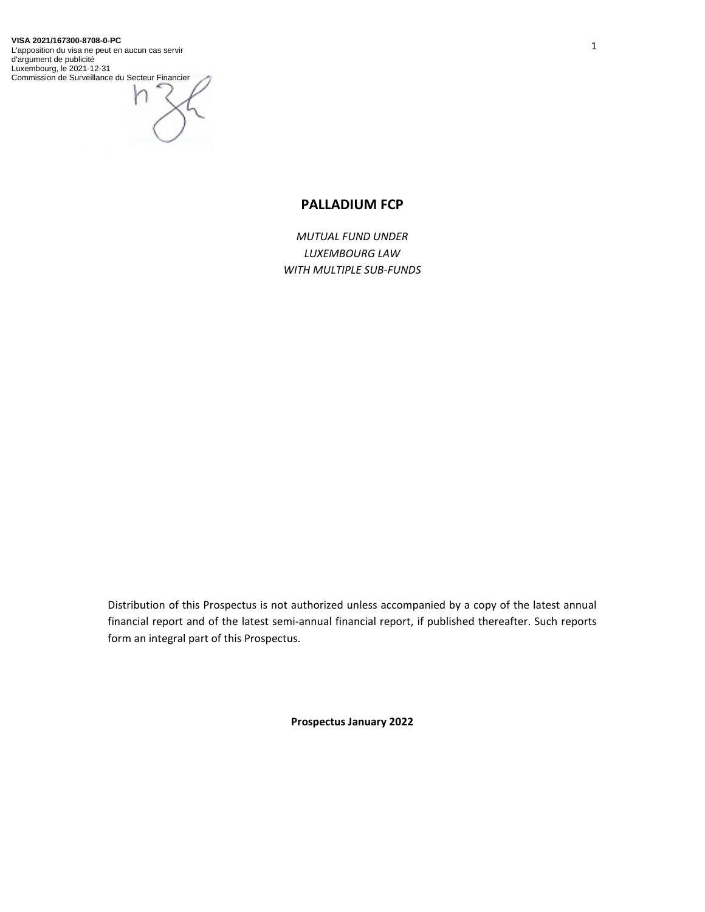**VISA 2021/167300-8708-0-PC**
L'apposition du visa ne peut en aucun cas servir d'argument de publicité
Luxembourg, le 2021-12-31
Commission de Surveillance du Secteur Financier

# PALLADIUM FCP

*MUTUAL FUND UNDER*
*LUXEMBOURG LAW*
*WITH MULTIPLE SUB-FUNDS*

Distribution of this Prospectus is not authorized unless accompanied by a copy of the latest annual financial report and of the latest semi-annual financial report, if published thereafter. Such reports form an integral part of this Prospectus.

**Prospectus January 2022**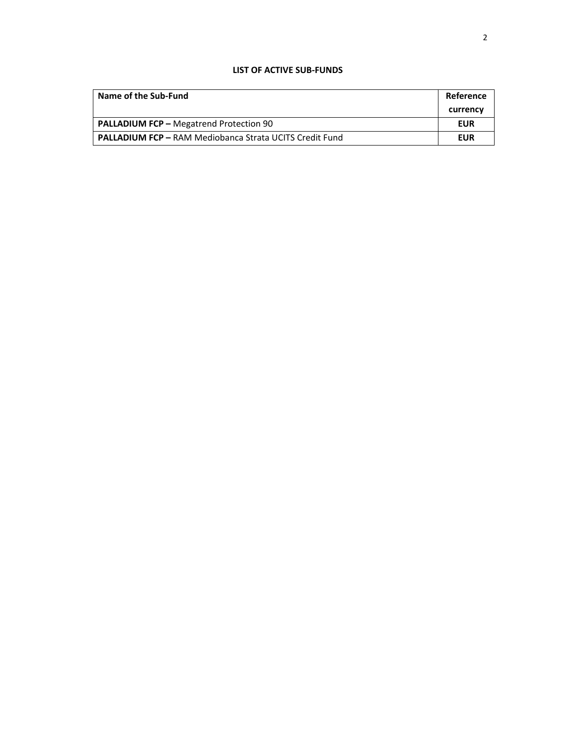## LIST OF ACTIVE SUB-FUNDS

| **Name of the Sub-Fund** | **Reference currency** |
|---|---|
| **PALLADIUM FCP –** Megatrend Protection 90 | **EUR** |
| **PALLADIUM FCP –** RAM Mediobanca Strata UCITS Credit Fund | **EUR** |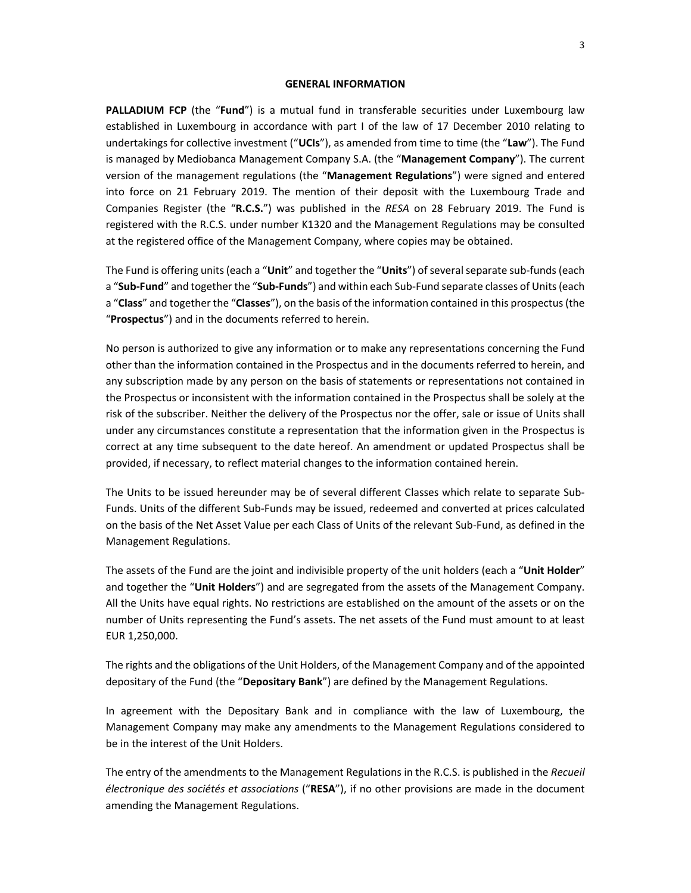# GENERAL INFORMATION

**PALLADIUM FCP** (the "**Fund**") is a mutual fund in transferable securities under Luxembourg law established in Luxembourg in accordance with part I of the law of 17 December 2010 relating to undertakings for collective investment ("**UCIs**"), as amended from time to time (the "**Law**"). The Fund is managed by Mediobanca Management Company S.A. (the "**Management Company**"). The current version of the management regulations (the "**Management Regulations**") were signed and entered into force on 21 February 2019. The mention of their deposit with the Luxembourg Trade and Companies Register (the "**R.C.S.**") was published in the *RESA* on 28 February 2019. The Fund is registered with the R.C.S. under number K1320 and the Management Regulations may be consulted at the registered office of the Management Company, where copies may be obtained.

The Fund is offering units (each a "**Unit**" and together the "**Units**") of several separate sub-funds (each a "**Sub-Fund**" and together the "**Sub-Funds**") and within each Sub-Fund separate classes of Units (each a "**Class**" and together the "**Classes**"), on the basis of the information contained in this prospectus (the "**Prospectus**") and in the documents referred to herein.

No person is authorized to give any information or to make any representations concerning the Fund other than the information contained in the Prospectus and in the documents referred to herein, and any subscription made by any person on the basis of statements or representations not contained in the Prospectus or inconsistent with the information contained in the Prospectus shall be solely at the risk of the subscriber. Neither the delivery of the Prospectus nor the offer, sale or issue of Units shall under any circumstances constitute a representation that the information given in the Prospectus is correct at any time subsequent to the date hereof. An amendment or updated Prospectus shall be provided, if necessary, to reflect material changes to the information contained herein.

The Units to be issued hereunder may be of several different Classes which relate to separate Sub-Funds. Units of the different Sub-Funds may be issued, redeemed and converted at prices calculated on the basis of the Net Asset Value per each Class of Units of the relevant Sub-Fund, as defined in the Management Regulations.

The assets of the Fund are the joint and indivisible property of the unit holders (each a "**Unit Holder**" and together the "**Unit Holders**") and are segregated from the assets of the Management Company. All the Units have equal rights. No restrictions are established on the amount of the assets or on the number of Units representing the Fund's assets. The net assets of the Fund must amount to at least EUR 1,250,000.

The rights and the obligations of the Unit Holders, of the Management Company and of the appointed depositary of the Fund (the "**Depositary Bank**") are defined by the Management Regulations.

In agreement with the Depositary Bank and in compliance with the law of Luxembourg, the Management Company may make any amendments to the Management Regulations considered to be in the interest of the Unit Holders.

The entry of the amendments to the Management Regulations in the R.C.S. is published in the *Recueil électronique des sociétés et associations* ("**RESA**"), if no other provisions are made in the document amending the Management Regulations.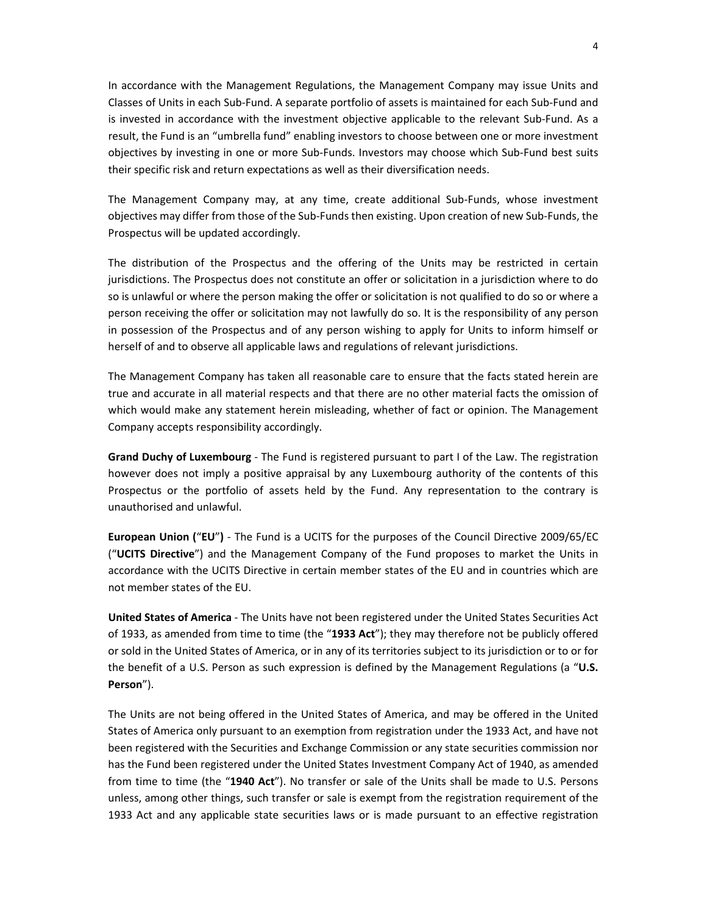In accordance with the Management Regulations, the Management Company may issue Units and Classes of Units in each Sub-Fund. A separate portfolio of assets is maintained for each Sub-Fund and is invested in accordance with the investment objective applicable to the relevant Sub-Fund. As a result, the Fund is an "umbrella fund" enabling investors to choose between one or more investment objectives by investing in one or more Sub-Funds. Investors may choose which Sub-Fund best suits their specific risk and return expectations as well as their diversification needs.

The Management Company may, at any time, create additional Sub-Funds, whose investment objectives may differ from those of the Sub-Funds then existing. Upon creation of new Sub-Funds, the Prospectus will be updated accordingly.

The distribution of the Prospectus and the offering of the Units may be restricted in certain jurisdictions. The Prospectus does not constitute an offer or solicitation in a jurisdiction where to do so is unlawful or where the person making the offer or solicitation is not qualified to do so or where a person receiving the offer or solicitation may not lawfully do so. It is the responsibility of any person in possession of the Prospectus and of any person wishing to apply for Units to inform himself or herself of and to observe all applicable laws and regulations of relevant jurisdictions.

The Management Company has taken all reasonable care to ensure that the facts stated herein are true and accurate in all material respects and that there are no other material facts the omission of which would make any statement herein misleading, whether of fact or opinion. The Management Company accepts responsibility accordingly.

**Grand Duchy of Luxembourg** - The Fund is registered pursuant to part I of the Law. The registration however does not imply a positive appraisal by any Luxembourg authority of the contents of this Prospectus or the portfolio of assets held by the Fund. Any representation to the contrary is unauthorised and unlawful.

**European Union (**"**EU**"**)** - The Fund is a UCITS for the purposes of the Council Directive 2009/65/EC ("**UCITS Directive**") and the Management Company of the Fund proposes to market the Units in accordance with the UCITS Directive in certain member states of the EU and in countries which are not member states of the EU.

**United States of America** - The Units have not been registered under the United States Securities Act of 1933, as amended from time to time (the "**1933 Act**"); they may therefore not be publicly offered or sold in the United States of America, or in any of its territories subject to its jurisdiction or to or for the benefit of a U.S. Person as such expression is defined by the Management Regulations (a "**U.S. Person**").

The Units are not being offered in the United States of America, and may be offered in the United States of America only pursuant to an exemption from registration under the 1933 Act, and have not been registered with the Securities and Exchange Commission or any state securities commission nor has the Fund been registered under the United States Investment Company Act of 1940, as amended from time to time (the "**1940 Act**"). No transfer or sale of the Units shall be made to U.S. Persons unless, among other things, such transfer or sale is exempt from the registration requirement of the 1933 Act and any applicable state securities laws or is made pursuant to an effective registration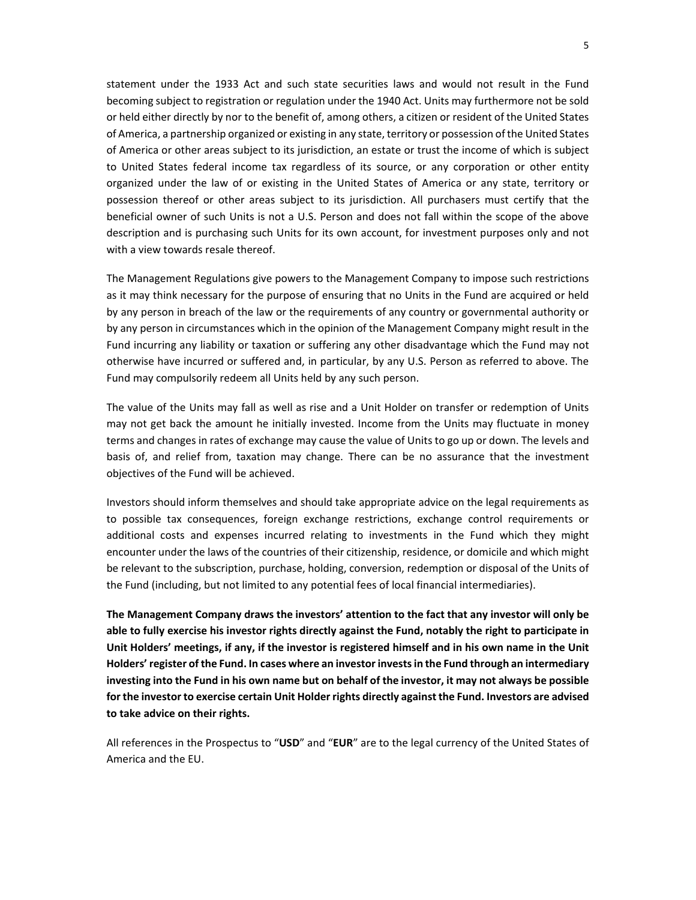statement under the 1933 Act and such state securities laws and would not result in the Fund becoming subject to registration or regulation under the 1940 Act. Units may furthermore not be sold or held either directly by nor to the benefit of, among others, a citizen or resident of the United States of America, a partnership organized or existing in any state, territory or possession of the United States of America or other areas subject to its jurisdiction, an estate or trust the income of which is subject to United States federal income tax regardless of its source, or any corporation or other entity organized under the law of or existing in the United States of America or any state, territory or possession thereof or other areas subject to its jurisdiction. All purchasers must certify that the beneficial owner of such Units is not a U.S. Person and does not fall within the scope of the above description and is purchasing such Units for its own account, for investment purposes only and not with a view towards resale thereof.

The Management Regulations give powers to the Management Company to impose such restrictions as it may think necessary for the purpose of ensuring that no Units in the Fund are acquired or held by any person in breach of the law or the requirements of any country or governmental authority or by any person in circumstances which in the opinion of the Management Company might result in the Fund incurring any liability or taxation or suffering any other disadvantage which the Fund may not otherwise have incurred or suffered and, in particular, by any U.S. Person as referred to above. The Fund may compulsorily redeem all Units held by any such person.

The value of the Units may fall as well as rise and a Unit Holder on transfer or redemption of Units may not get back the amount he initially invested. Income from the Units may fluctuate in money terms and changes in rates of exchange may cause the value of Units to go up or down. The levels and basis of, and relief from, taxation may change. There can be no assurance that the investment objectives of the Fund will be achieved.

Investors should inform themselves and should take appropriate advice on the legal requirements as to possible tax consequences, foreign exchange restrictions, exchange control requirements or additional costs and expenses incurred relating to investments in the Fund which they might encounter under the laws of the countries of their citizenship, residence, or domicile and which might be relevant to the subscription, purchase, holding, conversion, redemption or disposal of the Units of the Fund (including, but not limited to any potential fees of local financial intermediaries).

**The Management Company draws the investors' attention to the fact that any investor will only be able to fully exercise his investor rights directly against the Fund, notably the right to participate in Unit Holders' meetings, if any, if the investor is registered himself and in his own name in the Unit Holders' register of the Fund. In cases where an investor invests in the Fund through an intermediary investing into the Fund in his own name but on behalf of the investor, it may not always be possible for the investor to exercise certain Unit Holder rights directly against the Fund. Investors are advised to take advice on their rights.**

All references in the Prospectus to "**USD**" and "**EUR**" are to the legal currency of the United States of America and the EU.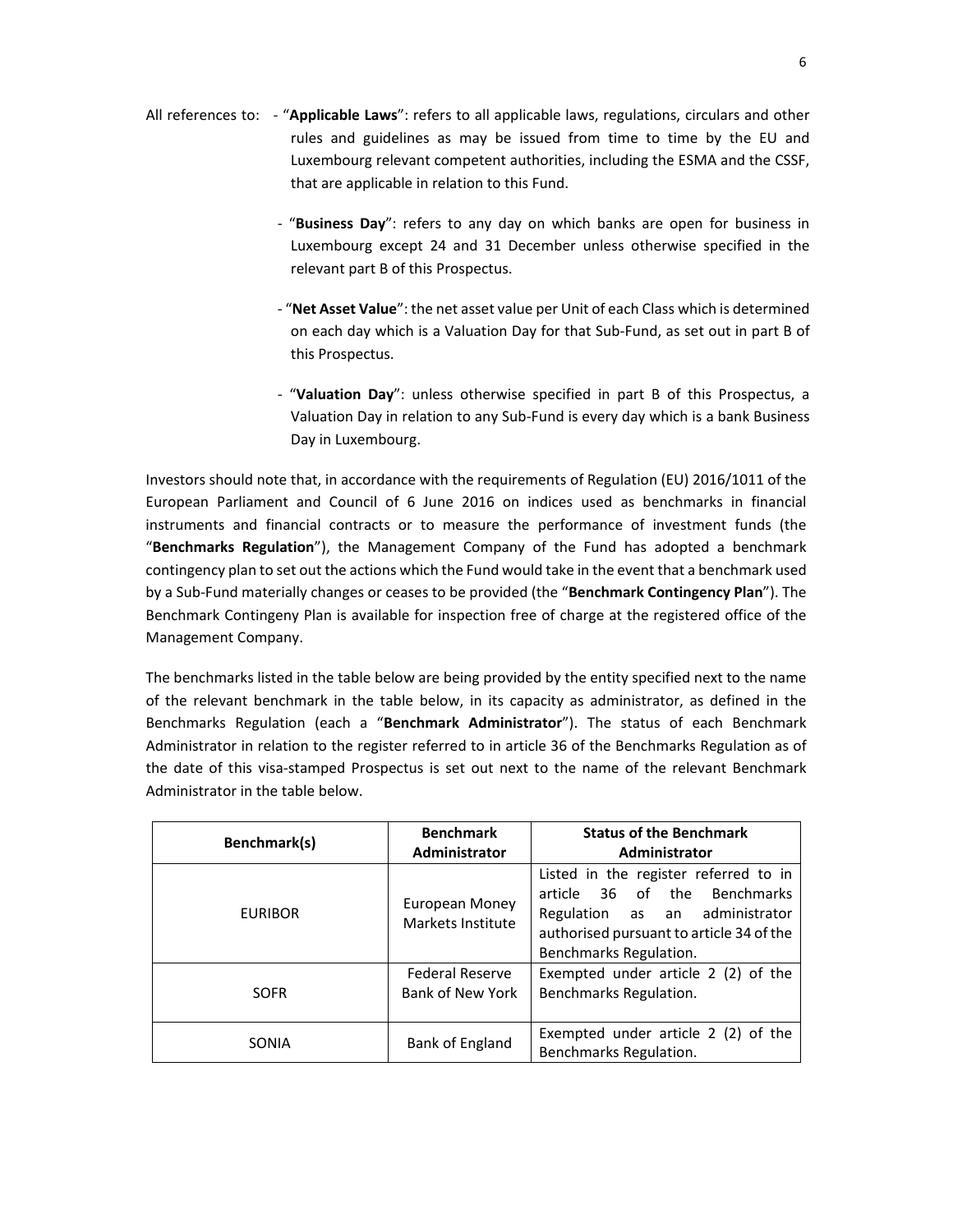All references to:

- "**Applicable Laws**": refers to all applicable laws, regulations, circulars and other rules and guidelines as may be issued from time to time by the EU and Luxembourg relevant competent authorities, including the ESMA and the CSSF, that are applicable in relation to this Fund.

- "**Business Day**": refers to any day on which banks are open for business in Luxembourg except 24 and 31 December unless otherwise specified in the relevant part B of this Prospectus.

- "**Net Asset Value**": the net asset value per Unit of each Class which is determined on each day which is a Valuation Day for that Sub-Fund, as set out in part B of this Prospectus.

- "**Valuation Day**": unless otherwise specified in part B of this Prospectus, a Valuation Day in relation to any Sub-Fund is every day which is a bank Business Day in Luxembourg.

Investors should note that, in accordance with the requirements of Regulation (EU) 2016/1011 of the European Parliament and Council of 6 June 2016 on indices used as benchmarks in financial instruments and financial contracts or to measure the performance of investment funds (the "**Benchmarks Regulation**"), the Management Company of the Fund has adopted a benchmark contingency plan to set out the actions which the Fund would take in the event that a benchmark used by a Sub-Fund materially changes or ceases to be provided (the "**Benchmark Contingency Plan**"). The Benchmark Contingeny Plan is available for inspection free of charge at the registered office of the Management Company.

The benchmarks listed in the table below are being provided by the entity specified next to the name of the relevant benchmark in the table below, in its capacity as administrator, as defined in the Benchmarks Regulation (each a "**Benchmark Administrator**"). The status of each Benchmark Administrator in relation to the register referred to in article 36 of the Benchmarks Regulation as of the date of this visa-stamped Prospectus is set out next to the name of the relevant Benchmark Administrator in the table below.

| Benchmark(s) | Benchmark Administrator | Status of the Benchmark Administrator |
|---|---|---|
| EURIBOR | European Money Markets Institute | Listed in the register referred to in article 36 of the Benchmarks Regulation as an administrator authorised pursuant to article 34 of the Benchmarks Regulation. |
| SOFR | Federal Reserve Bank of New York | Exempted under article 2 (2) of the Benchmarks Regulation. |
| SONIA | Bank of England | Exempted under article 2 (2) of the Benchmarks Regulation. |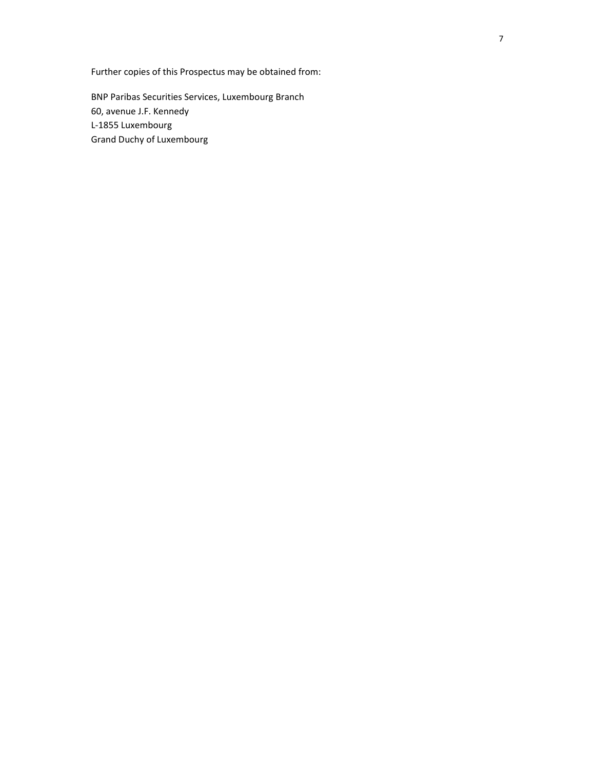Further copies of this Prospectus may be obtained from:

BNP Paribas Securities Services, Luxembourg Branch  
60, avenue J.F. Kennedy  
L-1855 Luxembourg  
Grand Duchy of Luxembourg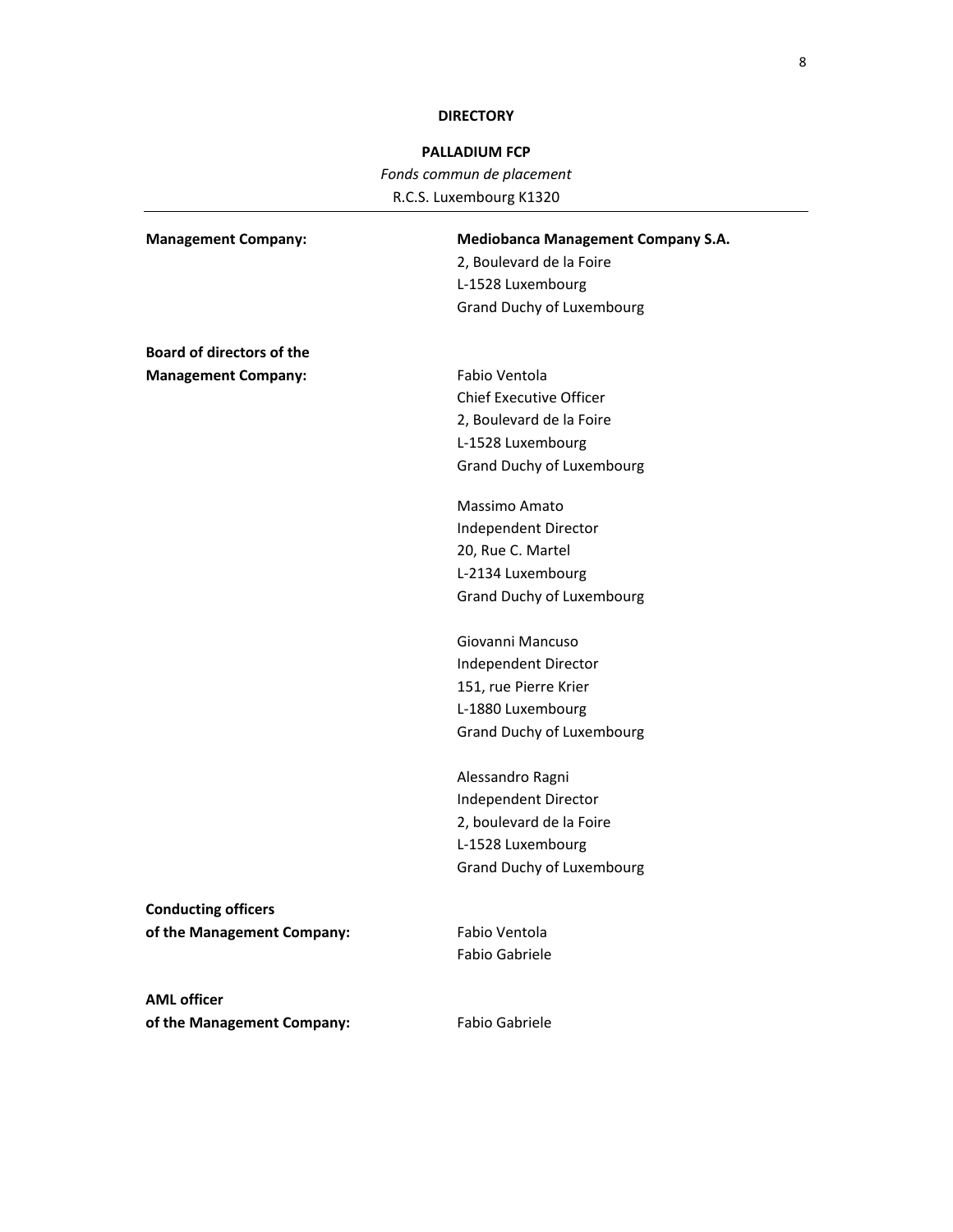**DIRECTORY**

**PALLADIUM FCP**

*Fonds commun de placement*

R.C.S. Luxembourg K1320

---

**Management Company:**

**Mediobanca Management Company S.A.**
2, Boulevard de la Foire
L-1528 Luxembourg
Grand Duchy of Luxembourg

**Board of directors of the Management Company:**

Fabio Ventola
Chief Executive Officer
2, Boulevard de la Foire
L-1528 Luxembourg
Grand Duchy of Luxembourg

Massimo Amato
Independent Director
20, Rue C. Martel
L-2134 Luxembourg
Grand Duchy of Luxembourg

Giovanni Mancuso
Independent Director
151, rue Pierre Krier
L-1880 Luxembourg
Grand Duchy of Luxembourg

Alessandro Ragni
Independent Director
2, boulevard de la Foire
L-1528 Luxembourg
Grand Duchy of Luxembourg

**Conducting officers of the Management Company:**

Fabio Ventola
Fabio Gabriele

**AML officer of the Management Company:**

Fabio Gabriele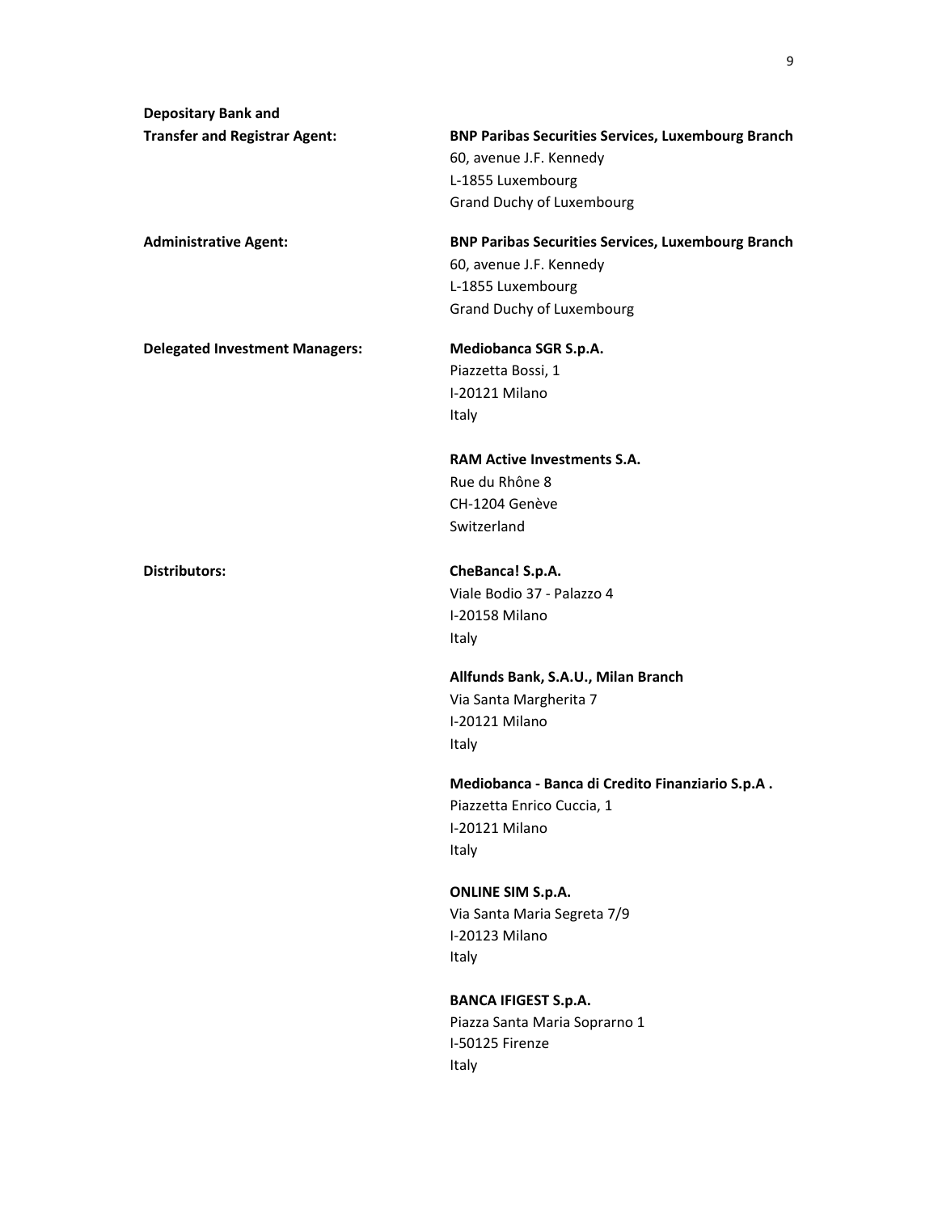**Depositary Bank and Transfer and Registrar Agent:**

**BNP Paribas Securities Services, Luxembourg Branch**
60, avenue J.F. Kennedy
L-1855 Luxembourg
Grand Duchy of Luxembourg

**Administrative Agent:**

**BNP Paribas Securities Services, Luxembourg Branch**
60, avenue J.F. Kennedy
L-1855 Luxembourg
Grand Duchy of Luxembourg

**Delegated Investment Managers:**

**Mediobanca SGR S.p.A.**
Piazzetta Bossi, 1
I-20121 Milano
Italy

**RAM Active Investments S.A.**
Rue du Rhône 8
CH-1204 Genève
Switzerland

**Distributors:**

**CheBanca! S.p.A.**
Viale Bodio 37 - Palazzo 4
I-20158 Milano
Italy

**Allfunds Bank, S.A.U., Milan Branch**
Via Santa Margherita 7
I-20121 Milano
Italy

**Mediobanca - Banca di Credito Finanziario S.p.A .**
Piazzetta Enrico Cuccia, 1
I-20121 Milano
Italy

**ONLINE SIM S.p.A.**
Via Santa Maria Segreta 7/9
I-20123 Milano
Italy

**BANCA IFIGEST S.p.A.**
Piazza Santa Maria Soprarno 1
I-50125 Firenze
Italy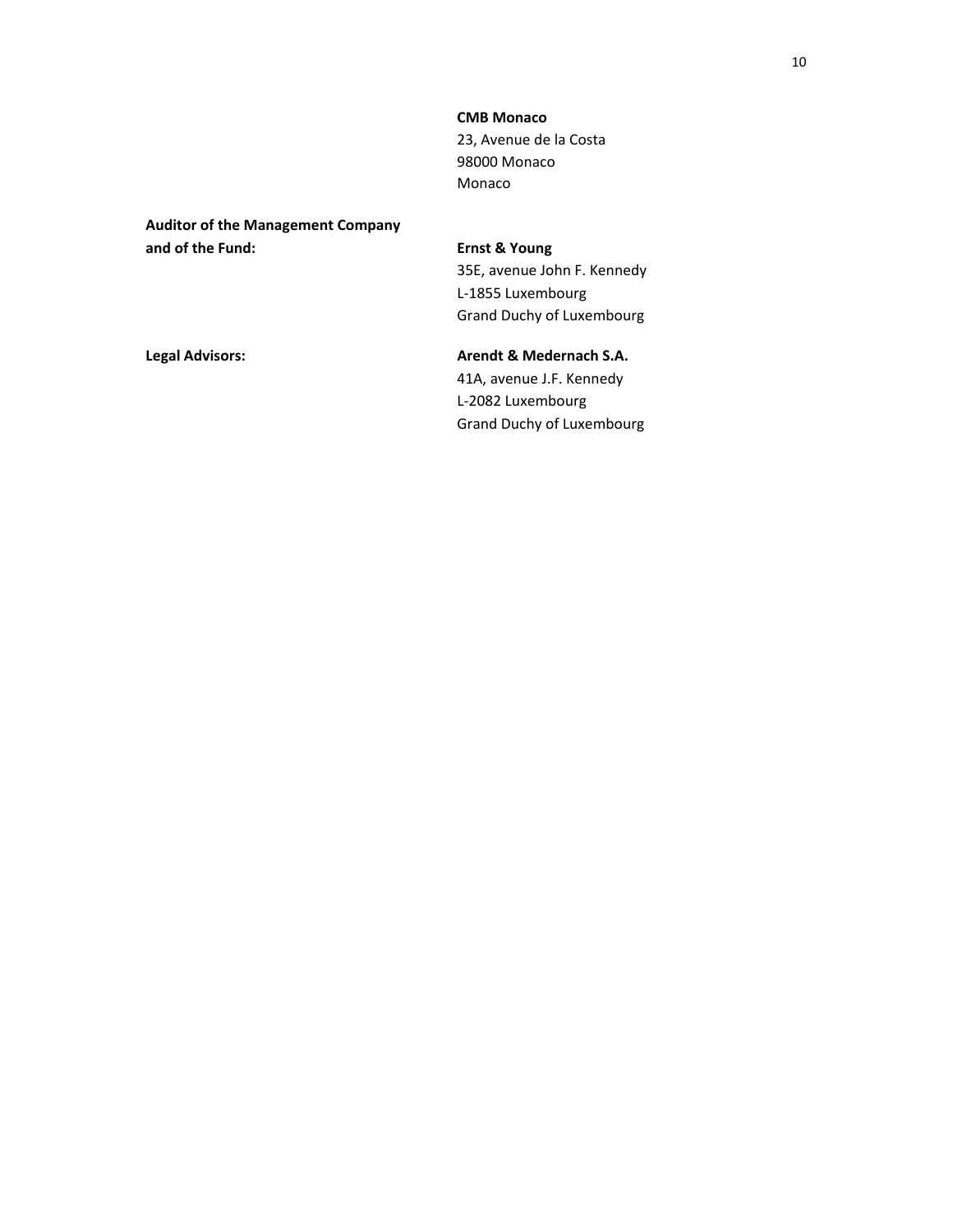**CMB Monaco**
23, Avenue de la Costa
98000 Monaco
Monaco

**Auditor of the Management Company and of the Fund:**

**Ernst & Young**
35E, avenue John F. Kennedy
L-1855 Luxembourg
Grand Duchy of Luxembourg

**Legal Advisors:**

**Arendt & Medernach S.A.**
41A, avenue J.F. Kennedy
L-2082 Luxembourg
Grand Duchy of Luxembourg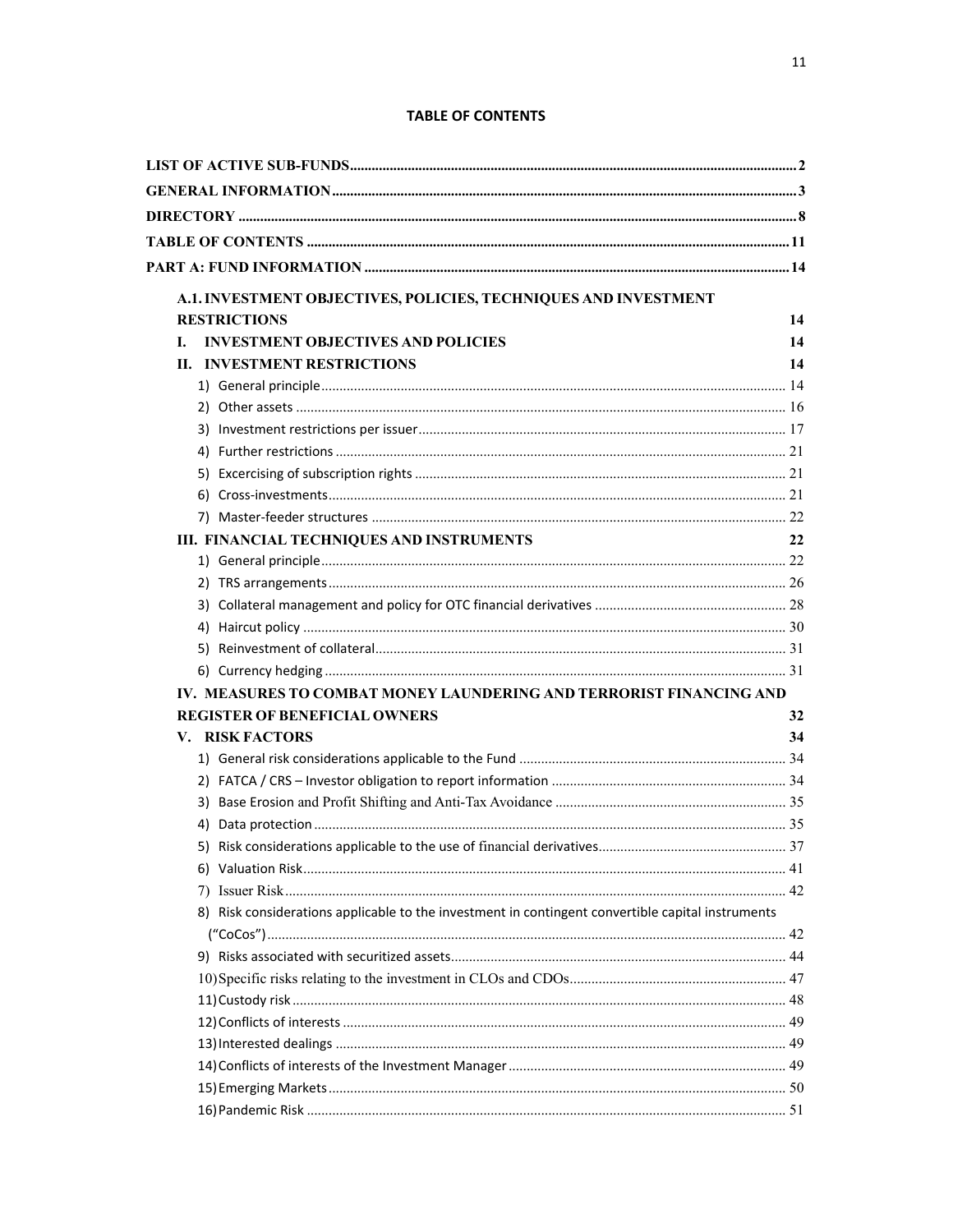## TABLE OF CONTENTS

LIST OF ACTIVE SUB-FUNDS ..... 2

GENERAL INFORMATION ..... 3

DIRECTORY ..... 8

TABLE OF CONTENTS ..... 11

PART A: FUND INFORMATION ..... 14

A.1. INVESTMENT OBJECTIVES, POLICIES, TECHNIQUES AND INVESTMENT RESTRICTIONS ..... 14

I. INVESTMENT OBJECTIVES AND POLICIES ..... 14

II. INVESTMENT RESTRICTIONS ..... 14

1) General principle ..... 14
2) Other assets ..... 16
3) Investment restrictions per issuer ..... 17
4) Further restrictions ..... 21
5) Excercising of subscription rights ..... 21
6) Cross-investments ..... 21
7) Master-feeder structures ..... 22

III. FINANCIAL TECHNIQUES AND INSTRUMENTS ..... 22

1) General principle ..... 22
2) TRS arrangements ..... 26
3) Collateral management and policy for OTC financial derivatives ..... 28
4) Haircut policy ..... 30
5) Reinvestment of collateral ..... 31
6) Currency hedging ..... 31

IV. MEASURES TO COMBAT MONEY LAUNDERING AND TERRORIST FINANCING AND REGISTER OF BENEFICIAL OWNERS ..... 32

V. RISK FACTORS ..... 34

1) General risk considerations applicable to the Fund ..... 34
2) FATCA / CRS – Investor obligation to report information ..... 34
3) Base Erosion and Profit Shifting and Anti-Tax Avoidance ..... 35
4) Data protection ..... 35
5) Risk considerations applicable to the use of financial derivatives ..... 37
6) Valuation Risk ..... 41
7) Issuer Risk ..... 42
8) Risk considerations applicable to the investment in contingent convertible capital instruments ("CoCos") ..... 42
9) Risks associated with securitized assets ..... 44
10) Specific risks relating to the investment in CLOs and CDOs ..... 47
11) Custody risk ..... 48
12) Conflicts of interests ..... 49
13) Interested dealings ..... 49
14) Conflicts of interests of the Investment Manager ..... 49
15) Emerging Markets ..... 50
16) Pandemic Risk ..... 51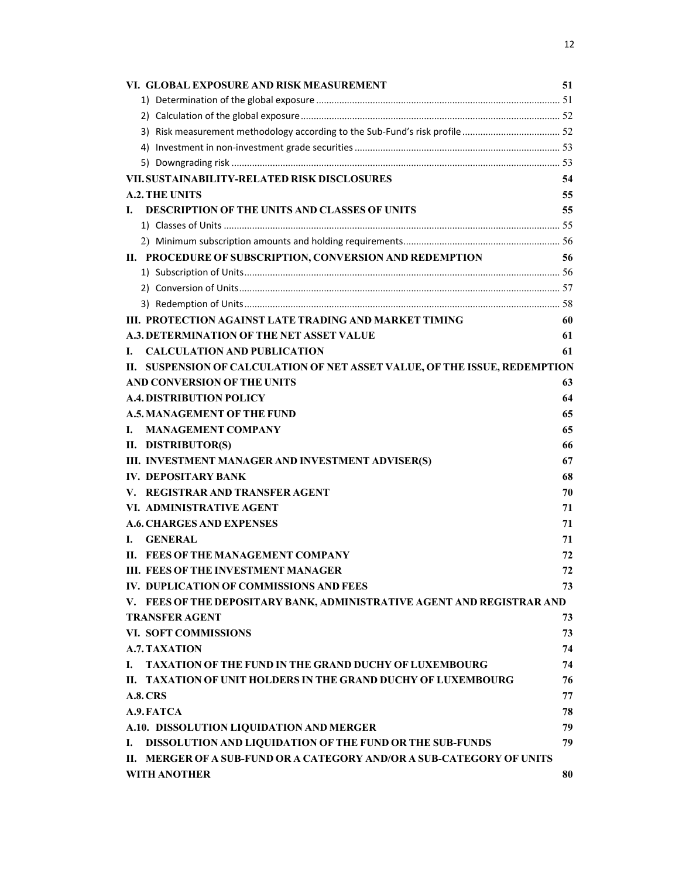| | |
|---|---|
| **VI. GLOBAL EXPOSURE AND RISK MEASUREMENT** | **51** |
| 1) Determination of the global exposure | 51 |
| 2) Calculation of the global exposure | 52 |
| 3) Risk measurement methodology according to the Sub-Fund's risk profile | 52 |
| 4) Investment in non-investment grade securities | 53 |
| 5) Downgrading risk | 53 |
| **VII. SUSTAINABILITY-RELATED RISK DISCLOSURES** | **54** |
| **A.2. THE UNITS** | **55** |
| **I. DESCRIPTION OF THE UNITS AND CLASSES OF UNITS** | **55** |
| 1) Classes of Units | 55 |
| 2) Minimum subscription amounts and holding requirements | 56 |
| **II. PROCEDURE OF SUBSCRIPTION, CONVERSION AND REDEMPTION** | **56** |
| 1) Subscription of Units | 56 |
| 2) Conversion of Units | 57 |
| 3) Redemption of Units | 58 |
| **III. PROTECTION AGAINST LATE TRADING AND MARKET TIMING** | **60** |
| **A.3. DETERMINATION OF THE NET ASSET VALUE** | **61** |
| **I. CALCULATION AND PUBLICATION** | **61** |
| **II. SUSPENSION OF CALCULATION OF NET ASSET VALUE, OF THE ISSUE, REDEMPTION AND CONVERSION OF THE UNITS** | **63** |
| **A.4. DISTRIBUTION POLICY** | **64** |
| **A.5. MANAGEMENT OF THE FUND** | **65** |
| **I. MANAGEMENT COMPANY** | **65** |
| **II. DISTRIBUTOR(S)** | **66** |
| **III. INVESTMENT MANAGER AND INVESTMENT ADVISER(S)** | **67** |
| **IV. DEPOSITARY BANK** | **68** |
| **V. REGISTRAR AND TRANSFER AGENT** | **70** |
| **VI. ADMINISTRATIVE AGENT** | **71** |
| **A.6. CHARGES AND EXPENSES** | **71** |
| **I. GENERAL** | **71** |
| **II. FEES OF THE MANAGEMENT COMPANY** | **72** |
| **III. FEES OF THE INVESTMENT MANAGER** | **72** |
| **IV. DUPLICATION OF COMMISSIONS AND FEES** | **73** |
| **V. FEES OF THE DEPOSITARY BANK, ADMINISTRATIVE AGENT AND REGISTRAR AND TRANSFER AGENT** | **73** |
| **VI. SOFT COMMISSIONS** | **73** |
| **A.7. TAXATION** | **74** |
| **I. TAXATION OF THE FUND IN THE GRAND DUCHY OF LUXEMBOURG** | **74** |
| **II. TAXATION OF UNIT HOLDERS IN THE GRAND DUCHY OF LUXEMBOURG** | **76** |
| **A.8. CRS** | **77** |
| **A.9. FATCA** | **78** |
| **A.10. DISSOLUTION LIQUIDATION AND MERGER** | **79** |
| **I. DISSOLUTION AND LIQUIDATION OF THE FUND OR THE SUB-FUNDS** | **79** |
| **II. MERGER OF A SUB-FUND OR A CATEGORY AND/OR A SUB-CATEGORY OF UNITS WITH ANOTHER** | **80** |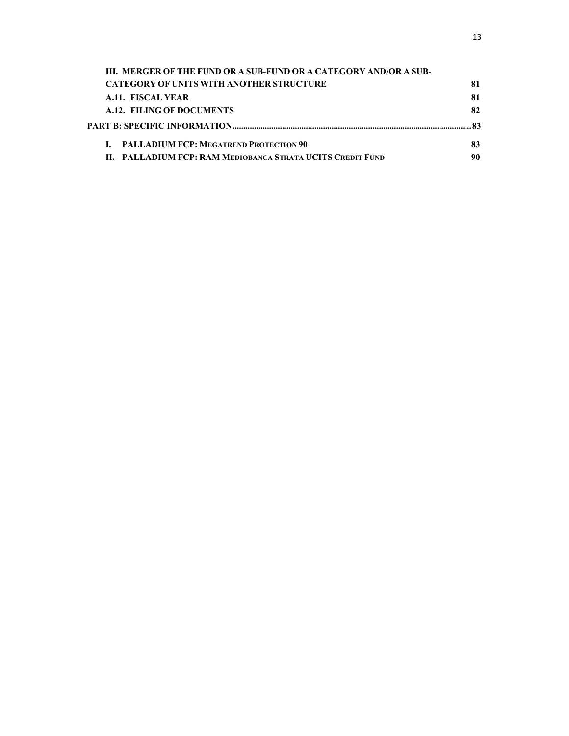III. MERGER OF THE FUND OR A SUB-FUND OR A CATEGORY AND/OR A SUB-CATEGORY OF UNITS WITH ANOTHER STRUCTURE 81

A.11. FISCAL YEAR 81

A.12. FILING OF DOCUMENTS 82

PART B: SPECIFIC INFORMATION.......................................................................................................... 83

I. PALLADIUM FCP: MEGATREND PROTECTION 90 83

II. PALLADIUM FCP: RAM MEDIOBANCA STRATA UCITS CREDIT FUND 90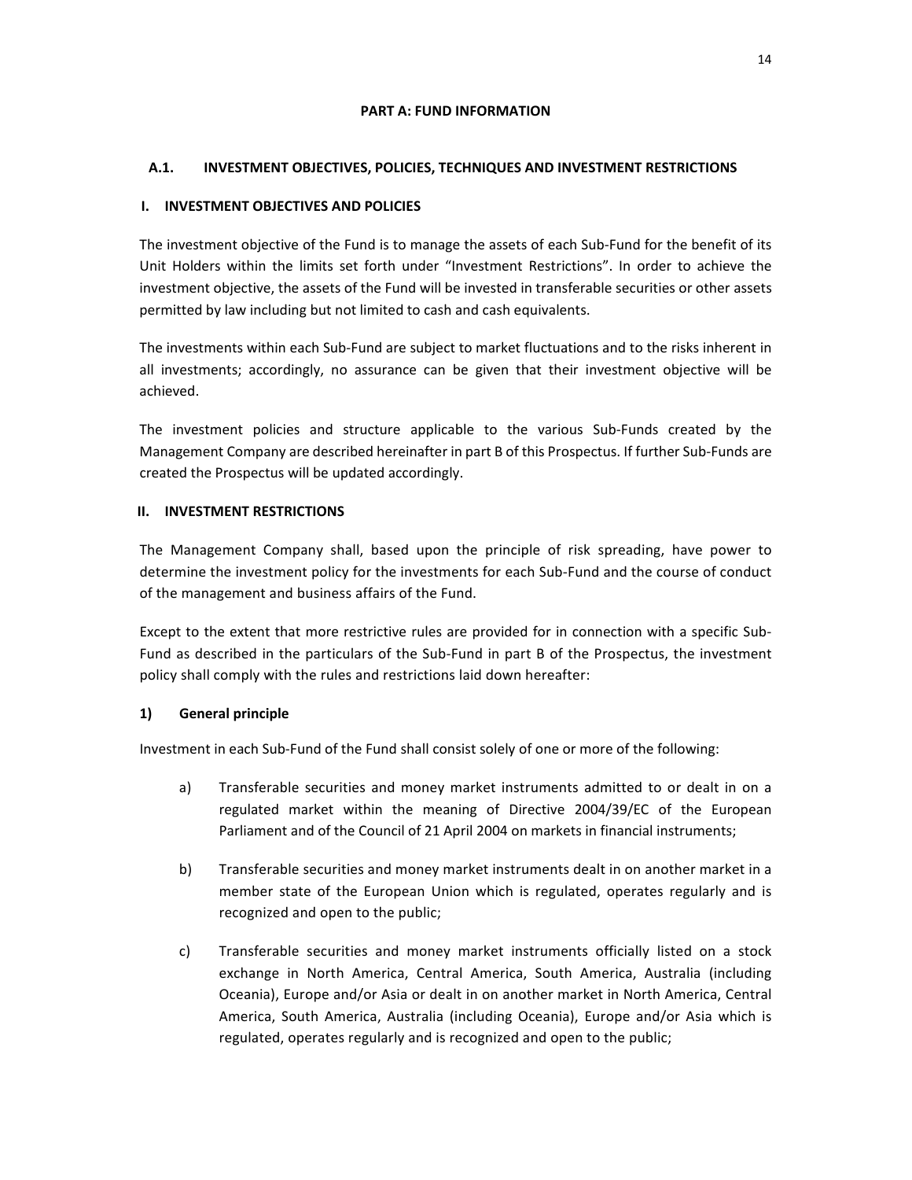# PART A: FUND INFORMATION

## A.1. INVESTMENT OBJECTIVES, POLICIES, TECHNIQUES AND INVESTMENT RESTRICTIONS

### I. INVESTMENT OBJECTIVES AND POLICIES

The investment objective of the Fund is to manage the assets of each Sub-Fund for the benefit of its Unit Holders within the limits set forth under "Investment Restrictions". In order to achieve the investment objective, the assets of the Fund will be invested in transferable securities or other assets permitted by law including but not limited to cash and cash equivalents.

The investments within each Sub-Fund are subject to market fluctuations and to the risks inherent in all investments; accordingly, no assurance can be given that their investment objective will be achieved.

The investment policies and structure applicable to the various Sub-Funds created by the Management Company are described hereinafter in part B of this Prospectus. If further Sub-Funds are created the Prospectus will be updated accordingly.

### II. INVESTMENT RESTRICTIONS

The Management Company shall, based upon the principle of risk spreading, have power to determine the investment policy for the investments for each Sub-Fund and the course of conduct of the management and business affairs of the Fund.

Except to the extent that more restrictive rules are provided for in connection with a specific Sub-Fund as described in the particulars of the Sub-Fund in part B of the Prospectus, the investment policy shall comply with the rules and restrictions laid down hereafter:

#### 1) General principle

Investment in each Sub-Fund of the Fund shall consist solely of one or more of the following:

a) Transferable securities and money market instruments admitted to or dealt in on a regulated market within the meaning of Directive 2004/39/EC of the European Parliament and of the Council of 21 April 2004 on markets in financial instruments;

b) Transferable securities and money market instruments dealt in on another market in a member state of the European Union which is regulated, operates regularly and is recognized and open to the public;

c) Transferable securities and money market instruments officially listed on a stock exchange in North America, Central America, South America, Australia (including Oceania), Europe and/or Asia or dealt in on another market in North America, Central America, South America, Australia (including Oceania), Europe and/or Asia which is regulated, operates regularly and is recognized and open to the public;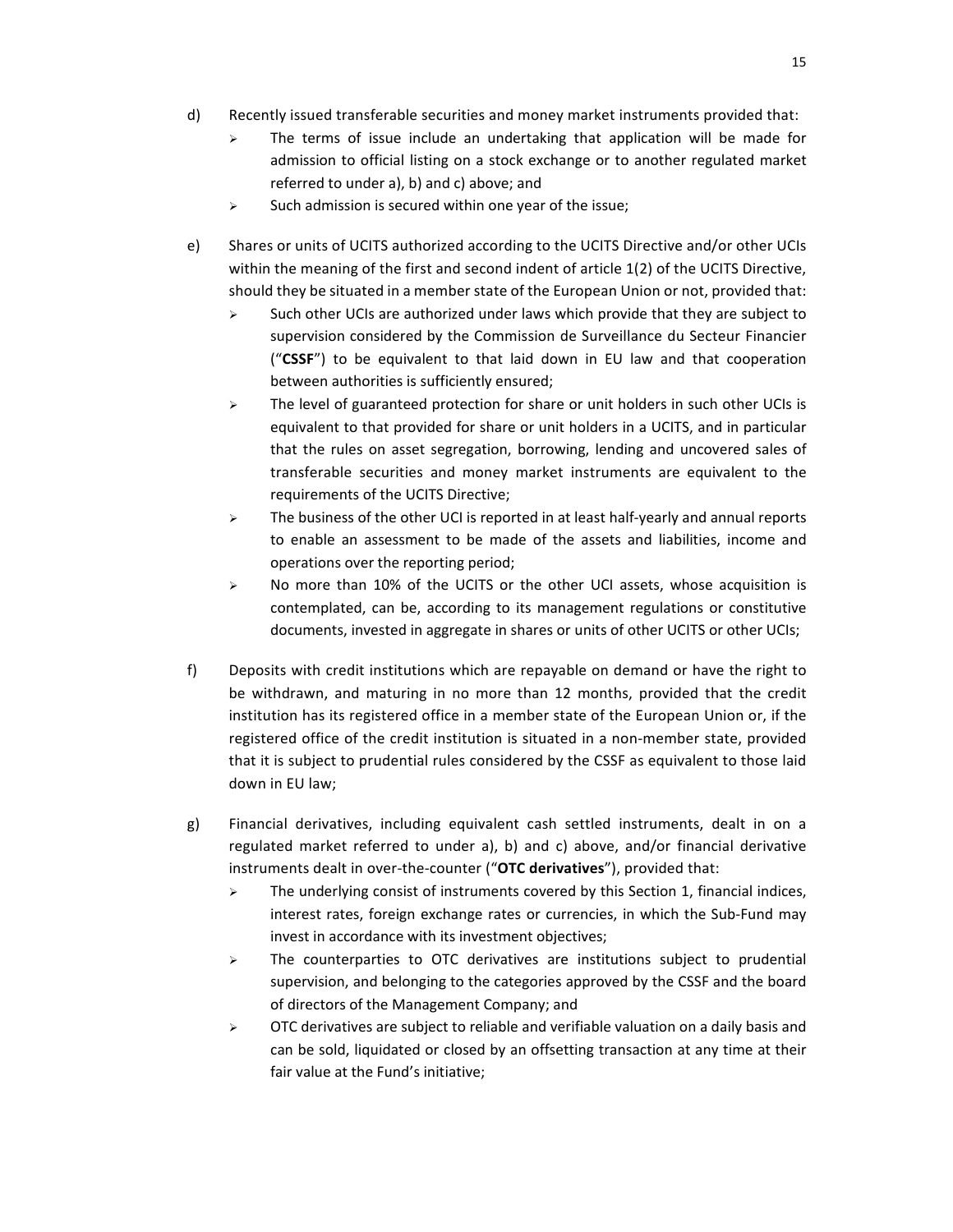d) Recently issued transferable securities and money market instruments provided that:

- The terms of issue include an undertaking that application will be made for admission to official listing on a stock exchange or to another regulated market referred to under a), b) and c) above; and
- Such admission is secured within one year of the issue;

e) Shares or units of UCITS authorized according to the UCITS Directive and/or other UCIs within the meaning of the first and second indent of article 1(2) of the UCITS Directive, should they be situated in a member state of the European Union or not, provided that:

- Such other UCIs are authorized under laws which provide that they are subject to supervision considered by the Commission de Surveillance du Secteur Financier ("**CSSF**") to be equivalent to that laid down in EU law and that cooperation between authorities is sufficiently ensured;
- The level of guaranteed protection for share or unit holders in such other UCIs is equivalent to that provided for share or unit holders in a UCITS, and in particular that the rules on asset segregation, borrowing, lending and uncovered sales of transferable securities and money market instruments are equivalent to the requirements of the UCITS Directive;
- The business of the other UCI is reported in at least half-yearly and annual reports to enable an assessment to be made of the assets and liabilities, income and operations over the reporting period;
- No more than 10% of the UCITS or the other UCI assets, whose acquisition is contemplated, can be, according to its management regulations or constitutive documents, invested in aggregate in shares or units of other UCITS or other UCIs;

f) Deposits with credit institutions which are repayable on demand or have the right to be withdrawn, and maturing in no more than 12 months, provided that the credit institution has its registered office in a member state of the European Union or, if the registered office of the credit institution is situated in a non-member state, provided that it is subject to prudential rules considered by the CSSF as equivalent to those laid down in EU law;

g) Financial derivatives, including equivalent cash settled instruments, dealt in on a regulated market referred to under a), b) and c) above, and/or financial derivative instruments dealt in over-the-counter ("**OTC derivatives**"), provided that:

- The underlying consist of instruments covered by this Section 1, financial indices, interest rates, foreign exchange rates or currencies, in which the Sub-Fund may invest in accordance with its investment objectives;
- The counterparties to OTC derivatives are institutions subject to prudential supervision, and belonging to the categories approved by the CSSF and the board of directors of the Management Company; and
- OTC derivatives are subject to reliable and verifiable valuation on a daily basis and can be sold, liquidated or closed by an offsetting transaction at any time at their fair value at the Fund's initiative;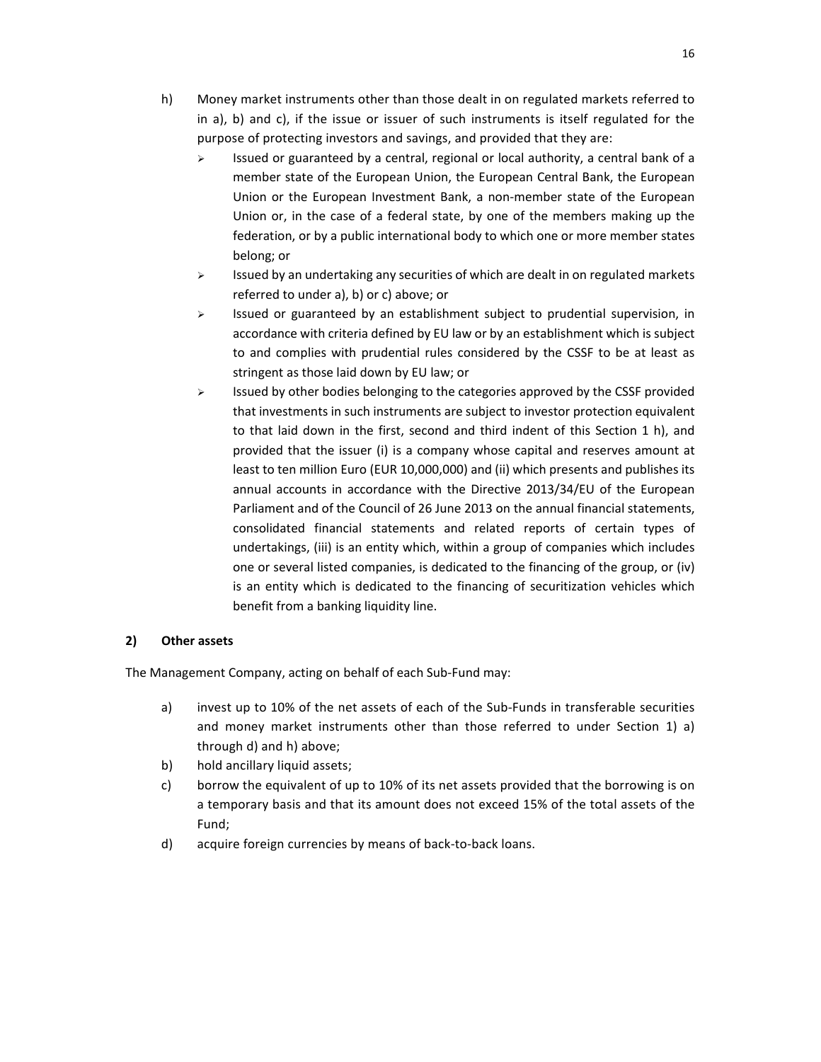h) Money market instruments other than those dealt in on regulated markets referred to in a), b) and c), if the issue or issuer of such instruments is itself regulated for the purpose of protecting investors and savings, and provided that they are:

- Issued or guaranteed by a central, regional or local authority, a central bank of a member state of the European Union, the European Central Bank, the European Union or the European Investment Bank, a non-member state of the European Union or, in the case of a federal state, by one of the members making up the federation, or by a public international body to which one or more member states belong; or
- Issued by an undertaking any securities of which are dealt in on regulated markets referred to under a), b) or c) above; or
- Issued or guaranteed by an establishment subject to prudential supervision, in accordance with criteria defined by EU law or by an establishment which is subject to and complies with prudential rules considered by the CSSF to be at least as stringent as those laid down by EU law; or
- Issued by other bodies belonging to the categories approved by the CSSF provided that investments in such instruments are subject to investor protection equivalent to that laid down in the first, second and third indent of this Section 1 h), and provided that the issuer (i) is a company whose capital and reserves amount at least to ten million Euro (EUR 10,000,000) and (ii) which presents and publishes its annual accounts in accordance with the Directive 2013/34/EU of the European Parliament and of the Council of 26 June 2013 on the annual financial statements, consolidated financial statements and related reports of certain types of undertakings, (iii) is an entity which, within a group of companies which includes one or several listed companies, is dedicated to the financing of the group, or (iv) is an entity which is dedicated to the financing of securitization vehicles which benefit from a banking liquidity line.

**2) Other assets**

The Management Company, acting on behalf of each Sub-Fund may:

a) invest up to 10% of the net assets of each of the Sub-Funds in transferable securities and money market instruments other than those referred to under Section 1) a) through d) and h) above;

b) hold ancillary liquid assets;

c) borrow the equivalent of up to 10% of its net assets provided that the borrowing is on a temporary basis and that its amount does not exceed 15% of the total assets of the Fund;

d) acquire foreign currencies by means of back-to-back loans.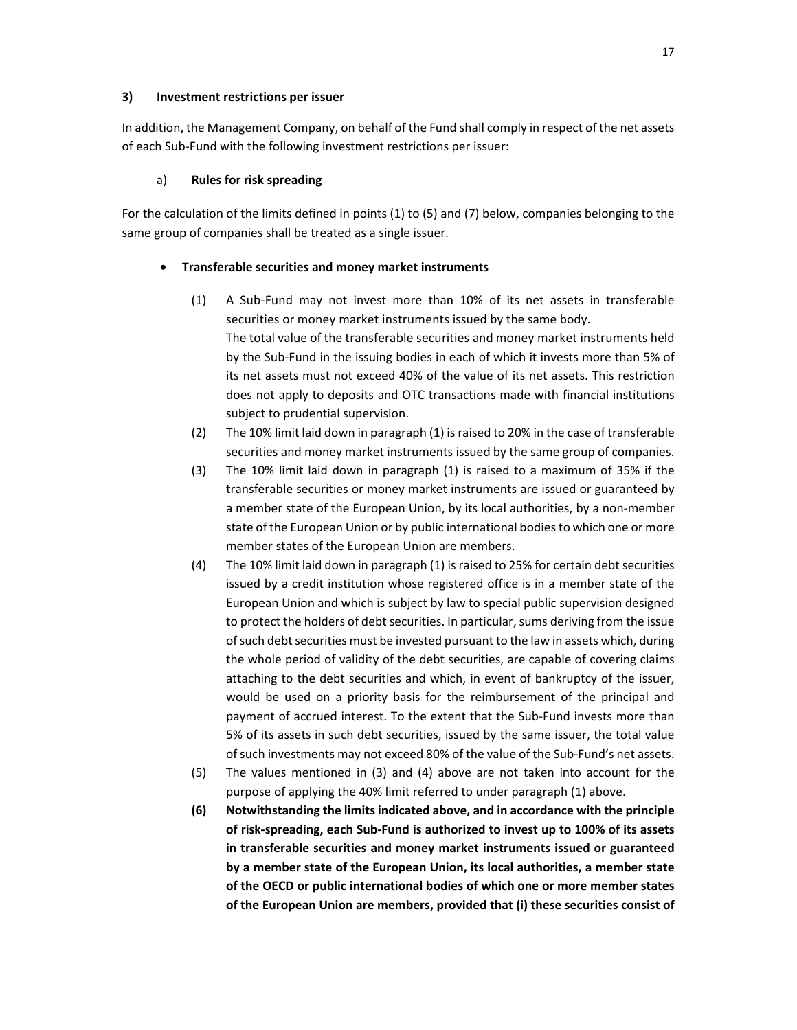### 3) Investment restrictions per issuer

In addition, the Management Company, on behalf of the Fund shall comply in respect of the net assets of each Sub-Fund with the following investment restrictions per issuer:

#### a) Rules for risk spreading

For the calculation of the limits defined in points (1) to (5) and (7) below, companies belonging to the same group of companies shall be treated as a single issuer.

- **Transferable securities and money market instruments**

(1) A Sub-Fund may not invest more than 10% of its net assets in transferable securities or money market instruments issued by the same body.
The total value of the transferable securities and money market instruments held by the Sub-Fund in the issuing bodies in each of which it invests more than 5% of its net assets must not exceed 40% of the value of its net assets. This restriction does not apply to deposits and OTC transactions made with financial institutions subject to prudential supervision.

(2) The 10% limit laid down in paragraph (1) is raised to 20% in the case of transferable securities and money market instruments issued by the same group of companies.

(3) The 10% limit laid down in paragraph (1) is raised to a maximum of 35% if the transferable securities or money market instruments are issued or guaranteed by a member state of the European Union, by its local authorities, by a non-member state of the European Union or by public international bodies to which one or more member states of the European Union are members.

(4) The 10% limit laid down in paragraph (1) is raised to 25% for certain debt securities issued by a credit institution whose registered office is in a member state of the European Union and which is subject by law to special public supervision designed to protect the holders of debt securities. In particular, sums deriving from the issue of such debt securities must be invested pursuant to the law in assets which, during the whole period of validity of the debt securities, are capable of covering claims attaching to the debt securities and which, in event of bankruptcy of the issuer, would be used on a priority basis for the reimbursement of the principal and payment of accrued interest. To the extent that the Sub-Fund invests more than 5% of its assets in such debt securities, issued by the same issuer, the total value of such investments may not exceed 80% of the value of the Sub-Fund's net assets.

(5) The values mentioned in (3) and (4) above are not taken into account for the purpose of applying the 40% limit referred to under paragraph (1) above.

**(6) Notwithstanding the limits indicated above, and in accordance with the principle of risk-spreading, each Sub-Fund is authorized to invest up to 100% of its assets in transferable securities and money market instruments issued or guaranteed by a member state of the European Union, its local authorities, a member state of the OECD or public international bodies of which one or more member states of the European Union are members, provided that (i) these securities consist of**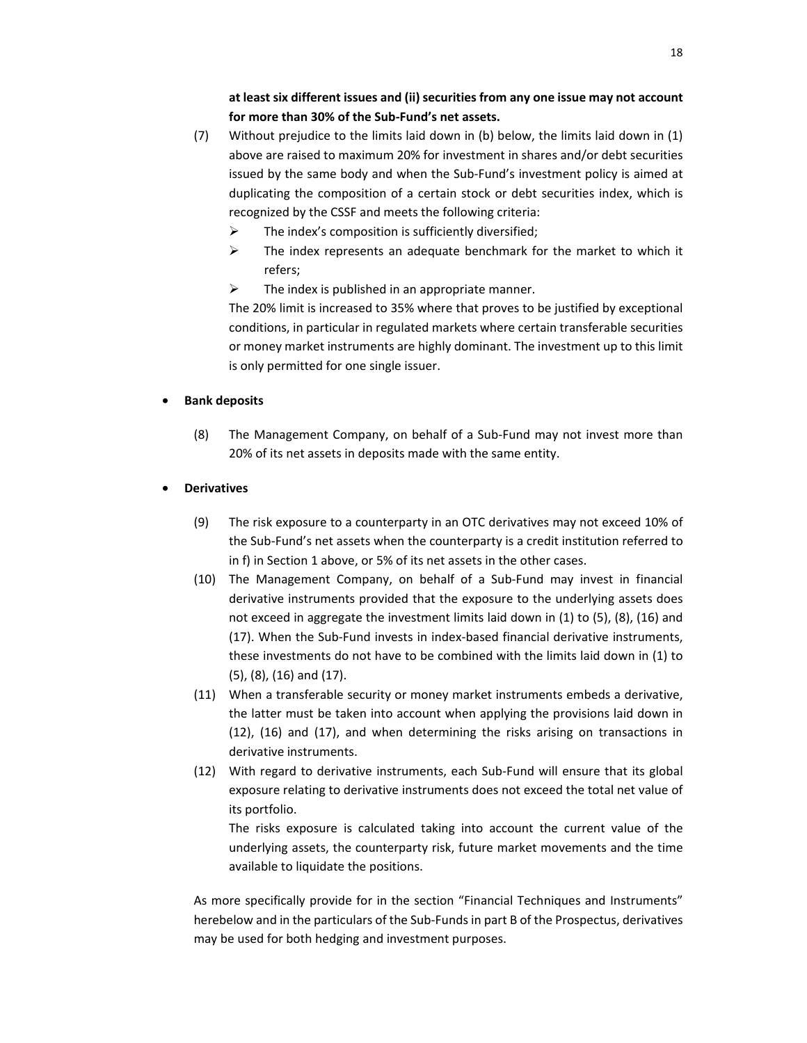**at least six different issues and (ii) securities from any one issue may not account for more than 30% of the Sub-Fund's net assets.**

(7) Without prejudice to the limits laid down in (b) below, the limits laid down in (1) above are raised to maximum 20% for investment in shares and/or debt securities issued by the same body and when the Sub-Fund's investment policy is aimed at duplicating the composition of a certain stock or debt securities index, which is recognized by the CSSF and meets the following criteria:

- The index's composition is sufficiently diversified;
- The index represents an adequate benchmark for the market to which it refers;
- The index is published in an appropriate manner.

The 20% limit is increased to 35% where that proves to be justified by exceptional conditions, in particular in regulated markets where certain transferable securities or money market instruments are highly dominant. The investment up to this limit is only permitted for one single issuer.

- **Bank deposits**

(8) The Management Company, on behalf of a Sub-Fund may not invest more than 20% of its net assets in deposits made with the same entity.

- **Derivatives**

(9) The risk exposure to a counterparty in an OTC derivatives may not exceed 10% of the Sub-Fund's net assets when the counterparty is a credit institution referred to in f) in Section 1 above, or 5% of its net assets in the other cases.

(10) The Management Company, on behalf of a Sub-Fund may invest in financial derivative instruments provided that the exposure to the underlying assets does not exceed in aggregate the investment limits laid down in (1) to (5), (8), (16) and (17). When the Sub-Fund invests in index-based financial derivative instruments, these investments do not have to be combined with the limits laid down in (1) to (5), (8), (16) and (17).

(11) When a transferable security or money market instruments embeds a derivative, the latter must be taken into account when applying the provisions laid down in (12), (16) and (17), and when determining the risks arising on transactions in derivative instruments.

(12) With regard to derivative instruments, each Sub-Fund will ensure that its global exposure relating to derivative instruments does not exceed the total net value of its portfolio.

The risks exposure is calculated taking into account the current value of the underlying assets, the counterparty risk, future market movements and the time available to liquidate the positions.

As more specifically provide for in the section "Financial Techniques and Instruments" herebelow and in the particulars of the Sub-Funds in part B of the Prospectus, derivatives may be used for both hedging and investment purposes.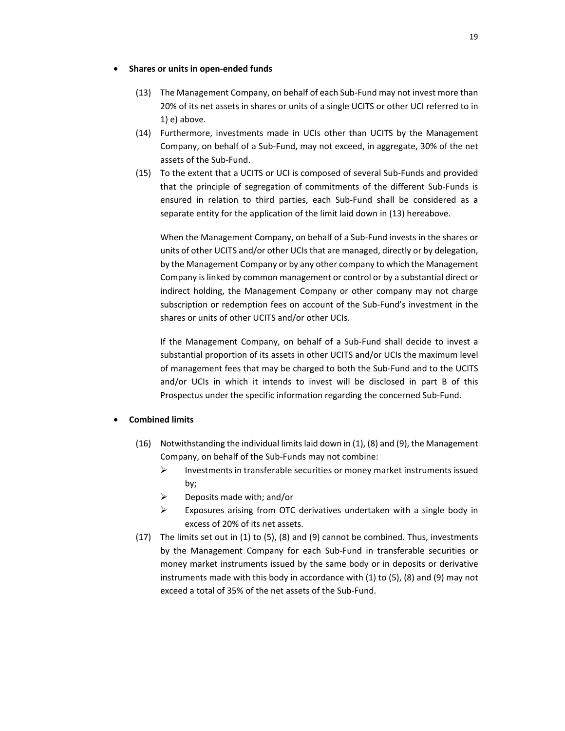- **Shares or units in open-ended funds**

(13) The Management Company, on behalf of each Sub-Fund may not invest more than 20% of its net assets in shares or units of a single UCITS or other UCI referred to in 1) e) above.

(14) Furthermore, investments made in UCIs other than UCITS by the Management Company, on behalf of a Sub-Fund, may not exceed, in aggregate, 30% of the net assets of the Sub-Fund.

(15) To the extent that a UCITS or UCI is composed of several Sub-Funds and provided that the principle of segregation of commitments of the different Sub-Funds is ensured in relation to third parties, each Sub-Fund shall be considered as a separate entity for the application of the limit laid down in (13) hereabove.

When the Management Company, on behalf of a Sub-Fund invests in the shares or units of other UCITS and/or other UCIs that are managed, directly or by delegation, by the Management Company or by any other company to which the Management Company is linked by common management or control or by a substantial direct or indirect holding, the Management Company or other company may not charge subscription or redemption fees on account of the Sub-Fund's investment in the shares or units of other UCITS and/or other UCIs.

If the Management Company, on behalf of a Sub-Fund shall decide to invest a substantial proportion of its assets in other UCITS and/or UCIs the maximum level of management fees that may be charged to both the Sub-Fund and to the UCITS and/or UCIs in which it intends to invest will be disclosed in part B of this Prospectus under the specific information regarding the concerned Sub-Fund.

- **Combined limits**

(16) Notwithstanding the individual limits laid down in (1), (8) and (9), the Management Company, on behalf of the Sub-Funds may not combine:
   - Investments in transferable securities or money market instruments issued by;
   - Deposits made with; and/or
   - Exposures arising from OTC derivatives undertaken with a single body in excess of 20% of its net assets.

(17) The limits set out in (1) to (5), (8) and (9) cannot be combined. Thus, investments by the Management Company for each Sub-Fund in transferable securities or money market instruments issued by the same body or in deposits or derivative instruments made with this body in accordance with (1) to (5), (8) and (9) may not exceed a total of 35% of the net assets of the Sub-Fund.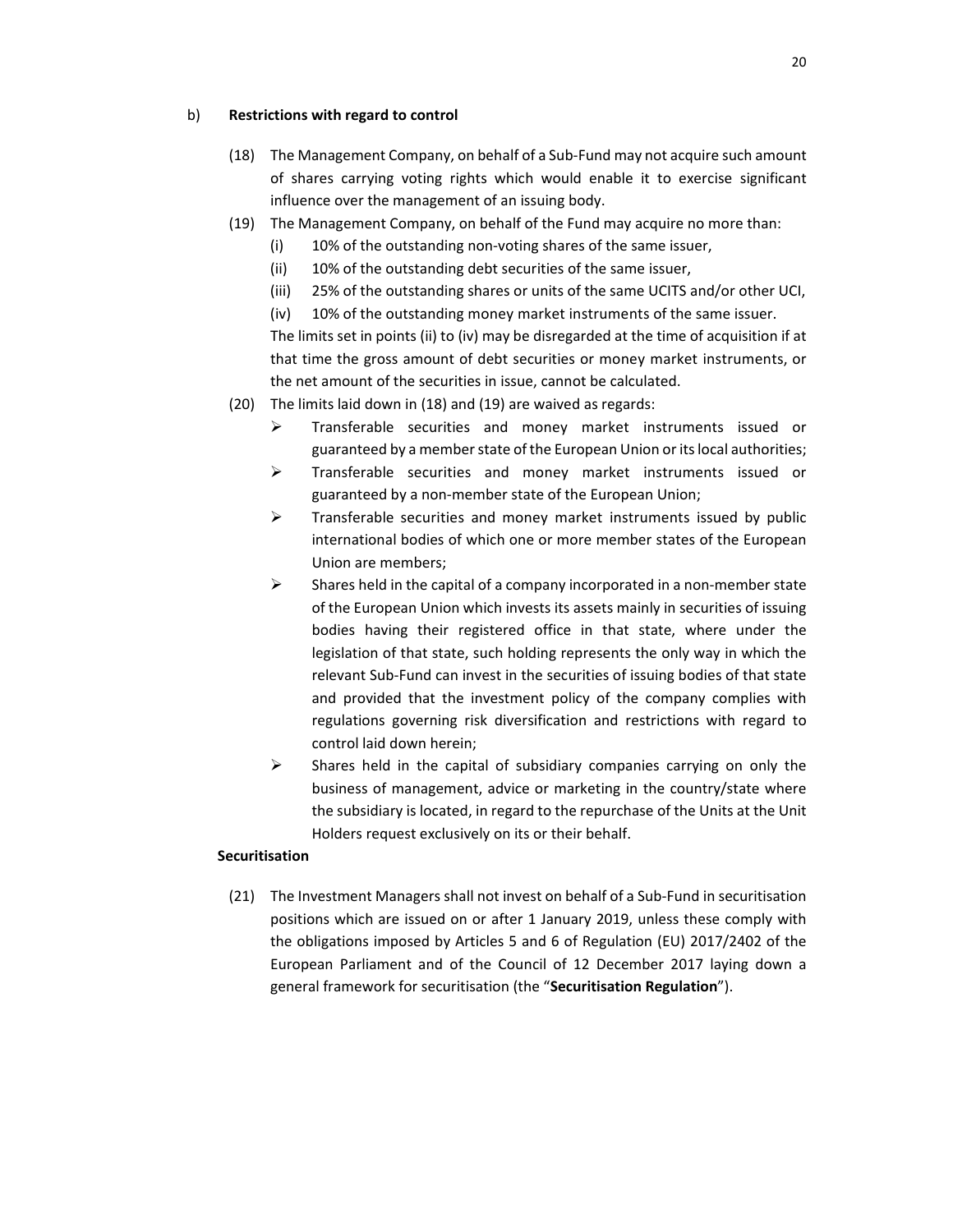b) **Restrictions with regard to control**

(18) The Management Company, on behalf of a Sub-Fund may not acquire such amount of shares carrying voting rights which would enable it to exercise significant influence over the management of an issuing body.

(19) The Management Company, on behalf of the Fund may acquire no more than:

(i) 10% of the outstanding non-voting shares of the same issuer,

(ii) 10% of the outstanding debt securities of the same issuer,

(iii) 25% of the outstanding shares or units of the same UCITS and/or other UCI,

(iv) 10% of the outstanding money market instruments of the same issuer.

The limits set in points (ii) to (iv) may be disregarded at the time of acquisition if at that time the gross amount of debt securities or money market instruments, or the net amount of the securities in issue, cannot be calculated.

(20) The limits laid down in (18) and (19) are waived as regards:

- Transferable securities and money market instruments issued or guaranteed by a member state of the European Union or its local authorities;
- Transferable securities and money market instruments issued or guaranteed by a non-member state of the European Union;
- Transferable securities and money market instruments issued by public international bodies of which one or more member states of the European Union are members;
- Shares held in the capital of a company incorporated in a non-member state of the European Union which invests its assets mainly in securities of issuing bodies having their registered office in that state, where under the legislation of that state, such holding represents the only way in which the relevant Sub-Fund can invest in the securities of issuing bodies of that state and provided that the investment policy of the company complies with regulations governing risk diversification and restrictions with regard to control laid down herein;
- Shares held in the capital of subsidiary companies carrying on only the business of management, advice or marketing in the country/state where the subsidiary is located, in regard to the repurchase of the Units at the Unit Holders request exclusively on its or their behalf.

**Securitisation**

(21) The Investment Managers shall not invest on behalf of a Sub-Fund in securitisation positions which are issued on or after 1 January 2019, unless these comply with the obligations imposed by Articles 5 and 6 of Regulation (EU) 2017/2402 of the European Parliament and of the Council of 12 December 2017 laying down a general framework for securitisation (the "**Securitisation Regulation**").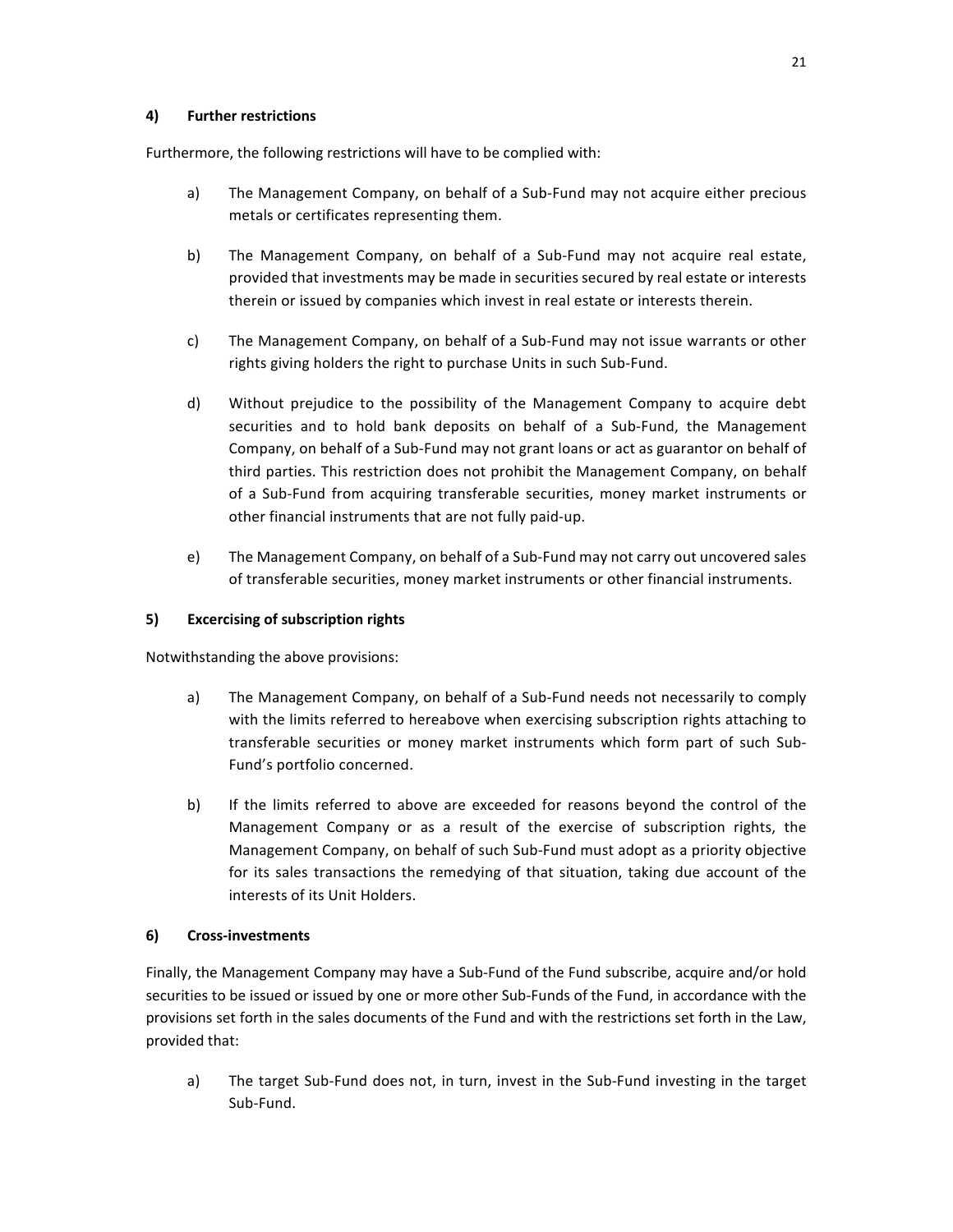#### 4) Further restrictions

Furthermore, the following restrictions will have to be complied with:

a) The Management Company, on behalf of a Sub-Fund may not acquire either precious metals or certificates representing them.

b) The Management Company, on behalf of a Sub-Fund may not acquire real estate, provided that investments may be made in securities secured by real estate or interests therein or issued by companies which invest in real estate or interests therein.

c) The Management Company, on behalf of a Sub-Fund may not issue warrants or other rights giving holders the right to purchase Units in such Sub-Fund.

d) Without prejudice to the possibility of the Management Company to acquire debt securities and to hold bank deposits on behalf of a Sub-Fund, the Management Company, on behalf of a Sub-Fund may not grant loans or act as guarantor on behalf of third parties. This restriction does not prohibit the Management Company, on behalf of a Sub-Fund from acquiring transferable securities, money market instruments or other financial instruments that are not fully paid-up.

e) The Management Company, on behalf of a Sub-Fund may not carry out uncovered sales of transferable securities, money market instruments or other financial instruments.

#### 5) Excercising of subscription rights

Notwithstanding the above provisions:

a) The Management Company, on behalf of a Sub-Fund needs not necessarily to comply with the limits referred to hereabove when exercising subscription rights attaching to transferable securities or money market instruments which form part of such Sub-Fund's portfolio concerned.

b) If the limits referred to above are exceeded for reasons beyond the control of the Management Company or as a result of the exercise of subscription rights, the Management Company, on behalf of such Sub-Fund must adopt as a priority objective for its sales transactions the remedying of that situation, taking due account of the interests of its Unit Holders.

#### 6) Cross-investments

Finally, the Management Company may have a Sub-Fund of the Fund subscribe, acquire and/or hold securities to be issued or issued by one or more other Sub-Funds of the Fund, in accordance with the provisions set forth in the sales documents of the Fund and with the restrictions set forth in the Law, provided that:

a) The target Sub-Fund does not, in turn, invest in the Sub-Fund investing in the target Sub-Fund.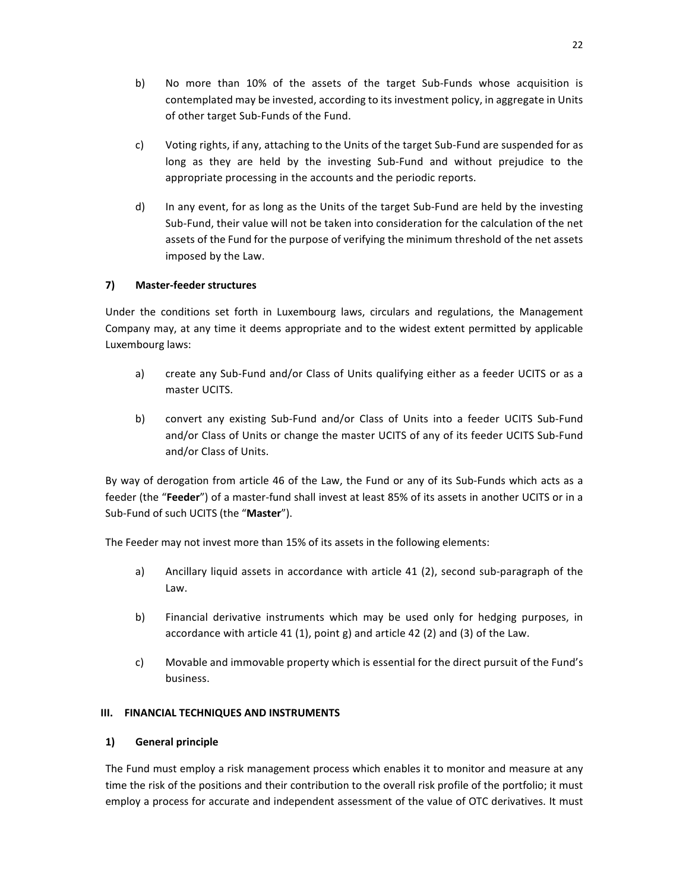b) No more than 10% of the assets of the target Sub-Funds whose acquisition is contemplated may be invested, according to its investment policy, in aggregate in Units of other target Sub-Funds of the Fund.

c) Voting rights, if any, attaching to the Units of the target Sub-Fund are suspended for as long as they are held by the investing Sub-Fund and without prejudice to the appropriate processing in the accounts and the periodic reports.

d) In any event, for as long as the Units of the target Sub-Fund are held by the investing Sub-Fund, their value will not be taken into consideration for the calculation of the net assets of the Fund for the purpose of verifying the minimum threshold of the net assets imposed by the Law.

### 7) Master-feeder structures

Under the conditions set forth in Luxembourg laws, circulars and regulations, the Management Company may, at any time it deems appropriate and to the widest extent permitted by applicable Luxembourg laws:

a) create any Sub-Fund and/or Class of Units qualifying either as a feeder UCITS or as a master UCITS.

b) convert any existing Sub-Fund and/or Class of Units into a feeder UCITS Sub-Fund and/or Class of Units or change the master UCITS of any of its feeder UCITS Sub-Fund and/or Class of Units.

By way of derogation from article 46 of the Law, the Fund or any of its Sub-Funds which acts as a feeder (the "**Feeder**") of a master-fund shall invest at least 85% of its assets in another UCITS or in a Sub-Fund of such UCITS (the "**Master**").

The Feeder may not invest more than 15% of its assets in the following elements:

a) Ancillary liquid assets in accordance with article 41 (2), second sub-paragraph of the Law.

b) Financial derivative instruments which may be used only for hedging purposes, in accordance with article 41 (1), point g) and article 42 (2) and (3) of the Law.

c) Movable and immovable property which is essential for the direct pursuit of the Fund's business.

## III. FINANCIAL TECHNIQUES AND INSTRUMENTS

### 1) General principle

The Fund must employ a risk management process which enables it to monitor and measure at any time the risk of the positions and their contribution to the overall risk profile of the portfolio; it must employ a process for accurate and independent assessment of the value of OTC derivatives. It must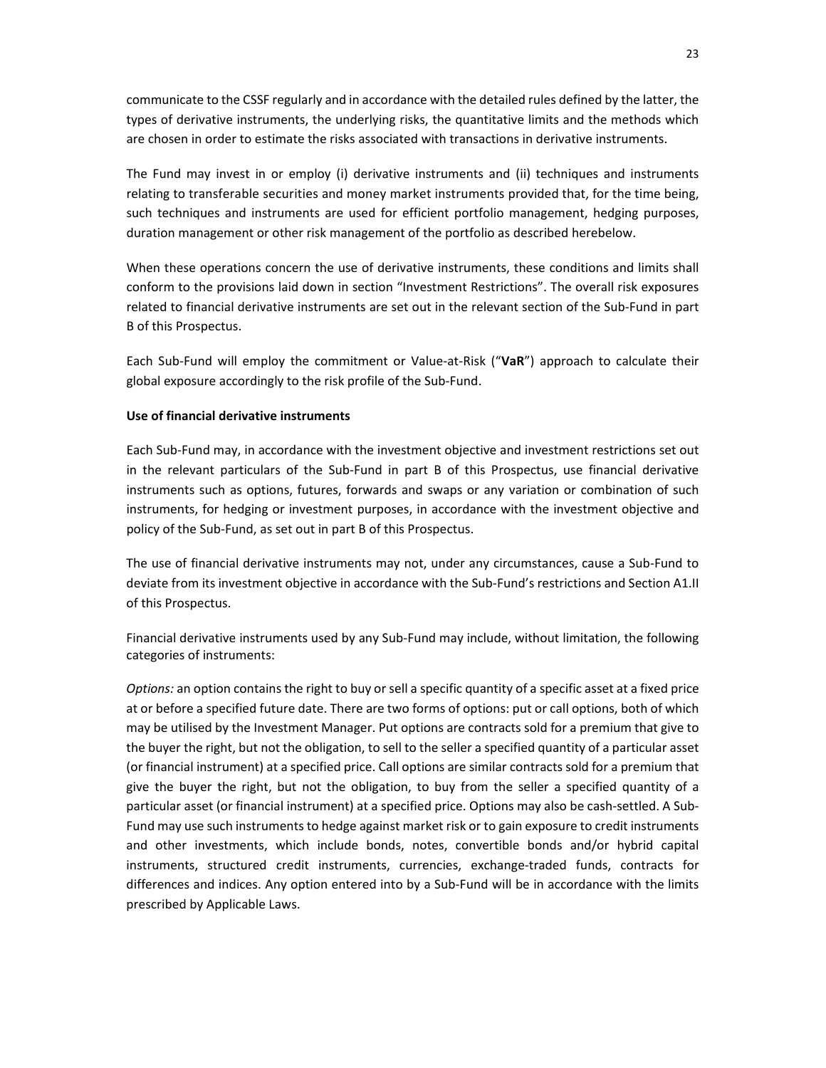communicate to the CSSF regularly and in accordance with the detailed rules defined by the latter, the types of derivative instruments, the underlying risks, the quantitative limits and the methods which are chosen in order to estimate the risks associated with transactions in derivative instruments.

The Fund may invest in or employ (i) derivative instruments and (ii) techniques and instruments relating to transferable securities and money market instruments provided that, for the time being, such techniques and instruments are used for efficient portfolio management, hedging purposes, duration management or other risk management of the portfolio as described herebelow.

When these operations concern the use of derivative instruments, these conditions and limits shall conform to the provisions laid down in section "Investment Restrictions". The overall risk exposures related to financial derivative instruments are set out in the relevant section of the Sub-Fund in part B of this Prospectus.

Each Sub-Fund will employ the commitment or Value-at-Risk ("**VaR**") approach to calculate their global exposure accordingly to the risk profile of the Sub-Fund.

**Use of financial derivative instruments**

Each Sub-Fund may, in accordance with the investment objective and investment restrictions set out in the relevant particulars of the Sub-Fund in part B of this Prospectus, use financial derivative instruments such as options, futures, forwards and swaps or any variation or combination of such instruments, for hedging or investment purposes, in accordance with the investment objective and policy of the Sub-Fund, as set out in part B of this Prospectus.

The use of financial derivative instruments may not, under any circumstances, cause a Sub-Fund to deviate from its investment objective in accordance with the Sub-Fund's restrictions and Section A1.II of this Prospectus.

Financial derivative instruments used by any Sub-Fund may include, without limitation, the following categories of instruments:

*Options:* an option contains the right to buy or sell a specific quantity of a specific asset at a fixed price at or before a specified future date. There are two forms of options: put or call options, both of which may be utilised by the Investment Manager. Put options are contracts sold for a premium that give to the buyer the right, but not the obligation, to sell to the seller a specified quantity of a particular asset (or financial instrument) at a specified price. Call options are similar contracts sold for a premium that give the buyer the right, but not the obligation, to buy from the seller a specified quantity of a particular asset (or financial instrument) at a specified price. Options may also be cash-settled. A Sub-Fund may use such instruments to hedge against market risk or to gain exposure to credit instruments and other investments, which include bonds, notes, convertible bonds and/or hybrid capital instruments, structured credit instruments, currencies, exchange-traded funds, contracts for differences and indices. Any option entered into by a Sub-Fund will be in accordance with the limits prescribed by Applicable Laws.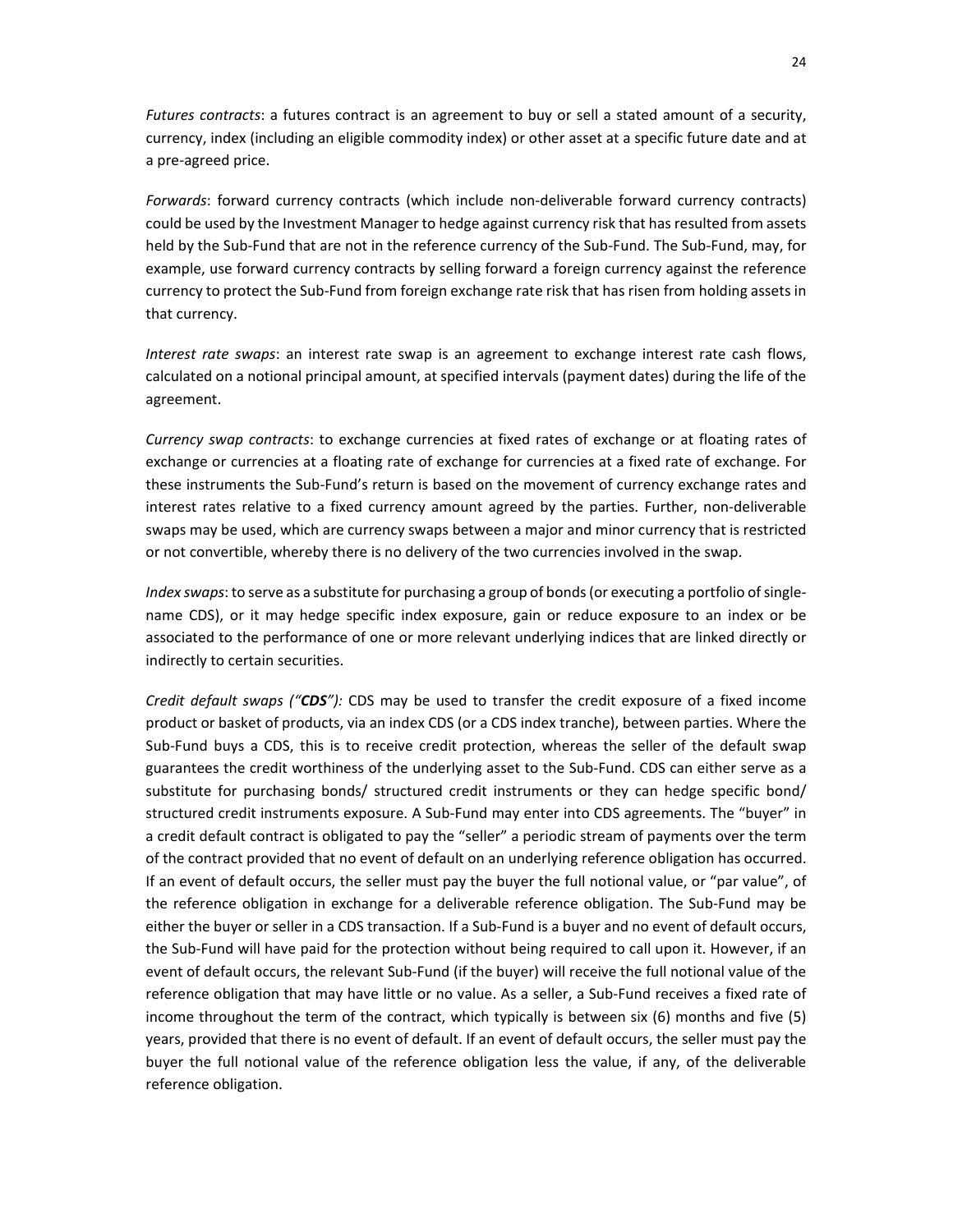*Futures contracts*: a futures contract is an agreement to buy or sell a stated amount of a security, currency, index (including an eligible commodity index) or other asset at a specific future date and at a pre-agreed price.

*Forwards*: forward currency contracts (which include non-deliverable forward currency contracts) could be used by the Investment Manager to hedge against currency risk that has resulted from assets held by the Sub-Fund that are not in the reference currency of the Sub-Fund. The Sub-Fund, may, for example, use forward currency contracts by selling forward a foreign currency against the reference currency to protect the Sub-Fund from foreign exchange rate risk that has risen from holding assets in that currency.

*Interest rate swaps*: an interest rate swap is an agreement to exchange interest rate cash flows, calculated on a notional principal amount, at specified intervals (payment dates) during the life of the agreement.

*Currency swap contracts*: to exchange currencies at fixed rates of exchange or at floating rates of exchange or currencies at a floating rate of exchange for currencies at a fixed rate of exchange. For these instruments the Sub-Fund's return is based on the movement of currency exchange rates and interest rates relative to a fixed currency amount agreed by the parties. Further, non-deliverable swaps may be used, which are currency swaps between a major and minor currency that is restricted or not convertible, whereby there is no delivery of the two currencies involved in the swap.

*Index swaps*: to serve as a substitute for purchasing a group of bonds (or executing a portfolio of single-name CDS), or it may hedge specific index exposure, gain or reduce exposure to an index or be associated to the performance of one or more relevant underlying indices that are linked directly or indirectly to certain securities.

*Credit default swaps ("**CDS**"):* CDS may be used to transfer the credit exposure of a fixed income product or basket of products, via an index CDS (or a CDS index tranche), between parties. Where the Sub-Fund buys a CDS, this is to receive credit protection, whereas the seller of the default swap guarantees the credit worthiness of the underlying asset to the Sub-Fund. CDS can either serve as a substitute for purchasing bonds/ structured credit instruments or they can hedge specific bond/ structured credit instruments exposure. A Sub-Fund may enter into CDS agreements. The "buyer" in a credit default contract is obligated to pay the "seller" a periodic stream of payments over the term of the contract provided that no event of default on an underlying reference obligation has occurred. If an event of default occurs, the seller must pay the buyer the full notional value, or "par value", of the reference obligation in exchange for a deliverable reference obligation. The Sub-Fund may be either the buyer or seller in a CDS transaction. If a Sub-Fund is a buyer and no event of default occurs, the Sub-Fund will have paid for the protection without being required to call upon it. However, if an event of default occurs, the relevant Sub-Fund (if the buyer) will receive the full notional value of the reference obligation that may have little or no value. As a seller, a Sub-Fund receives a fixed rate of income throughout the term of the contract, which typically is between six (6) months and five (5) years, provided that there is no event of default. If an event of default occurs, the seller must pay the buyer the full notional value of the reference obligation less the value, if any, of the deliverable reference obligation.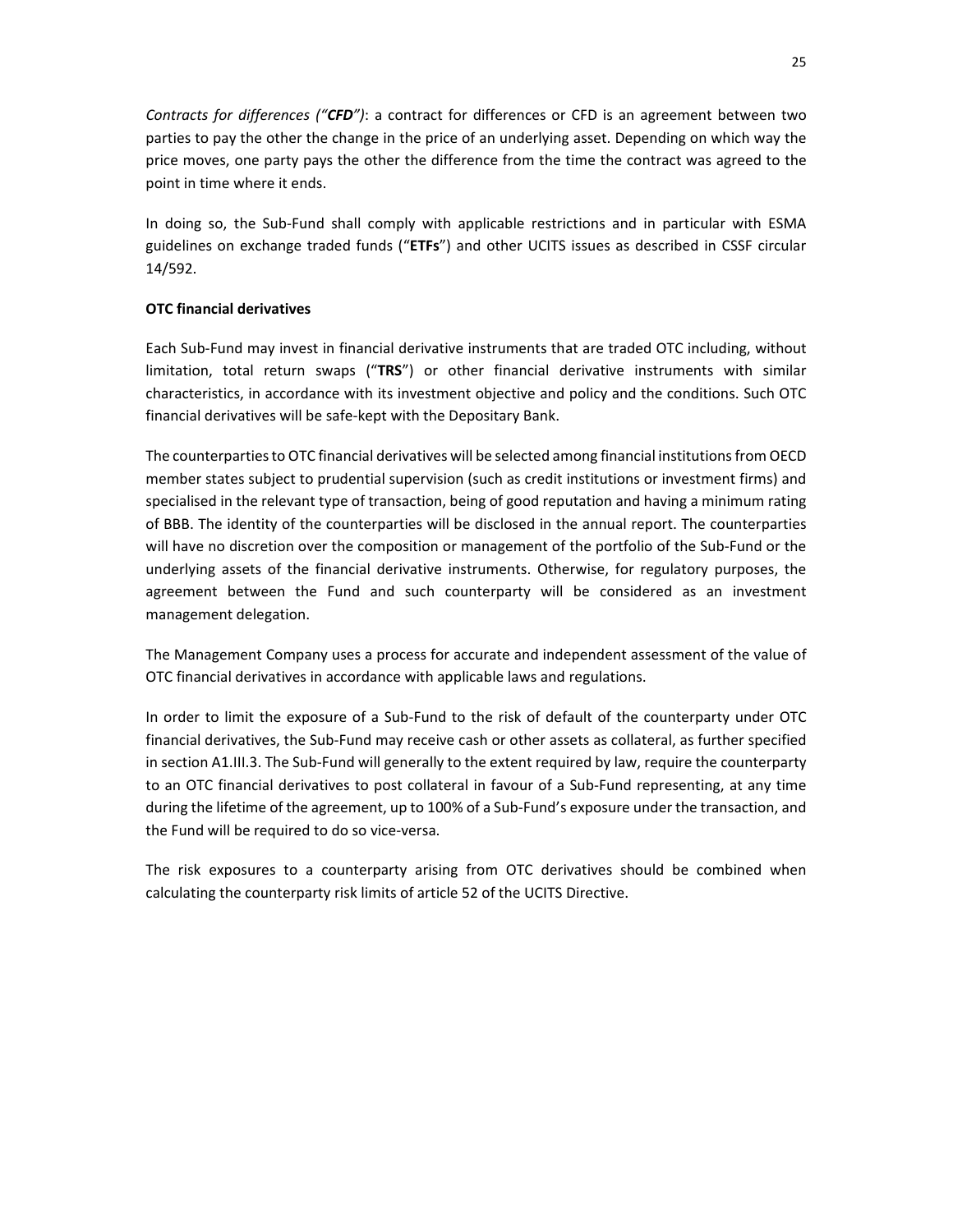*Contracts for differences ("**CFD**")*: a contract for differences or CFD is an agreement between two parties to pay the other the change in the price of an underlying asset. Depending on which way the price moves, one party pays the other the difference from the time the contract was agreed to the point in time where it ends.

In doing so, the Sub-Fund shall comply with applicable restrictions and in particular with ESMA guidelines on exchange traded funds ("**ETFs**") and other UCITS issues as described in CSSF circular 14/592.

**OTC financial derivatives**

Each Sub-Fund may invest in financial derivative instruments that are traded OTC including, without limitation, total return swaps ("**TRS**") or other financial derivative instruments with similar characteristics, in accordance with its investment objective and policy and the conditions. Such OTC financial derivatives will be safe-kept with the Depositary Bank.

The counterparties to OTC financial derivatives will be selected among financial institutions from OECD member states subject to prudential supervision (such as credit institutions or investment firms) and specialised in the relevant type of transaction, being of good reputation and having a minimum rating of BBB. The identity of the counterparties will be disclosed in the annual report. The counterparties will have no discretion over the composition or management of the portfolio of the Sub-Fund or the underlying assets of the financial derivative instruments. Otherwise, for regulatory purposes, the agreement between the Fund and such counterparty will be considered as an investment management delegation.

The Management Company uses a process for accurate and independent assessment of the value of OTC financial derivatives in accordance with applicable laws and regulations.

In order to limit the exposure of a Sub-Fund to the risk of default of the counterparty under OTC financial derivatives, the Sub-Fund may receive cash or other assets as collateral, as further specified in section A1.III.3. The Sub-Fund will generally to the extent required by law, require the counterparty to an OTC financial derivatives to post collateral in favour of a Sub-Fund representing, at any time during the lifetime of the agreement, up to 100% of a Sub-Fund's exposure under the transaction, and the Fund will be required to do so vice-versa.

The risk exposures to a counterparty arising from OTC derivatives should be combined when calculating the counterparty risk limits of article 52 of the UCITS Directive.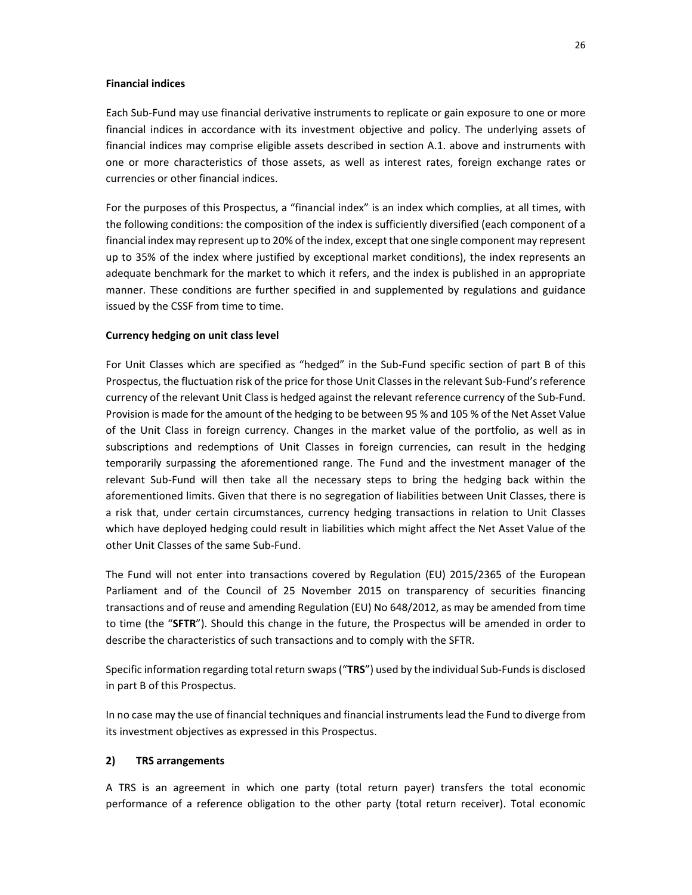**Financial indices**

Each Sub-Fund may use financial derivative instruments to replicate or gain exposure to one or more financial indices in accordance with its investment objective and policy. The underlying assets of financial indices may comprise eligible assets described in section A.1. above and instruments with one or more characteristics of those assets, as well as interest rates, foreign exchange rates or currencies or other financial indices.

For the purposes of this Prospectus, a "financial index" is an index which complies, at all times, with the following conditions: the composition of the index is sufficiently diversified (each component of a financial index may represent up to 20% of the index, except that one single component may represent up to 35% of the index where justified by exceptional market conditions), the index represents an adequate benchmark for the market to which it refers, and the index is published in an appropriate manner. These conditions are further specified in and supplemented by regulations and guidance issued by the CSSF from time to time.

**Currency hedging on unit class level**

For Unit Classes which are specified as "hedged" in the Sub-Fund specific section of part B of this Prospectus, the fluctuation risk of the price for those Unit Classes in the relevant Sub-Fund's reference currency of the relevant Unit Class is hedged against the relevant reference currency of the Sub-Fund. Provision is made for the amount of the hedging to be between 95 % and 105 % of the Net Asset Value of the Unit Class in foreign currency. Changes in the market value of the portfolio, as well as in subscriptions and redemptions of Unit Classes in foreign currencies, can result in the hedging temporarily surpassing the aforementioned range. The Fund and the investment manager of the relevant Sub-Fund will then take all the necessary steps to bring the hedging back within the aforementioned limits. Given that there is no segregation of liabilities between Unit Classes, there is a risk that, under certain circumstances, currency hedging transactions in relation to Unit Classes which have deployed hedging could result in liabilities which might affect the Net Asset Value of the other Unit Classes of the same Sub-Fund.

The Fund will not enter into transactions covered by Regulation (EU) 2015/2365 of the European Parliament and of the Council of 25 November 2015 on transparency of securities financing transactions and of reuse and amending Regulation (EU) No 648/2012, as may be amended from time to time (the "**SFTR**"). Should this change in the future, the Prospectus will be amended in order to describe the characteristics of such transactions and to comply with the SFTR.

Specific information regarding total return swaps ("**TRS**") used by the individual Sub-Funds is disclosed in part B of this Prospectus.

In no case may the use of financial techniques and financial instruments lead the Fund to diverge from its investment objectives as expressed in this Prospectus.

**2) TRS arrangements**

A TRS is an agreement in which one party (total return payer) transfers the total economic performance of a reference obligation to the other party (total return receiver). Total economic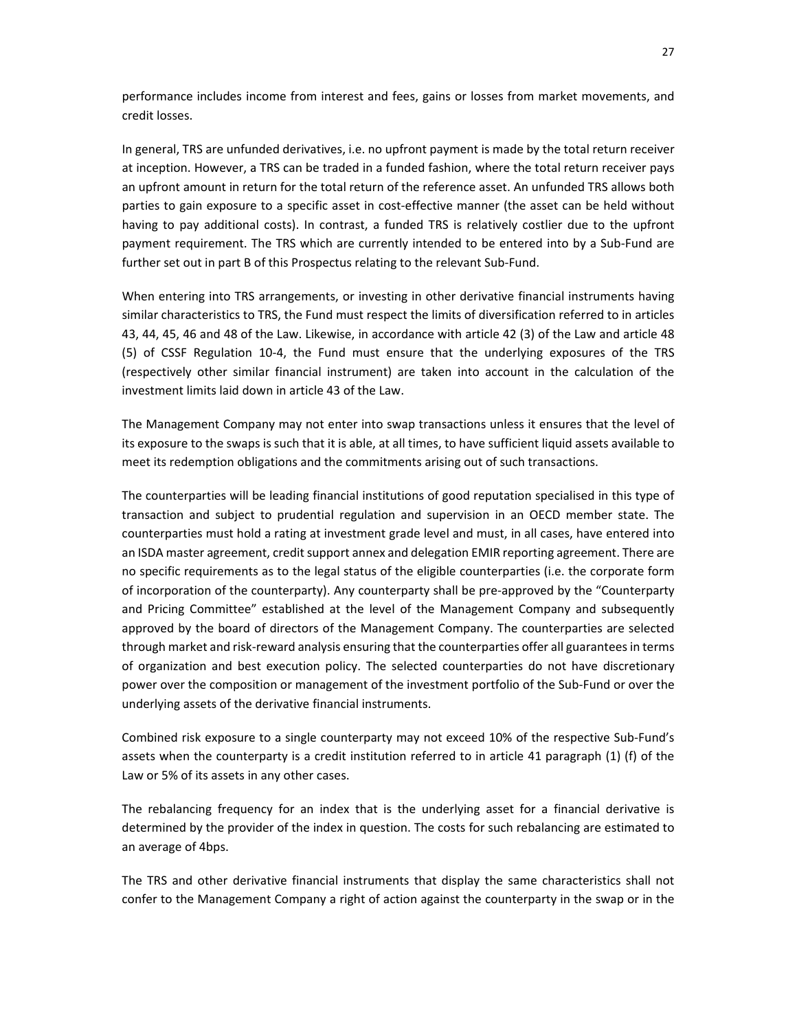performance includes income from interest and fees, gains or losses from market movements, and credit losses.

In general, TRS are unfunded derivatives, i.e. no upfront payment is made by the total return receiver at inception. However, a TRS can be traded in a funded fashion, where the total return receiver pays an upfront amount in return for the total return of the reference asset. An unfunded TRS allows both parties to gain exposure to a specific asset in cost-effective manner (the asset can be held without having to pay additional costs). In contrast, a funded TRS is relatively costlier due to the upfront payment requirement. The TRS which are currently intended to be entered into by a Sub-Fund are further set out in part B of this Prospectus relating to the relevant Sub-Fund.

When entering into TRS arrangements, or investing in other derivative financial instruments having similar characteristics to TRS, the Fund must respect the limits of diversification referred to in articles 43, 44, 45, 46 and 48 of the Law. Likewise, in accordance with article 42 (3) of the Law and article 48 (5) of CSSF Regulation 10-4, the Fund must ensure that the underlying exposures of the TRS (respectively other similar financial instrument) are taken into account in the calculation of the investment limits laid down in article 43 of the Law.

The Management Company may not enter into swap transactions unless it ensures that the level of its exposure to the swaps is such that it is able, at all times, to have sufficient liquid assets available to meet its redemption obligations and the commitments arising out of such transactions.

The counterparties will be leading financial institutions of good reputation specialised in this type of transaction and subject to prudential regulation and supervision in an OECD member state. The counterparties must hold a rating at investment grade level and must, in all cases, have entered into an ISDA master agreement, credit support annex and delegation EMIR reporting agreement. There are no specific requirements as to the legal status of the eligible counterparties (i.e. the corporate form of incorporation of the counterparty). Any counterparty shall be pre-approved by the "Counterparty and Pricing Committee" established at the level of the Management Company and subsequently approved by the board of directors of the Management Company. The counterparties are selected through market and risk-reward analysis ensuring that the counterparties offer all guarantees in terms of organization and best execution policy. The selected counterparties do not have discretionary power over the composition or management of the investment portfolio of the Sub-Fund or over the underlying assets of the derivative financial instruments.

Combined risk exposure to a single counterparty may not exceed 10% of the respective Sub-Fund's assets when the counterparty is a credit institution referred to in article 41 paragraph (1) (f) of the Law or 5% of its assets in any other cases.

The rebalancing frequency for an index that is the underlying asset for a financial derivative is determined by the provider of the index in question. The costs for such rebalancing are estimated to an average of 4bps.

The TRS and other derivative financial instruments that display the same characteristics shall not confer to the Management Company a right of action against the counterparty in the swap or in the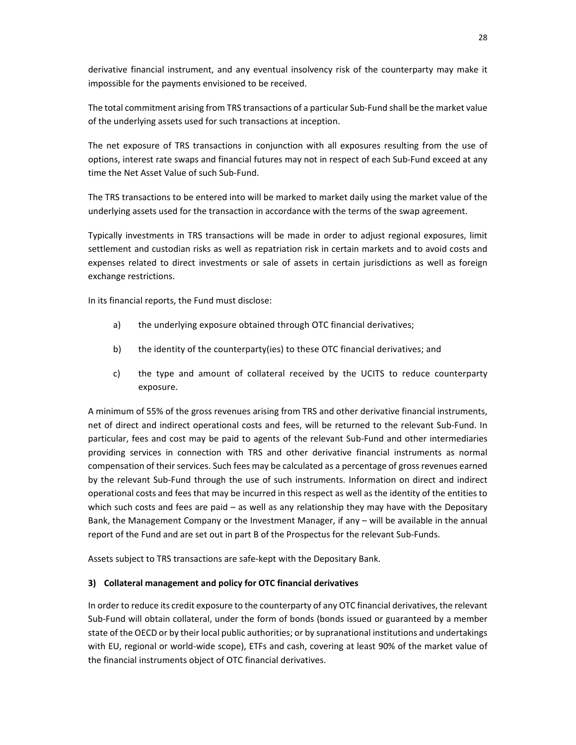derivative financial instrument, and any eventual insolvency risk of the counterparty may make it impossible for the payments envisioned to be received.

The total commitment arising from TRS transactions of a particular Sub-Fund shall be the market value of the underlying assets used for such transactions at inception.

The net exposure of TRS transactions in conjunction with all exposures resulting from the use of options, interest rate swaps and financial futures may not in respect of each Sub-Fund exceed at any time the Net Asset Value of such Sub-Fund.

The TRS transactions to be entered into will be marked to market daily using the market value of the underlying assets used for the transaction in accordance with the terms of the swap agreement.

Typically investments in TRS transactions will be made in order to adjust regional exposures, limit settlement and custodian risks as well as repatriation risk in certain markets and to avoid costs and expenses related to direct investments or sale of assets in certain jurisdictions as well as foreign exchange restrictions.

In its financial reports, the Fund must disclose:

a) the underlying exposure obtained through OTC financial derivatives;

b) the identity of the counterparty(ies) to these OTC financial derivatives; and

c) the type and amount of collateral received by the UCITS to reduce counterparty exposure.

A minimum of 55% of the gross revenues arising from TRS and other derivative financial instruments, net of direct and indirect operational costs and fees, will be returned to the relevant Sub-Fund. In particular, fees and cost may be paid to agents of the relevant Sub-Fund and other intermediaries providing services in connection with TRS and other derivative financial instruments as normal compensation of their services. Such fees may be calculated as a percentage of gross revenues earned by the relevant Sub-Fund through the use of such instruments. Information on direct and indirect operational costs and fees that may be incurred in this respect as well as the identity of the entities to which such costs and fees are paid – as well as any relationship they may have with the Depositary Bank, the Management Company or the Investment Manager, if any – will be available in the annual report of the Fund and are set out in part B of the Prospectus for the relevant Sub-Funds.

Assets subject to TRS transactions are safe-kept with the Depositary Bank.

**3) Collateral management and policy for OTC financial derivatives**

In order to reduce its credit exposure to the counterparty of any OTC financial derivatives, the relevant Sub-Fund will obtain collateral, under the form of bonds (bonds issued or guaranteed by a member state of the OECD or by their local public authorities; or by supranational institutions and undertakings with EU, regional or world-wide scope), ETFs and cash, covering at least 90% of the market value of the financial instruments object of OTC financial derivatives.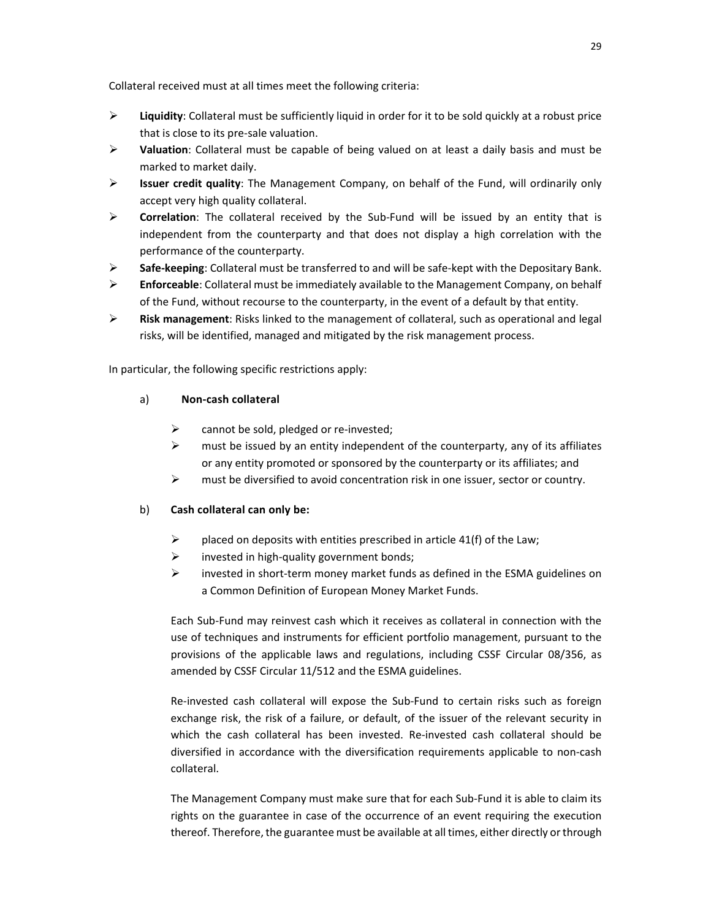Collateral received must at all times meet the following criteria:

- **Liquidity**: Collateral must be sufficiently liquid in order for it to be sold quickly at a robust price that is close to its pre-sale valuation.
- **Valuation**: Collateral must be capable of being valued on at least a daily basis and must be marked to market daily.
- **Issuer credit quality**: The Management Company, on behalf of the Fund, will ordinarily only accept very high quality collateral.
- **Correlation**: The collateral received by the Sub-Fund will be issued by an entity that is independent from the counterparty and that does not display a high correlation with the performance of the counterparty.
- **Safe-keeping**: Collateral must be transferred to and will be safe-kept with the Depositary Bank.
- **Enforceable**: Collateral must be immediately available to the Management Company, on behalf of the Fund, without recourse to the counterparty, in the event of a default by that entity.
- **Risk management**: Risks linked to the management of collateral, such as operational and legal risks, will be identified, managed and mitigated by the risk management process.

In particular, the following specific restrictions apply:

a) **Non-cash collateral**

- cannot be sold, pledged or re-invested;
- must be issued by an entity independent of the counterparty, any of its affiliates or any entity promoted or sponsored by the counterparty or its affiliates; and
- must be diversified to avoid concentration risk in one issuer, sector or country.

b) **Cash collateral can only be:**

- placed on deposits with entities prescribed in article 41(f) of the Law;
- invested in high-quality government bonds;
- invested in short-term money market funds as defined in the ESMA guidelines on a Common Definition of European Money Market Funds.

Each Sub-Fund may reinvest cash which it receives as collateral in connection with the use of techniques and instruments for efficient portfolio management, pursuant to the provisions of the applicable laws and regulations, including CSSF Circular 08/356, as amended by CSSF Circular 11/512 and the ESMA guidelines.

Re-invested cash collateral will expose the Sub-Fund to certain risks such as foreign exchange risk, the risk of a failure, or default, of the issuer of the relevant security in which the cash collateral has been invested. Re-invested cash collateral should be diversified in accordance with the diversification requirements applicable to non-cash collateral.

The Management Company must make sure that for each Sub-Fund it is able to claim its rights on the guarantee in case of the occurrence of an event requiring the execution thereof. Therefore, the guarantee must be available at all times, either directly or through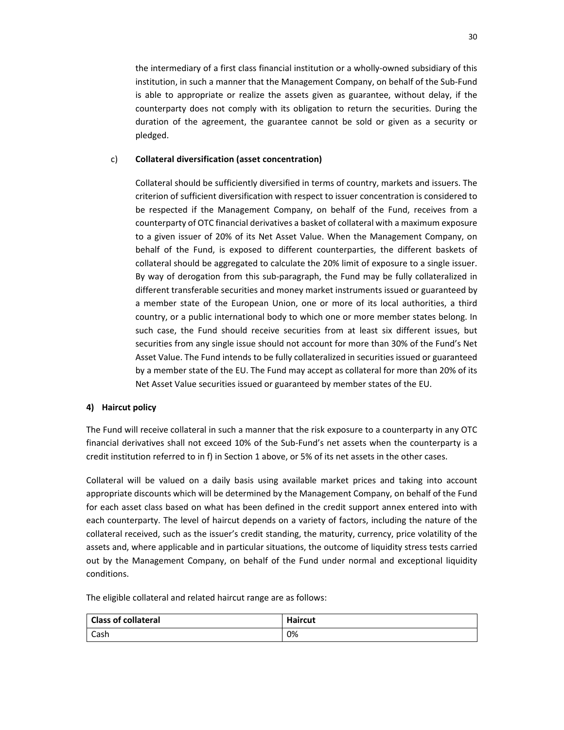the intermediary of a first class financial institution or a wholly-owned subsidiary of this institution, in such a manner that the Management Company, on behalf of the Sub-Fund is able to appropriate or realize the assets given as guarantee, without delay, if the counterparty does not comply with its obligation to return the securities. During the duration of the agreement, the guarantee cannot be sold or given as a security or pledged.

c) **Collateral diversification (asset concentration)**

Collateral should be sufficiently diversified in terms of country, markets and issuers. The criterion of sufficient diversification with respect to issuer concentration is considered to be respected if the Management Company, on behalf of the Fund, receives from a counterparty of OTC financial derivatives a basket of collateral with a maximum exposure to a given issuer of 20% of its Net Asset Value. When the Management Company, on behalf of the Fund, is exposed to different counterparties, the different baskets of collateral should be aggregated to calculate the 20% limit of exposure to a single issuer. By way of derogation from this sub-paragraph, the Fund may be fully collateralized in different transferable securities and money market instruments issued or guaranteed by a member state of the European Union, one or more of its local authorities, a third country, or a public international body to which one or more member states belong. In such case, the Fund should receive securities from at least six different issues, but securities from any single issue should not account for more than 30% of the Fund's Net Asset Value. The Fund intends to be fully collateralized in securities issued or guaranteed by a member state of the EU. The Fund may accept as collateral for more than 20% of its Net Asset Value securities issued or guaranteed by member states of the EU.

**4) Haircut policy**

The Fund will receive collateral in such a manner that the risk exposure to a counterparty in any OTC financial derivatives shall not exceed 10% of the Sub-Fund's net assets when the counterparty is a credit institution referred to in f) in Section 1 above, or 5% of its net assets in the other cases.

Collateral will be valued on a daily basis using available market prices and taking into account appropriate discounts which will be determined by the Management Company, on behalf of the Fund for each asset class based on what has been defined in the credit support annex entered into with each counterparty. The level of haircut depends on a variety of factors, including the nature of the collateral received, such as the issuer's credit standing, the maturity, currency, price volatility of the assets and, where applicable and in particular situations, the outcome of liquidity stress tests carried out by the Management Company, on behalf of the Fund under normal and exceptional liquidity conditions.

The eligible collateral and related haircut range are as follows:

| Class of collateral | Haircut |
|---|---|
| Cash | 0% |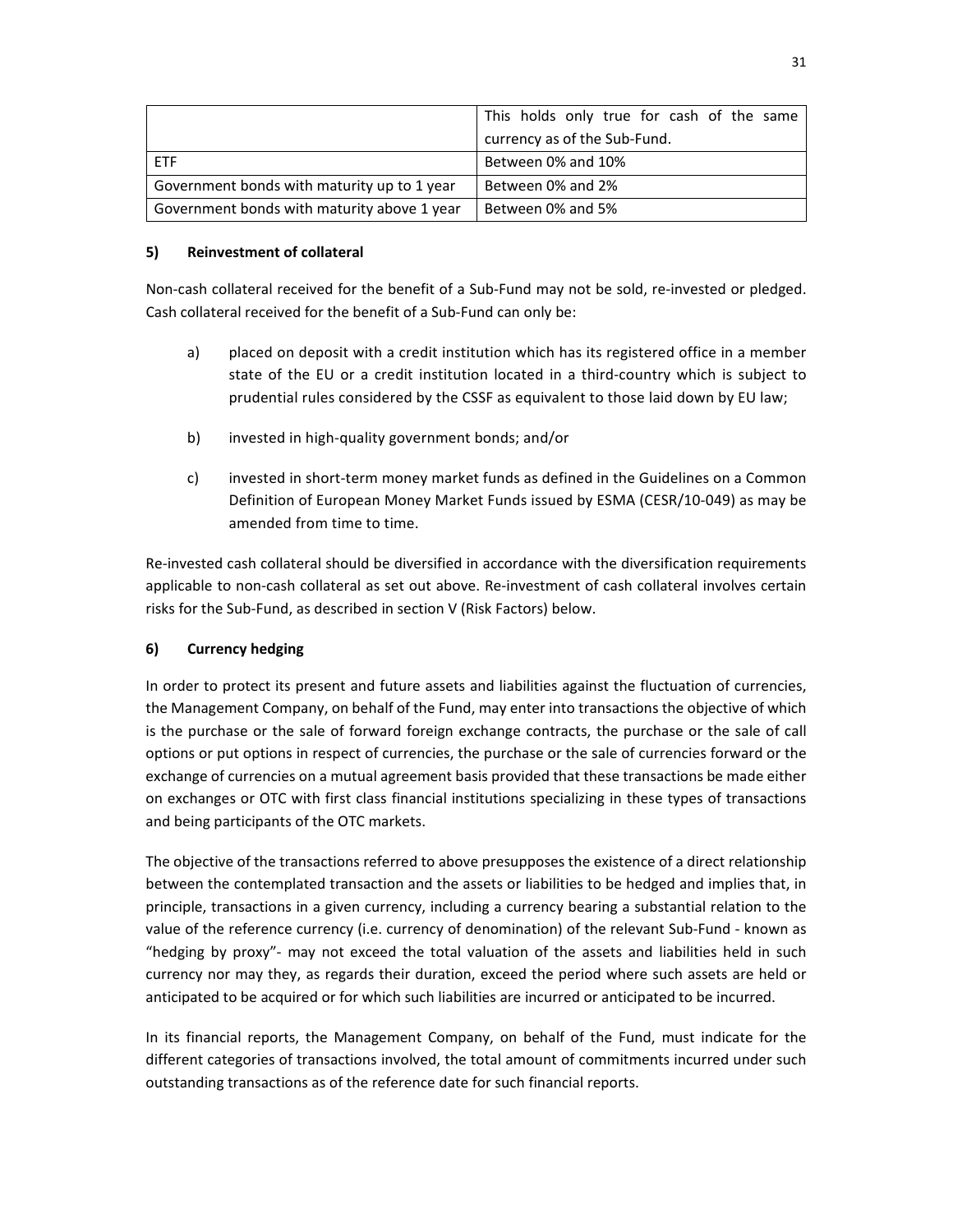| | |
|---|---|
| | This holds only true for cash of the same currency as of the Sub-Fund. |
| ETF | Between 0% and 10% |
| Government bonds with maturity up to 1 year | Between 0% and 2% |
| Government bonds with maturity above 1 year | Between 0% and 5% |

**5) Reinvestment of collateral**

Non-cash collateral received for the benefit of a Sub-Fund may not be sold, re-invested or pledged. Cash collateral received for the benefit of a Sub-Fund can only be:

a) placed on deposit with a credit institution which has its registered office in a member state of the EU or a credit institution located in a third-country which is subject to prudential rules considered by the CSSF as equivalent to those laid down by EU law;

b) invested in high-quality government bonds; and/or

c) invested in short-term money market funds as defined in the Guidelines on a Common Definition of European Money Market Funds issued by ESMA (CESR/10-049) as may be amended from time to time.

Re-invested cash collateral should be diversified in accordance with the diversification requirements applicable to non-cash collateral as set out above. Re-investment of cash collateral involves certain risks for the Sub-Fund, as described in section V (Risk Factors) below.

**6) Currency hedging**

In order to protect its present and future assets and liabilities against the fluctuation of currencies, the Management Company, on behalf of the Fund, may enter into transactions the objective of which is the purchase or the sale of forward foreign exchange contracts, the purchase or the sale of call options or put options in respect of currencies, the purchase or the sale of currencies forward or the exchange of currencies on a mutual agreement basis provided that these transactions be made either on exchanges or OTC with first class financial institutions specializing in these types of transactions and being participants of the OTC markets.

The objective of the transactions referred to above presupposes the existence of a direct relationship between the contemplated transaction and the assets or liabilities to be hedged and implies that, in principle, transactions in a given currency, including a currency bearing a substantial relation to the value of the reference currency (i.e. currency of denomination) of the relevant Sub-Fund - known as "hedging by proxy"- may not exceed the total valuation of the assets and liabilities held in such currency nor may they, as regards their duration, exceed the period where such assets are held or anticipated to be acquired or for which such liabilities are incurred or anticipated to be incurred.

In its financial reports, the Management Company, on behalf of the Fund, must indicate for the different categories of transactions involved, the total amount of commitments incurred under such outstanding transactions as of the reference date for such financial reports.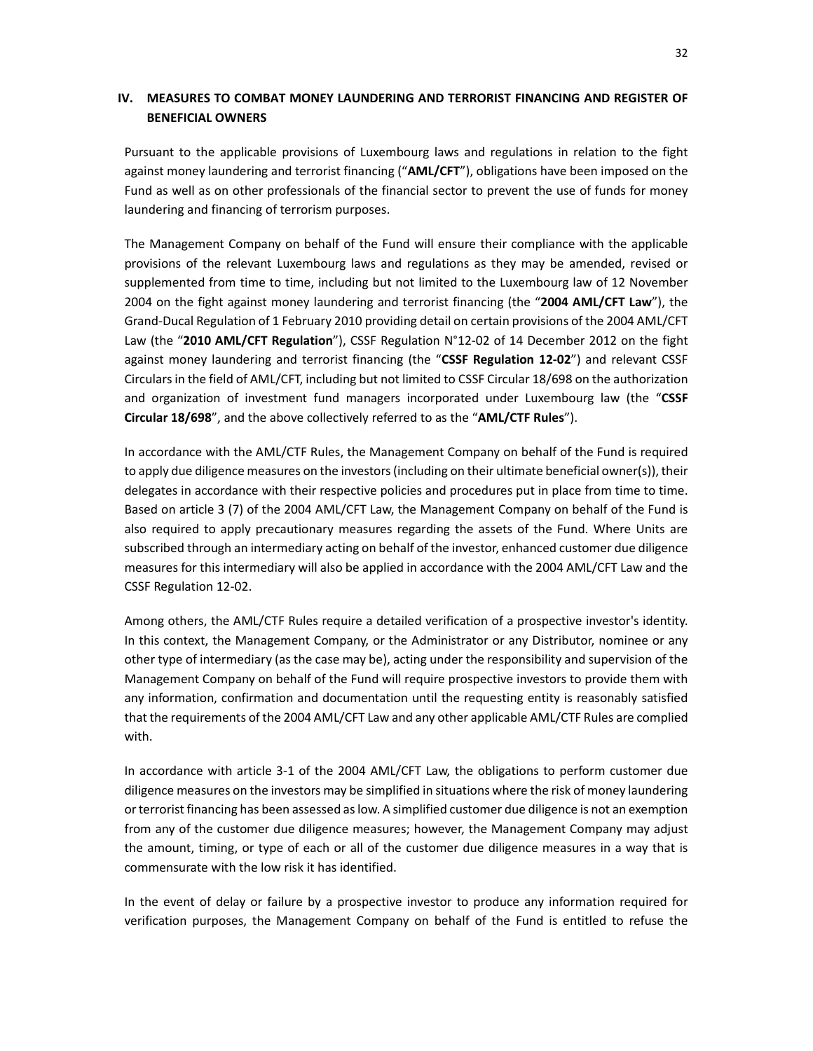## IV. MEASURES TO COMBAT MONEY LAUNDERING AND TERRORIST FINANCING AND REGISTER OF BENEFICIAL OWNERS

Pursuant to the applicable provisions of Luxembourg laws and regulations in relation to the fight against money laundering and terrorist financing ("**AML/CFT**"), obligations have been imposed on the Fund as well as on other professionals of the financial sector to prevent the use of funds for money laundering and financing of terrorism purposes.

The Management Company on behalf of the Fund will ensure their compliance with the applicable provisions of the relevant Luxembourg laws and regulations as they may be amended, revised or supplemented from time to time, including but not limited to the Luxembourg law of 12 November 2004 on the fight against money laundering and terrorist financing (the "**2004 AML/CFT Law**"), the Grand-Ducal Regulation of 1 February 2010 providing detail on certain provisions of the 2004 AML/CFT Law (the "**2010 AML/CFT Regulation**"), CSSF Regulation N°12-02 of 14 December 2012 on the fight against money laundering and terrorist financing (the "**CSSF Regulation 12-02**") and relevant CSSF Circulars in the field of AML/CFT, including but not limited to CSSF Circular 18/698 on the authorization and organization of investment fund managers incorporated under Luxembourg law (the "**CSSF Circular 18/698**", and the above collectively referred to as the "**AML/CTF Rules**").

In accordance with the AML/CTF Rules, the Management Company on behalf of the Fund is required to apply due diligence measures on the investors (including on their ultimate beneficial owner(s)), their delegates in accordance with their respective policies and procedures put in place from time to time. Based on article 3 (7) of the 2004 AML/CFT Law, the Management Company on behalf of the Fund is also required to apply precautionary measures regarding the assets of the Fund. Where Units are subscribed through an intermediary acting on behalf of the investor, enhanced customer due diligence measures for this intermediary will also be applied in accordance with the 2004 AML/CFT Law and the CSSF Regulation 12-02.

Among others, the AML/CTF Rules require a detailed verification of a prospective investor's identity. In this context, the Management Company, or the Administrator or any Distributor, nominee or any other type of intermediary (as the case may be), acting under the responsibility and supervision of the Management Company on behalf of the Fund will require prospective investors to provide them with any information, confirmation and documentation until the requesting entity is reasonably satisfied that the requirements of the 2004 AML/CFT Law and any other applicable AML/CTF Rules are complied with.

In accordance with article 3-1 of the 2004 AML/CFT Law, the obligations to perform customer due diligence measures on the investors may be simplified in situations where the risk of money laundering or terrorist financing has been assessed as low. A simplified customer due diligence is not an exemption from any of the customer due diligence measures; however, the Management Company may adjust the amount, timing, or type of each or all of the customer due diligence measures in a way that is commensurate with the low risk it has identified.

In the event of delay or failure by a prospective investor to produce any information required for verification purposes, the Management Company on behalf of the Fund is entitled to refuse the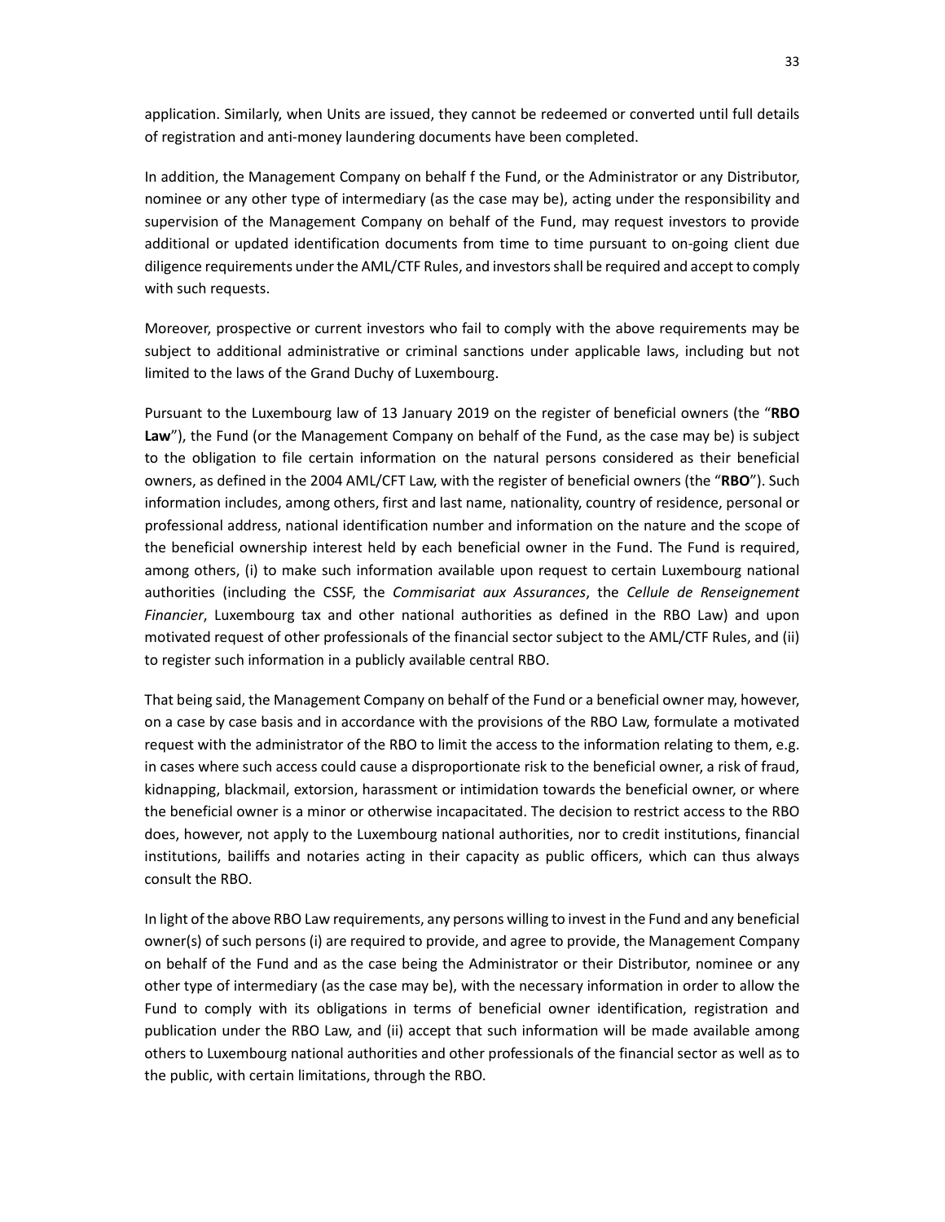application. Similarly, when Units are issued, they cannot be redeemed or converted until full details of registration and anti-money laundering documents have been completed.

In addition, the Management Company on behalf f the Fund, or the Administrator or any Distributor, nominee or any other type of intermediary (as the case may be), acting under the responsibility and supervision of the Management Company on behalf of the Fund, may request investors to provide additional or updated identification documents from time to time pursuant to on-going client due diligence requirements under the AML/CTF Rules, and investors shall be required and accept to comply with such requests.

Moreover, prospective or current investors who fail to comply with the above requirements may be subject to additional administrative or criminal sanctions under applicable laws, including but not limited to the laws of the Grand Duchy of Luxembourg.

Pursuant to the Luxembourg law of 13 January 2019 on the register of beneficial owners (the "**RBO Law**"), the Fund (or the Management Company on behalf of the Fund, as the case may be) is subject to the obligation to file certain information on the natural persons considered as their beneficial owners, as defined in the 2004 AML/CFT Law, with the register of beneficial owners (the "**RBO**"). Such information includes, among others, first and last name, nationality, country of residence, personal or professional address, national identification number and information on the nature and the scope of the beneficial ownership interest held by each beneficial owner in the Fund. The Fund is required, among others, (i) to make such information available upon request to certain Luxembourg national authorities (including the CSSF, the *Commisariat aux Assurances*, the *Cellule de Renseignement Financier*, Luxembourg tax and other national authorities as defined in the RBO Law) and upon motivated request of other professionals of the financial sector subject to the AML/CTF Rules, and (ii) to register such information in a publicly available central RBO.

That being said, the Management Company on behalf of the Fund or a beneficial owner may, however, on a case by case basis and in accordance with the provisions of the RBO Law, formulate a motivated request with the administrator of the RBO to limit the access to the information relating to them, e.g. in cases where such access could cause a disproportionate risk to the beneficial owner, a risk of fraud, kidnapping, blackmail, extorsion, harassment or intimidation towards the beneficial owner, or where the beneficial owner is a minor or otherwise incapacitated. The decision to restrict access to the RBO does, however, not apply to the Luxembourg national authorities, nor to credit institutions, financial institutions, bailiffs and notaries acting in their capacity as public officers, which can thus always consult the RBO.

In light of the above RBO Law requirements, any persons willing to invest in the Fund and any beneficial owner(s) of such persons (i) are required to provide, and agree to provide, the Management Company on behalf of the Fund and as the case being the Administrator or their Distributor, nominee or any other type of intermediary (as the case may be), with the necessary information in order to allow the Fund to comply with its obligations in terms of beneficial owner identification, registration and publication under the RBO Law, and (ii) accept that such information will be made available among others to Luxembourg national authorities and other professionals of the financial sector as well as to the public, with certain limitations, through the RBO.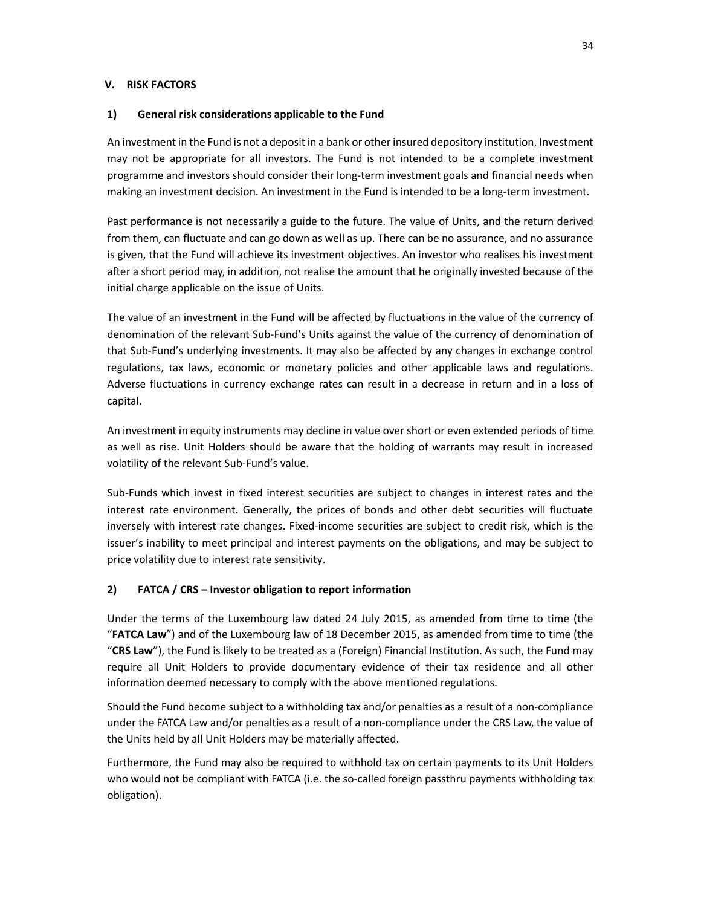## V. RISK FACTORS

### 1) General risk considerations applicable to the Fund

An investment in the Fund is not a deposit in a bank or other insured depository institution. Investment may not be appropriate for all investors. The Fund is not intended to be a complete investment programme and investors should consider their long-term investment goals and financial needs when making an investment decision. An investment in the Fund is intended to be a long-term investment.

Past performance is not necessarily a guide to the future. The value of Units, and the return derived from them, can fluctuate and can go down as well as up. There can be no assurance, and no assurance is given, that the Fund will achieve its investment objectives. An investor who realises his investment after a short period may, in addition, not realise the amount that he originally invested because of the initial charge applicable on the issue of Units.

The value of an investment in the Fund will be affected by fluctuations in the value of the currency of denomination of the relevant Sub-Fund's Units against the value of the currency of denomination of that Sub-Fund's underlying investments. It may also be affected by any changes in exchange control regulations, tax laws, economic or monetary policies and other applicable laws and regulations. Adverse fluctuations in currency exchange rates can result in a decrease in return and in a loss of capital.

An investment in equity instruments may decline in value over short or even extended periods of time as well as rise. Unit Holders should be aware that the holding of warrants may result in increased volatility of the relevant Sub-Fund's value.

Sub-Funds which invest in fixed interest securities are subject to changes in interest rates and the interest rate environment. Generally, the prices of bonds and other debt securities will fluctuate inversely with interest rate changes. Fixed-income securities are subject to credit risk, which is the issuer's inability to meet principal and interest payments on the obligations, and may be subject to price volatility due to interest rate sensitivity.

### 2) FATCA / CRS – Investor obligation to report information

Under the terms of the Luxembourg law dated 24 July 2015, as amended from time to time (the "**FATCA Law**") and of the Luxembourg law of 18 December 2015, as amended from time to time (the "**CRS Law**"), the Fund is likely to be treated as a (Foreign) Financial Institution. As such, the Fund may require all Unit Holders to provide documentary evidence of their tax residence and all other information deemed necessary to comply with the above mentioned regulations.

Should the Fund become subject to a withholding tax and/or penalties as a result of a non-compliance under the FATCA Law and/or penalties as a result of a non-compliance under the CRS Law, the value of the Units held by all Unit Holders may be materially affected.

Furthermore, the Fund may also be required to withhold tax on certain payments to its Unit Holders who would not be compliant with FATCA (i.e. the so-called foreign passthru payments withholding tax obligation).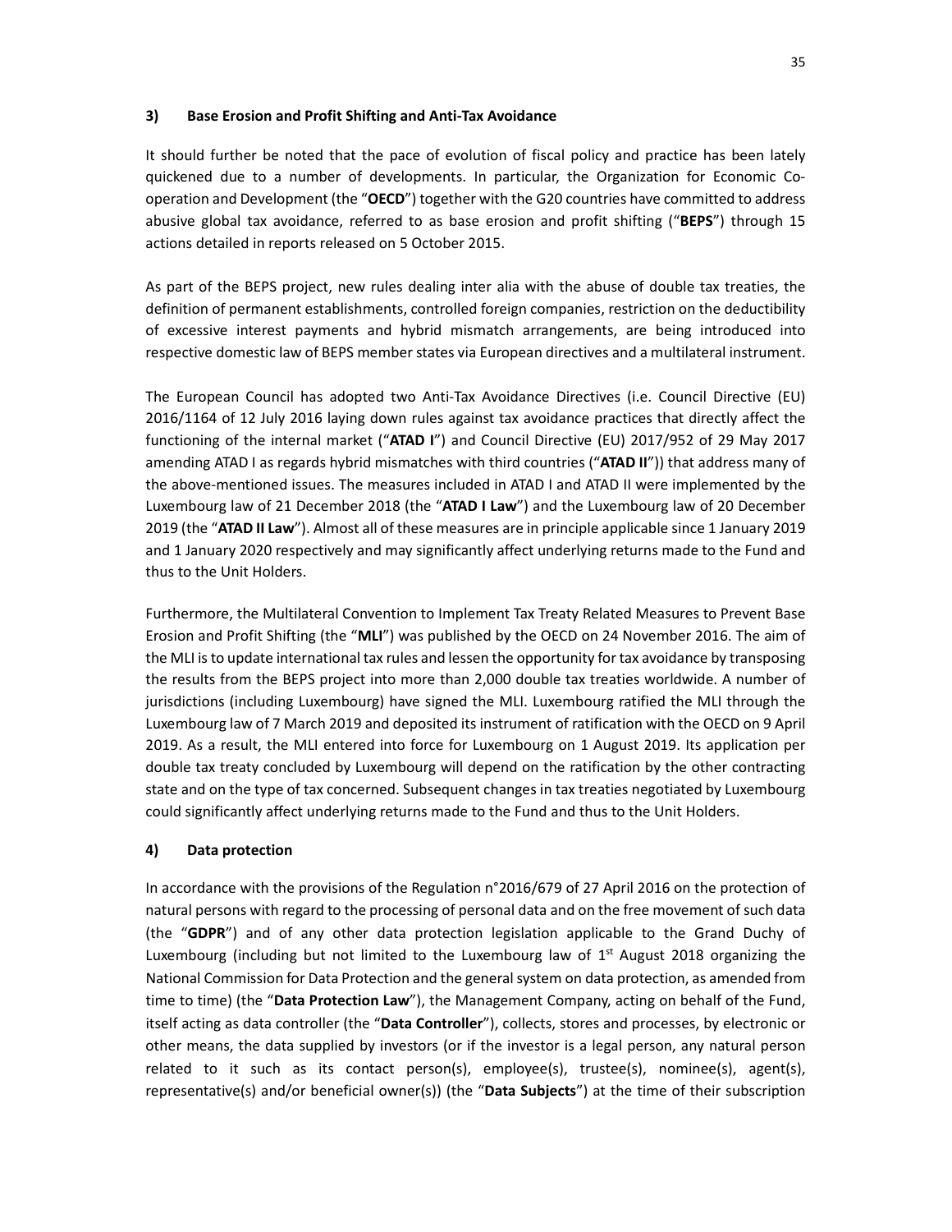### 3) Base Erosion and Profit Shifting and Anti-Tax Avoidance

It should further be noted that the pace of evolution of fiscal policy and practice has been lately quickened due to a number of developments. In particular, the Organization for Economic Co-operation and Development (the "**OECD**") together with the G20 countries have committed to address abusive global tax avoidance, referred to as base erosion and profit shifting ("**BEPS**") through 15 actions detailed in reports released on 5 October 2015.

As part of the BEPS project, new rules dealing inter alia with the abuse of double tax treaties, the definition of permanent establishments, controlled foreign companies, restriction on the deductibility of excessive interest payments and hybrid mismatch arrangements, are being introduced into respective domestic law of BEPS member states via European directives and a multilateral instrument.

The European Council has adopted two Anti-Tax Avoidance Directives (i.e. Council Directive (EU) 2016/1164 of 12 July 2016 laying down rules against tax avoidance practices that directly affect the functioning of the internal market ("**ATAD I**") and Council Directive (EU) 2017/952 of 29 May 2017 amending ATAD I as regards hybrid mismatches with third countries ("**ATAD II**")) that address many of the above-mentioned issues. The measures included in ATAD I and ATAD II were implemented by the Luxembourg law of 21 December 2018 (the "**ATAD I Law**") and the Luxembourg law of 20 December 2019 (the "**ATAD II Law**"). Almost all of these measures are in principle applicable since 1 January 2019 and 1 January 2020 respectively and may significantly affect underlying returns made to the Fund and thus to the Unit Holders.

Furthermore, the Multilateral Convention to Implement Tax Treaty Related Measures to Prevent Base Erosion and Profit Shifting (the "**MLI**") was published by the OECD on 24 November 2016. The aim of the MLI is to update international tax rules and lessen the opportunity for tax avoidance by transposing the results from the BEPS project into more than 2,000 double tax treaties worldwide. A number of jurisdictions (including Luxembourg) have signed the MLI. Luxembourg ratified the MLI through the Luxembourg law of 7 March 2019 and deposited its instrument of ratification with the OECD on 9 April 2019. As a result, the MLI entered into force for Luxembourg on 1 August 2019. Its application per double tax treaty concluded by Luxembourg will depend on the ratification by the other contracting state and on the type of tax concerned. Subsequent changes in tax treaties negotiated by Luxembourg could significantly affect underlying returns made to the Fund and thus to the Unit Holders.

### 4) Data protection

In accordance with the provisions of the Regulation n°2016/679 of 27 April 2016 on the protection of natural persons with regard to the processing of personal data and on the free movement of such data (the "**GDPR**") and of any other data protection legislation applicable to the Grand Duchy of Luxembourg (including but not limited to the Luxembourg law of 1st August 2018 organizing the National Commission for Data Protection and the general system on data protection, as amended from time to time) (the "**Data Protection Law**"), the Management Company, acting on behalf of the Fund, itself acting as data controller (the "**Data Controller**"), collects, stores and processes, by electronic or other means, the data supplied by investors (or if the investor is a legal person, any natural person related to it such as its contact person(s), employee(s), trustee(s), nominee(s), agent(s), representative(s) and/or beneficial owner(s)) (the "**Data Subjects**") at the time of their subscription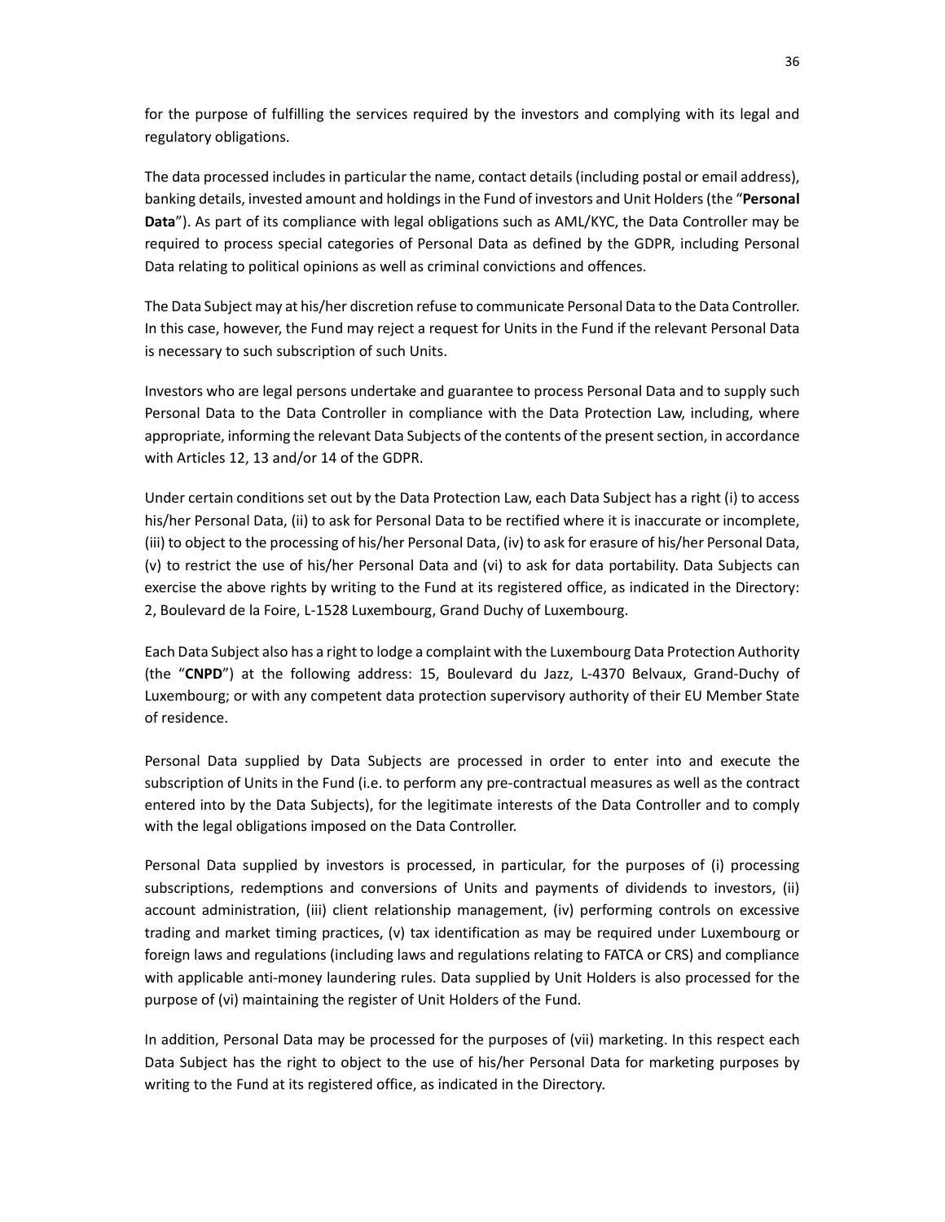for the purpose of fulfilling the services required by the investors and complying with its legal and regulatory obligations.

The data processed includes in particular the name, contact details (including postal or email address), banking details, invested amount and holdings in the Fund of investors and Unit Holders (the "**Personal Data**"). As part of its compliance with legal obligations such as AML/KYC, the Data Controller may be required to process special categories of Personal Data as defined by the GDPR, including Personal Data relating to political opinions as well as criminal convictions and offences.

The Data Subject may at his/her discretion refuse to communicate Personal Data to the Data Controller. In this case, however, the Fund may reject a request for Units in the Fund if the relevant Personal Data is necessary to such subscription of such Units.

Investors who are legal persons undertake and guarantee to process Personal Data and to supply such Personal Data to the Data Controller in compliance with the Data Protection Law, including, where appropriate, informing the relevant Data Subjects of the contents of the present section, in accordance with Articles 12, 13 and/or 14 of the GDPR.

Under certain conditions set out by the Data Protection Law, each Data Subject has a right (i) to access his/her Personal Data, (ii) to ask for Personal Data to be rectified where it is inaccurate or incomplete, (iii) to object to the processing of his/her Personal Data, (iv) to ask for erasure of his/her Personal Data, (v) to restrict the use of his/her Personal Data and (vi) to ask for data portability. Data Subjects can exercise the above rights by writing to the Fund at its registered office, as indicated in the Directory: 2, Boulevard de la Foire, L-1528 Luxembourg, Grand Duchy of Luxembourg.

Each Data Subject also has a right to lodge a complaint with the Luxembourg Data Protection Authority (the "**CNPD**") at the following address: 15, Boulevard du Jazz, L-4370 Belvaux, Grand-Duchy of Luxembourg; or with any competent data protection supervisory authority of their EU Member State of residence.

Personal Data supplied by Data Subjects are processed in order to enter into and execute the subscription of Units in the Fund (i.e. to perform any pre-contractual measures as well as the contract entered into by the Data Subjects), for the legitimate interests of the Data Controller and to comply with the legal obligations imposed on the Data Controller.

Personal Data supplied by investors is processed, in particular, for the purposes of (i) processing subscriptions, redemptions and conversions of Units and payments of dividends to investors, (ii) account administration, (iii) client relationship management, (iv) performing controls on excessive trading and market timing practices, (v) tax identification as may be required under Luxembourg or foreign laws and regulations (including laws and regulations relating to FATCA or CRS) and compliance with applicable anti-money laundering rules. Data supplied by Unit Holders is also processed for the purpose of (vi) maintaining the register of Unit Holders of the Fund.

In addition, Personal Data may be processed for the purposes of (vii) marketing. In this respect each Data Subject has the right to object to the use of his/her Personal Data for marketing purposes by writing to the Fund at its registered office, as indicated in the Directory.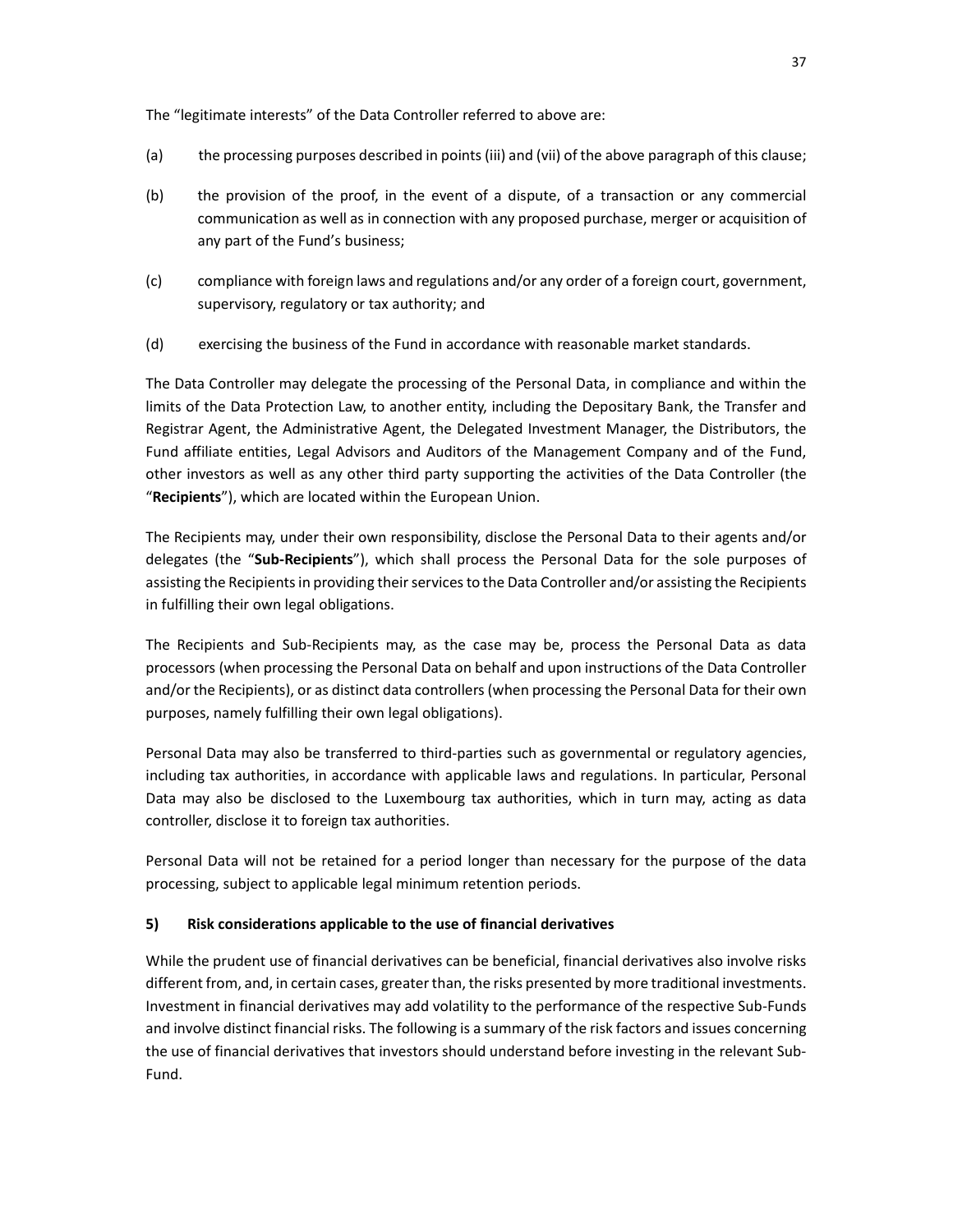The "legitimate interests" of the Data Controller referred to above are:

(a) the processing purposes described in points (iii) and (vii) of the above paragraph of this clause;

(b) the provision of the proof, in the event of a dispute, of a transaction or any commercial communication as well as in connection with any proposed purchase, merger or acquisition of any part of the Fund's business;

(c) compliance with foreign laws and regulations and/or any order of a foreign court, government, supervisory, regulatory or tax authority; and

(d) exercising the business of the Fund in accordance with reasonable market standards.

The Data Controller may delegate the processing of the Personal Data, in compliance and within the limits of the Data Protection Law, to another entity, including the Depositary Bank, the Transfer and Registrar Agent, the Administrative Agent, the Delegated Investment Manager, the Distributors, the Fund affiliate entities, Legal Advisors and Auditors of the Management Company and of the Fund, other investors as well as any other third party supporting the activities of the Data Controller (the "**Recipients**"), which are located within the European Union.

The Recipients may, under their own responsibility, disclose the Personal Data to their agents and/or delegates (the "**Sub-Recipients**"), which shall process the Personal Data for the sole purposes of assisting the Recipients in providing their services to the Data Controller and/or assisting the Recipients in fulfilling their own legal obligations.

The Recipients and Sub-Recipients may, as the case may be, process the Personal Data as data processors (when processing the Personal Data on behalf and upon instructions of the Data Controller and/or the Recipients), or as distinct data controllers (when processing the Personal Data for their own purposes, namely fulfilling their own legal obligations).

Personal Data may also be transferred to third-parties such as governmental or regulatory agencies, including tax authorities, in accordance with applicable laws and regulations. In particular, Personal Data may also be disclosed to the Luxembourg tax authorities, which in turn may, acting as data controller, disclose it to foreign tax authorities.

Personal Data will not be retained for a period longer than necessary for the purpose of the data processing, subject to applicable legal minimum retention periods.

### 5) Risk considerations applicable to the use of financial derivatives

While the prudent use of financial derivatives can be beneficial, financial derivatives also involve risks different from, and, in certain cases, greater than, the risks presented by more traditional investments. Investment in financial derivatives may add volatility to the performance of the respective Sub-Funds and involve distinct financial risks. The following is a summary of the risk factors and issues concerning the use of financial derivatives that investors should understand before investing in the relevant Sub-Fund.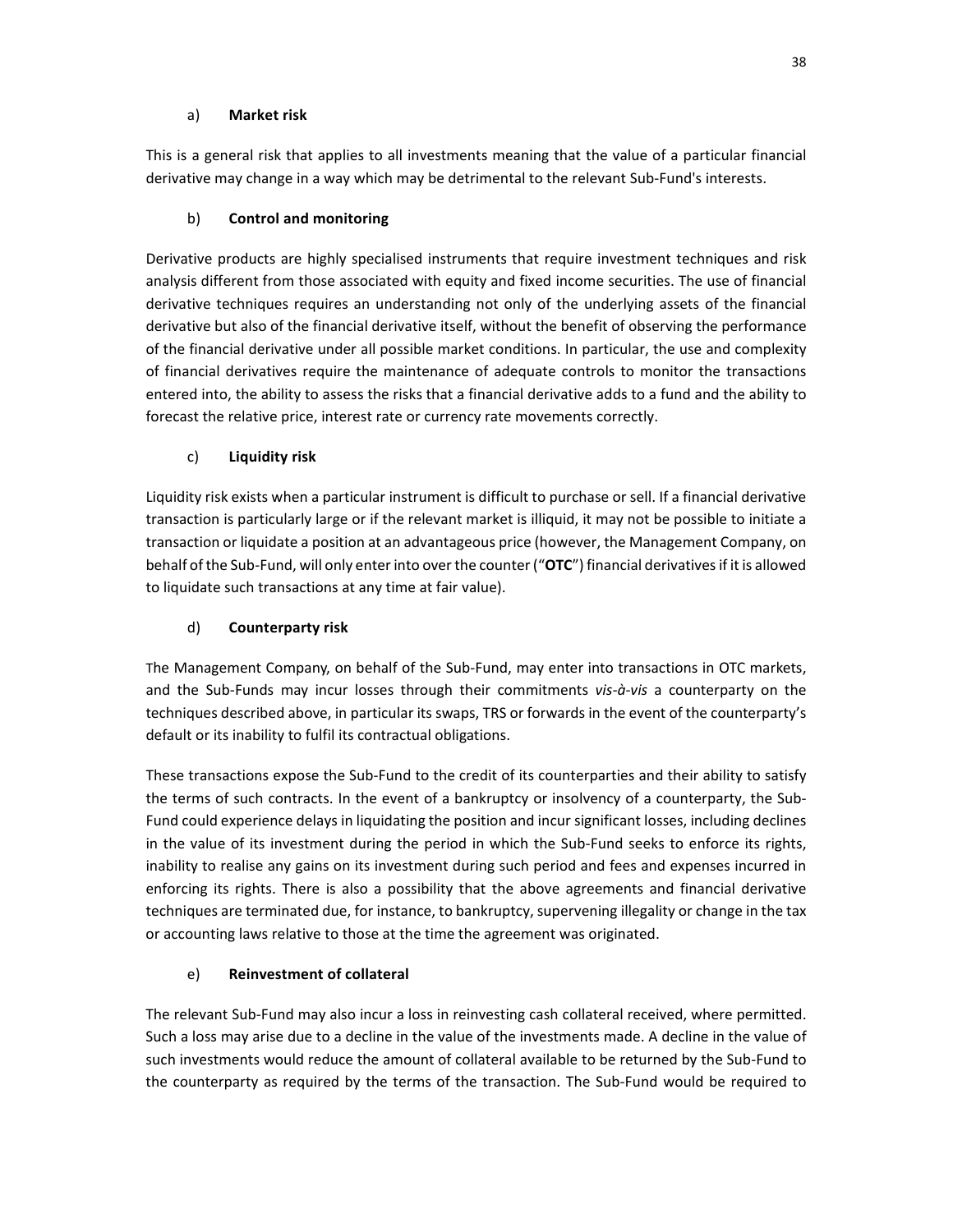a) **Market risk**

This is a general risk that applies to all investments meaning that the value of a particular financial derivative may change in a way which may be detrimental to the relevant Sub-Fund's interests.

b) **Control and monitoring**

Derivative products are highly specialised instruments that require investment techniques and risk analysis different from those associated with equity and fixed income securities. The use of financial derivative techniques requires an understanding not only of the underlying assets of the financial derivative but also of the financial derivative itself, without the benefit of observing the performance of the financial derivative under all possible market conditions. In particular, the use and complexity of financial derivatives require the maintenance of adequate controls to monitor the transactions entered into, the ability to assess the risks that a financial derivative adds to a fund and the ability to forecast the relative price, interest rate or currency rate movements correctly.

c) **Liquidity risk**

Liquidity risk exists when a particular instrument is difficult to purchase or sell. If a financial derivative transaction is particularly large or if the relevant market is illiquid, it may not be possible to initiate a transaction or liquidate a position at an advantageous price (however, the Management Company, on behalf of the Sub-Fund, will only enter into over the counter ("**OTC**") financial derivatives if it is allowed to liquidate such transactions at any time at fair value).

d) **Counterparty risk**

The Management Company, on behalf of the Sub-Fund, may enter into transactions in OTC markets, and the Sub-Funds may incur losses through their commitments *vis-à-vis* a counterparty on the techniques described above, in particular its swaps, TRS or forwards in the event of the counterparty's default or its inability to fulfil its contractual obligations.

These transactions expose the Sub-Fund to the credit of its counterparties and their ability to satisfy the terms of such contracts. In the event of a bankruptcy or insolvency of a counterparty, the Sub-Fund could experience delays in liquidating the position and incur significant losses, including declines in the value of its investment during the period in which the Sub-Fund seeks to enforce its rights, inability to realise any gains on its investment during such period and fees and expenses incurred in enforcing its rights. There is also a possibility that the above agreements and financial derivative techniques are terminated due, for instance, to bankruptcy, supervening illegality or change in the tax or accounting laws relative to those at the time the agreement was originated.

e) **Reinvestment of collateral**

The relevant Sub-Fund may also incur a loss in reinvesting cash collateral received, where permitted. Such a loss may arise due to a decline in the value of the investments made. A decline in the value of such investments would reduce the amount of collateral available to be returned by the Sub-Fund to the counterparty as required by the terms of the transaction. The Sub-Fund would be required to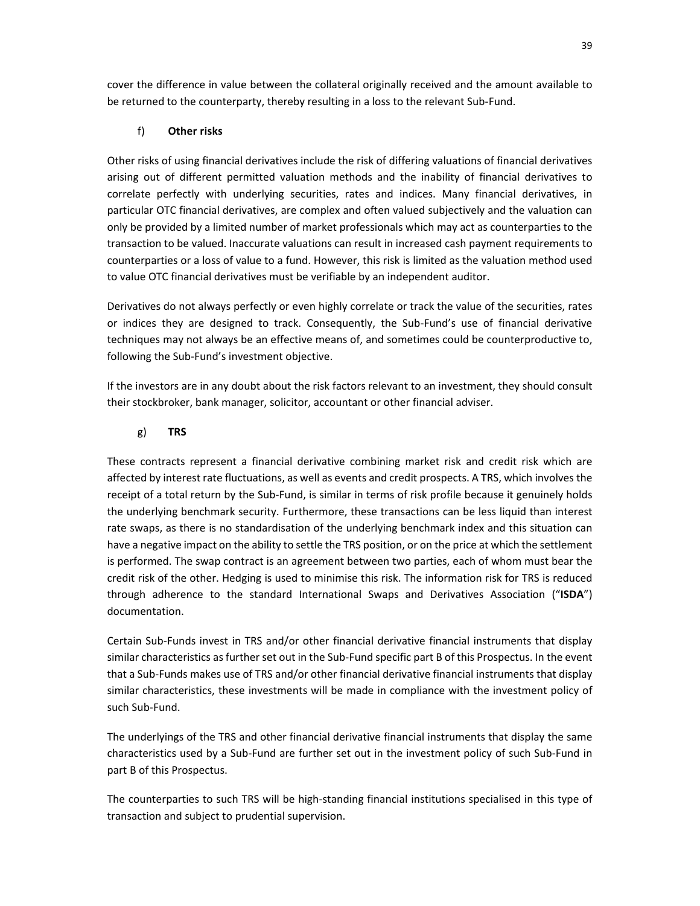cover the difference in value between the collateral originally received and the amount available to be returned to the counterparty, thereby resulting in a loss to the relevant Sub-Fund.

### f) **Other risks**

Other risks of using financial derivatives include the risk of differing valuations of financial derivatives arising out of different permitted valuation methods and the inability of financial derivatives to correlate perfectly with underlying securities, rates and indices. Many financial derivatives, in particular OTC financial derivatives, are complex and often valued subjectively and the valuation can only be provided by a limited number of market professionals which may act as counterparties to the transaction to be valued. Inaccurate valuations can result in increased cash payment requirements to counterparties or a loss of value to a fund. However, this risk is limited as the valuation method used to value OTC financial derivatives must be verifiable by an independent auditor.

Derivatives do not always perfectly or even highly correlate or track the value of the securities, rates or indices they are designed to track. Consequently, the Sub-Fund's use of financial derivative techniques may not always be an effective means of, and sometimes could be counterproductive to, following the Sub-Fund's investment objective.

If the investors are in any doubt about the risk factors relevant to an investment, they should consult their stockbroker, bank manager, solicitor, accountant or other financial adviser.

### g) **TRS**

These contracts represent a financial derivative combining market risk and credit risk which are affected by interest rate fluctuations, as well as events and credit prospects. A TRS, which involves the receipt of a total return by the Sub-Fund, is similar in terms of risk profile because it genuinely holds the underlying benchmark security. Furthermore, these transactions can be less liquid than interest rate swaps, as there is no standardisation of the underlying benchmark index and this situation can have a negative impact on the ability to settle the TRS position, or on the price at which the settlement is performed. The swap contract is an agreement between two parties, each of whom must bear the credit risk of the other. Hedging is used to minimise this risk. The information risk for TRS is reduced through adherence to the standard International Swaps and Derivatives Association ("**ISDA**") documentation.

Certain Sub-Funds invest in TRS and/or other financial derivative financial instruments that display similar characteristics as further set out in the Sub-Fund specific part B of this Prospectus. In the event that a Sub-Funds makes use of TRS and/or other financial derivative financial instruments that display similar characteristics, these investments will be made in compliance with the investment policy of such Sub-Fund.

The underlyings of the TRS and other financial derivative financial instruments that display the same characteristics used by a Sub-Fund are further set out in the investment policy of such Sub-Fund in part B of this Prospectus.

The counterparties to such TRS will be high-standing financial institutions specialised in this type of transaction and subject to prudential supervision.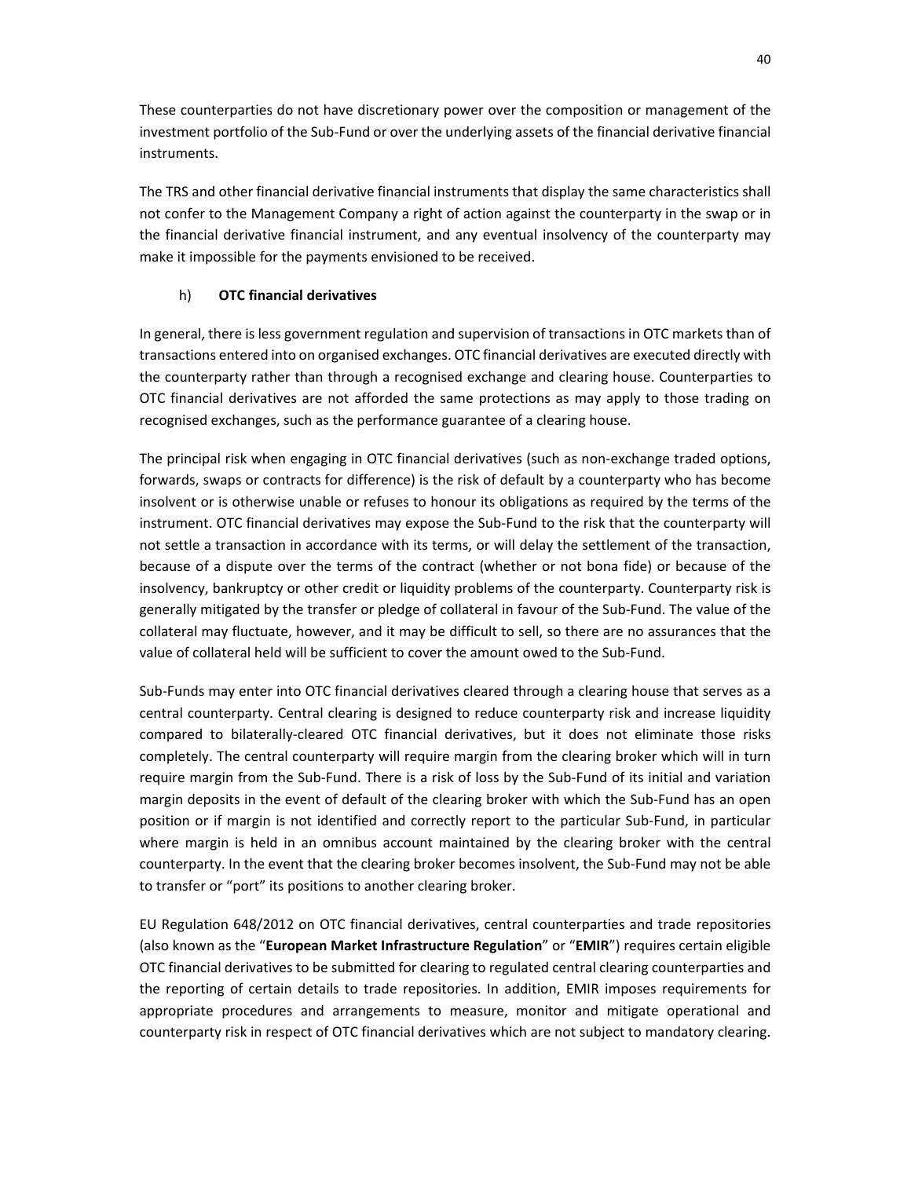These counterparties do not have discretionary power over the composition or management of the investment portfolio of the Sub-Fund or over the underlying assets of the financial derivative financial instruments.

The TRS and other financial derivative financial instruments that display the same characteristics shall not confer to the Management Company a right of action against the counterparty in the swap or in the financial derivative financial instrument, and any eventual insolvency of the counterparty may make it impossible for the payments envisioned to be received.

h) **OTC financial derivatives**

In general, there is less government regulation and supervision of transactions in OTC markets than of transactions entered into on organised exchanges. OTC financial derivatives are executed directly with the counterparty rather than through a recognised exchange and clearing house. Counterparties to OTC financial derivatives are not afforded the same protections as may apply to those trading on recognised exchanges, such as the performance guarantee of a clearing house.

The principal risk when engaging in OTC financial derivatives (such as non-exchange traded options, forwards, swaps or contracts for difference) is the risk of default by a counterparty who has become insolvent or is otherwise unable or refuses to honour its obligations as required by the terms of the instrument. OTC financial derivatives may expose the Sub-Fund to the risk that the counterparty will not settle a transaction in accordance with its terms, or will delay the settlement of the transaction, because of a dispute over the terms of the contract (whether or not bona fide) or because of the insolvency, bankruptcy or other credit or liquidity problems of the counterparty. Counterparty risk is generally mitigated by the transfer or pledge of collateral in favour of the Sub-Fund. The value of the collateral may fluctuate, however, and it may be difficult to sell, so there are no assurances that the value of collateral held will be sufficient to cover the amount owed to the Sub-Fund.

Sub-Funds may enter into OTC financial derivatives cleared through a clearing house that serves as a central counterparty. Central clearing is designed to reduce counterparty risk and increase liquidity compared to bilaterally-cleared OTC financial derivatives, but it does not eliminate those risks completely. The central counterparty will require margin from the clearing broker which will in turn require margin from the Sub-Fund. There is a risk of loss by the Sub-Fund of its initial and variation margin deposits in the event of default of the clearing broker with which the Sub-Fund has an open position or if margin is not identified and correctly report to the particular Sub-Fund, in particular where margin is held in an omnibus account maintained by the clearing broker with the central counterparty. In the event that the clearing broker becomes insolvent, the Sub-Fund may not be able to transfer or "port" its positions to another clearing broker.

EU Regulation 648/2012 on OTC financial derivatives, central counterparties and trade repositories (also known as the "**European Market Infrastructure Regulation**" or "**EMIR**") requires certain eligible OTC financial derivatives to be submitted for clearing to regulated central clearing counterparties and the reporting of certain details to trade repositories. In addition, EMIR imposes requirements for appropriate procedures and arrangements to measure, monitor and mitigate operational and counterparty risk in respect of OTC financial derivatives which are not subject to mandatory clearing.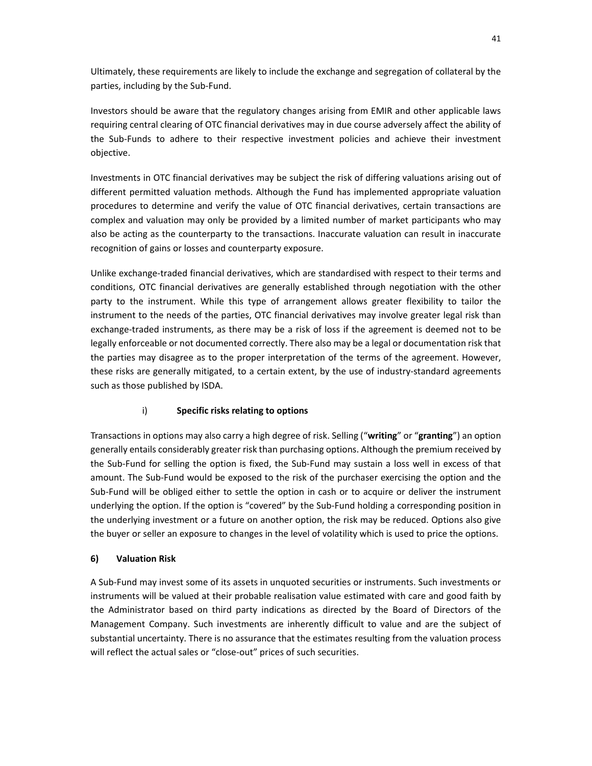Ultimately, these requirements are likely to include the exchange and segregation of collateral by the parties, including by the Sub-Fund.

Investors should be aware that the regulatory changes arising from EMIR and other applicable laws requiring central clearing of OTC financial derivatives may in due course adversely affect the ability of the Sub-Funds to adhere to their respective investment policies and achieve their investment objective.

Investments in OTC financial derivatives may be subject the risk of differing valuations arising out of different permitted valuation methods. Although the Fund has implemented appropriate valuation procedures to determine and verify the value of OTC financial derivatives, certain transactions are complex and valuation may only be provided by a limited number of market participants who may also be acting as the counterparty to the transactions. Inaccurate valuation can result in inaccurate recognition of gains or losses and counterparty exposure.

Unlike exchange-traded financial derivatives, which are standardised with respect to their terms and conditions, OTC financial derivatives are generally established through negotiation with the other party to the instrument. While this type of arrangement allows greater flexibility to tailor the instrument to the needs of the parties, OTC financial derivatives may involve greater legal risk than exchange-traded instruments, as there may be a risk of loss if the agreement is deemed not to be legally enforceable or not documented correctly. There also may be a legal or documentation risk that the parties may disagree as to the proper interpretation of the terms of the agreement. However, these risks are generally mitigated, to a certain extent, by the use of industry-standard agreements such as those published by ISDA.

#### i) **Specific risks relating to options**

Transactions in options may also carry a high degree of risk. Selling ("**writing**" or "**granting**") an option generally entails considerably greater risk than purchasing options. Although the premium received by the Sub-Fund for selling the option is fixed, the Sub-Fund may sustain a loss well in excess of that amount. The Sub-Fund would be exposed to the risk of the purchaser exercising the option and the Sub-Fund will be obliged either to settle the option in cash or to acquire or deliver the instrument underlying the option. If the option is "covered" by the Sub-Fund holding a corresponding position in the underlying investment or a future on another option, the risk may be reduced. Options also give the buyer or seller an exposure to changes in the level of volatility which is used to price the options.

### 6) Valuation Risk

A Sub-Fund may invest some of its assets in unquoted securities or instruments. Such investments or instruments will be valued at their probable realisation value estimated with care and good faith by the Administrator based on third party indications as directed by the Board of Directors of the Management Company. Such investments are inherently difficult to value and are the subject of substantial uncertainty. There is no assurance that the estimates resulting from the valuation process will reflect the actual sales or "close-out" prices of such securities.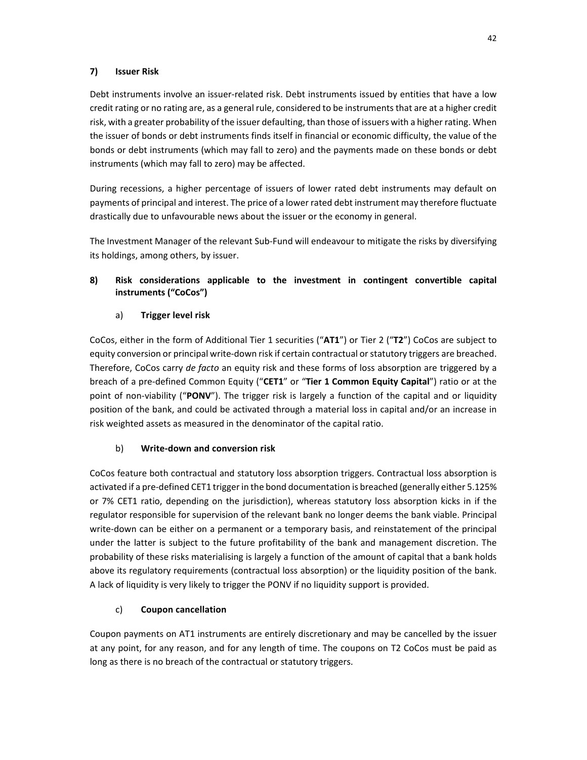### 7) Issuer Risk

Debt instruments involve an issuer-related risk. Debt instruments issued by entities that have a low credit rating or no rating are, as a general rule, considered to be instruments that are at a higher credit risk, with a greater probability of the issuer defaulting, than those of issuers with a higher rating. When the issuer of bonds or debt instruments finds itself in financial or economic difficulty, the value of the bonds or debt instruments (which may fall to zero) and the payments made on these bonds or debt instruments (which may fall to zero) may be affected.

During recessions, a higher percentage of issuers of lower rated debt instruments may default on payments of principal and interest. The price of a lower rated debt instrument may therefore fluctuate drastically due to unfavourable news about the issuer or the economy in general.

The Investment Manager of the relevant Sub-Fund will endeavour to mitigate the risks by diversifying its holdings, among others, by issuer.

### 8) Risk considerations applicable to the investment in contingent convertible capital instruments ("CoCos")

#### a) Trigger level risk

CoCos, either in the form of Additional Tier 1 securities ("**AT1**") or Tier 2 ("**T2**") CoCos are subject to equity conversion or principal write-down risk if certain contractual or statutory triggers are breached. Therefore, CoCos carry *de facto* an equity risk and these forms of loss absorption are triggered by a breach of a pre-defined Common Equity ("**CET1**" or "**Tier 1 Common Equity Capital**") ratio or at the point of non-viability ("**PONV**"). The trigger risk is largely a function of the capital and or liquidity position of the bank, and could be activated through a material loss in capital and/or an increase in risk weighted assets as measured in the denominator of the capital ratio.

#### b) Write-down and conversion risk

CoCos feature both contractual and statutory loss absorption triggers. Contractual loss absorption is activated if a pre-defined CET1 trigger in the bond documentation is breached (generally either 5.125% or 7% CET1 ratio, depending on the jurisdiction), whereas statutory loss absorption kicks in if the regulator responsible for supervision of the relevant bank no longer deems the bank viable. Principal write-down can be either on a permanent or a temporary basis, and reinstatement of the principal under the latter is subject to the future profitability of the bank and management discretion. The probability of these risks materialising is largely a function of the amount of capital that a bank holds above its regulatory requirements (contractual loss absorption) or the liquidity position of the bank. A lack of liquidity is very likely to trigger the PONV if no liquidity support is provided.

#### c) Coupon cancellation

Coupon payments on AT1 instruments are entirely discretionary and may be cancelled by the issuer at any point, for any reason, and for any length of time. The coupons on T2 CoCos must be paid as long as there is no breach of the contractual or statutory triggers.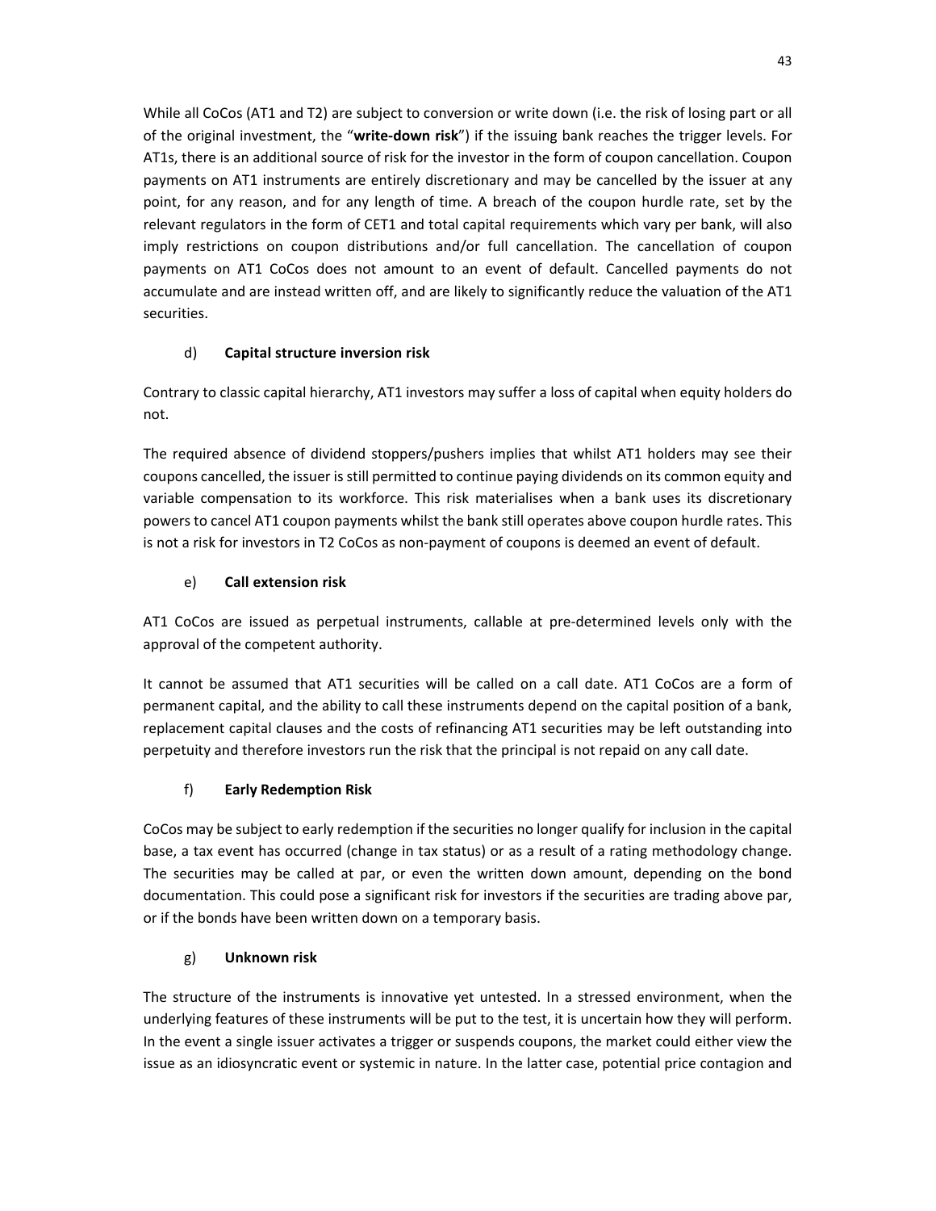While all CoCos (AT1 and T2) are subject to conversion or write down (i.e. the risk of losing part or all of the original investment, the "**write-down risk**") if the issuing bank reaches the trigger levels. For AT1s, there is an additional source of risk for the investor in the form of coupon cancellation. Coupon payments on AT1 instruments are entirely discretionary and may be cancelled by the issuer at any point, for any reason, and for any length of time. A breach of the coupon hurdle rate, set by the relevant regulators in the form of CET1 and total capital requirements which vary per bank, will also imply restrictions on coupon distributions and/or full cancellation. The cancellation of coupon payments on AT1 CoCos does not amount to an event of default. Cancelled payments do not accumulate and are instead written off, and are likely to significantly reduce the valuation of the AT1 securities.

d) **Capital structure inversion risk**

Contrary to classic capital hierarchy, AT1 investors may suffer a loss of capital when equity holders do not.

The required absence of dividend stoppers/pushers implies that whilst AT1 holders may see their coupons cancelled, the issuer is still permitted to continue paying dividends on its common equity and variable compensation to its workforce. This risk materialises when a bank uses its discretionary powers to cancel AT1 coupon payments whilst the bank still operates above coupon hurdle rates. This is not a risk for investors in T2 CoCos as non-payment of coupons is deemed an event of default.

e) **Call extension risk**

AT1 CoCos are issued as perpetual instruments, callable at pre-determined levels only with the approval of the competent authority.

It cannot be assumed that AT1 securities will be called on a call date. AT1 CoCos are a form of permanent capital, and the ability to call these instruments depend on the capital position of a bank, replacement capital clauses and the costs of refinancing AT1 securities may be left outstanding into perpetuity and therefore investors run the risk that the principal is not repaid on any call date.

f) **Early Redemption Risk**

CoCos may be subject to early redemption if the securities no longer qualify for inclusion in the capital base, a tax event has occurred (change in tax status) or as a result of a rating methodology change. The securities may be called at par, or even the written down amount, depending on the bond documentation. This could pose a significant risk for investors if the securities are trading above par, or if the bonds have been written down on a temporary basis.

g) **Unknown risk**

The structure of the instruments is innovative yet untested. In a stressed environment, when the underlying features of these instruments will be put to the test, it is uncertain how they will perform. In the event a single issuer activates a trigger or suspends coupons, the market could either view the issue as an idiosyncratic event or systemic in nature. In the latter case, potential price contagion and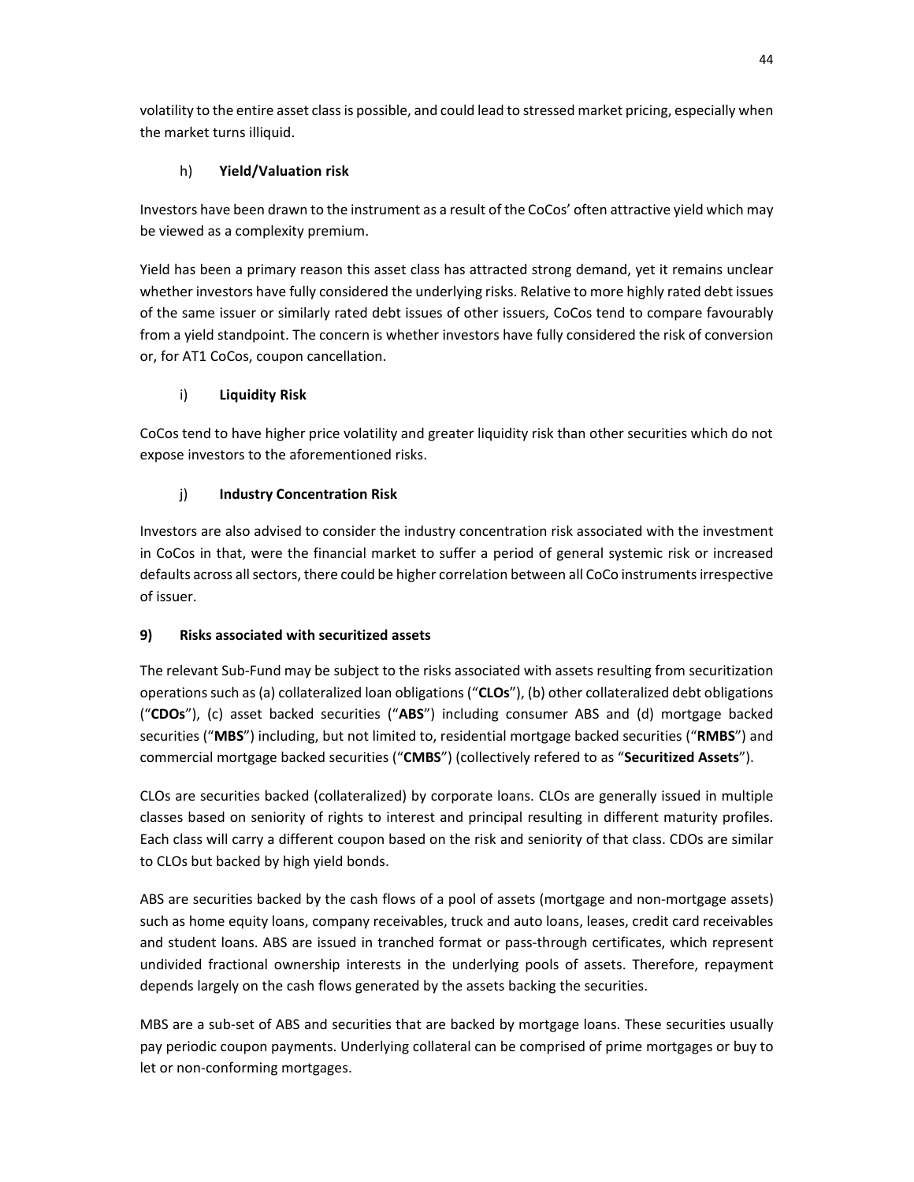volatility to the entire asset class is possible, and could lead to stressed market pricing, especially when the market turns illiquid.

#### h) **Yield/Valuation risk**

Investors have been drawn to the instrument as a result of the CoCos' often attractive yield which may be viewed as a complexity premium.

Yield has been a primary reason this asset class has attracted strong demand, yet it remains unclear whether investors have fully considered the underlying risks. Relative to more highly rated debt issues of the same issuer or similarly rated debt issues of other issuers, CoCos tend to compare favourably from a yield standpoint. The concern is whether investors have fully considered the risk of conversion or, for AT1 CoCos, coupon cancellation.

#### i) **Liquidity Risk**

CoCos tend to have higher price volatility and greater liquidity risk than other securities which do not expose investors to the aforementioned risks.

#### j) **Industry Concentration Risk**

Investors are also advised to consider the industry concentration risk associated with the investment in CoCos in that, were the financial market to suffer a period of general systemic risk or increased defaults across all sectors, there could be higher correlation between all CoCo instruments irrespective of issuer.

### 9) **Risks associated with securitized assets**

The relevant Sub-Fund may be subject to the risks associated with assets resulting from securitization operations such as (a) collateralized loan obligations ("**CLOs**"), (b) other collateralized debt obligations ("**CDOs**"), (c) asset backed securities ("**ABS**") including consumer ABS and (d) mortgage backed securities ("**MBS**") including, but not limited to, residential mortgage backed securities ("**RMBS**") and commercial mortgage backed securities ("**CMBS**") (collectively refered to as "**Securitized Assets**").

CLOs are securities backed (collateralized) by corporate loans. CLOs are generally issued in multiple classes based on seniority of rights to interest and principal resulting in different maturity profiles. Each class will carry a different coupon based on the risk and seniority of that class. CDOs are similar to CLOs but backed by high yield bonds.

ABS are securities backed by the cash flows of a pool of assets (mortgage and non-mortgage assets) such as home equity loans, company receivables, truck and auto loans, leases, credit card receivables and student loans. ABS are issued in tranched format or pass-through certificates, which represent undivided fractional ownership interests in the underlying pools of assets. Therefore, repayment depends largely on the cash flows generated by the assets backing the securities.

MBS are a sub-set of ABS and securities that are backed by mortgage loans. These securities usually pay periodic coupon payments. Underlying collateral can be comprised of prime mortgages or buy to let or non-conforming mortgages.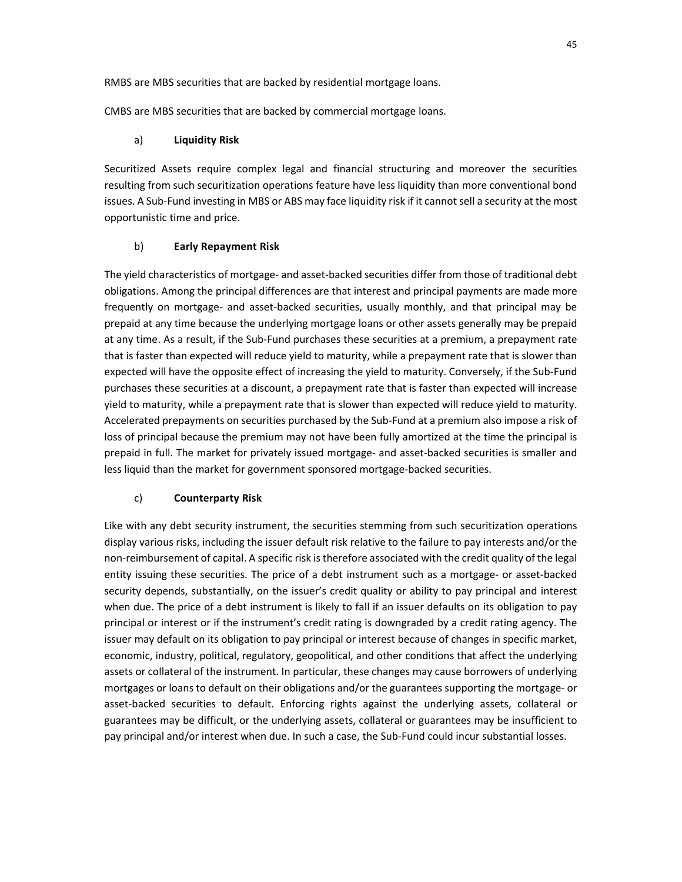RMBS are MBS securities that are backed by residential mortgage loans.

CMBS are MBS securities that are backed by commercial mortgage loans.

a) **Liquidity Risk**

Securitized Assets require complex legal and financial structuring and moreover the securities resulting from such securitization operations feature have less liquidity than more conventional bond issues. A Sub-Fund investing in MBS or ABS may face liquidity risk if it cannot sell a security at the most opportunistic time and price.

b) **Early Repayment Risk**

The yield characteristics of mortgage- and asset-backed securities differ from those of traditional debt obligations. Among the principal differences are that interest and principal payments are made more frequently on mortgage- and asset-backed securities, usually monthly, and that principal may be prepaid at any time because the underlying mortgage loans or other assets generally may be prepaid at any time. As a result, if the Sub-Fund purchases these securities at a premium, a prepayment rate that is faster than expected will reduce yield to maturity, while a prepayment rate that is slower than expected will have the opposite effect of increasing the yield to maturity. Conversely, if the Sub-Fund purchases these securities at a discount, a prepayment rate that is faster than expected will increase yield to maturity, while a prepayment rate that is slower than expected will reduce yield to maturity. Accelerated prepayments on securities purchased by the Sub-Fund at a premium also impose a risk of loss of principal because the premium may not have been fully amortized at the time the principal is prepaid in full. The market for privately issued mortgage- and asset-backed securities is smaller and less liquid than the market for government sponsored mortgage-backed securities.

c) **Counterparty Risk**

Like with any debt security instrument, the securities stemming from such securitization operations display various risks, including the issuer default risk relative to the failure to pay interests and/or the non-reimbursement of capital. A specific risk is therefore associated with the credit quality of the legal entity issuing these securities. The price of a debt instrument such as a mortgage- or asset-backed security depends, substantially, on the issuer's credit quality or ability to pay principal and interest when due. The price of a debt instrument is likely to fall if an issuer defaults on its obligation to pay principal or interest or if the instrument's credit rating is downgraded by a credit rating agency. The issuer may default on its obligation to pay principal or interest because of changes in specific market, economic, industry, political, regulatory, geopolitical, and other conditions that affect the underlying assets or collateral of the instrument. In particular, these changes may cause borrowers of underlying mortgages or loans to default on their obligations and/or the guarantees supporting the mortgage- or asset-backed securities to default. Enforcing rights against the underlying assets, collateral or guarantees may be difficult, or the underlying assets, collateral or guarantees may be insufficient to pay principal and/or interest when due. In such a case, the Sub-Fund could incur substantial losses.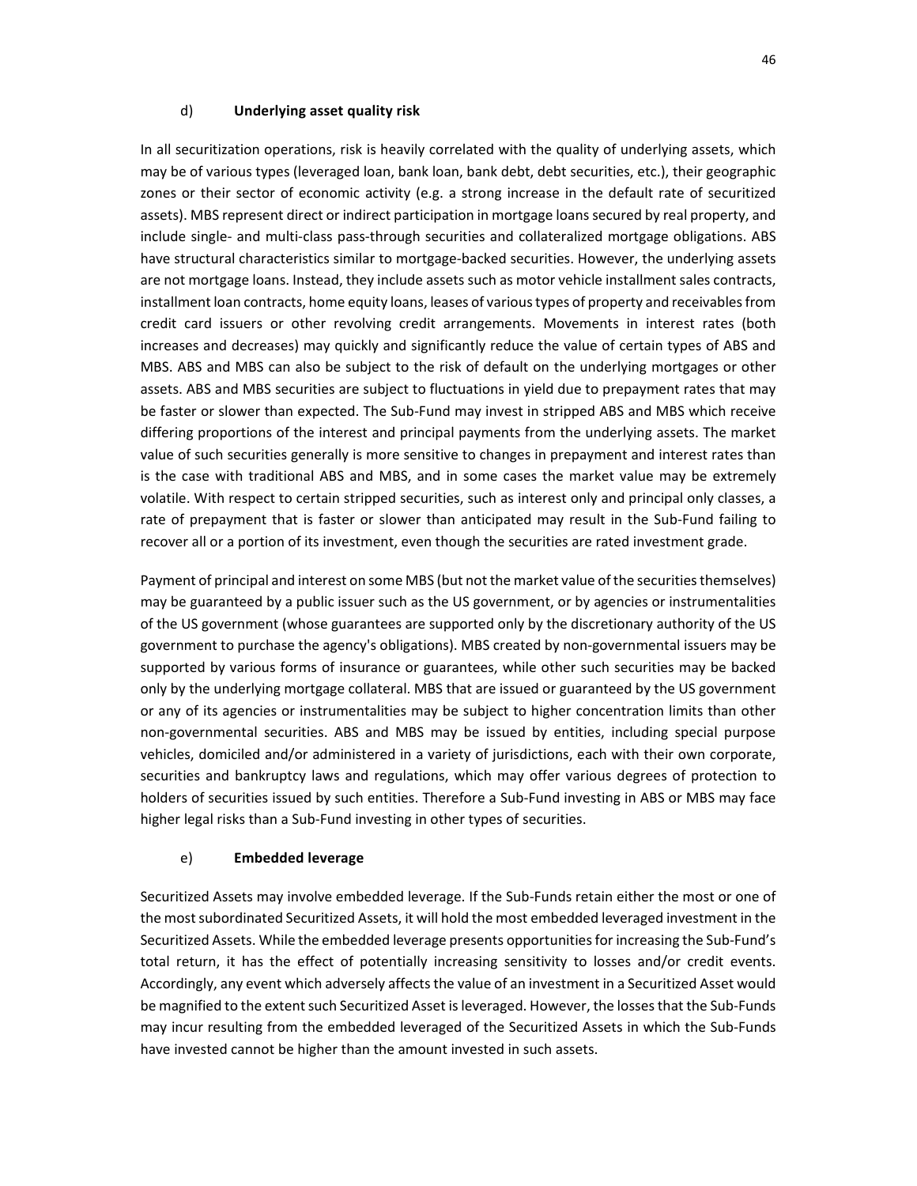#### d) **Underlying asset quality risk**

In all securitization operations, risk is heavily correlated with the quality of underlying assets, which may be of various types (leveraged loan, bank loan, bank debt, debt securities, etc.), their geographic zones or their sector of economic activity (e.g. a strong increase in the default rate of securitized assets). MBS represent direct or indirect participation in mortgage loans secured by real property, and include single- and multi-class pass-through securities and collateralized mortgage obligations. ABS have structural characteristics similar to mortgage-backed securities. However, the underlying assets are not mortgage loans. Instead, they include assets such as motor vehicle installment sales contracts, installment loan contracts, home equity loans, leases of various types of property and receivables from credit card issuers or other revolving credit arrangements. Movements in interest rates (both increases and decreases) may quickly and significantly reduce the value of certain types of ABS and MBS. ABS and MBS can also be subject to the risk of default on the underlying mortgages or other assets. ABS and MBS securities are subject to fluctuations in yield due to prepayment rates that may be faster or slower than expected. The Sub-Fund may invest in stripped ABS and MBS which receive differing proportions of the interest and principal payments from the underlying assets. The market value of such securities generally is more sensitive to changes in prepayment and interest rates than is the case with traditional ABS and MBS, and in some cases the market value may be extremely volatile. With respect to certain stripped securities, such as interest only and principal only classes, a rate of prepayment that is faster or slower than anticipated may result in the Sub-Fund failing to recover all or a portion of its investment, even though the securities are rated investment grade.

Payment of principal and interest on some MBS (but not the market value of the securities themselves) may be guaranteed by a public issuer such as the US government, or by agencies or instrumentalities of the US government (whose guarantees are supported only by the discretionary authority of the US government to purchase the agency's obligations). MBS created by non-governmental issuers may be supported by various forms of insurance or guarantees, while other such securities may be backed only by the underlying mortgage collateral. MBS that are issued or guaranteed by the US government or any of its agencies or instrumentalities may be subject to higher concentration limits than other non-governmental securities. ABS and MBS may be issued by entities, including special purpose vehicles, domiciled and/or administered in a variety of jurisdictions, each with their own corporate, securities and bankruptcy laws and regulations, which may offer various degrees of protection to holders of securities issued by such entities. Therefore a Sub-Fund investing in ABS or MBS may face higher legal risks than a Sub-Fund investing in other types of securities.

#### e) **Embedded leverage**

Securitized Assets may involve embedded leverage. If the Sub-Funds retain either the most or one of the most subordinated Securitized Assets, it will hold the most embedded leveraged investment in the Securitized Assets. While the embedded leverage presents opportunities for increasing the Sub-Fund's total return, it has the effect of potentially increasing sensitivity to losses and/or credit events. Accordingly, any event which adversely affects the value of an investment in a Securitized Asset would be magnified to the extent such Securitized Asset is leveraged. However, the losses that the Sub-Funds may incur resulting from the embedded leveraged of the Securitized Assets in which the Sub-Funds have invested cannot be higher than the amount invested in such assets.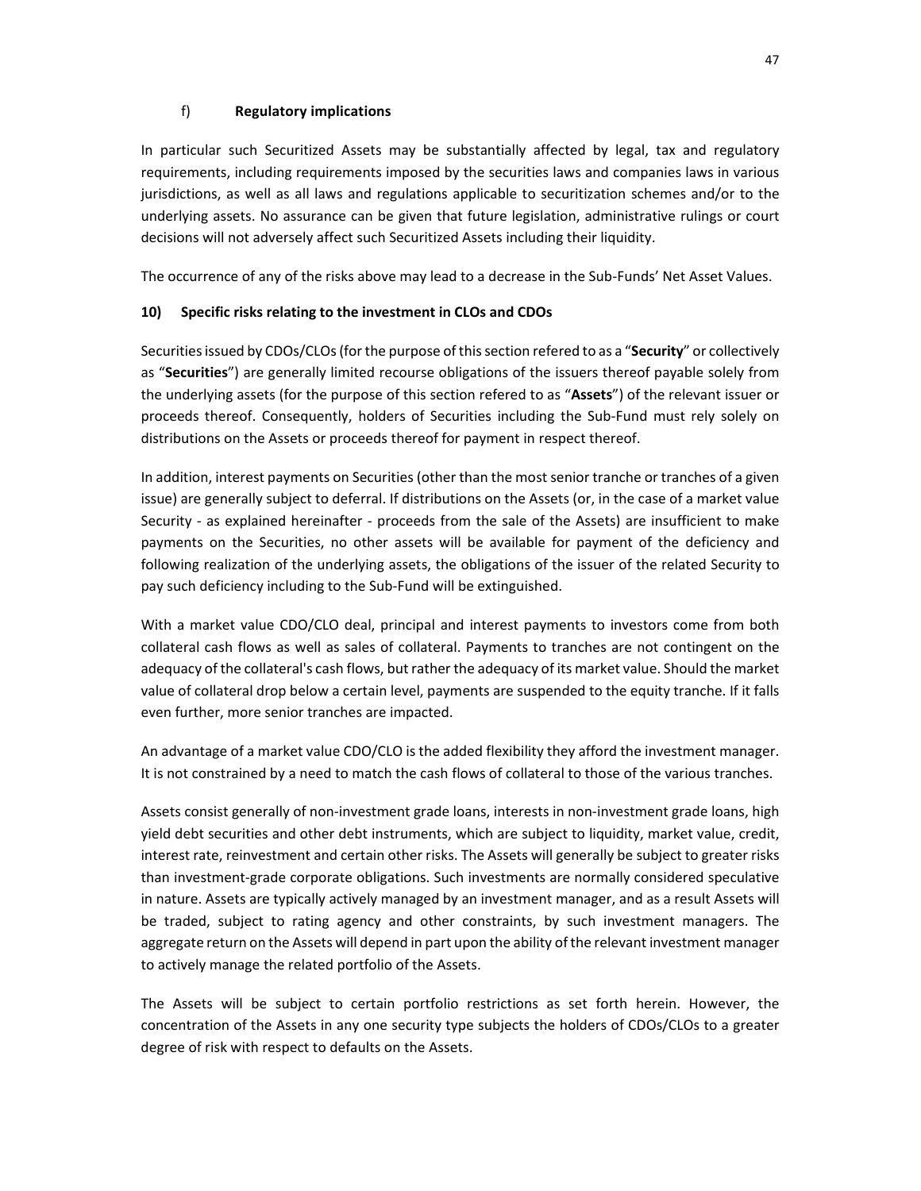#### f) **Regulatory implications**

In particular such Securitized Assets may be substantially affected by legal, tax and regulatory requirements, including requirements imposed by the securities laws and companies laws in various jurisdictions, as well as all laws and regulations applicable to securitization schemes and/or to the underlying assets. No assurance can be given that future legislation, administrative rulings or court decisions will not adversely affect such Securitized Assets including their liquidity.

The occurrence of any of the risks above may lead to a decrease in the Sub-Funds' Net Asset Values.

### 10) Specific risks relating to the investment in CLOs and CDOs

Securities issued by CDOs/CLOs (for the purpose of this section refered to as a "**Security**" or collectively as "**Securities**") are generally limited recourse obligations of the issuers thereof payable solely from the underlying assets (for the purpose of this section refered to as "**Assets**") of the relevant issuer or proceeds thereof. Consequently, holders of Securities including the Sub-Fund must rely solely on distributions on the Assets or proceeds thereof for payment in respect thereof.

In addition, interest payments on Securities (other than the most senior tranche or tranches of a given issue) are generally subject to deferral. If distributions on the Assets (or, in the case of a market value Security - as explained hereinafter - proceeds from the sale of the Assets) are insufficient to make payments on the Securities, no other assets will be available for payment of the deficiency and following realization of the underlying assets, the obligations of the issuer of the related Security to pay such deficiency including to the Sub-Fund will be extinguished.

With a market value CDO/CLO deal, principal and interest payments to investors come from both collateral cash flows as well as sales of collateral. Payments to tranches are not contingent on the adequacy of the collateral's cash flows, but rather the adequacy of its market value. Should the market value of collateral drop below a certain level, payments are suspended to the equity tranche. If it falls even further, more senior tranches are impacted.

An advantage of a market value CDO/CLO is the added flexibility they afford the investment manager. It is not constrained by a need to match the cash flows of collateral to those of the various tranches.

Assets consist generally of non-investment grade loans, interests in non-investment grade loans, high yield debt securities and other debt instruments, which are subject to liquidity, market value, credit, interest rate, reinvestment and certain other risks. The Assets will generally be subject to greater risks than investment-grade corporate obligations. Such investments are normally considered speculative in nature. Assets are typically actively managed by an investment manager, and as a result Assets will be traded, subject to rating agency and other constraints, by such investment managers. The aggregate return on the Assets will depend in part upon the ability of the relevant investment manager to actively manage the related portfolio of the Assets.

The Assets will be subject to certain portfolio restrictions as set forth herein. However, the concentration of the Assets in any one security type subjects the holders of CDOs/CLOs to a greater degree of risk with respect to defaults on the Assets.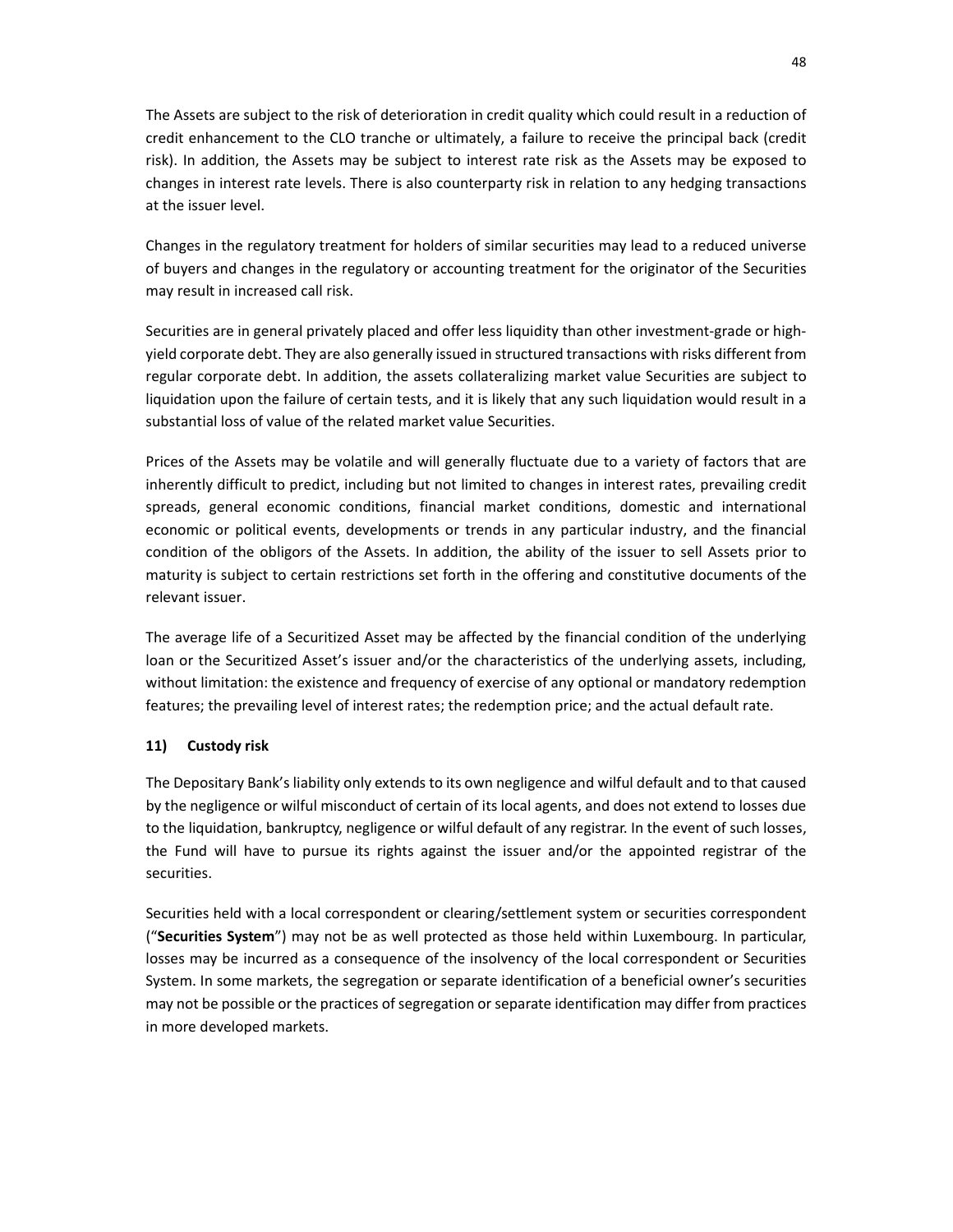The Assets are subject to the risk of deterioration in credit quality which could result in a reduction of credit enhancement to the CLO tranche or ultimately, a failure to receive the principal back (credit risk). In addition, the Assets may be subject to interest rate risk as the Assets may be exposed to changes in interest rate levels. There is also counterparty risk in relation to any hedging transactions at the issuer level.

Changes in the regulatory treatment for holders of similar securities may lead to a reduced universe of buyers and changes in the regulatory or accounting treatment for the originator of the Securities may result in increased call risk.

Securities are in general privately placed and offer less liquidity than other investment-grade or high-yield corporate debt. They are also generally issued in structured transactions with risks different from regular corporate debt. In addition, the assets collateralizing market value Securities are subject to liquidation upon the failure of certain tests, and it is likely that any such liquidation would result in a substantial loss of value of the related market value Securities.

Prices of the Assets may be volatile and will generally fluctuate due to a variety of factors that are inherently difficult to predict, including but not limited to changes in interest rates, prevailing credit spreads, general economic conditions, financial market conditions, domestic and international economic or political events, developments or trends in any particular industry, and the financial condition of the obligors of the Assets. In addition, the ability of the issuer to sell Assets prior to maturity is subject to certain restrictions set forth in the offering and constitutive documents of the relevant issuer.

The average life of a Securitized Asset may be affected by the financial condition of the underlying loan or the Securitized Asset's issuer and/or the characteristics of the underlying assets, including, without limitation: the existence and frequency of exercise of any optional or mandatory redemption features; the prevailing level of interest rates; the redemption price; and the actual default rate.

### 11) Custody risk

The Depositary Bank's liability only extends to its own negligence and wilful default and to that caused by the negligence or wilful misconduct of certain of its local agents, and does not extend to losses due to the liquidation, bankruptcy, negligence or wilful default of any registrar. In the event of such losses, the Fund will have to pursue its rights against the issuer and/or the appointed registrar of the securities.

Securities held with a local correspondent or clearing/settlement system or securities correspondent ("**Securities System**") may not be as well protected as those held within Luxembourg. In particular, losses may be incurred as a consequence of the insolvency of the local correspondent or Securities System. In some markets, the segregation or separate identification of a beneficial owner's securities may not be possible or the practices of segregation or separate identification may differ from practices in more developed markets.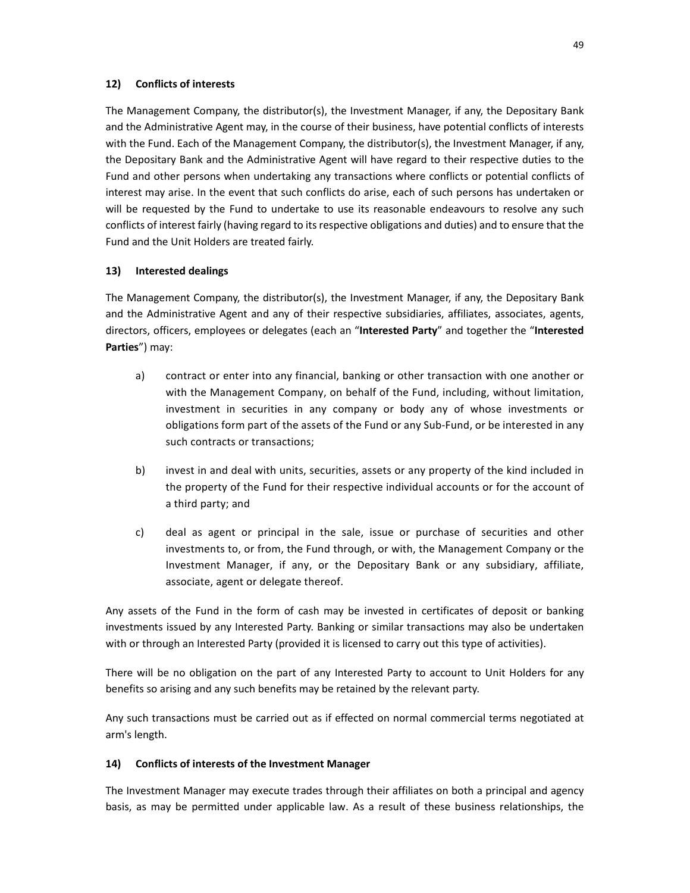### 12) Conflicts of interests

The Management Company, the distributor(s), the Investment Manager, if any, the Depositary Bank and the Administrative Agent may, in the course of their business, have potential conflicts of interests with the Fund. Each of the Management Company, the distributor(s), the Investment Manager, if any, the Depositary Bank and the Administrative Agent will have regard to their respective duties to the Fund and other persons when undertaking any transactions where conflicts or potential conflicts of interest may arise. In the event that such conflicts do arise, each of such persons has undertaken or will be requested by the Fund to undertake to use its reasonable endeavours to resolve any such conflicts of interest fairly (having regard to its respective obligations and duties) and to ensure that the Fund and the Unit Holders are treated fairly.

### 13) Interested dealings

The Management Company, the distributor(s), the Investment Manager, if any, the Depositary Bank and the Administrative Agent and any of their respective subsidiaries, affiliates, associates, agents, directors, officers, employees or delegates (each an "**Interested Party**" and together the "**Interested Parties**") may:

a) contract or enter into any financial, banking or other transaction with one another or with the Management Company, on behalf of the Fund, including, without limitation, investment in securities in any company or body any of whose investments or obligations form part of the assets of the Fund or any Sub-Fund, or be interested in any such contracts or transactions;

b) invest in and deal with units, securities, assets or any property of the kind included in the property of the Fund for their respective individual accounts or for the account of a third party; and

c) deal as agent or principal in the sale, issue or purchase of securities and other investments to, or from, the Fund through, or with, the Management Company or the Investment Manager, if any, or the Depositary Bank or any subsidiary, affiliate, associate, agent or delegate thereof.

Any assets of the Fund in the form of cash may be invested in certificates of deposit or banking investments issued by any Interested Party. Banking or similar transactions may also be undertaken with or through an Interested Party (provided it is licensed to carry out this type of activities).

There will be no obligation on the part of any Interested Party to account to Unit Holders for any benefits so arising and any such benefits may be retained by the relevant party.

Any such transactions must be carried out as if effected on normal commercial terms negotiated at arm's length.

### 14) Conflicts of interests of the Investment Manager

The Investment Manager may execute trades through their affiliates on both a principal and agency basis, as may be permitted under applicable law. As a result of these business relationships, the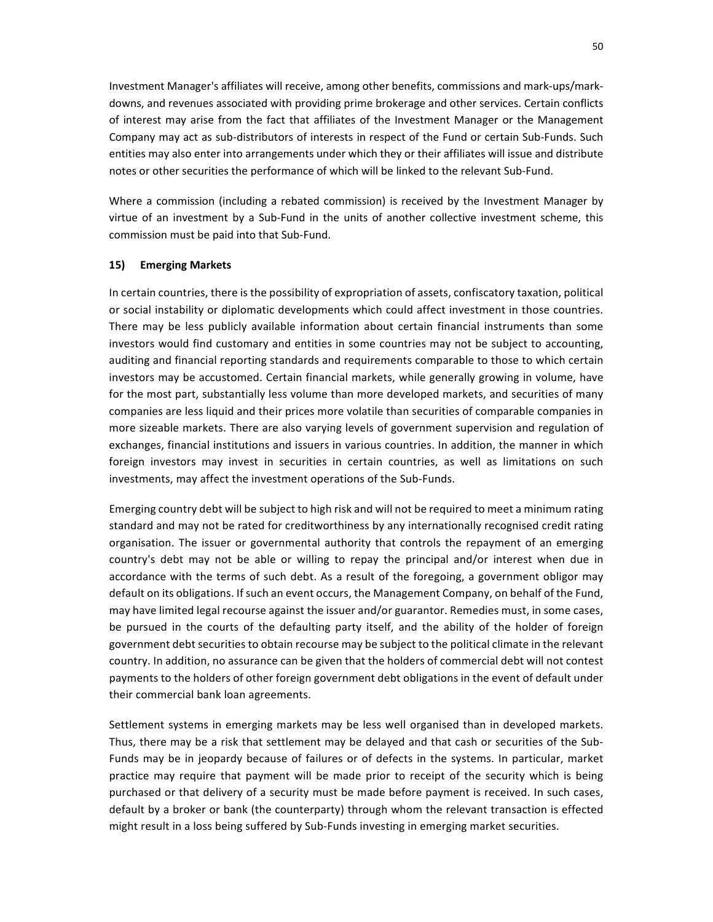Investment Manager's affiliates will receive, among other benefits, commissions and mark-ups/mark-downs, and revenues associated with providing prime brokerage and other services. Certain conflicts of interest may arise from the fact that affiliates of the Investment Manager or the Management Company may act as sub-distributors of interests in respect of the Fund or certain Sub-Funds. Such entities may also enter into arrangements under which they or their affiliates will issue and distribute notes or other securities the performance of which will be linked to the relevant Sub-Fund.

Where a commission (including a rebated commission) is received by the Investment Manager by virtue of an investment by a Sub-Fund in the units of another collective investment scheme, this commission must be paid into that Sub-Fund.

**15) Emerging Markets**

In certain countries, there is the possibility of expropriation of assets, confiscatory taxation, political or social instability or diplomatic developments which could affect investment in those countries. There may be less publicly available information about certain financial instruments than some investors would find customary and entities in some countries may not be subject to accounting, auditing and financial reporting standards and requirements comparable to those to which certain investors may be accustomed. Certain financial markets, while generally growing in volume, have for the most part, substantially less volume than more developed markets, and securities of many companies are less liquid and their prices more volatile than securities of comparable companies in more sizeable markets. There are also varying levels of government supervision and regulation of exchanges, financial institutions and issuers in various countries. In addition, the manner in which foreign investors may invest in securities in certain countries, as well as limitations on such investments, may affect the investment operations of the Sub-Funds.

Emerging country debt will be subject to high risk and will not be required to meet a minimum rating standard and may not be rated for creditworthiness by any internationally recognised credit rating organisation. The issuer or governmental authority that controls the repayment of an emerging country's debt may not be able or willing to repay the principal and/or interest when due in accordance with the terms of such debt. As a result of the foregoing, a government obligor may default on its obligations. If such an event occurs, the Management Company, on behalf of the Fund, may have limited legal recourse against the issuer and/or guarantor. Remedies must, in some cases, be pursued in the courts of the defaulting party itself, and the ability of the holder of foreign government debt securities to obtain recourse may be subject to the political climate in the relevant country. In addition, no assurance can be given that the holders of commercial debt will not contest payments to the holders of other foreign government debt obligations in the event of default under their commercial bank loan agreements.

Settlement systems in emerging markets may be less well organised than in developed markets. Thus, there may be a risk that settlement may be delayed and that cash or securities of the Sub-Funds may be in jeopardy because of failures or of defects in the systems. In particular, market practice may require that payment will be made prior to receipt of the security which is being purchased or that delivery of a security must be made before payment is received. In such cases, default by a broker or bank (the counterparty) through whom the relevant transaction is effected might result in a loss being suffered by Sub-Funds investing in emerging market securities.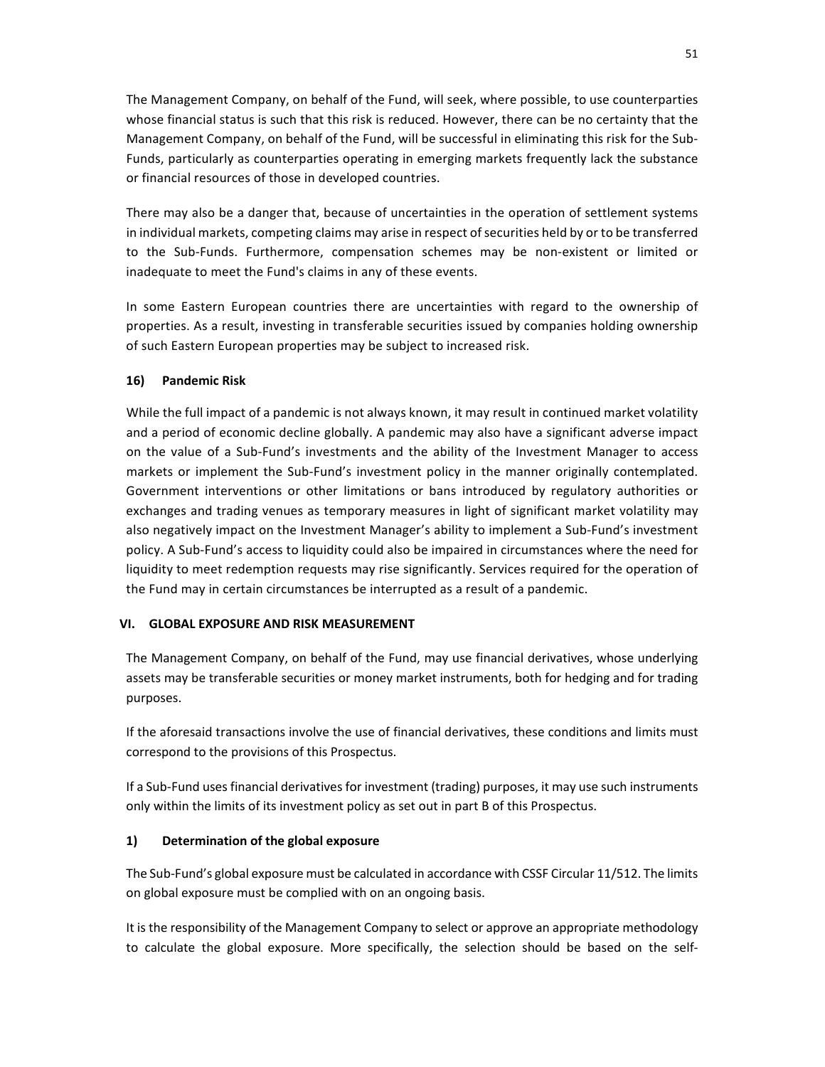The Management Company, on behalf of the Fund, will seek, where possible, to use counterparties whose financial status is such that this risk is reduced. However, there can be no certainty that the Management Company, on behalf of the Fund, will be successful in eliminating this risk for the Sub-Funds, particularly as counterparties operating in emerging markets frequently lack the substance or financial resources of those in developed countries.

There may also be a danger that, because of uncertainties in the operation of settlement systems in individual markets, competing claims may arise in respect of securities held by or to be transferred to the Sub-Funds. Furthermore, compensation schemes may be non-existent or limited or inadequate to meet the Fund's claims in any of these events.

In some Eastern European countries there are uncertainties with regard to the ownership of properties. As a result, investing in transferable securities issued by companies holding ownership of such Eastern European properties may be subject to increased risk.

#### 16) Pandemic Risk

While the full impact of a pandemic is not always known, it may result in continued market volatility and a period of economic decline globally. A pandemic may also have a significant adverse impact on the value of a Sub-Fund's investments and the ability of the Investment Manager to access markets or implement the Sub-Fund's investment policy in the manner originally contemplated. Government interventions or other limitations or bans introduced by regulatory authorities or exchanges and trading venues as temporary measures in light of significant market volatility may also negatively impact on the Investment Manager's ability to implement a Sub-Fund's investment policy. A Sub-Fund's access to liquidity could also be impaired in circumstances where the need for liquidity to meet redemption requests may rise significantly. Services required for the operation of the Fund may in certain circumstances be interrupted as a result of a pandemic.

## VI. GLOBAL EXPOSURE AND RISK MEASUREMENT

The Management Company, on behalf of the Fund, may use financial derivatives, whose underlying assets may be transferable securities or money market instruments, both for hedging and for trading purposes.

If the aforesaid transactions involve the use of financial derivatives, these conditions and limits must correspond to the provisions of this Prospectus.

If a Sub-Fund uses financial derivatives for investment (trading) purposes, it may use such instruments only within the limits of its investment policy as set out in part B of this Prospectus.

#### 1) Determination of the global exposure

The Sub-Fund's global exposure must be calculated in accordance with CSSF Circular 11/512. The limits on global exposure must be complied with on an ongoing basis.

It is the responsibility of the Management Company to select or approve an appropriate methodology to calculate the global exposure. More specifically, the selection should be based on the self-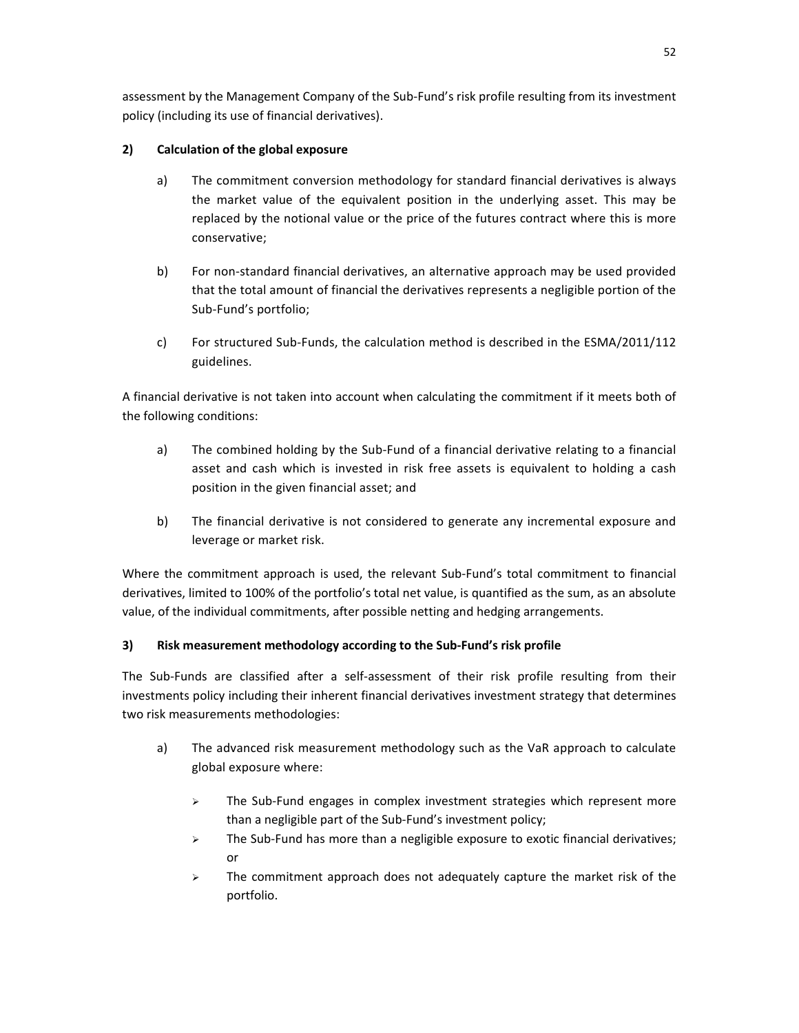assessment by the Management Company of the Sub-Fund's risk profile resulting from its investment policy (including its use of financial derivatives).

**2) Calculation of the global exposure**

a) The commitment conversion methodology for standard financial derivatives is always the market value of the equivalent position in the underlying asset. This may be replaced by the notional value or the price of the futures contract where this is more conservative;

b) For non-standard financial derivatives, an alternative approach may be used provided that the total amount of financial the derivatives represents a negligible portion of the Sub-Fund's portfolio;

c) For structured Sub-Funds, the calculation method is described in the ESMA/2011/112 guidelines.

A financial derivative is not taken into account when calculating the commitment if it meets both of the following conditions:

a) The combined holding by the Sub-Fund of a financial derivative relating to a financial asset and cash which is invested in risk free assets is equivalent to holding a cash position in the given financial asset; and

b) The financial derivative is not considered to generate any incremental exposure and leverage or market risk.

Where the commitment approach is used, the relevant Sub-Fund's total commitment to financial derivatives, limited to 100% of the portfolio's total net value, is quantified as the sum, as an absolute value, of the individual commitments, after possible netting and hedging arrangements.

**3) Risk measurement methodology according to the Sub-Fund's risk profile**

The Sub-Funds are classified after a self-assessment of their risk profile resulting from their investments policy including their inherent financial derivatives investment strategy that determines two risk measurements methodologies:

a) The advanced risk measurement methodology such as the VaR approach to calculate global exposure where:

- The Sub-Fund engages in complex investment strategies which represent more than a negligible part of the Sub-Fund's investment policy;
- The Sub-Fund has more than a negligible exposure to exotic financial derivatives; or
- The commitment approach does not adequately capture the market risk of the portfolio.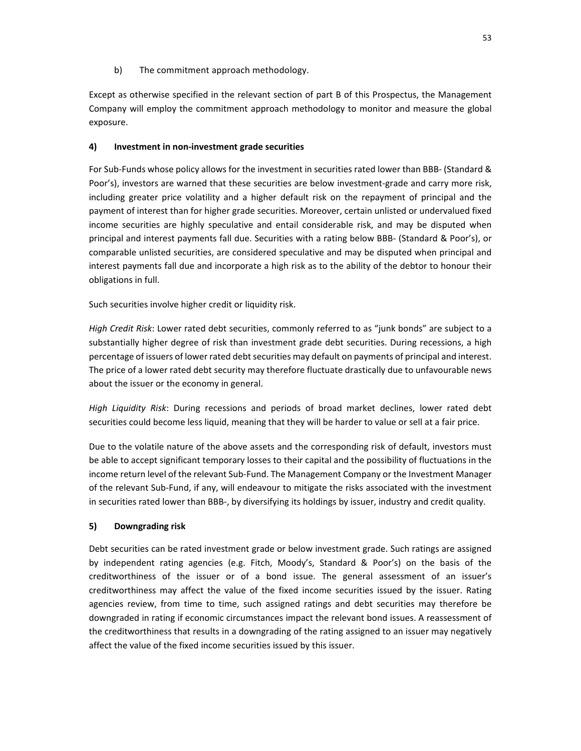b) The commitment approach methodology.

Except as otherwise specified in the relevant section of part B of this Prospectus, the Management Company will employ the commitment approach methodology to monitor and measure the global exposure.

**4) Investment in non-investment grade securities**

For Sub-Funds whose policy allows for the investment in securities rated lower than BBB- (Standard & Poor's), investors are warned that these securities are below investment-grade and carry more risk, including greater price volatility and a higher default risk on the repayment of principal and the payment of interest than for higher grade securities. Moreover, certain unlisted or undervalued fixed income securities are highly speculative and entail considerable risk, and may be disputed when principal and interest payments fall due. Securities with a rating below BBB- (Standard & Poor's), or comparable unlisted securities, are considered speculative and may be disputed when principal and interest payments fall due and incorporate a high risk as to the ability of the debtor to honour their obligations in full.

Such securities involve higher credit or liquidity risk.

*High Credit Risk*: Lower rated debt securities, commonly referred to as "junk bonds" are subject to a substantially higher degree of risk than investment grade debt securities. During recessions, a high percentage of issuers of lower rated debt securities may default on payments of principal and interest. The price of a lower rated debt security may therefore fluctuate drastically due to unfavourable news about the issuer or the economy in general.

*High Liquidity Risk*: During recessions and periods of broad market declines, lower rated debt securities could become less liquid, meaning that they will be harder to value or sell at a fair price.

Due to the volatile nature of the above assets and the corresponding risk of default, investors must be able to accept significant temporary losses to their capital and the possibility of fluctuations in the income return level of the relevant Sub-Fund. The Management Company or the Investment Manager of the relevant Sub-Fund, if any, will endeavour to mitigate the risks associated with the investment in securities rated lower than BBB-, by diversifying its holdings by issuer, industry and credit quality.

**5) Downgrading risk**

Debt securities can be rated investment grade or below investment grade. Such ratings are assigned by independent rating agencies (e.g. Fitch, Moody's, Standard & Poor's) on the basis of the creditworthiness of the issuer or of a bond issue. The general assessment of an issuer's creditworthiness may affect the value of the fixed income securities issued by the issuer. Rating agencies review, from time to time, such assigned ratings and debt securities may therefore be downgraded in rating if economic circumstances impact the relevant bond issues. A reassessment of the creditworthiness that results in a downgrading of the rating assigned to an issuer may negatively affect the value of the fixed income securities issued by this issuer.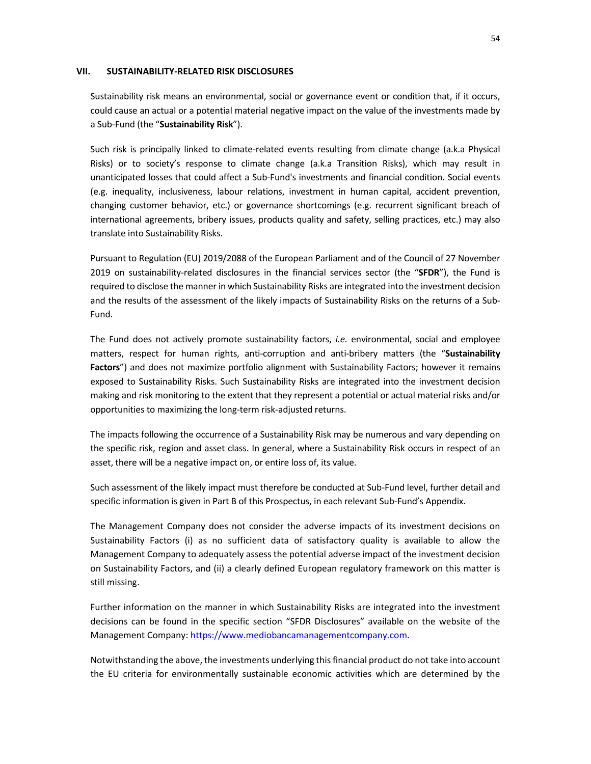## VII. SUSTAINABILITY-RELATED RISK DISCLOSURES

Sustainability risk means an environmental, social or governance event or condition that, if it occurs, could cause an actual or a potential material negative impact on the value of the investments made by a Sub-Fund (the "**Sustainability Risk**").

Such risk is principally linked to climate-related events resulting from climate change (a.k.a Physical Risks) or to society's response to climate change (a.k.a Transition Risks), which may result in unanticipated losses that could affect a Sub-Fund's investments and financial condition. Social events (e.g. inequality, inclusiveness, labour relations, investment in human capital, accident prevention, changing customer behavior, etc.) or governance shortcomings (e.g. recurrent significant breach of international agreements, bribery issues, products quality and safety, selling practices, etc.) may also translate into Sustainability Risks.

Pursuant to Regulation (EU) 2019/2088 of the European Parliament and of the Council of 27 November 2019 on sustainability-related disclosures in the financial services sector (the "**SFDR**"), the Fund is required to disclose the manner in which Sustainability Risks are integrated into the investment decision and the results of the assessment of the likely impacts of Sustainability Risks on the returns of a Sub-Fund.

The Fund does not actively promote sustainability factors, *i.e.* environmental, social and employee matters, respect for human rights, anti-corruption and anti-bribery matters (the "**Sustainability Factors**") and does not maximize portfolio alignment with Sustainability Factors; however it remains exposed to Sustainability Risks. Such Sustainability Risks are integrated into the investment decision making and risk monitoring to the extent that they represent a potential or actual material risks and/or opportunities to maximizing the long-term risk-adjusted returns.

The impacts following the occurrence of a Sustainability Risk may be numerous and vary depending on the specific risk, region and asset class. In general, where a Sustainability Risk occurs in respect of an asset, there will be a negative impact on, or entire loss of, its value.

Such assessment of the likely impact must therefore be conducted at Sub-Fund level, further detail and specific information is given in Part B of this Prospectus, in each relevant Sub-Fund's Appendix.

The Management Company does not consider the adverse impacts of its investment decisions on Sustainability Factors (i) as no sufficient data of satisfactory quality is available to allow the Management Company to adequately assess the potential adverse impact of the investment decision on Sustainability Factors, and (ii) a clearly defined European regulatory framework on this matter is still missing.

Further information on the manner in which Sustainability Risks are integrated into the investment decisions can be found in the specific section "SFDR Disclosures" available on the website of the Management Company: [https://www.mediobancamanagementcompany.com](https://www.mediobancamanagementcompany.com).

Notwithstanding the above, the investments underlying this financial product do not take into account the EU criteria for environmentally sustainable economic activities which are determined by the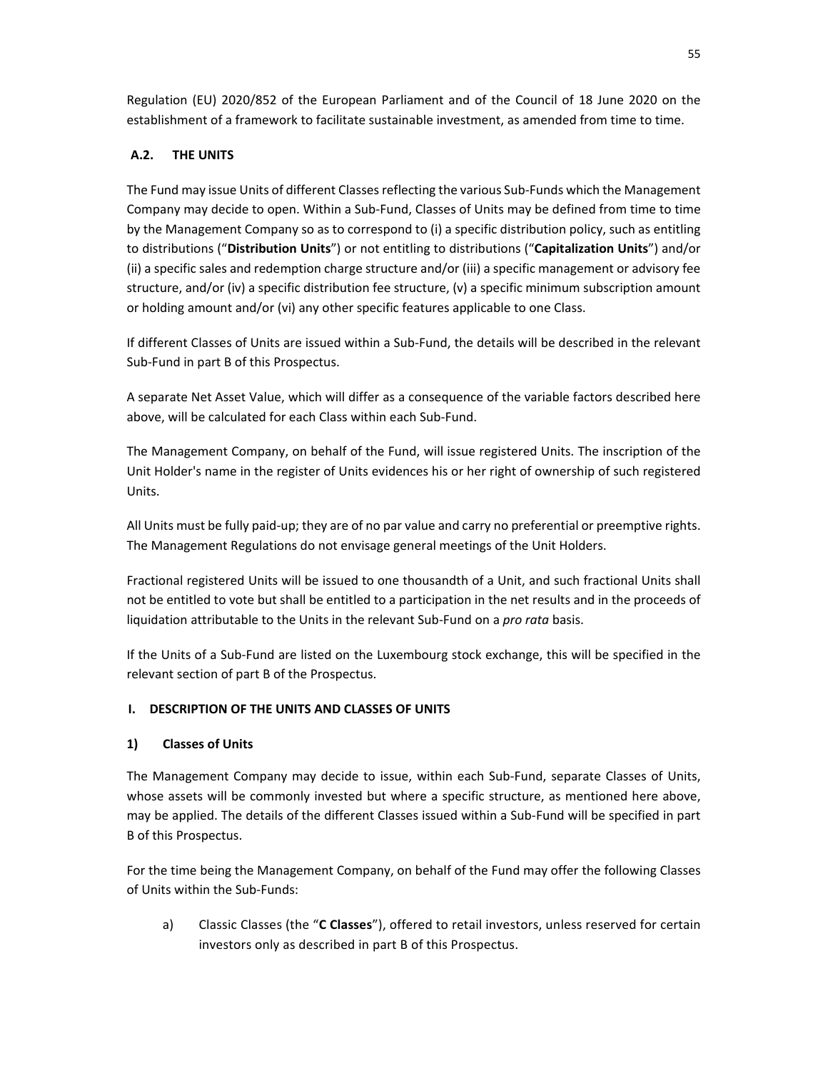Regulation (EU) 2020/852 of the European Parliament and of the Council of 18 June 2020 on the establishment of a framework to facilitate sustainable investment, as amended from time to time.

## A.2. THE UNITS

The Fund may issue Units of different Classes reflecting the various Sub-Funds which the Management Company may decide to open. Within a Sub-Fund, Classes of Units may be defined from time to time by the Management Company so as to correspond to (i) a specific distribution policy, such as entitling to distributions ("**Distribution Units**") or not entitling to distributions ("**Capitalization Units**") and/or (ii) a specific sales and redemption charge structure and/or (iii) a specific management or advisory fee structure, and/or (iv) a specific distribution fee structure, (v) a specific minimum subscription amount or holding amount and/or (vi) any other specific features applicable to one Class.

If different Classes of Units are issued within a Sub-Fund, the details will be described in the relevant Sub-Fund in part B of this Prospectus.

A separate Net Asset Value, which will differ as a consequence of the variable factors described here above, will be calculated for each Class within each Sub-Fund.

The Management Company, on behalf of the Fund, will issue registered Units. The inscription of the Unit Holder's name in the register of Units evidences his or her right of ownership of such registered Units.

All Units must be fully paid-up; they are of no par value and carry no preferential or preemptive rights. The Management Regulations do not envisage general meetings of the Unit Holders.

Fractional registered Units will be issued to one thousandth of a Unit, and such fractional Units shall not be entitled to vote but shall be entitled to a participation in the net results and in the proceeds of liquidation attributable to the Units in the relevant Sub-Fund on a *pro rata* basis.

If the Units of a Sub-Fund are listed on the Luxembourg stock exchange, this will be specified in the relevant section of part B of the Prospectus.

### I. DESCRIPTION OF THE UNITS AND CLASSES OF UNITS

#### 1) Classes of Units

The Management Company may decide to issue, within each Sub-Fund, separate Classes of Units, whose assets will be commonly invested but where a specific structure, as mentioned here above, may be applied. The details of the different Classes issued within a Sub-Fund will be specified in part B of this Prospectus.

For the time being the Management Company, on behalf of the Fund may offer the following Classes of Units within the Sub-Funds:

a) Classic Classes (the "**C Classes**"), offered to retail investors, unless reserved for certain investors only as described in part B of this Prospectus.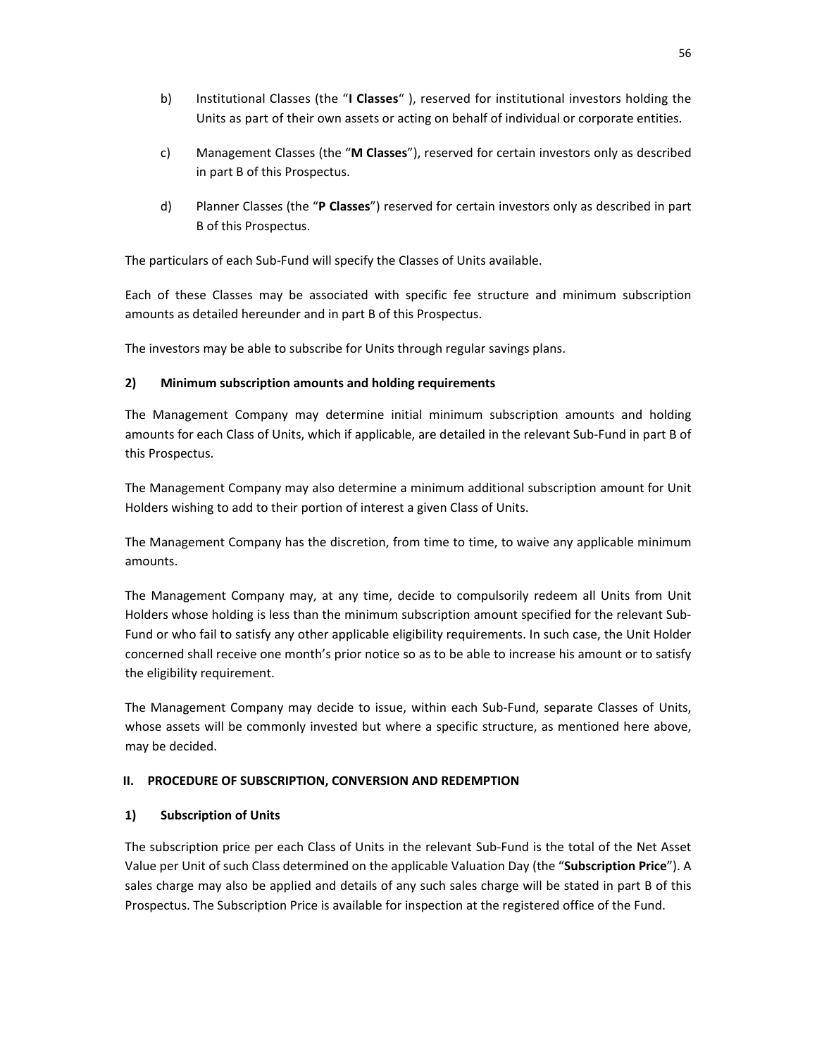b) Institutional Classes (the "**I Classes**" ), reserved for institutional investors holding the Units as part of their own assets or acting on behalf of individual or corporate entities.

c) Management Classes (the "**M Classes**"), reserved for certain investors only as described in part B of this Prospectus.

d) Planner Classes (the "**P Classes**") reserved for certain investors only as described in part B of this Prospectus.

The particulars of each Sub-Fund will specify the Classes of Units available.

Each of these Classes may be associated with specific fee structure and minimum subscription amounts as detailed hereunder and in part B of this Prospectus.

The investors may be able to subscribe for Units through regular savings plans.

### 2) Minimum subscription amounts and holding requirements

The Management Company may determine initial minimum subscription amounts and holding amounts for each Class of Units, which if applicable, are detailed in the relevant Sub-Fund in part B of this Prospectus.

The Management Company may also determine a minimum additional subscription amount for Unit Holders wishing to add to their portion of interest a given Class of Units.

The Management Company has the discretion, from time to time, to waive any applicable minimum amounts.

The Management Company may, at any time, decide to compulsorily redeem all Units from Unit Holders whose holding is less than the minimum subscription amount specified for the relevant Sub-Fund or who fail to satisfy any other applicable eligibility requirements. In such case, the Unit Holder concerned shall receive one month's prior notice so as to be able to increase his amount or to satisfy the eligibility requirement.

The Management Company may decide to issue, within each Sub-Fund, separate Classes of Units, whose assets will be commonly invested but where a specific structure, as mentioned here above, may be decided.

## II. PROCEDURE OF SUBSCRIPTION, CONVERSION AND REDEMPTION

### 1) Subscription of Units

The subscription price per each Class of Units in the relevant Sub-Fund is the total of the Net Asset Value per Unit of such Class determined on the applicable Valuation Day (the "**Subscription Price**"). A sales charge may also be applied and details of any such sales charge will be stated in part B of this Prospectus. The Subscription Price is available for inspection at the registered office of the Fund.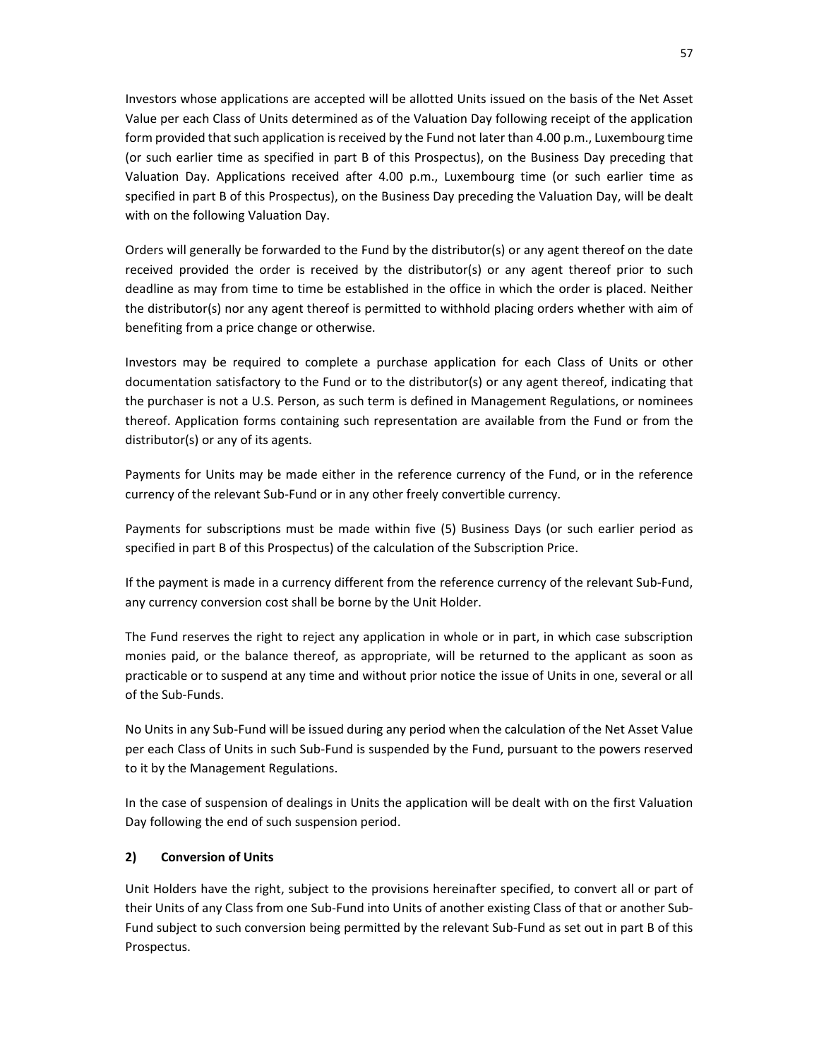Investors whose applications are accepted will be allotted Units issued on the basis of the Net Asset Value per each Class of Units determined as of the Valuation Day following receipt of the application form provided that such application is received by the Fund not later than 4.00 p.m., Luxembourg time (or such earlier time as specified in part B of this Prospectus), on the Business Day preceding that Valuation Day. Applications received after 4.00 p.m., Luxembourg time (or such earlier time as specified in part B of this Prospectus), on the Business Day preceding the Valuation Day, will be dealt with on the following Valuation Day.

Orders will generally be forwarded to the Fund by the distributor(s) or any agent thereof on the date received provided the order is received by the distributor(s) or any agent thereof prior to such deadline as may from time to time be established in the office in which the order is placed. Neither the distributor(s) nor any agent thereof is permitted to withhold placing orders whether with aim of benefiting from a price change or otherwise.

Investors may be required to complete a purchase application for each Class of Units or other documentation satisfactory to the Fund or to the distributor(s) or any agent thereof, indicating that the purchaser is not a U.S. Person, as such term is defined in Management Regulations, or nominees thereof. Application forms containing such representation are available from the Fund or from the distributor(s) or any of its agents.

Payments for Units may be made either in the reference currency of the Fund, or in the reference currency of the relevant Sub-Fund or in any other freely convertible currency.

Payments for subscriptions must be made within five (5) Business Days (or such earlier period as specified in part B of this Prospectus) of the calculation of the Subscription Price.

If the payment is made in a currency different from the reference currency of the relevant Sub-Fund, any currency conversion cost shall be borne by the Unit Holder.

The Fund reserves the right to reject any application in whole or in part, in which case subscription monies paid, or the balance thereof, as appropriate, will be returned to the applicant as soon as practicable or to suspend at any time and without prior notice the issue of Units in one, several or all of the Sub-Funds.

No Units in any Sub-Fund will be issued during any period when the calculation of the Net Asset Value per each Class of Units in such Sub-Fund is suspended by the Fund, pursuant to the powers reserved to it by the Management Regulations.

In the case of suspension of dealings in Units the application will be dealt with on the first Valuation Day following the end of such suspension period.

### 2) Conversion of Units

Unit Holders have the right, subject to the provisions hereinafter specified, to convert all or part of their Units of any Class from one Sub-Fund into Units of another existing Class of that or another Sub-Fund subject to such conversion being permitted by the relevant Sub-Fund as set out in part B of this Prospectus.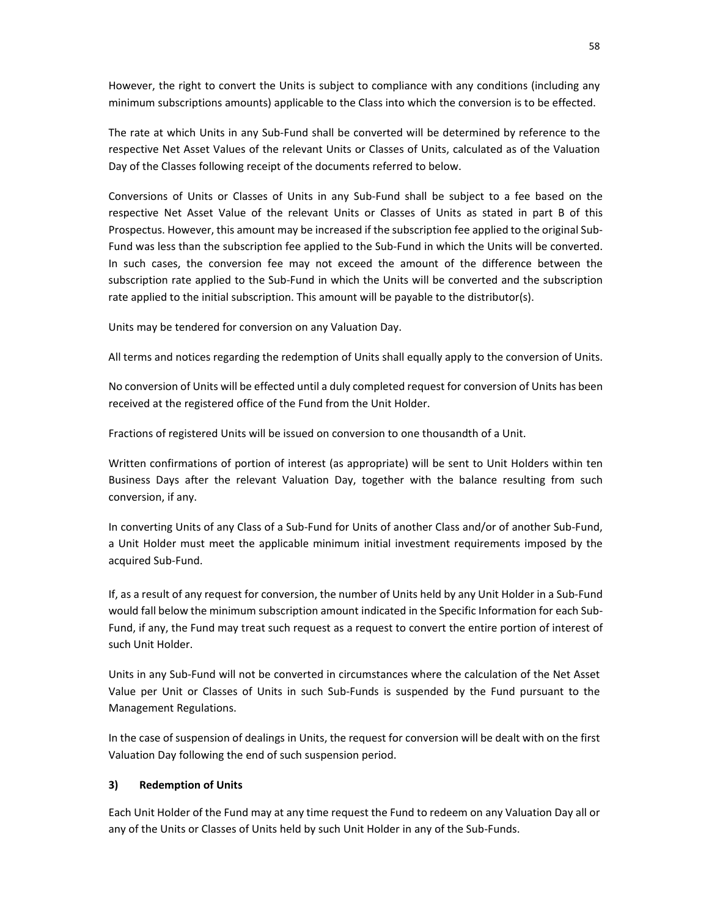However, the right to convert the Units is subject to compliance with any conditions (including any minimum subscriptions amounts) applicable to the Class into which the conversion is to be effected.

The rate at which Units in any Sub-Fund shall be converted will be determined by reference to the respective Net Asset Values of the relevant Units or Classes of Units, calculated as of the Valuation Day of the Classes following receipt of the documents referred to below.

Conversions of Units or Classes of Units in any Sub-Fund shall be subject to a fee based on the respective Net Asset Value of the relevant Units or Classes of Units as stated in part B of this Prospectus. However, this amount may be increased if the subscription fee applied to the original Sub-Fund was less than the subscription fee applied to the Sub-Fund in which the Units will be converted. In such cases, the conversion fee may not exceed the amount of the difference between the subscription rate applied to the Sub-Fund in which the Units will be converted and the subscription rate applied to the initial subscription. This amount will be payable to the distributor(s).

Units may be tendered for conversion on any Valuation Day.

All terms and notices regarding the redemption of Units shall equally apply to the conversion of Units.

No conversion of Units will be effected until a duly completed request for conversion of Units has been received at the registered office of the Fund from the Unit Holder.

Fractions of registered Units will be issued on conversion to one thousandth of a Unit.

Written confirmations of portion of interest (as appropriate) will be sent to Unit Holders within ten Business Days after the relevant Valuation Day, together with the balance resulting from such conversion, if any.

In converting Units of any Class of a Sub-Fund for Units of another Class and/or of another Sub-Fund, a Unit Holder must meet the applicable minimum initial investment requirements imposed by the acquired Sub-Fund.

If, as a result of any request for conversion, the number of Units held by any Unit Holder in a Sub-Fund would fall below the minimum subscription amount indicated in the Specific Information for each Sub-Fund, if any, the Fund may treat such request as a request to convert the entire portion of interest of such Unit Holder.

Units in any Sub-Fund will not be converted in circumstances where the calculation of the Net Asset Value per Unit or Classes of Units in such Sub-Funds is suspended by the Fund pursuant to the Management Regulations.

In the case of suspension of dealings in Units, the request for conversion will be dealt with on the first Valuation Day following the end of such suspension period.

### 3) Redemption of Units

Each Unit Holder of the Fund may at any time request the Fund to redeem on any Valuation Day all or any of the Units or Classes of Units held by such Unit Holder in any of the Sub-Funds.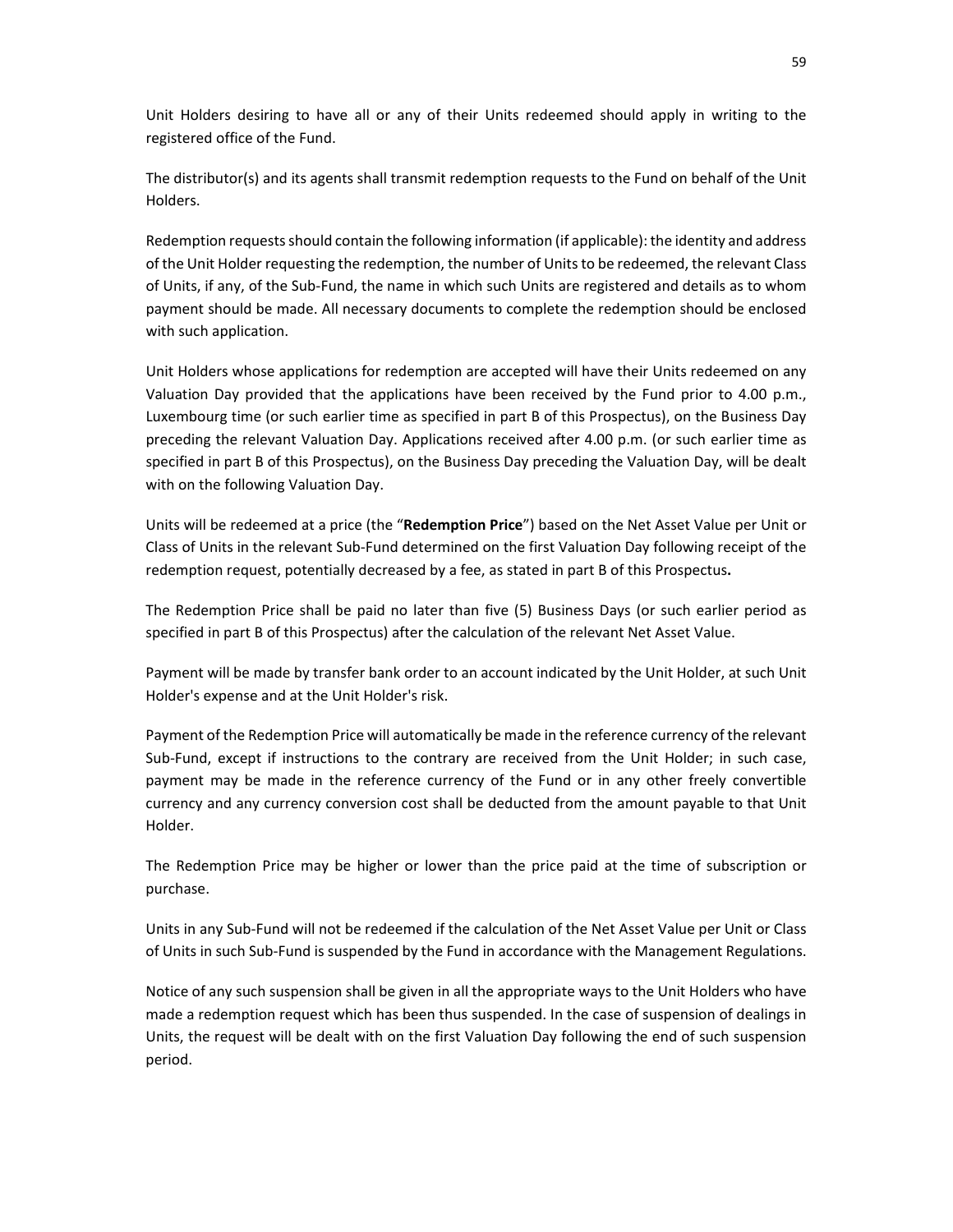Unit Holders desiring to have all or any of their Units redeemed should apply in writing to the registered office of the Fund.

The distributor(s) and its agents shall transmit redemption requests to the Fund on behalf of the Unit Holders.

Redemption requests should contain the following information (if applicable): the identity and address of the Unit Holder requesting the redemption, the number of Units to be redeemed, the relevant Class of Units, if any, of the Sub-Fund, the name in which such Units are registered and details as to whom payment should be made. All necessary documents to complete the redemption should be enclosed with such application.

Unit Holders whose applications for redemption are accepted will have their Units redeemed on any Valuation Day provided that the applications have been received by the Fund prior to 4.00 p.m., Luxembourg time (or such earlier time as specified in part B of this Prospectus), on the Business Day preceding the relevant Valuation Day. Applications received after 4.00 p.m. (or such earlier time as specified in part B of this Prospectus), on the Business Day preceding the Valuation Day, will be dealt with on the following Valuation Day.

Units will be redeemed at a price (the "**Redemption Price**") based on the Net Asset Value per Unit or Class of Units in the relevant Sub-Fund determined on the first Valuation Day following receipt of the redemption request, potentially decreased by a fee, as stated in part B of this Prospectus**.**

The Redemption Price shall be paid no later than five (5) Business Days (or such earlier period as specified in part B of this Prospectus) after the calculation of the relevant Net Asset Value.

Payment will be made by transfer bank order to an account indicated by the Unit Holder, at such Unit Holder's expense and at the Unit Holder's risk.

Payment of the Redemption Price will automatically be made in the reference currency of the relevant Sub-Fund, except if instructions to the contrary are received from the Unit Holder; in such case, payment may be made in the reference currency of the Fund or in any other freely convertible currency and any currency conversion cost shall be deducted from the amount payable to that Unit Holder.

The Redemption Price may be higher or lower than the price paid at the time of subscription or purchase.

Units in any Sub-Fund will not be redeemed if the calculation of the Net Asset Value per Unit or Class of Units in such Sub-Fund is suspended by the Fund in accordance with the Management Regulations.

Notice of any such suspension shall be given in all the appropriate ways to the Unit Holders who have made a redemption request which has been thus suspended. In the case of suspension of dealings in Units, the request will be dealt with on the first Valuation Day following the end of such suspension period.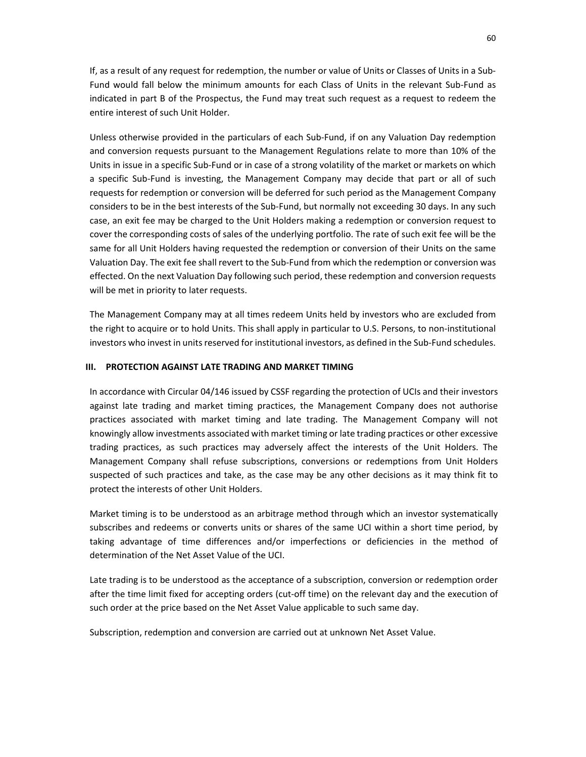If, as a result of any request for redemption, the number or value of Units or Classes of Units in a Sub-Fund would fall below the minimum amounts for each Class of Units in the relevant Sub-Fund as indicated in part B of the Prospectus, the Fund may treat such request as a request to redeem the entire interest of such Unit Holder.

Unless otherwise provided in the particulars of each Sub-Fund, if on any Valuation Day redemption and conversion requests pursuant to the Management Regulations relate to more than 10% of the Units in issue in a specific Sub-Fund or in case of a strong volatility of the market or markets on which a specific Sub-Fund is investing, the Management Company may decide that part or all of such requests for redemption or conversion will be deferred for such period as the Management Company considers to be in the best interests of the Sub-Fund, but normally not exceeding 30 days. In any such case, an exit fee may be charged to the Unit Holders making a redemption or conversion request to cover the corresponding costs of sales of the underlying portfolio. The rate of such exit fee will be the same for all Unit Holders having requested the redemption or conversion of their Units on the same Valuation Day. The exit fee shall revert to the Sub-Fund from which the redemption or conversion was effected. On the next Valuation Day following such period, these redemption and conversion requests will be met in priority to later requests.

The Management Company may at all times redeem Units held by investors who are excluded from the right to acquire or to hold Units. This shall apply in particular to U.S. Persons, to non-institutional investors who invest in units reserved for institutional investors, as defined in the Sub-Fund schedules.

## III. PROTECTION AGAINST LATE TRADING AND MARKET TIMING

In accordance with Circular 04/146 issued by CSSF regarding the protection of UCIs and their investors against late trading and market timing practices, the Management Company does not authorise practices associated with market timing and late trading. The Management Company will not knowingly allow investments associated with market timing or late trading practices or other excessive trading practices, as such practices may adversely affect the interests of the Unit Holders. The Management Company shall refuse subscriptions, conversions or redemptions from Unit Holders suspected of such practices and take, as the case may be any other decisions as it may think fit to protect the interests of other Unit Holders.

Market timing is to be understood as an arbitrage method through which an investor systematically subscribes and redeems or converts units or shares of the same UCI within a short time period, by taking advantage of time differences and/or imperfections or deficiencies in the method of determination of the Net Asset Value of the UCI.

Late trading is to be understood as the acceptance of a subscription, conversion or redemption order after the time limit fixed for accepting orders (cut-off time) on the relevant day and the execution of such order at the price based on the Net Asset Value applicable to such same day.

Subscription, redemption and conversion are carried out at unknown Net Asset Value.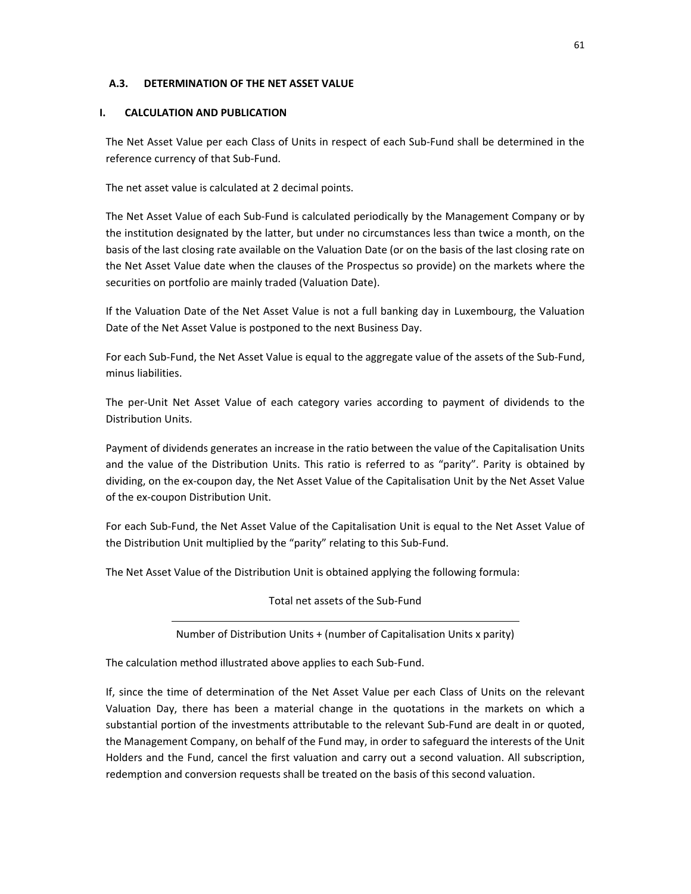## A.3. DETERMINATION OF THE NET ASSET VALUE

### I. CALCULATION AND PUBLICATION

The Net Asset Value per each Class of Units in respect of each Sub-Fund shall be determined in the reference currency of that Sub-Fund.

The net asset value is calculated at 2 decimal points.

The Net Asset Value of each Sub-Fund is calculated periodically by the Management Company or by the institution designated by the latter, but under no circumstances less than twice a month, on the basis of the last closing rate available on the Valuation Date (or on the basis of the last closing rate on the Net Asset Value date when the clauses of the Prospectus so provide) on the markets where the securities on portfolio are mainly traded (Valuation Date).

If the Valuation Date of the Net Asset Value is not a full banking day in Luxembourg, the Valuation Date of the Net Asset Value is postponed to the next Business Day.

For each Sub-Fund, the Net Asset Value is equal to the aggregate value of the assets of the Sub-Fund, minus liabilities.

The per-Unit Net Asset Value of each category varies according to payment of dividends to the Distribution Units.

Payment of dividends generates an increase in the ratio between the value of the Capitalisation Units and the value of the Distribution Units. This ratio is referred to as "parity". Parity is obtained by dividing, on the ex-coupon day, the Net Asset Value of the Capitalisation Unit by the Net Asset Value of the ex-coupon Distribution Unit.

For each Sub-Fund, the Net Asset Value of the Capitalisation Unit is equal to the Net Asset Value of the Distribution Unit multiplied by the "parity" relating to this Sub-Fund.

The Net Asset Value of the Distribution Unit is obtained applying the following formula:

$$\frac{\text{Total net assets of the Sub-Fund}}{\text{Number of Distribution Units} + (\text{number of Capitalisation Units x parity})}$$

The calculation method illustrated above applies to each Sub-Fund.

If, since the time of determination of the Net Asset Value per each Class of Units on the relevant Valuation Day, there has been a material change in the quotations in the markets on which a substantial portion of the investments attributable to the relevant Sub-Fund are dealt in or quoted, the Management Company, on behalf of the Fund may, in order to safeguard the interests of the Unit Holders and the Fund, cancel the first valuation and carry out a second valuation. All subscription, redemption and conversion requests shall be treated on the basis of this second valuation.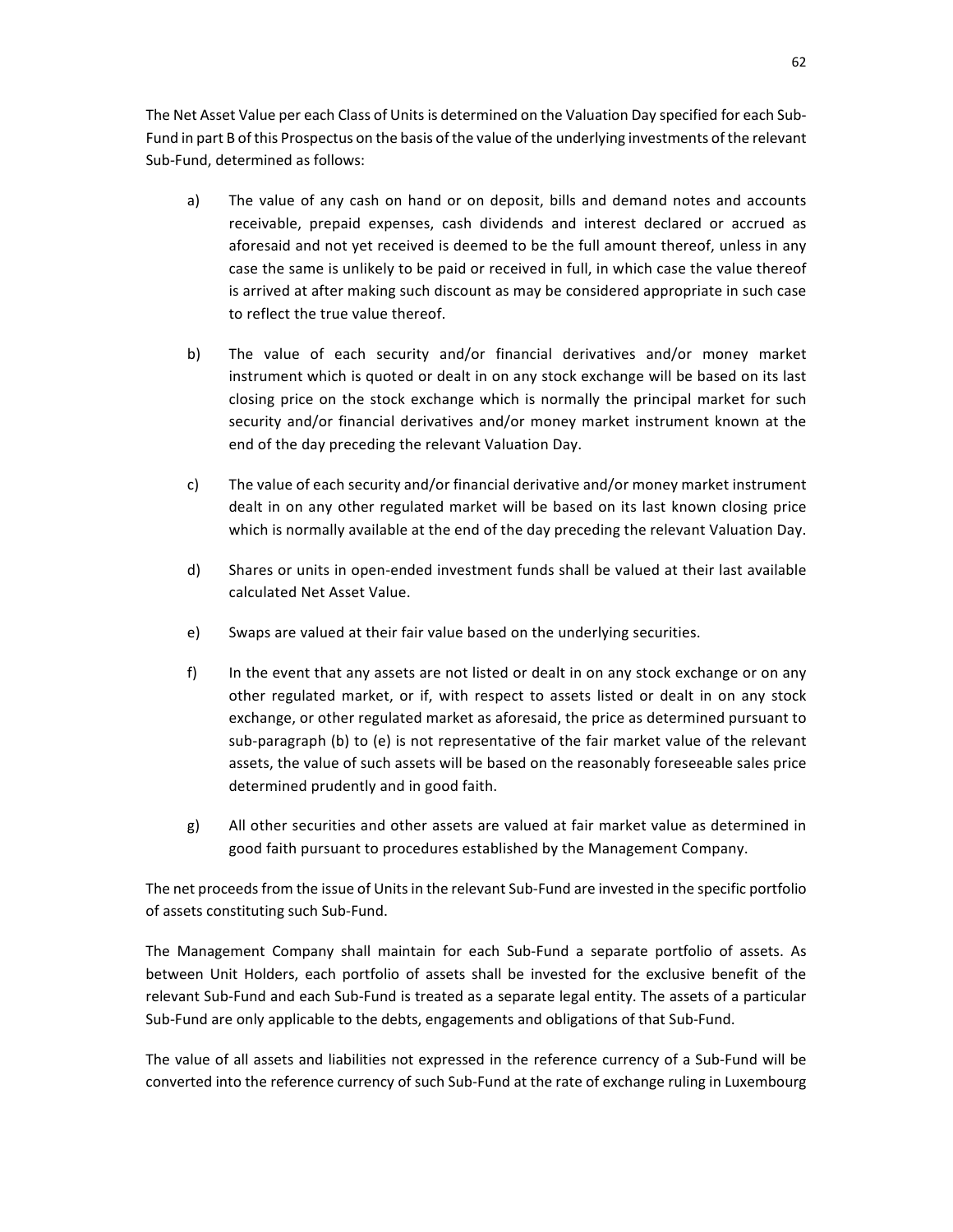The Net Asset Value per each Class of Units is determined on the Valuation Day specified for each Sub-Fund in part B of this Prospectus on the basis of the value of the underlying investments of the relevant Sub-Fund, determined as follows:

a) The value of any cash on hand or on deposit, bills and demand notes and accounts receivable, prepaid expenses, cash dividends and interest declared or accrued as aforesaid and not yet received is deemed to be the full amount thereof, unless in any case the same is unlikely to be paid or received in full, in which case the value thereof is arrived at after making such discount as may be considered appropriate in such case to reflect the true value thereof.

b) The value of each security and/or financial derivatives and/or money market instrument which is quoted or dealt in on any stock exchange will be based on its last closing price on the stock exchange which is normally the principal market for such security and/or financial derivatives and/or money market instrument known at the end of the day preceding the relevant Valuation Day.

c) The value of each security and/or financial derivative and/or money market instrument dealt in on any other regulated market will be based on its last known closing price which is normally available at the end of the day preceding the relevant Valuation Day.

d) Shares or units in open-ended investment funds shall be valued at their last available calculated Net Asset Value.

e) Swaps are valued at their fair value based on the underlying securities.

f) In the event that any assets are not listed or dealt in on any stock exchange or on any other regulated market, or if, with respect to assets listed or dealt in on any stock exchange, or other regulated market as aforesaid, the price as determined pursuant to sub-paragraph (b) to (e) is not representative of the fair market value of the relevant assets, the value of such assets will be based on the reasonably foreseeable sales price determined prudently and in good faith.

g) All other securities and other assets are valued at fair market value as determined in good faith pursuant to procedures established by the Management Company.

The net proceeds from the issue of Units in the relevant Sub-Fund are invested in the specific portfolio of assets constituting such Sub-Fund.

The Management Company shall maintain for each Sub-Fund a separate portfolio of assets. As between Unit Holders, each portfolio of assets shall be invested for the exclusive benefit of the relevant Sub-Fund and each Sub-Fund is treated as a separate legal entity. The assets of a particular Sub-Fund are only applicable to the debts, engagements and obligations of that Sub-Fund.

The value of all assets and liabilities not expressed in the reference currency of a Sub-Fund will be converted into the reference currency of such Sub-Fund at the rate of exchange ruling in Luxembourg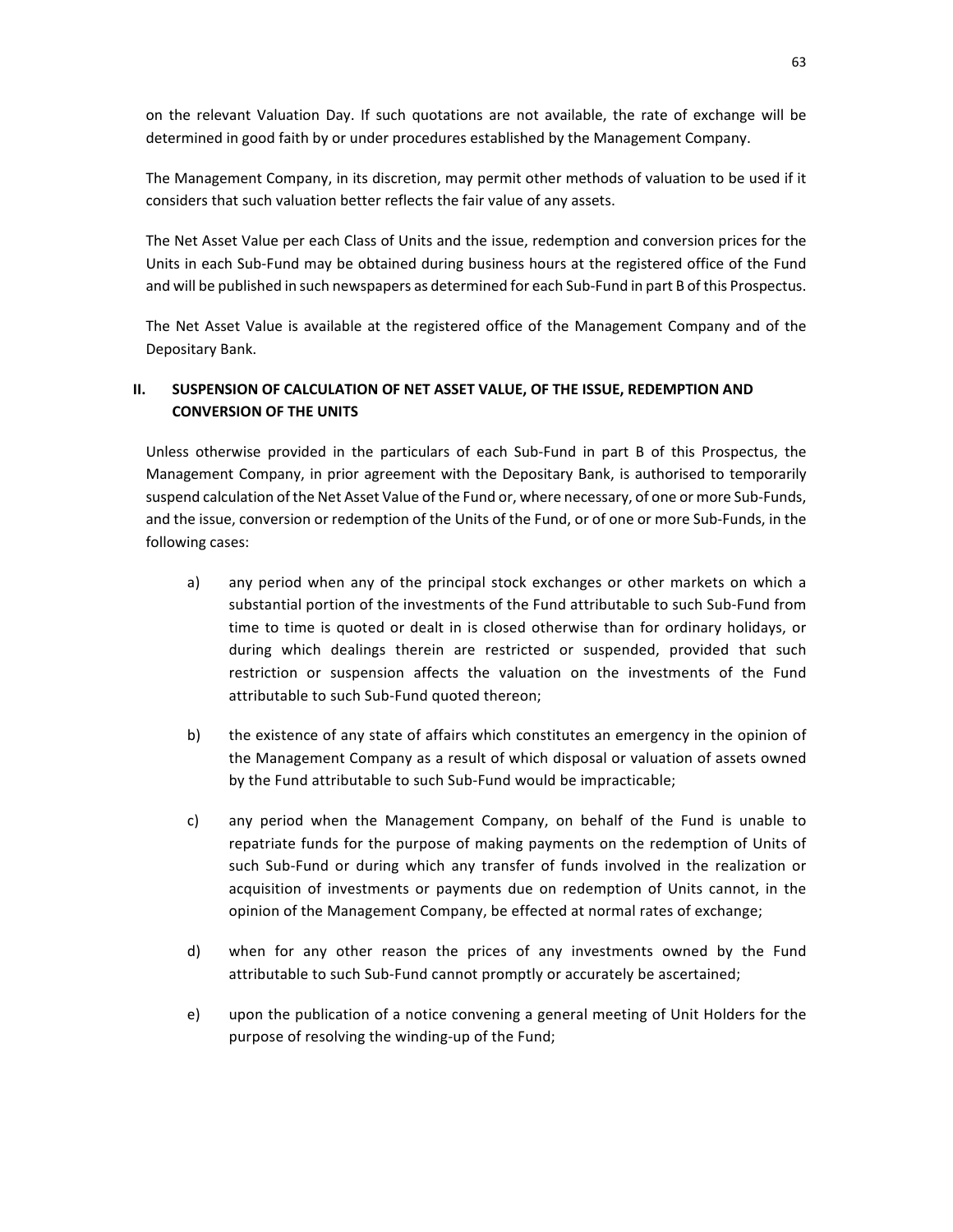on the relevant Valuation Day. If such quotations are not available, the rate of exchange will be determined in good faith by or under procedures established by the Management Company.

The Management Company, in its discretion, may permit other methods of valuation to be used if it considers that such valuation better reflects the fair value of any assets.

The Net Asset Value per each Class of Units and the issue, redemption and conversion prices for the Units in each Sub-Fund may be obtained during business hours at the registered office of the Fund and will be published in such newspapers as determined for each Sub-Fund in part B of this Prospectus.

The Net Asset Value is available at the registered office of the Management Company and of the Depositary Bank.

## II. SUSPENSION OF CALCULATION OF NET ASSET VALUE, OF THE ISSUE, REDEMPTION AND CONVERSION OF THE UNITS

Unless otherwise provided in the particulars of each Sub-Fund in part B of this Prospectus, the Management Company, in prior agreement with the Depositary Bank, is authorised to temporarily suspend calculation of the Net Asset Value of the Fund or, where necessary, of one or more Sub-Funds, and the issue, conversion or redemption of the Units of the Fund, or of one or more Sub-Funds, in the following cases:

a) any period when any of the principal stock exchanges or other markets on which a substantial portion of the investments of the Fund attributable to such Sub-Fund from time to time is quoted or dealt in is closed otherwise than for ordinary holidays, or during which dealings therein are restricted or suspended, provided that such restriction or suspension affects the valuation on the investments of the Fund attributable to such Sub-Fund quoted thereon;

b) the existence of any state of affairs which constitutes an emergency in the opinion of the Management Company as a result of which disposal or valuation of assets owned by the Fund attributable to such Sub-Fund would be impracticable;

c) any period when the Management Company, on behalf of the Fund is unable to repatriate funds for the purpose of making payments on the redemption of Units of such Sub-Fund or during which any transfer of funds involved in the realization or acquisition of investments or payments due on redemption of Units cannot, in the opinion of the Management Company, be effected at normal rates of exchange;

d) when for any other reason the prices of any investments owned by the Fund attributable to such Sub-Fund cannot promptly or accurately be ascertained;

e) upon the publication of a notice convening a general meeting of Unit Holders for the purpose of resolving the winding-up of the Fund;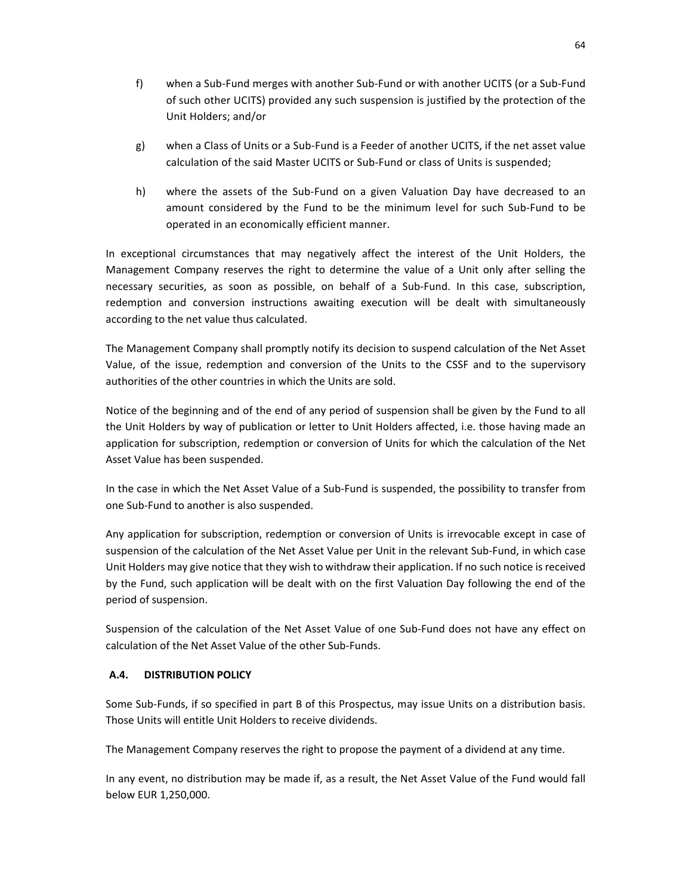f) when a Sub-Fund merges with another Sub-Fund or with another UCITS (or a Sub-Fund of such other UCITS) provided any such suspension is justified by the protection of the Unit Holders; and/or

g) when a Class of Units or a Sub-Fund is a Feeder of another UCITS, if the net asset value calculation of the said Master UCITS or Sub-Fund or class of Units is suspended;

h) where the assets of the Sub-Fund on a given Valuation Day have decreased to an amount considered by the Fund to be the minimum level for such Sub-Fund to be operated in an economically efficient manner.

In exceptional circumstances that may negatively affect the interest of the Unit Holders, the Management Company reserves the right to determine the value of a Unit only after selling the necessary securities, as soon as possible, on behalf of a Sub-Fund. In this case, subscription, redemption and conversion instructions awaiting execution will be dealt with simultaneously according to the net value thus calculated.

The Management Company shall promptly notify its decision to suspend calculation of the Net Asset Value, of the issue, redemption and conversion of the Units to the CSSF and to the supervisory authorities of the other countries in which the Units are sold.

Notice of the beginning and of the end of any period of suspension shall be given by the Fund to all the Unit Holders by way of publication or letter to Unit Holders affected, i.e. those having made an application for subscription, redemption or conversion of Units for which the calculation of the Net Asset Value has been suspended.

In the case in which the Net Asset Value of a Sub-Fund is suspended, the possibility to transfer from one Sub-Fund to another is also suspended.

Any application for subscription, redemption or conversion of Units is irrevocable except in case of suspension of the calculation of the Net Asset Value per Unit in the relevant Sub-Fund, in which case Unit Holders may give notice that they wish to withdraw their application. If no such notice is received by the Fund, such application will be dealt with on the first Valuation Day following the end of the period of suspension.

Suspension of the calculation of the Net Asset Value of one Sub-Fund does not have any effect on calculation of the Net Asset Value of the other Sub-Funds.

### A.4. DISTRIBUTION POLICY

Some Sub-Funds, if so specified in part B of this Prospectus, may issue Units on a distribution basis. Those Units will entitle Unit Holders to receive dividends.

The Management Company reserves the right to propose the payment of a dividend at any time.

In any event, no distribution may be made if, as a result, the Net Asset Value of the Fund would fall below EUR 1,250,000.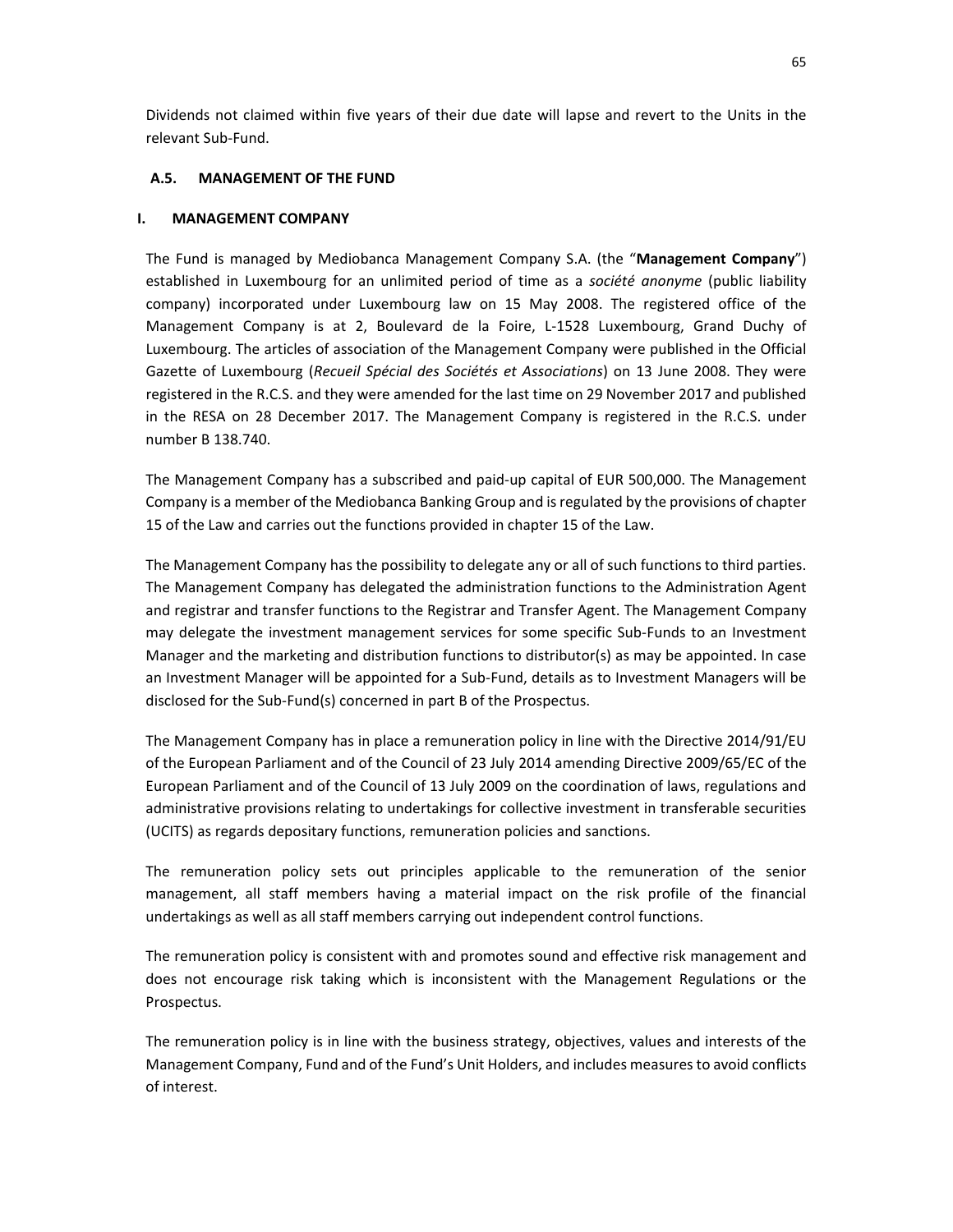Dividends not claimed within five years of their due date will lapse and revert to the Units in the relevant Sub-Fund.

## A.5. MANAGEMENT OF THE FUND

### I. MANAGEMENT COMPANY

The Fund is managed by Mediobanca Management Company S.A. (the "**Management Company**") established in Luxembourg for an unlimited period of time as a *société anonyme* (public liability company) incorporated under Luxembourg law on 15 May 2008. The registered office of the Management Company is at 2, Boulevard de la Foire, L-1528 Luxembourg, Grand Duchy of Luxembourg. The articles of association of the Management Company were published in the Official Gazette of Luxembourg (*Recueil Spécial des Sociétés et Associations*) on 13 June 2008. They were registered in the R.C.S. and they were amended for the last time on 29 November 2017 and published in the RESA on 28 December 2017. The Management Company is registered in the R.C.S. under number B 138.740.

The Management Company has a subscribed and paid-up capital of EUR 500,000. The Management Company is a member of the Mediobanca Banking Group and is regulated by the provisions of chapter 15 of the Law and carries out the functions provided in chapter 15 of the Law.

The Management Company has the possibility to delegate any or all of such functions to third parties. The Management Company has delegated the administration functions to the Administration Agent and registrar and transfer functions to the Registrar and Transfer Agent. The Management Company may delegate the investment management services for some specific Sub-Funds to an Investment Manager and the marketing and distribution functions to distributor(s) as may be appointed. In case an Investment Manager will be appointed for a Sub-Fund, details as to Investment Managers will be disclosed for the Sub-Fund(s) concerned in part B of the Prospectus.

The Management Company has in place a remuneration policy in line with the Directive 2014/91/EU of the European Parliament and of the Council of 23 July 2014 amending Directive 2009/65/EC of the European Parliament and of the Council of 13 July 2009 on the coordination of laws, regulations and administrative provisions relating to undertakings for collective investment in transferable securities (UCITS) as regards depositary functions, remuneration policies and sanctions.

The remuneration policy sets out principles applicable to the remuneration of the senior management, all staff members having a material impact on the risk profile of the financial undertakings as well as all staff members carrying out independent control functions.

The remuneration policy is consistent with and promotes sound and effective risk management and does not encourage risk taking which is inconsistent with the Management Regulations or the Prospectus.

The remuneration policy is in line with the business strategy, objectives, values and interests of the Management Company, Fund and of the Fund's Unit Holders, and includes measures to avoid conflicts of interest.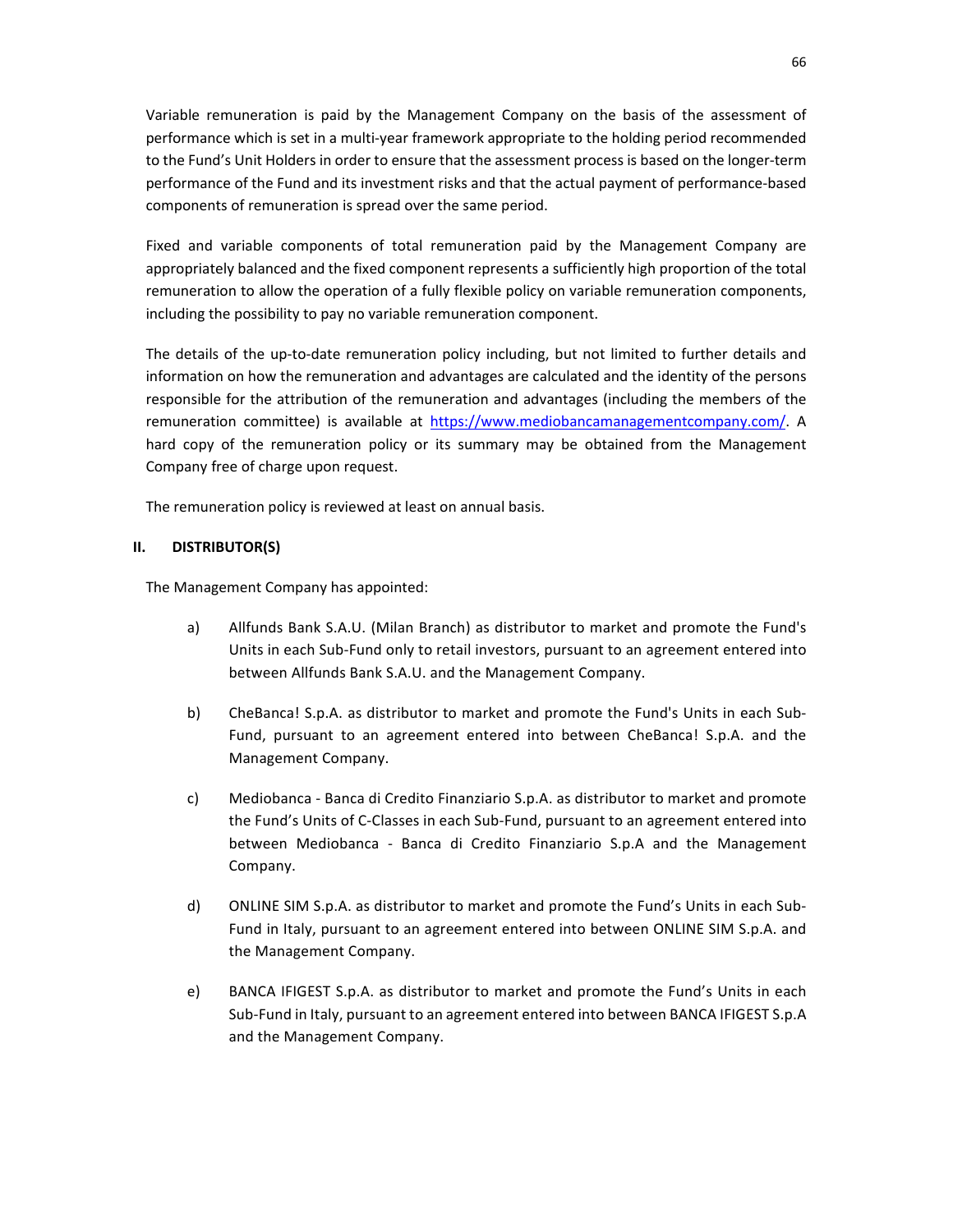Variable remuneration is paid by the Management Company on the basis of the assessment of performance which is set in a multi-year framework appropriate to the holding period recommended to the Fund's Unit Holders in order to ensure that the assessment process is based on the longer-term performance of the Fund and its investment risks and that the actual payment of performance-based components of remuneration is spread over the same period.

Fixed and variable components of total remuneration paid by the Management Company are appropriately balanced and the fixed component represents a sufficiently high proportion of the total remuneration to allow the operation of a fully flexible policy on variable remuneration components, including the possibility to pay no variable remuneration component.

The details of the up-to-date remuneration policy including, but not limited to further details and information on how the remuneration and advantages are calculated and the identity of the persons responsible for the attribution of the remuneration and advantages (including the members of the remuneration committee) is available at https://www.mediobancamanagementcompany.com/. A hard copy of the remuneration policy or its summary may be obtained from the Management Company free of charge upon request.

The remuneration policy is reviewed at least on annual basis.

## II. DISTRIBUTOR(S)

The Management Company has appointed:

a) Allfunds Bank S.A.U. (Milan Branch) as distributor to market and promote the Fund's Units in each Sub-Fund only to retail investors, pursuant to an agreement entered into between Allfunds Bank S.A.U. and the Management Company.

b) CheBanca! S.p.A. as distributor to market and promote the Fund's Units in each Sub-Fund, pursuant to an agreement entered into between CheBanca! S.p.A. and the Management Company.

c) Mediobanca - Banca di Credito Finanziario S.p.A. as distributor to market and promote the Fund's Units of C-Classes in each Sub-Fund, pursuant to an agreement entered into between Mediobanca - Banca di Credito Finanziario S.p.A and the Management Company.

d) ONLINE SIM S.p.A. as distributor to market and promote the Fund's Units in each Sub-Fund in Italy, pursuant to an agreement entered into between ONLINE SIM S.p.A. and the Management Company.

e) BANCA IFIGEST S.p.A. as distributor to market and promote the Fund's Units in each Sub-Fund in Italy, pursuant to an agreement entered into between BANCA IFIGEST S.p.A and the Management Company.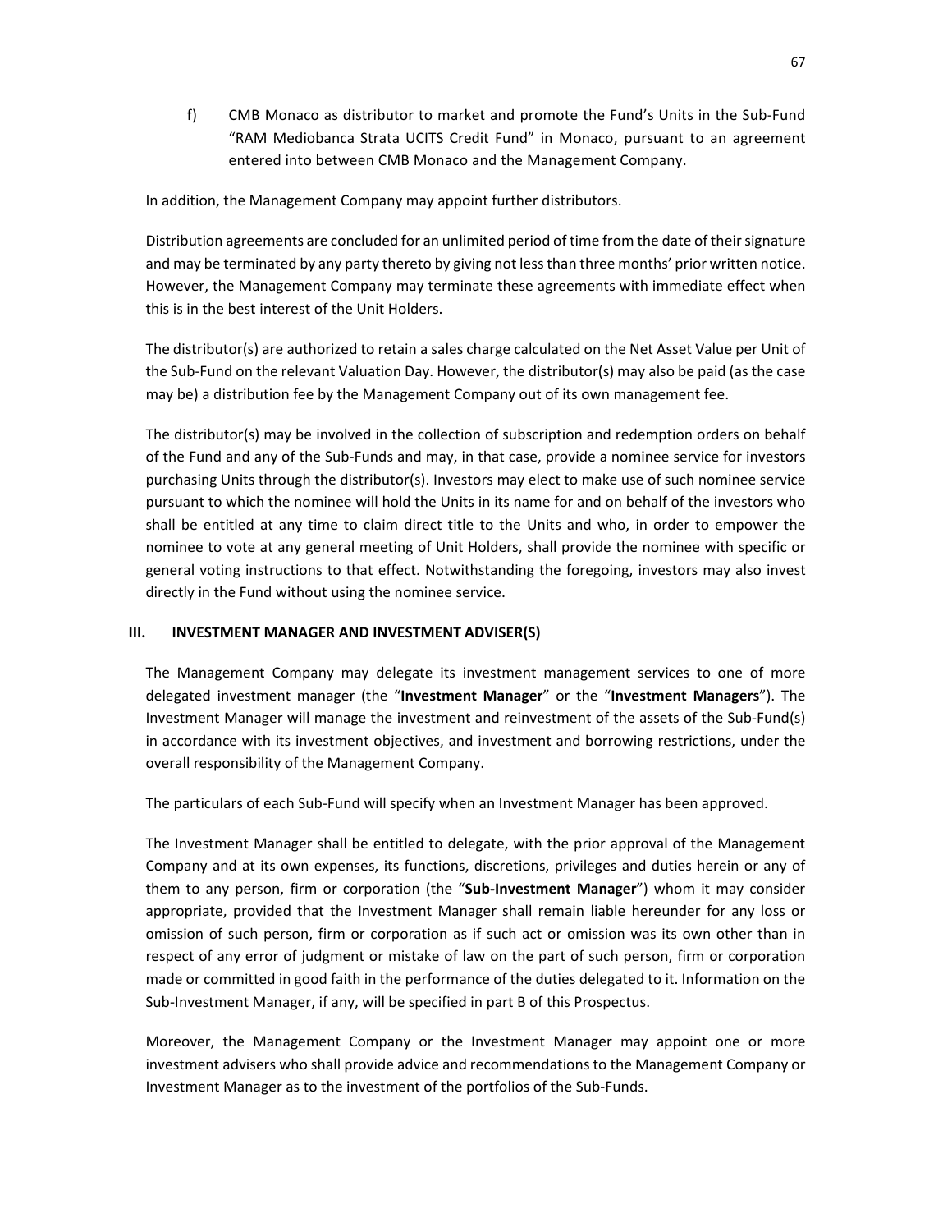f) CMB Monaco as distributor to market and promote the Fund's Units in the Sub-Fund "RAM Mediobanca Strata UCITS Credit Fund" in Monaco, pursuant to an agreement entered into between CMB Monaco and the Management Company.

In addition, the Management Company may appoint further distributors.

Distribution agreements are concluded for an unlimited period of time from the date of their signature and may be terminated by any party thereto by giving not less than three months' prior written notice. However, the Management Company may terminate these agreements with immediate effect when this is in the best interest of the Unit Holders.

The distributor(s) are authorized to retain a sales charge calculated on the Net Asset Value per Unit of the Sub-Fund on the relevant Valuation Day. However, the distributor(s) may also be paid (as the case may be) a distribution fee by the Management Company out of its own management fee.

The distributor(s) may be involved in the collection of subscription and redemption orders on behalf of the Fund and any of the Sub-Funds and may, in that case, provide a nominee service for investors purchasing Units through the distributor(s). Investors may elect to make use of such nominee service pursuant to which the nominee will hold the Units in its name for and on behalf of the investors who shall be entitled at any time to claim direct title to the Units and who, in order to empower the nominee to vote at any general meeting of Unit Holders, shall provide the nominee with specific or general voting instructions to that effect. Notwithstanding the foregoing, investors may also invest directly in the Fund without using the nominee service.

## III. INVESTMENT MANAGER AND INVESTMENT ADVISER(S)

The Management Company may delegate its investment management services to one of more delegated investment manager (the "**Investment Manager**" or the "**Investment Managers**"). The Investment Manager will manage the investment and reinvestment of the assets of the Sub-Fund(s) in accordance with its investment objectives, and investment and borrowing restrictions, under the overall responsibility of the Management Company.

The particulars of each Sub-Fund will specify when an Investment Manager has been approved.

The Investment Manager shall be entitled to delegate, with the prior approval of the Management Company and at its own expenses, its functions, discretions, privileges and duties herein or any of them to any person, firm or corporation (the "**Sub-Investment Manager**") whom it may consider appropriate, provided that the Investment Manager shall remain liable hereunder for any loss or omission of such person, firm or corporation as if such act or omission was its own other than in respect of any error of judgment or mistake of law on the part of such person, firm or corporation made or committed in good faith in the performance of the duties delegated to it. Information on the Sub-Investment Manager, if any, will be specified in part B of this Prospectus.

Moreover, the Management Company or the Investment Manager may appoint one or more investment advisers who shall provide advice and recommendations to the Management Company or Investment Manager as to the investment of the portfolios of the Sub-Funds.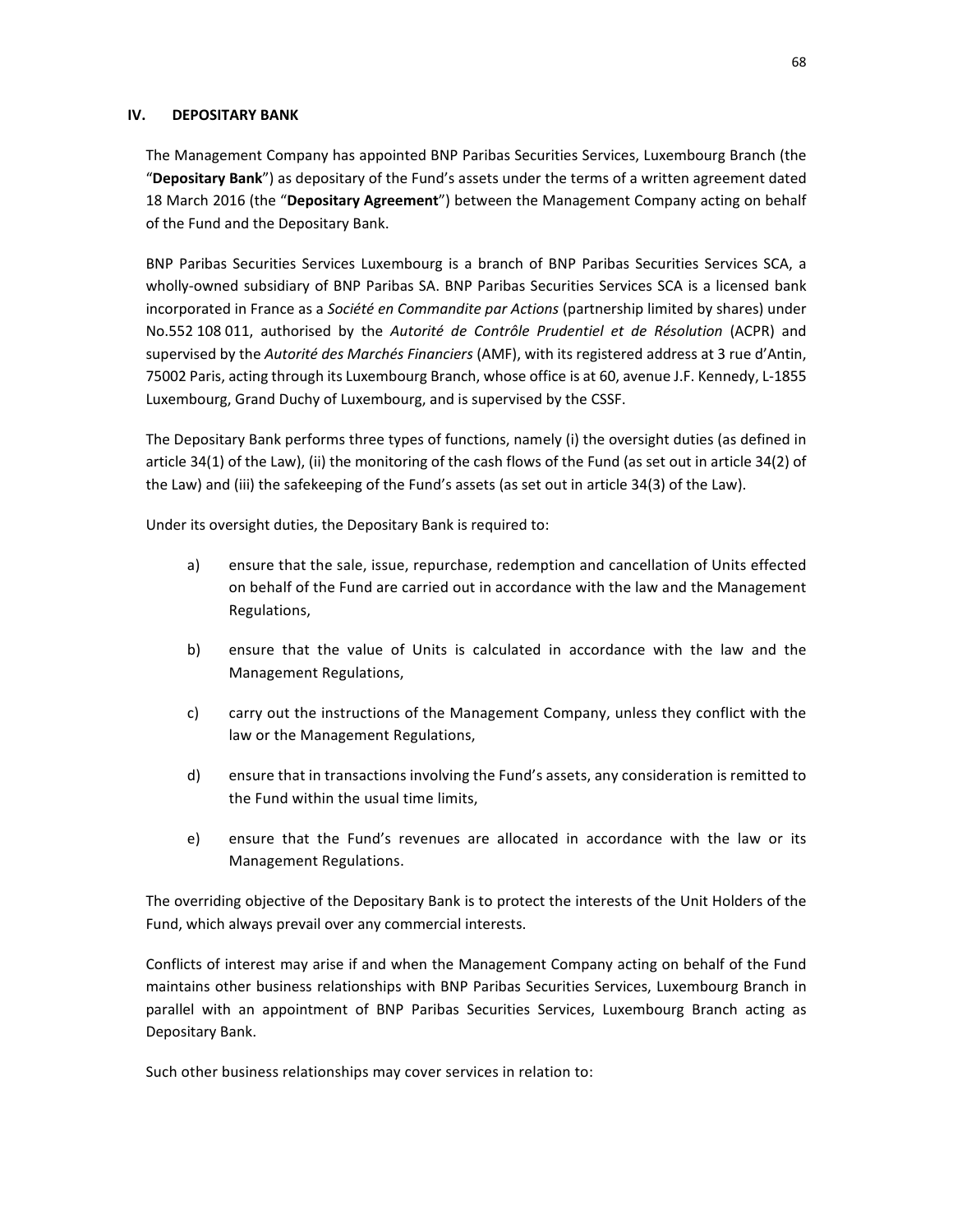## IV. DEPOSITARY BANK

The Management Company has appointed BNP Paribas Securities Services, Luxembourg Branch (the "**Depositary Bank**") as depositary of the Fund's assets under the terms of a written agreement dated 18 March 2016 (the "**Depositary Agreement**") between the Management Company acting on behalf of the Fund and the Depositary Bank.

BNP Paribas Securities Services Luxembourg is a branch of BNP Paribas Securities Services SCA, a wholly-owned subsidiary of BNP Paribas SA. BNP Paribas Securities Services SCA is a licensed bank incorporated in France as a *Société en Commandite par Actions* (partnership limited by shares) under No.552 108 011, authorised by the *Autorité de Contrôle Prudentiel et de Résolution* (ACPR) and supervised by the *Autorité des Marchés Financiers* (AMF), with its registered address at 3 rue d'Antin, 75002 Paris, acting through its Luxembourg Branch, whose office is at 60, avenue J.F. Kennedy, L-1855 Luxembourg, Grand Duchy of Luxembourg, and is supervised by the CSSF.

The Depositary Bank performs three types of functions, namely (i) the oversight duties (as defined in article 34(1) of the Law), (ii) the monitoring of the cash flows of the Fund (as set out in article 34(2) of the Law) and (iii) the safekeeping of the Fund's assets (as set out in article 34(3) of the Law).

Under its oversight duties, the Depositary Bank is required to:

a) ensure that the sale, issue, repurchase, redemption and cancellation of Units effected on behalf of the Fund are carried out in accordance with the law and the Management Regulations,

b) ensure that the value of Units is calculated in accordance with the law and the Management Regulations,

c) carry out the instructions of the Management Company, unless they conflict with the law or the Management Regulations,

d) ensure that in transactions involving the Fund's assets, any consideration is remitted to the Fund within the usual time limits,

e) ensure that the Fund's revenues are allocated in accordance with the law or its Management Regulations.

The overriding objective of the Depositary Bank is to protect the interests of the Unit Holders of the Fund, which always prevail over any commercial interests.

Conflicts of interest may arise if and when the Management Company acting on behalf of the Fund maintains other business relationships with BNP Paribas Securities Services, Luxembourg Branch in parallel with an appointment of BNP Paribas Securities Services, Luxembourg Branch acting as Depositary Bank.

Such other business relationships may cover services in relation to: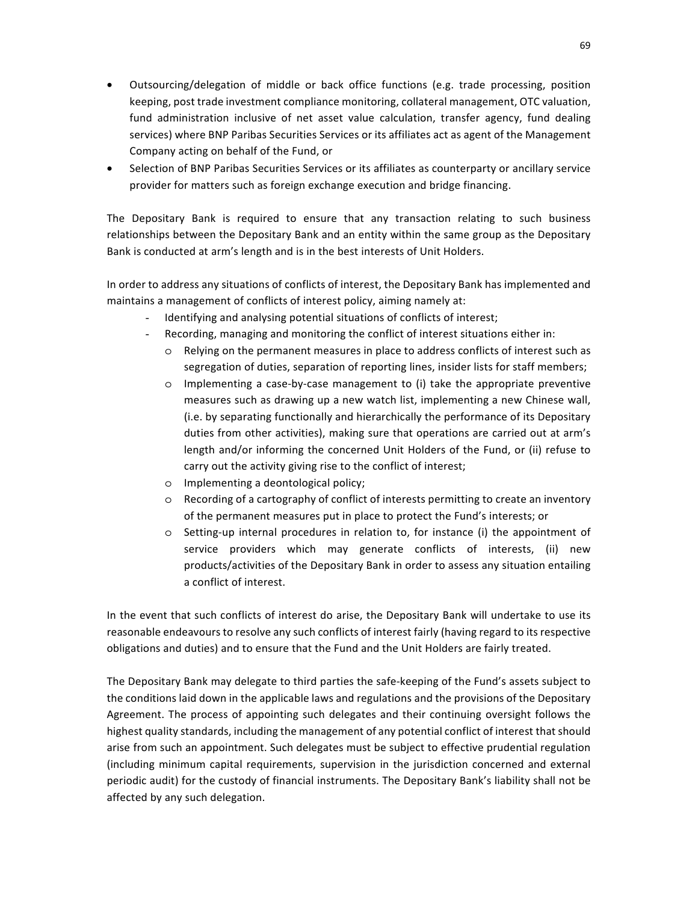- Outsourcing/delegation of middle or back office functions (e.g. trade processing, position keeping, post trade investment compliance monitoring, collateral management, OTC valuation, fund administration inclusive of net asset value calculation, transfer agency, fund dealing services) where BNP Paribas Securities Services or its affiliates act as agent of the Management Company acting on behalf of the Fund, or
- Selection of BNP Paribas Securities Services or its affiliates as counterparty or ancillary service provider for matters such as foreign exchange execution and bridge financing.

The Depositary Bank is required to ensure that any transaction relating to such business relationships between the Depositary Bank and an entity within the same group as the Depositary Bank is conducted at arm's length and is in the best interests of Unit Holders.

In order to address any situations of conflicts of interest, the Depositary Bank has implemented and maintains a management of conflicts of interest policy, aiming namely at:

- Identifying and analysing potential situations of conflicts of interest;
- Recording, managing and monitoring the conflict of interest situations either in:
  - Relying on the permanent measures in place to address conflicts of interest such as segregation of duties, separation of reporting lines, insider lists for staff members;
  - Implementing a case-by-case management to (i) take the appropriate preventive measures such as drawing up a new watch list, implementing a new Chinese wall, (i.e. by separating functionally and hierarchically the performance of its Depositary duties from other activities), making sure that operations are carried out at arm's length and/or informing the concerned Unit Holders of the Fund, or (ii) refuse to carry out the activity giving rise to the conflict of interest;
  - Implementing a deontological policy;
  - Recording of a cartography of conflict of interests permitting to create an inventory of the permanent measures put in place to protect the Fund's interests; or
  - Setting-up internal procedures in relation to, for instance (i) the appointment of service providers which may generate conflicts of interests, (ii) new products/activities of the Depositary Bank in order to assess any situation entailing a conflict of interest.

In the event that such conflicts of interest do arise, the Depositary Bank will undertake to use its reasonable endeavours to resolve any such conflicts of interest fairly (having regard to its respective obligations and duties) and to ensure that the Fund and the Unit Holders are fairly treated.

The Depositary Bank may delegate to third parties the safe-keeping of the Fund's assets subject to the conditions laid down in the applicable laws and regulations and the provisions of the Depositary Agreement. The process of appointing such delegates and their continuing oversight follows the highest quality standards, including the management of any potential conflict of interest that should arise from such an appointment. Such delegates must be subject to effective prudential regulation (including minimum capital requirements, supervision in the jurisdiction concerned and external periodic audit) for the custody of financial instruments. The Depositary Bank's liability shall not be affected by any such delegation.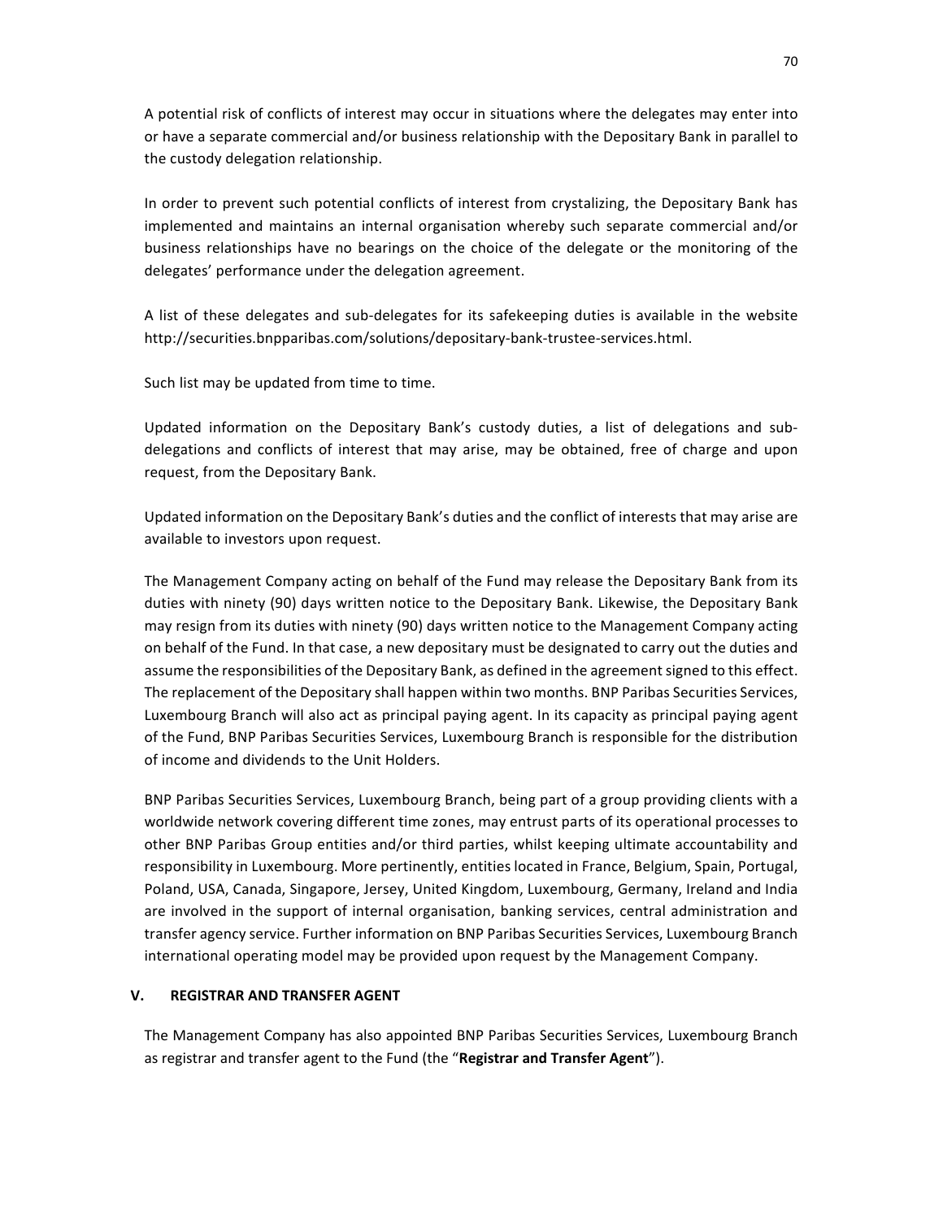A potential risk of conflicts of interest may occur in situations where the delegates may enter into or have a separate commercial and/or business relationship with the Depositary Bank in parallel to the custody delegation relationship.

In order to prevent such potential conflicts of interest from crystalizing, the Depositary Bank has implemented and maintains an internal organisation whereby such separate commercial and/or business relationships have no bearings on the choice of the delegate or the monitoring of the delegates' performance under the delegation agreement.

A list of these delegates and sub-delegates for its safekeeping duties is available in the website http://securities.bnpparibas.com/solutions/depositary-bank-trustee-services.html.

Such list may be updated from time to time.

Updated information on the Depositary Bank's custody duties, a list of delegations and sub-delegations and conflicts of interest that may arise, may be obtained, free of charge and upon request, from the Depositary Bank.

Updated information on the Depositary Bank's duties and the conflict of interests that may arise are available to investors upon request.

The Management Company acting on behalf of the Fund may release the Depositary Bank from its duties with ninety (90) days written notice to the Depositary Bank. Likewise, the Depositary Bank may resign from its duties with ninety (90) days written notice to the Management Company acting on behalf of the Fund. In that case, a new depositary must be designated to carry out the duties and assume the responsibilities of the Depositary Bank, as defined in the agreement signed to this effect. The replacement of the Depositary shall happen within two months. BNP Paribas Securities Services, Luxembourg Branch will also act as principal paying agent. In its capacity as principal paying agent of the Fund, BNP Paribas Securities Services, Luxembourg Branch is responsible for the distribution of income and dividends to the Unit Holders.

BNP Paribas Securities Services, Luxembourg Branch, being part of a group providing clients with a worldwide network covering different time zones, may entrust parts of its operational processes to other BNP Paribas Group entities and/or third parties, whilst keeping ultimate accountability and responsibility in Luxembourg. More pertinently, entities located in France, Belgium, Spain, Portugal, Poland, USA, Canada, Singapore, Jersey, United Kingdom, Luxembourg, Germany, Ireland and India are involved in the support of internal organisation, banking services, central administration and transfer agency service. Further information on BNP Paribas Securities Services, Luxembourg Branch international operating model may be provided upon request by the Management Company.

## V. REGISTRAR AND TRANSFER AGENT

The Management Company has also appointed BNP Paribas Securities Services, Luxembourg Branch as registrar and transfer agent to the Fund (the "**Registrar and Transfer Agent**").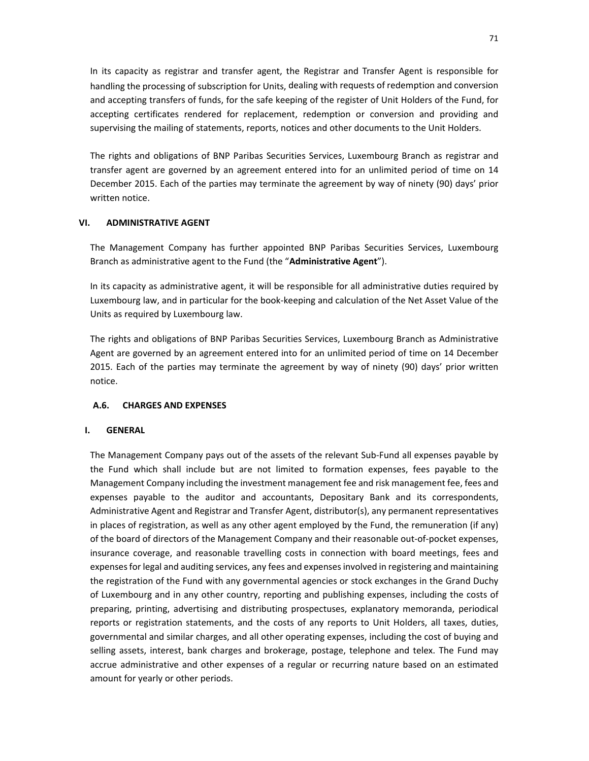In its capacity as registrar and transfer agent, the Registrar and Transfer Agent is responsible for handling the processing of subscription for Units, dealing with requests of redemption and conversion and accepting transfers of funds, for the safe keeping of the register of Unit Holders of the Fund, for accepting certificates rendered for replacement, redemption or conversion and providing and supervising the mailing of statements, reports, notices and other documents to the Unit Holders.

The rights and obligations of BNP Paribas Securities Services, Luxembourg Branch as registrar and transfer agent are governed by an agreement entered into for an unlimited period of time on 14 December 2015. Each of the parties may terminate the agreement by way of ninety (90) days' prior written notice.

### VI. ADMINISTRATIVE AGENT

The Management Company has further appointed BNP Paribas Securities Services, Luxembourg Branch as administrative agent to the Fund (the "**Administrative Agent**").

In its capacity as administrative agent, it will be responsible for all administrative duties required by Luxembourg law, and in particular for the book-keeping and calculation of the Net Asset Value of the Units as required by Luxembourg law.

The rights and obligations of BNP Paribas Securities Services, Luxembourg Branch as Administrative Agent are governed by an agreement entered into for an unlimited period of time on 14 December 2015. Each of the parties may terminate the agreement by way of ninety (90) days' prior written notice.

## A.6. CHARGES AND EXPENSES

### I. GENERAL

The Management Company pays out of the assets of the relevant Sub-Fund all expenses payable by the Fund which shall include but are not limited to formation expenses, fees payable to the Management Company including the investment management fee and risk management fee, fees and expenses payable to the auditor and accountants, Depositary Bank and its correspondents, Administrative Agent and Registrar and Transfer Agent, distributor(s), any permanent representatives in places of registration, as well as any other agent employed by the Fund, the remuneration (if any) of the board of directors of the Management Company and their reasonable out-of-pocket expenses, insurance coverage, and reasonable travelling costs in connection with board meetings, fees and expenses for legal and auditing services, any fees and expenses involved in registering and maintaining the registration of the Fund with any governmental agencies or stock exchanges in the Grand Duchy of Luxembourg and in any other country, reporting and publishing expenses, including the costs of preparing, printing, advertising and distributing prospectuses, explanatory memoranda, periodical reports or registration statements, and the costs of any reports to Unit Holders, all taxes, duties, governmental and similar charges, and all other operating expenses, including the cost of buying and selling assets, interest, bank charges and brokerage, postage, telephone and telex. The Fund may accrue administrative and other expenses of a regular or recurring nature based on an estimated amount for yearly or other periods.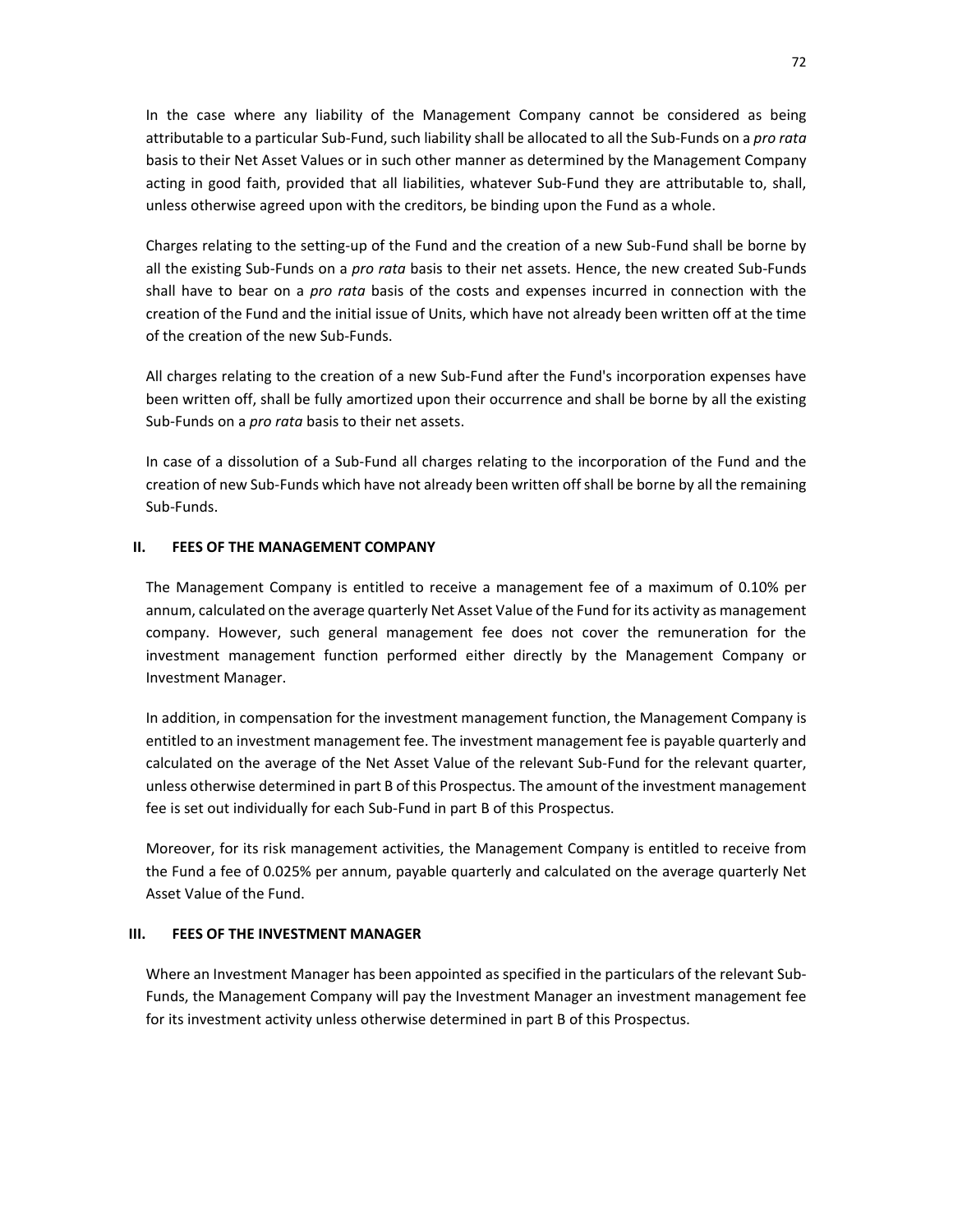In the case where any liability of the Management Company cannot be considered as being attributable to a particular Sub-Fund, such liability shall be allocated to all the Sub-Funds on a *pro rata* basis to their Net Asset Values or in such other manner as determined by the Management Company acting in good faith, provided that all liabilities, whatever Sub-Fund they are attributable to, shall, unless otherwise agreed upon with the creditors, be binding upon the Fund as a whole.

Charges relating to the setting-up of the Fund and the creation of a new Sub-Fund shall be borne by all the existing Sub-Funds on a *pro rata* basis to their net assets. Hence, the new created Sub-Funds shall have to bear on a *pro rata* basis of the costs and expenses incurred in connection with the creation of the Fund and the initial issue of Units, which have not already been written off at the time of the creation of the new Sub-Funds.

All charges relating to the creation of a new Sub-Fund after the Fund's incorporation expenses have been written off, shall be fully amortized upon their occurrence and shall be borne by all the existing Sub-Funds on a *pro rata* basis to their net assets.

In case of a dissolution of a Sub-Fund all charges relating to the incorporation of the Fund and the creation of new Sub-Funds which have not already been written off shall be borne by all the remaining Sub-Funds.

## II. FEES OF THE MANAGEMENT COMPANY

The Management Company is entitled to receive a management fee of a maximum of 0.10% per annum, calculated on the average quarterly Net Asset Value of the Fund for its activity as management company. However, such general management fee does not cover the remuneration for the investment management function performed either directly by the Management Company or Investment Manager.

In addition, in compensation for the investment management function, the Management Company is entitled to an investment management fee. The investment management fee is payable quarterly and calculated on the average of the Net Asset Value of the relevant Sub-Fund for the relevant quarter, unless otherwise determined in part B of this Prospectus. The amount of the investment management fee is set out individually for each Sub-Fund in part B of this Prospectus.

Moreover, for its risk management activities, the Management Company is entitled to receive from the Fund a fee of 0.025% per annum, payable quarterly and calculated on the average quarterly Net Asset Value of the Fund.

## III. FEES OF THE INVESTMENT MANAGER

Where an Investment Manager has been appointed as specified in the particulars of the relevant Sub-Funds, the Management Company will pay the Investment Manager an investment management fee for its investment activity unless otherwise determined in part B of this Prospectus.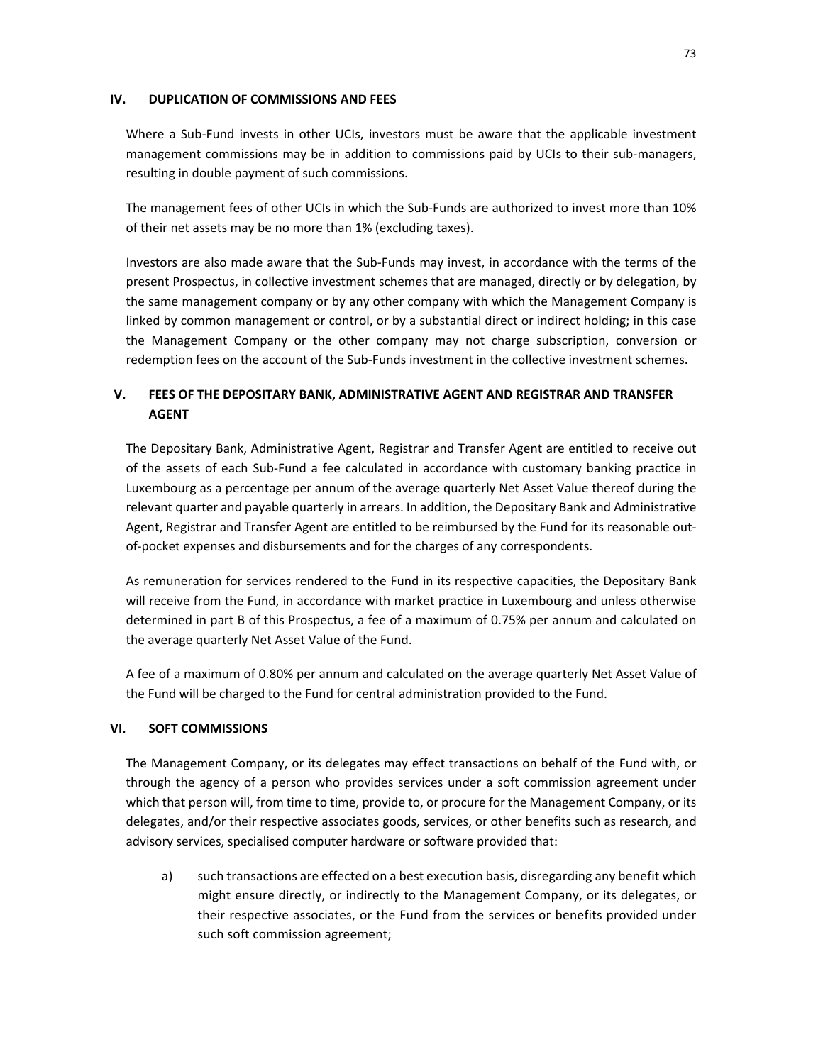## IV. DUPLICATION OF COMMISSIONS AND FEES

Where a Sub-Fund invests in other UCIs, investors must be aware that the applicable investment management commissions may be in addition to commissions paid by UCIs to their sub-managers, resulting in double payment of such commissions.

The management fees of other UCIs in which the Sub-Funds are authorized to invest more than 10% of their net assets may be no more than 1% (excluding taxes).

Investors are also made aware that the Sub-Funds may invest, in accordance with the terms of the present Prospectus, in collective investment schemes that are managed, directly or by delegation, by the same management company or by any other company with which the Management Company is linked by common management or control, or by a substantial direct or indirect holding; in this case the Management Company or the other company may not charge subscription, conversion or redemption fees on the account of the Sub-Funds investment in the collective investment schemes.

## V. FEES OF THE DEPOSITARY BANK, ADMINISTRATIVE AGENT AND REGISTRAR AND TRANSFER AGENT

The Depositary Bank, Administrative Agent, Registrar and Transfer Agent are entitled to receive out of the assets of each Sub-Fund a fee calculated in accordance with customary banking practice in Luxembourg as a percentage per annum of the average quarterly Net Asset Value thereof during the relevant quarter and payable quarterly in arrears. In addition, the Depositary Bank and Administrative Agent, Registrar and Transfer Agent are entitled to be reimbursed by the Fund for its reasonable out-of-pocket expenses and disbursements and for the charges of any correspondents.

As remuneration for services rendered to the Fund in its respective capacities, the Depositary Bank will receive from the Fund, in accordance with market practice in Luxembourg and unless otherwise determined in part B of this Prospectus, a fee of a maximum of 0.75% per annum and calculated on the average quarterly Net Asset Value of the Fund.

A fee of a maximum of 0.80% per annum and calculated on the average quarterly Net Asset Value of the Fund will be charged to the Fund for central administration provided to the Fund.

## VI. SOFT COMMISSIONS

The Management Company, or its delegates may effect transactions on behalf of the Fund with, or through the agency of a person who provides services under a soft commission agreement under which that person will, from time to time, provide to, or procure for the Management Company, or its delegates, and/or their respective associates goods, services, or other benefits such as research, and advisory services, specialised computer hardware or software provided that:

a) such transactions are effected on a best execution basis, disregarding any benefit which might ensure directly, or indirectly to the Management Company, or its delegates, or their respective associates, or the Fund from the services or benefits provided under such soft commission agreement;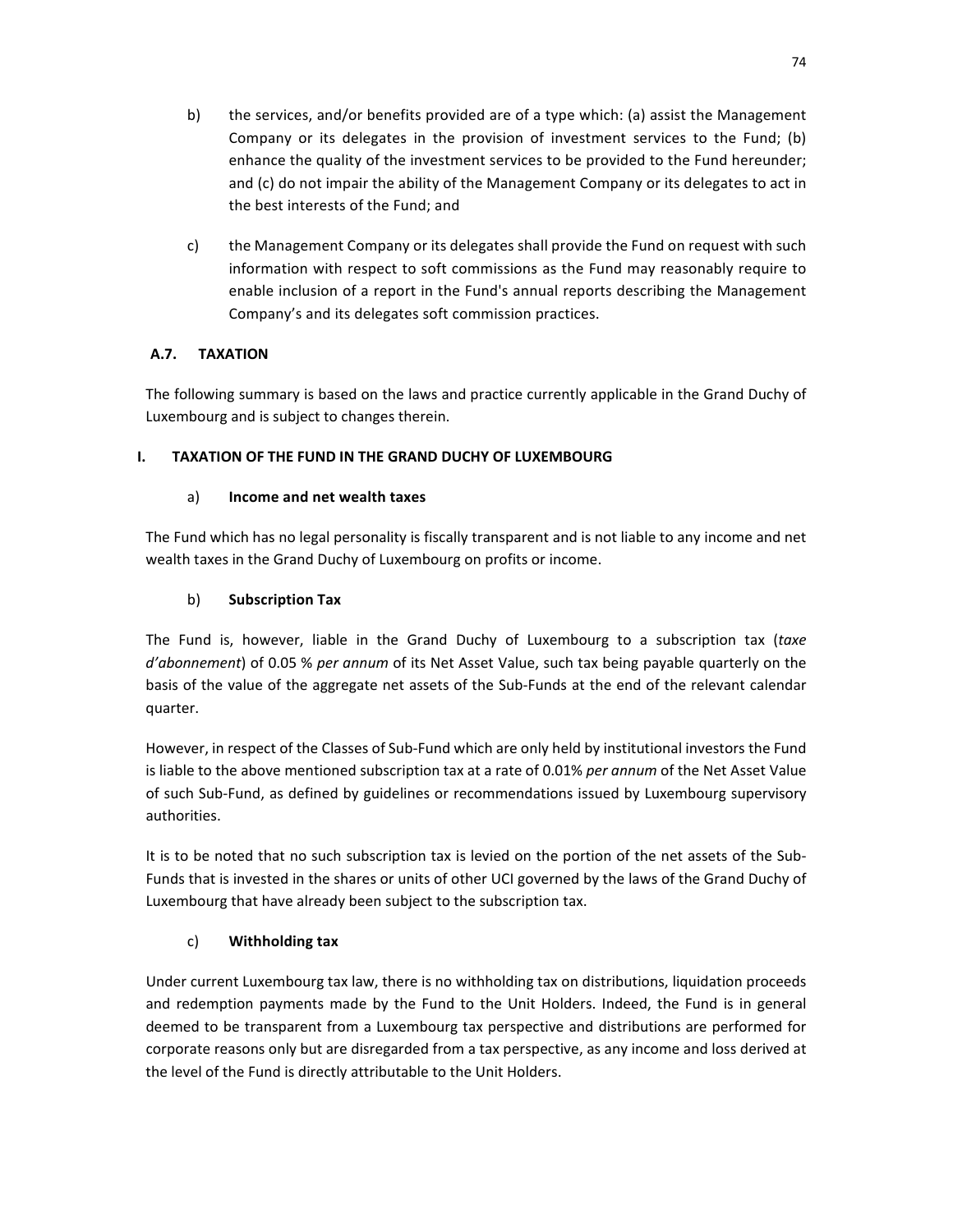b) the services, and/or benefits provided are of a type which: (a) assist the Management Company or its delegates in the provision of investment services to the Fund; (b) enhance the quality of the investment services to be provided to the Fund hereunder; and (c) do not impair the ability of the Management Company or its delegates to act in the best interests of the Fund; and

c) the Management Company or its delegates shall provide the Fund on request with such information with respect to soft commissions as the Fund may reasonably require to enable inclusion of a report in the Fund's annual reports describing the Management Company's and its delegates soft commission practices.

## A.7. TAXATION

The following summary is based on the laws and practice currently applicable in the Grand Duchy of Luxembourg and is subject to changes therein.

### I. TAXATION OF THE FUND IN THE GRAND DUCHY OF LUXEMBOURG

#### a) Income and net wealth taxes

The Fund which has no legal personality is fiscally transparent and is not liable to any income and net wealth taxes in the Grand Duchy of Luxembourg on profits or income.

#### b) Subscription Tax

The Fund is, however, liable in the Grand Duchy of Luxembourg to a subscription tax (*taxe d'abonnement*) of 0.05 % *per annum* of its Net Asset Value, such tax being payable quarterly on the basis of the value of the aggregate net assets of the Sub-Funds at the end of the relevant calendar quarter.

However, in respect of the Classes of Sub-Fund which are only held by institutional investors the Fund is liable to the above mentioned subscription tax at a rate of 0.01% *per annum* of the Net Asset Value of such Sub-Fund, as defined by guidelines or recommendations issued by Luxembourg supervisory authorities.

It is to be noted that no such subscription tax is levied on the portion of the net assets of the Sub-Funds that is invested in the shares or units of other UCI governed by the laws of the Grand Duchy of Luxembourg that have already been subject to the subscription tax.

#### c) Withholding tax

Under current Luxembourg tax law, there is no withholding tax on distributions, liquidation proceeds and redemption payments made by the Fund to the Unit Holders. Indeed, the Fund is in general deemed to be transparent from a Luxembourg tax perspective and distributions are performed for corporate reasons only but are disregarded from a tax perspective, as any income and loss derived at the level of the Fund is directly attributable to the Unit Holders.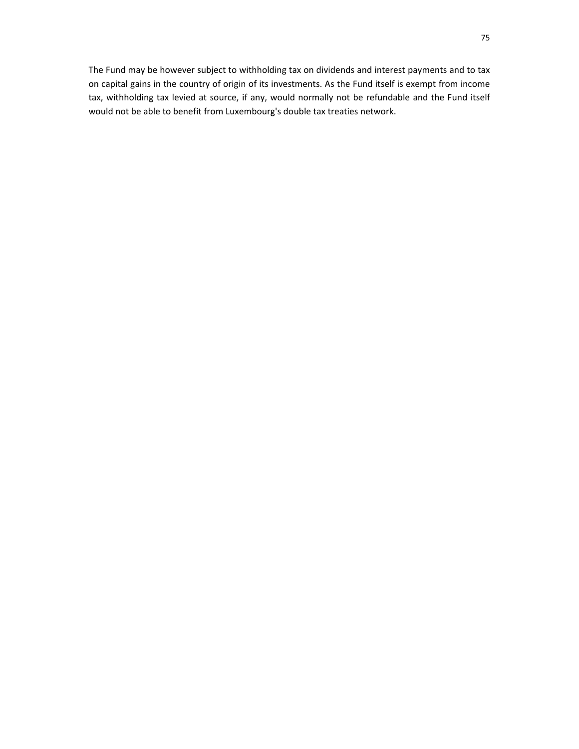The Fund may be however subject to withholding tax on dividends and interest payments and to tax on capital gains in the country of origin of its investments. As the Fund itself is exempt from income tax, withholding tax levied at source, if any, would normally not be refundable and the Fund itself would not be able to benefit from Luxembourg's double tax treaties network.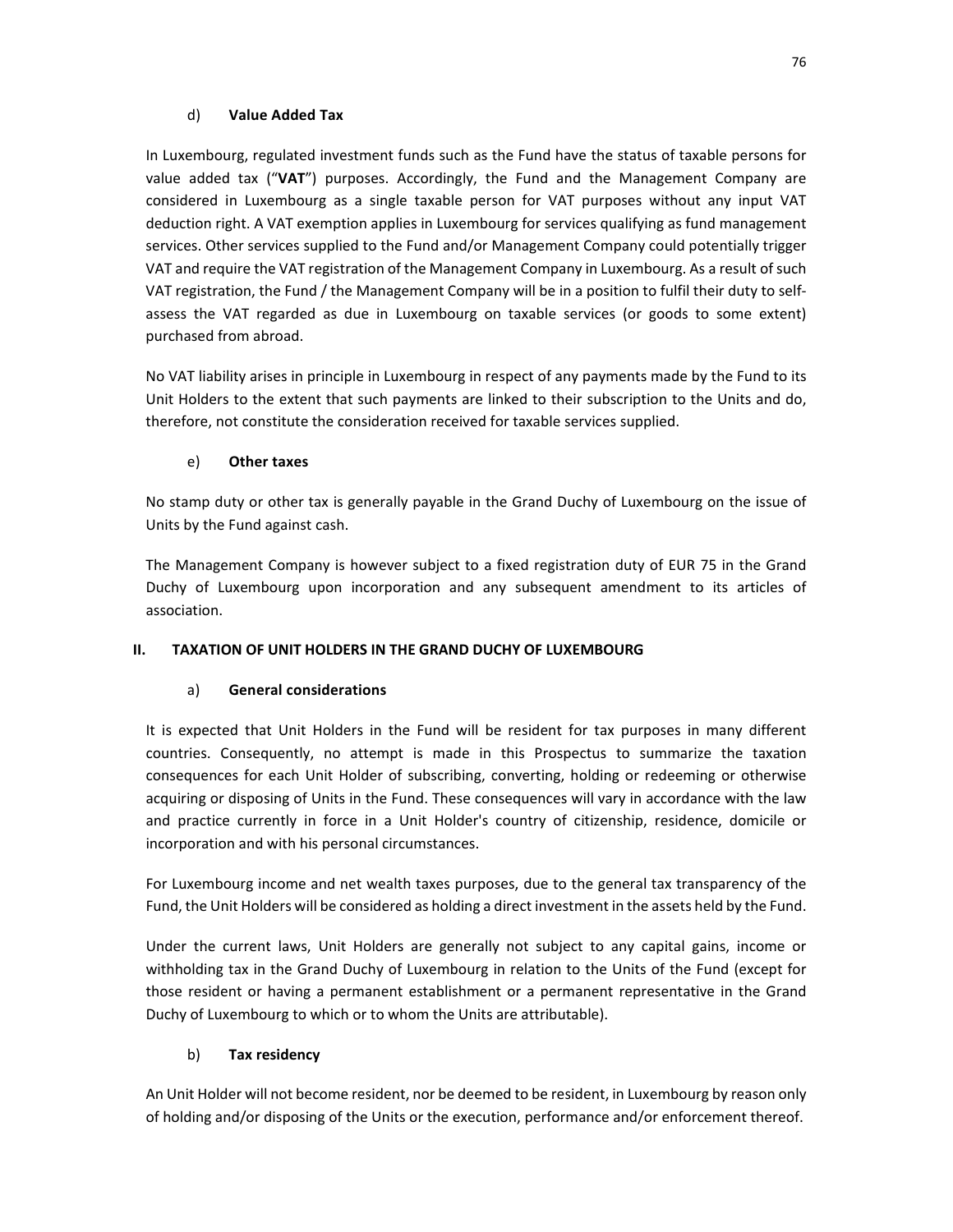d) **Value Added Tax**

In Luxembourg, regulated investment funds such as the Fund have the status of taxable persons for value added tax ("**VAT**") purposes. Accordingly, the Fund and the Management Company are considered in Luxembourg as a single taxable person for VAT purposes without any input VAT deduction right. A VAT exemption applies in Luxembourg for services qualifying as fund management services. Other services supplied to the Fund and/or Management Company could potentially trigger VAT and require the VAT registration of the Management Company in Luxembourg. As a result of such VAT registration, the Fund / the Management Company will be in a position to fulfil their duty to self-assess the VAT regarded as due in Luxembourg on taxable services (or goods to some extent) purchased from abroad.

No VAT liability arises in principle in Luxembourg in respect of any payments made by the Fund to its Unit Holders to the extent that such payments are linked to their subscription to the Units and do, therefore, not constitute the consideration received for taxable services supplied.

e) **Other taxes**

No stamp duty or other tax is generally payable in the Grand Duchy of Luxembourg on the issue of Units by the Fund against cash.

The Management Company is however subject to a fixed registration duty of EUR 75 in the Grand Duchy of Luxembourg upon incorporation and any subsequent amendment to its articles of association.

## II. TAXATION OF UNIT HOLDERS IN THE GRAND DUCHY OF LUXEMBOURG

a) **General considerations**

It is expected that Unit Holders in the Fund will be resident for tax purposes in many different countries. Consequently, no attempt is made in this Prospectus to summarize the taxation consequences for each Unit Holder of subscribing, converting, holding or redeeming or otherwise acquiring or disposing of Units in the Fund. These consequences will vary in accordance with the law and practice currently in force in a Unit Holder's country of citizenship, residence, domicile or incorporation and with his personal circumstances.

For Luxembourg income and net wealth taxes purposes, due to the general tax transparency of the Fund, the Unit Holders will be considered as holding a direct investment in the assets held by the Fund.

Under the current laws, Unit Holders are generally not subject to any capital gains, income or withholding tax in the Grand Duchy of Luxembourg in relation to the Units of the Fund (except for those resident or having a permanent establishment or a permanent representative in the Grand Duchy of Luxembourg to which or to whom the Units are attributable).

b) **Tax residency**

An Unit Holder will not become resident, nor be deemed to be resident, in Luxembourg by reason only of holding and/or disposing of the Units or the execution, performance and/or enforcement thereof.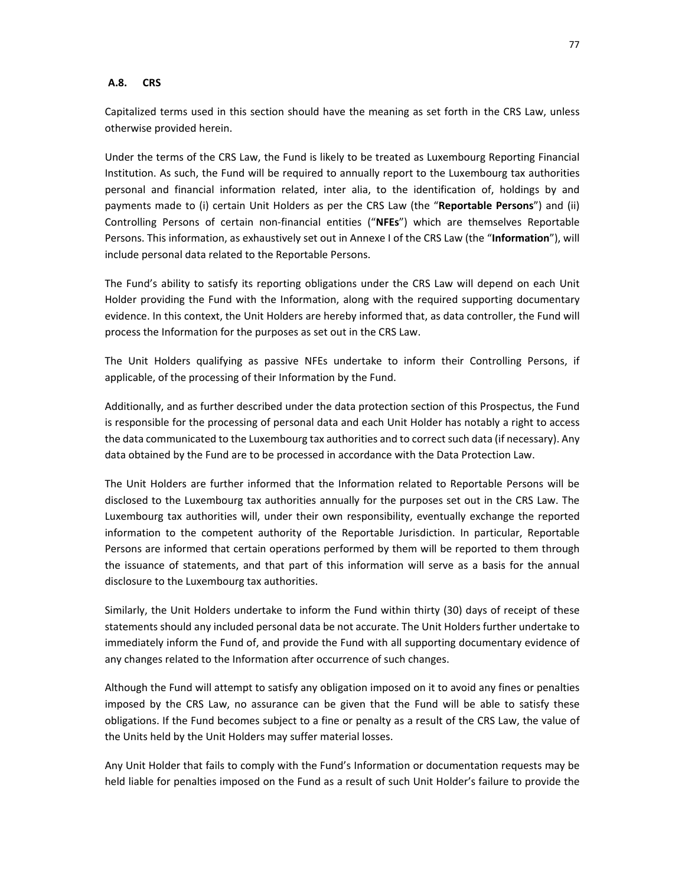### A.8. CRS

Capitalized terms used in this section should have the meaning as set forth in the CRS Law, unless otherwise provided herein.

Under the terms of the CRS Law, the Fund is likely to be treated as Luxembourg Reporting Financial Institution. As such, the Fund will be required to annually report to the Luxembourg tax authorities personal and financial information related, inter alia, to the identification of, holdings by and payments made to (i) certain Unit Holders as per the CRS Law (the "**Reportable Persons**") and (ii) Controlling Persons of certain non-financial entities ("**NFEs**") which are themselves Reportable Persons. This information, as exhaustively set out in Annexe I of the CRS Law (the "**Information**"), will include personal data related to the Reportable Persons.

The Fund's ability to satisfy its reporting obligations under the CRS Law will depend on each Unit Holder providing the Fund with the Information, along with the required supporting documentary evidence. In this context, the Unit Holders are hereby informed that, as data controller, the Fund will process the Information for the purposes as set out in the CRS Law.

The Unit Holders qualifying as passive NFEs undertake to inform their Controlling Persons, if applicable, of the processing of their Information by the Fund.

Additionally, and as further described under the data protection section of this Prospectus, the Fund is responsible for the processing of personal data and each Unit Holder has notably a right to access the data communicated to the Luxembourg tax authorities and to correct such data (if necessary). Any data obtained by the Fund are to be processed in accordance with the Data Protection Law.

The Unit Holders are further informed that the Information related to Reportable Persons will be disclosed to the Luxembourg tax authorities annually for the purposes set out in the CRS Law. The Luxembourg tax authorities will, under their own responsibility, eventually exchange the reported information to the competent authority of the Reportable Jurisdiction. In particular, Reportable Persons are informed that certain operations performed by them will be reported to them through the issuance of statements, and that part of this information will serve as a basis for the annual disclosure to the Luxembourg tax authorities.

Similarly, the Unit Holders undertake to inform the Fund within thirty (30) days of receipt of these statements should any included personal data be not accurate. The Unit Holders further undertake to immediately inform the Fund of, and provide the Fund with all supporting documentary evidence of any changes related to the Information after occurrence of such changes.

Although the Fund will attempt to satisfy any obligation imposed on it to avoid any fines or penalties imposed by the CRS Law, no assurance can be given that the Fund will be able to satisfy these obligations. If the Fund becomes subject to a fine or penalty as a result of the CRS Law, the value of the Units held by the Unit Holders may suffer material losses.

Any Unit Holder that fails to comply with the Fund's Information or documentation requests may be held liable for penalties imposed on the Fund as a result of such Unit Holder's failure to provide the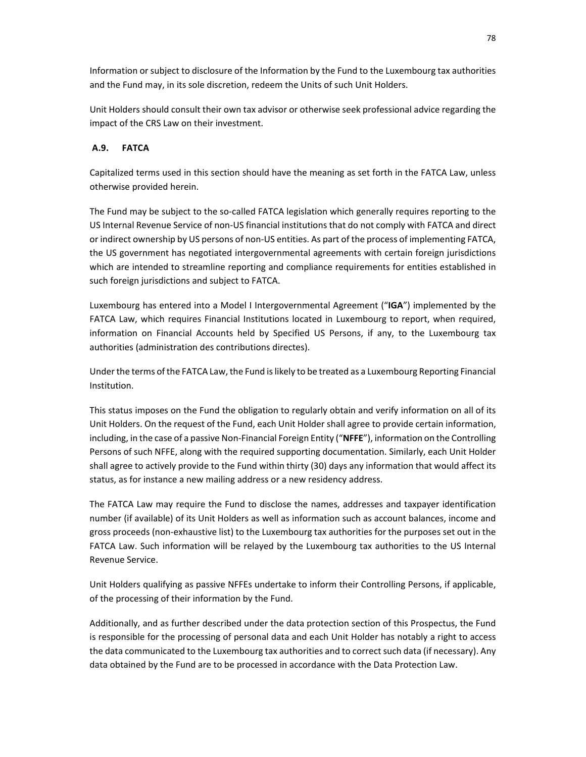Information or subject to disclosure of the Information by the Fund to the Luxembourg tax authorities and the Fund may, in its sole discretion, redeem the Units of such Unit Holders.

Unit Holders should consult their own tax advisor or otherwise seek professional advice regarding the impact of the CRS Law on their investment.

### A.9. FATCA

Capitalized terms used in this section should have the meaning as set forth in the FATCA Law, unless otherwise provided herein.

The Fund may be subject to the so-called FATCA legislation which generally requires reporting to the US Internal Revenue Service of non-US financial institutions that do not comply with FATCA and direct or indirect ownership by US persons of non-US entities. As part of the process of implementing FATCA, the US government has negotiated intergovernmental agreements with certain foreign jurisdictions which are intended to streamline reporting and compliance requirements for entities established in such foreign jurisdictions and subject to FATCA.

Luxembourg has entered into a Model I Intergovernmental Agreement ("**IGA**") implemented by the FATCA Law, which requires Financial Institutions located in Luxembourg to report, when required, information on Financial Accounts held by Specified US Persons, if any, to the Luxembourg tax authorities (administration des contributions directes).

Under the terms of the FATCA Law, the Fund is likely to be treated as a Luxembourg Reporting Financial Institution.

This status imposes on the Fund the obligation to regularly obtain and verify information on all of its Unit Holders. On the request of the Fund, each Unit Holder shall agree to provide certain information, including, in the case of a passive Non-Financial Foreign Entity ("**NFFE**"), information on the Controlling Persons of such NFFE, along with the required supporting documentation. Similarly, each Unit Holder shall agree to actively provide to the Fund within thirty (30) days any information that would affect its status, as for instance a new mailing address or a new residency address.

The FATCA Law may require the Fund to disclose the names, addresses and taxpayer identification number (if available) of its Unit Holders as well as information such as account balances, income and gross proceeds (non-exhaustive list) to the Luxembourg tax authorities for the purposes set out in the FATCA Law. Such information will be relayed by the Luxembourg tax authorities to the US Internal Revenue Service.

Unit Holders qualifying as passive NFFEs undertake to inform their Controlling Persons, if applicable, of the processing of their information by the Fund.

Additionally, and as further described under the data protection section of this Prospectus, the Fund is responsible for the processing of personal data and each Unit Holder has notably a right to access the data communicated to the Luxembourg tax authorities and to correct such data (if necessary). Any data obtained by the Fund are to be processed in accordance with the Data Protection Law.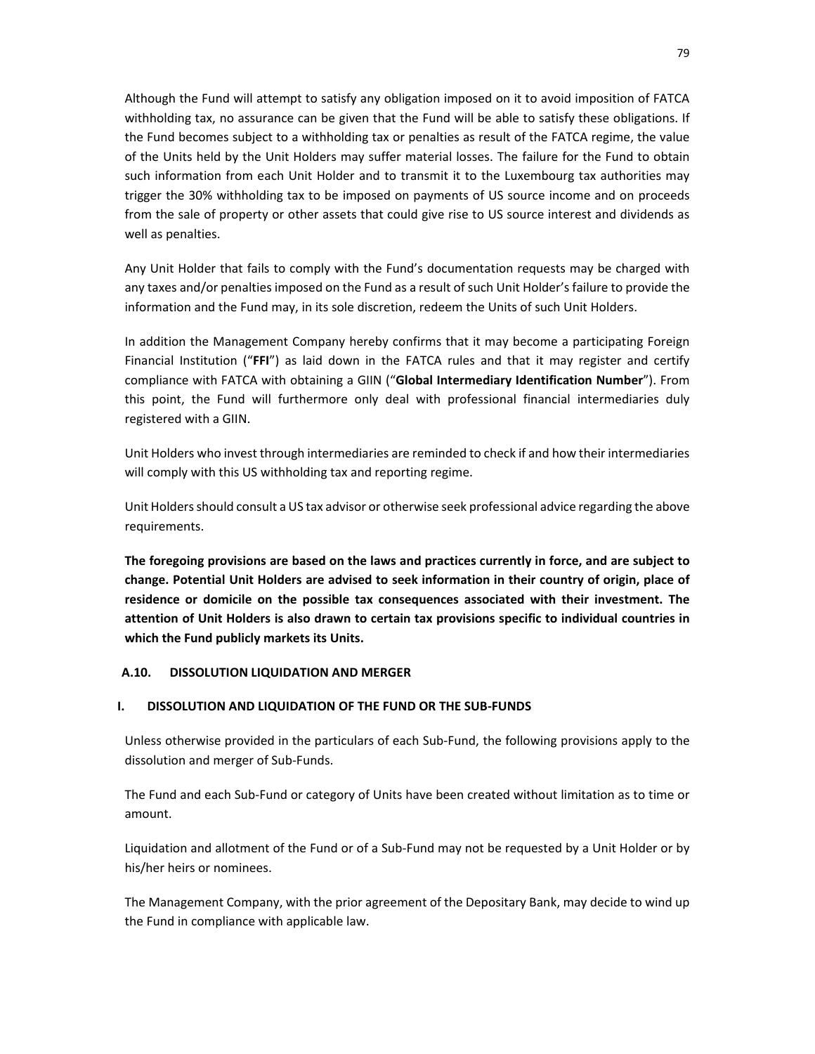Although the Fund will attempt to satisfy any obligation imposed on it to avoid imposition of FATCA withholding tax, no assurance can be given that the Fund will be able to satisfy these obligations. If the Fund becomes subject to a withholding tax or penalties as result of the FATCA regime, the value of the Units held by the Unit Holders may suffer material losses. The failure for the Fund to obtain such information from each Unit Holder and to transmit it to the Luxembourg tax authorities may trigger the 30% withholding tax to be imposed on payments of US source income and on proceeds from the sale of property or other assets that could give rise to US source interest and dividends as well as penalties.

Any Unit Holder that fails to comply with the Fund's documentation requests may be charged with any taxes and/or penalties imposed on the Fund as a result of such Unit Holder's failure to provide the information and the Fund may, in its sole discretion, redeem the Units of such Unit Holders.

In addition the Management Company hereby confirms that it may become a participating Foreign Financial Institution ("**FFI**") as laid down in the FATCA rules and that it may register and certify compliance with FATCA with obtaining a GIIN ("**Global Intermediary Identification Number**"). From this point, the Fund will furthermore only deal with professional financial intermediaries duly registered with a GIIN.

Unit Holders who invest through intermediaries are reminded to check if and how their intermediaries will comply with this US withholding tax and reporting regime.

Unit Holders should consult a US tax advisor or otherwise seek professional advice regarding the above requirements.

**The foregoing provisions are based on the laws and practices currently in force, and are subject to change. Potential Unit Holders are advised to seek information in their country of origin, place of residence or domicile on the possible tax consequences associated with their investment. The attention of Unit Holders is also drawn to certain tax provisions specific to individual countries in which the Fund publicly markets its Units.**

## A.10. DISSOLUTION LIQUIDATION AND MERGER

### I. DISSOLUTION AND LIQUIDATION OF THE FUND OR THE SUB-FUNDS

Unless otherwise provided in the particulars of each Sub-Fund, the following provisions apply to the dissolution and merger of Sub-Funds.

The Fund and each Sub-Fund or category of Units have been created without limitation as to time or amount.

Liquidation and allotment of the Fund or of a Sub-Fund may not be requested by a Unit Holder or by his/her heirs or nominees.

The Management Company, with the prior agreement of the Depositary Bank, may decide to wind up the Fund in compliance with applicable law.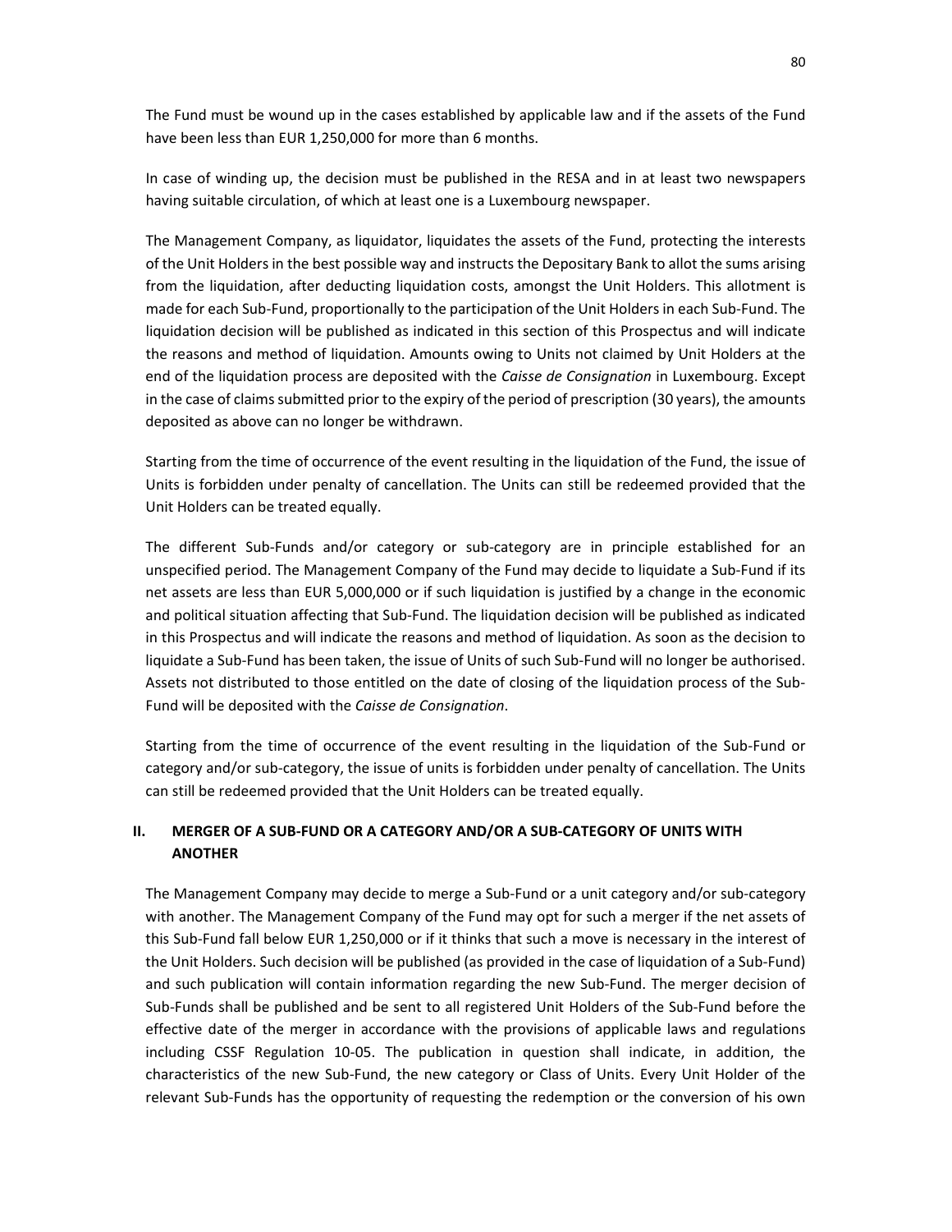The Fund must be wound up in the cases established by applicable law and if the assets of the Fund have been less than EUR 1,250,000 for more than 6 months.

In case of winding up, the decision must be published in the RESA and in at least two newspapers having suitable circulation, of which at least one is a Luxembourg newspaper.

The Management Company, as liquidator, liquidates the assets of the Fund, protecting the interests of the Unit Holders in the best possible way and instructs the Depositary Bank to allot the sums arising from the liquidation, after deducting liquidation costs, amongst the Unit Holders. This allotment is made for each Sub-Fund, proportionally to the participation of the Unit Holders in each Sub-Fund. The liquidation decision will be published as indicated in this section of this Prospectus and will indicate the reasons and method of liquidation. Amounts owing to Units not claimed by Unit Holders at the end of the liquidation process are deposited with the *Caisse de Consignation* in Luxembourg. Except in the case of claims submitted prior to the expiry of the period of prescription (30 years), the amounts deposited as above can no longer be withdrawn.

Starting from the time of occurrence of the event resulting in the liquidation of the Fund, the issue of Units is forbidden under penalty of cancellation. The Units can still be redeemed provided that the Unit Holders can be treated equally.

The different Sub-Funds and/or category or sub-category are in principle established for an unspecified period. The Management Company of the Fund may decide to liquidate a Sub-Fund if its net assets are less than EUR 5,000,000 or if such liquidation is justified by a change in the economic and political situation affecting that Sub-Fund. The liquidation decision will be published as indicated in this Prospectus and will indicate the reasons and method of liquidation. As soon as the decision to liquidate a Sub-Fund has been taken, the issue of Units of such Sub-Fund will no longer be authorised. Assets not distributed to those entitled on the date of closing of the liquidation process of the Sub-Fund will be deposited with the *Caisse de Consignation*.

Starting from the time of occurrence of the event resulting in the liquidation of the Sub-Fund or category and/or sub-category, the issue of units is forbidden under penalty of cancellation. The Units can still be redeemed provided that the Unit Holders can be treated equally.

## II. MERGER OF A SUB-FUND OR A CATEGORY AND/OR A SUB-CATEGORY OF UNITS WITH ANOTHER

The Management Company may decide to merge a Sub-Fund or a unit category and/or sub-category with another. The Management Company of the Fund may opt for such a merger if the net assets of this Sub-Fund fall below EUR 1,250,000 or if it thinks that such a move is necessary in the interest of the Unit Holders. Such decision will be published (as provided in the case of liquidation of a Sub-Fund) and such publication will contain information regarding the new Sub-Fund. The merger decision of Sub-Funds shall be published and be sent to all registered Unit Holders of the Sub-Fund before the effective date of the merger in accordance with the provisions of applicable laws and regulations including CSSF Regulation 10-05. The publication in question shall indicate, in addition, the characteristics of the new Sub-Fund, the new category or Class of Units. Every Unit Holder of the relevant Sub-Funds has the opportunity of requesting the redemption or the conversion of his own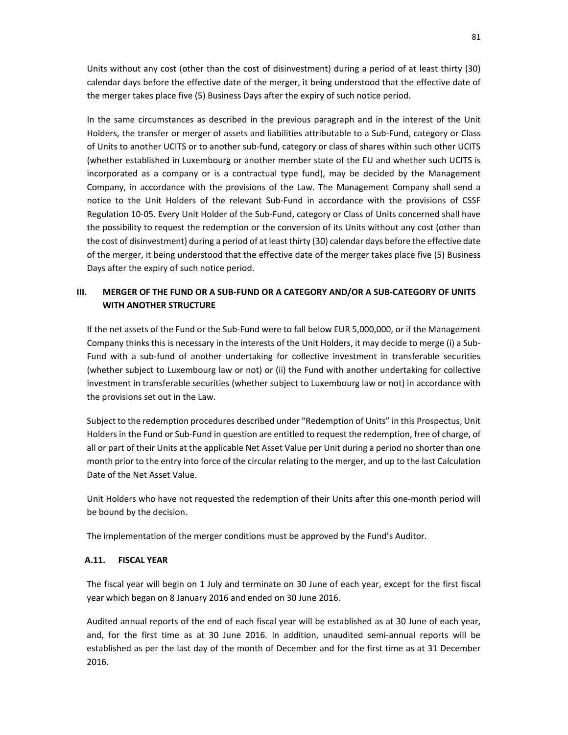Units without any cost (other than the cost of disinvestment) during a period of at least thirty (30) calendar days before the effective date of the merger, it being understood that the effective date of the merger takes place five (5) Business Days after the expiry of such notice period.

In the same circumstances as described in the previous paragraph and in the interest of the Unit Holders, the transfer or merger of assets and liabilities attributable to a Sub-Fund, category or Class of Units to another UCITS or to another sub-fund, category or class of shares within such other UCITS (whether established in Luxembourg or another member state of the EU and whether such UCITS is incorporated as a company or is a contractual type fund), may be decided by the Management Company, in accordance with the provisions of the Law. The Management Company shall send a notice to the Unit Holders of the relevant Sub-Fund in accordance with the provisions of CSSF Regulation 10-05. Every Unit Holder of the Sub-Fund, category or Class of Units concerned shall have the possibility to request the redemption or the conversion of its Units without any cost (other than the cost of disinvestment) during a period of at least thirty (30) calendar days before the effective date of the merger, it being understood that the effective date of the merger takes place five (5) Business Days after the expiry of such notice period.

### III. MERGER OF THE FUND OR A SUB-FUND OR A CATEGORY AND/OR A SUB-CATEGORY OF UNITS WITH ANOTHER STRUCTURE

If the net assets of the Fund or the Sub-Fund were to fall below EUR 5,000,000, or if the Management Company thinks this is necessary in the interests of the Unit Holders, it may decide to merge (i) a Sub-Fund with a sub-fund of another undertaking for collective investment in transferable securities (whether subject to Luxembourg law or not) or (ii) the Fund with another undertaking for collective investment in transferable securities (whether subject to Luxembourg law or not) in accordance with the provisions set out in the Law.

Subject to the redemption procedures described under "Redemption of Units" in this Prospectus, Unit Holders in the Fund or Sub-Fund in question are entitled to request the redemption, free of charge, of all or part of their Units at the applicable Net Asset Value per Unit during a period no shorter than one month prior to the entry into force of the circular relating to the merger, and up to the last Calculation Date of the Net Asset Value.

Unit Holders who have not requested the redemption of their Units after this one-month period will be bound by the decision.

The implementation of the merger conditions must be approved by the Fund's Auditor.

### A.11. FISCAL YEAR

The fiscal year will begin on 1 July and terminate on 30 June of each year, except for the first fiscal year which began on 8 January 2016 and ended on 30 June 2016.

Audited annual reports of the end of each fiscal year will be established as at 30 June of each year, and, for the first time as at 30 June 2016. In addition, unaudited semi-annual reports will be established as per the last day of the month of December and for the first time as at 31 December 2016.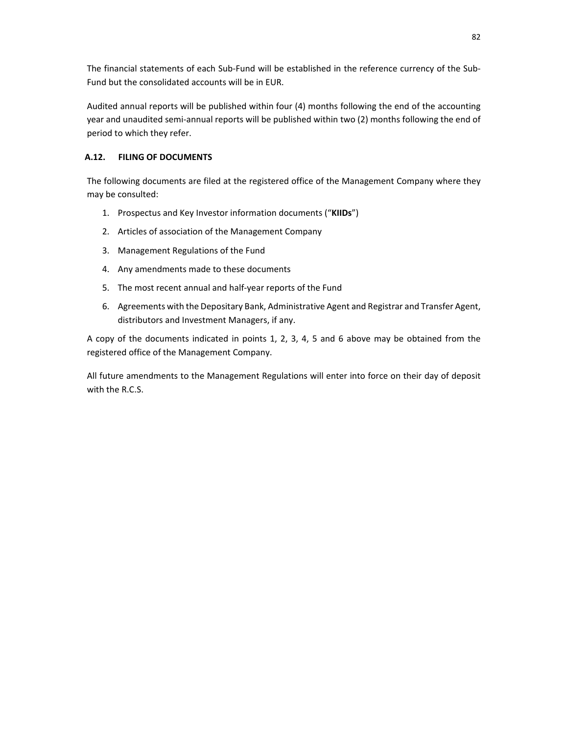The financial statements of each Sub-Fund will be established in the reference currency of the Sub-Fund but the consolidated accounts will be in EUR.

Audited annual reports will be published within four (4) months following the end of the accounting year and unaudited semi-annual reports will be published within two (2) months following the end of period to which they refer.

### A.12. FILING OF DOCUMENTS

The following documents are filed at the registered office of the Management Company where they may be consulted:

1. Prospectus and Key Investor information documents ("**KIIDs**")
2. Articles of association of the Management Company
3. Management Regulations of the Fund
4. Any amendments made to these documents
5. The most recent annual and half-year reports of the Fund
6. Agreements with the Depositary Bank, Administrative Agent and Registrar and Transfer Agent, distributors and Investment Managers, if any.

A copy of the documents indicated in points 1, 2, 3, 4, 5 and 6 above may be obtained from the registered office of the Management Company.

All future amendments to the Management Regulations will enter into force on their day of deposit with the R.C.S.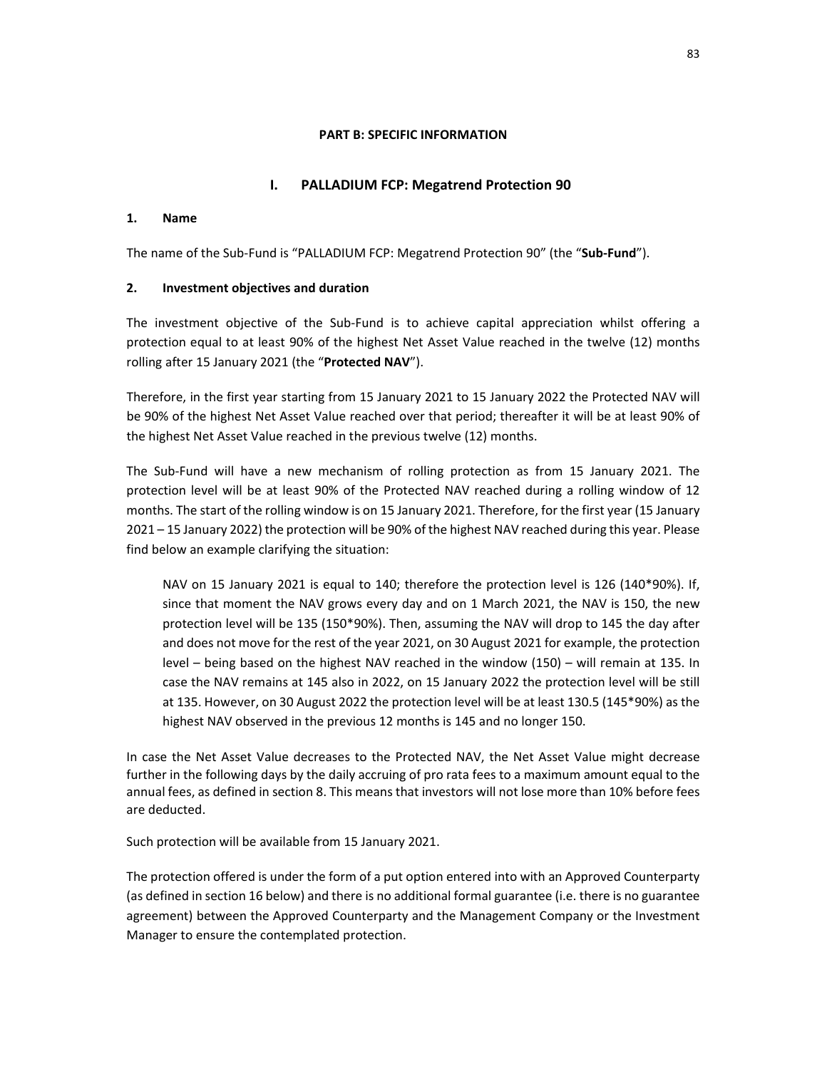**PART B: SPECIFIC INFORMATION**

## I. PALLADIUM FCP: Megatrend Protection 90

### 1. Name

The name of the Sub-Fund is "PALLADIUM FCP: Megatrend Protection 90" (the "**Sub-Fund**").

### 2. Investment objectives and duration

The investment objective of the Sub-Fund is to achieve capital appreciation whilst offering a protection equal to at least 90% of the highest Net Asset Value reached in the twelve (12) months rolling after 15 January 2021 (the "**Protected NAV**").

Therefore, in the first year starting from 15 January 2021 to 15 January 2022 the Protected NAV will be 90% of the highest Net Asset Value reached over that period; thereafter it will be at least 90% of the highest Net Asset Value reached in the previous twelve (12) months.

The Sub-Fund will have a new mechanism of rolling protection as from 15 January 2021. The protection level will be at least 90% of the Protected NAV reached during a rolling window of 12 months. The start of the rolling window is on 15 January 2021. Therefore, for the first year (15 January 2021 – 15 January 2022) the protection will be 90% of the highest NAV reached during this year. Please find below an example clarifying the situation:

> NAV on 15 January 2021 is equal to 140; therefore the protection level is 126 (140*90%). If, since that moment the NAV grows every day and on 1 March 2021, the NAV is 150, the new protection level will be 135 (150*90%). Then, assuming the NAV will drop to 145 the day after and does not move for the rest of the year 2021, on 30 August 2021 for example, the protection level – being based on the highest NAV reached in the window (150) – will remain at 135. In case the NAV remains at 145 also in 2022, on 15 January 2022 the protection level will be still at 135. However, on 30 August 2022 the protection level will be at least 130.5 (145*90%) as the highest NAV observed in the previous 12 months is 145 and no longer 150.

In case the Net Asset Value decreases to the Protected NAV, the Net Asset Value might decrease further in the following days by the daily accruing of pro rata fees to a maximum amount equal to the annual fees, as defined in section 8. This means that investors will not lose more than 10% before fees are deducted.

Such protection will be available from 15 January 2021.

The protection offered is under the form of a put option entered into with an Approved Counterparty (as defined in section 16 below) and there is no additional formal guarantee (i.e. there is no guarantee agreement) between the Approved Counterparty and the Management Company or the Investment Manager to ensure the contemplated protection.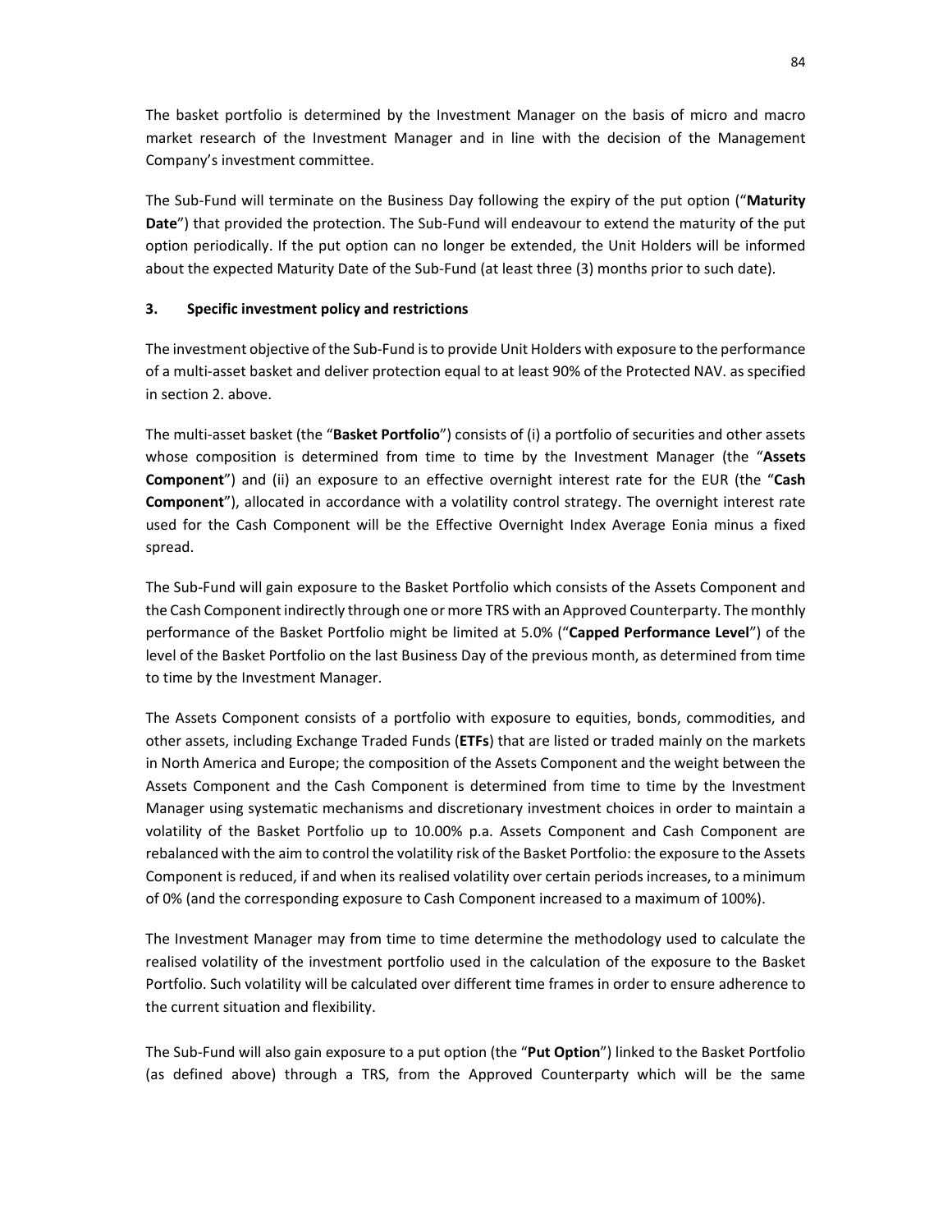The basket portfolio is determined by the Investment Manager on the basis of micro and macro market research of the Investment Manager and in line with the decision of the Management Company's investment committee.

The Sub-Fund will terminate on the Business Day following the expiry of the put option ("**Maturity Date**") that provided the protection. The Sub-Fund will endeavour to extend the maturity of the put option periodically. If the put option can no longer be extended, the Unit Holders will be informed about the expected Maturity Date of the Sub-Fund (at least three (3) months prior to such date).

### 3. Specific investment policy and restrictions

The investment objective of the Sub-Fund is to provide Unit Holders with exposure to the performance of a multi-asset basket and deliver protection equal to at least 90% of the Protected NAV. as specified in section 2. above.

The multi-asset basket (the "**Basket Portfolio**") consists of (i) a portfolio of securities and other assets whose composition is determined from time to time by the Investment Manager (the "**Assets Component**") and (ii) an exposure to an effective overnight interest rate for the EUR (the "**Cash Component**"), allocated in accordance with a volatility control strategy. The overnight interest rate used for the Cash Component will be the Effective Overnight Index Average Eonia minus a fixed spread.

The Sub-Fund will gain exposure to the Basket Portfolio which consists of the Assets Component and the Cash Component indirectly through one or more TRS with an Approved Counterparty. The monthly performance of the Basket Portfolio might be limited at 5.0% ("**Capped Performance Level**") of the level of the Basket Portfolio on the last Business Day of the previous month, as determined from time to time by the Investment Manager.

The Assets Component consists of a portfolio with exposure to equities, bonds, commodities, and other assets, including Exchange Traded Funds (**ETFs**) that are listed or traded mainly on the markets in North America and Europe; the composition of the Assets Component and the weight between the Assets Component and the Cash Component is determined from time to time by the Investment Manager using systematic mechanisms and discretionary investment choices in order to maintain a volatility of the Basket Portfolio up to 10.00% p.a. Assets Component and Cash Component are rebalanced with the aim to control the volatility risk of the Basket Portfolio: the exposure to the Assets Component is reduced, if and when its realised volatility over certain periods increases, to a minimum of 0% (and the corresponding exposure to Cash Component increased to a maximum of 100%).

The Investment Manager may from time to time determine the methodology used to calculate the realised volatility of the investment portfolio used in the calculation of the exposure to the Basket Portfolio. Such volatility will be calculated over different time frames in order to ensure adherence to the current situation and flexibility.

The Sub-Fund will also gain exposure to a put option (the "**Put Option**") linked to the Basket Portfolio (as defined above) through a TRS, from the Approved Counterparty which will be the same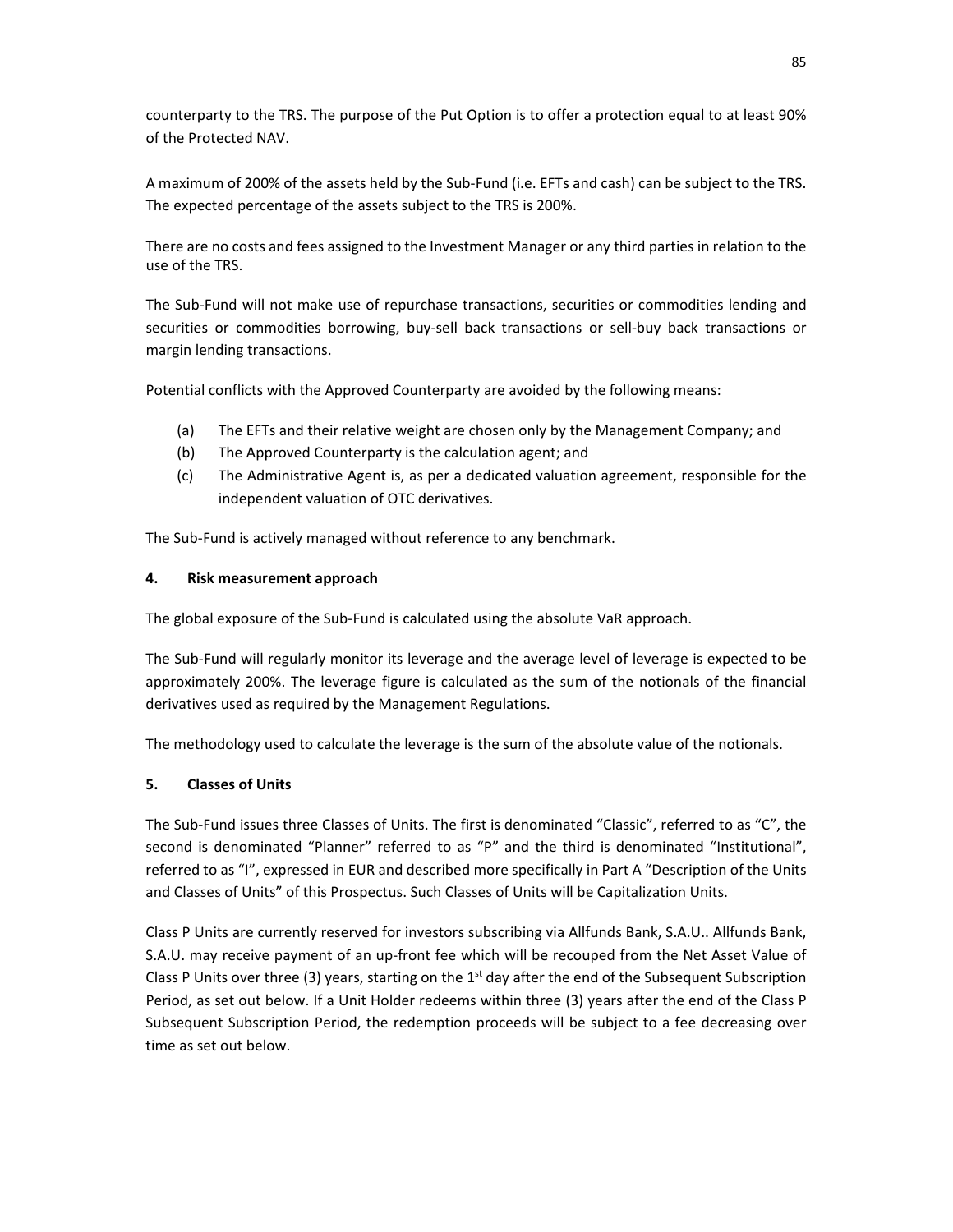counterparty to the TRS. The purpose of the Put Option is to offer a protection equal to at least 90% of the Protected NAV.

A maximum of 200% of the assets held by the Sub-Fund (i.e. EFTs and cash) can be subject to the TRS. The expected percentage of the assets subject to the TRS is 200%.

There are no costs and fees assigned to the Investment Manager or any third parties in relation to the use of the TRS.

The Sub-Fund will not make use of repurchase transactions, securities or commodities lending and securities or commodities borrowing, buy-sell back transactions or sell-buy back transactions or margin lending transactions.

Potential conflicts with the Approved Counterparty are avoided by the following means:

(a) The EFTs and their relative weight are chosen only by the Management Company; and
(b) The Approved Counterparty is the calculation agent; and
(c) The Administrative Agent is, as per a dedicated valuation agreement, responsible for the independent valuation of OTC derivatives.

The Sub-Fund is actively managed without reference to any benchmark.

#### 4. Risk measurement approach

The global exposure of the Sub-Fund is calculated using the absolute VaR approach.

The Sub-Fund will regularly monitor its leverage and the average level of leverage is expected to be approximately 200%. The leverage figure is calculated as the sum of the notionals of the financial derivatives used as required by the Management Regulations.

The methodology used to calculate the leverage is the sum of the absolute value of the notionals.

#### 5. Classes of Units

The Sub-Fund issues three Classes of Units. The first is denominated "Classic", referred to as "C", the second is denominated "Planner" referred to as "P" and the third is denominated "Institutional", referred to as "I", expressed in EUR and described more specifically in Part A "Description of the Units and Classes of Units" of this Prospectus. Such Classes of Units will be Capitalization Units.

Class P Units are currently reserved for investors subscribing via Allfunds Bank, S.A.U.. Allfunds Bank, S.A.U. may receive payment of an up-front fee which will be recouped from the Net Asset Value of Class P Units over three (3) years, starting on the 1st day after the end of the Subsequent Subscription Period, as set out below. If a Unit Holder redeems within three (3) years after the end of the Class P Subsequent Subscription Period, the redemption proceeds will be subject to a fee decreasing over time as set out below.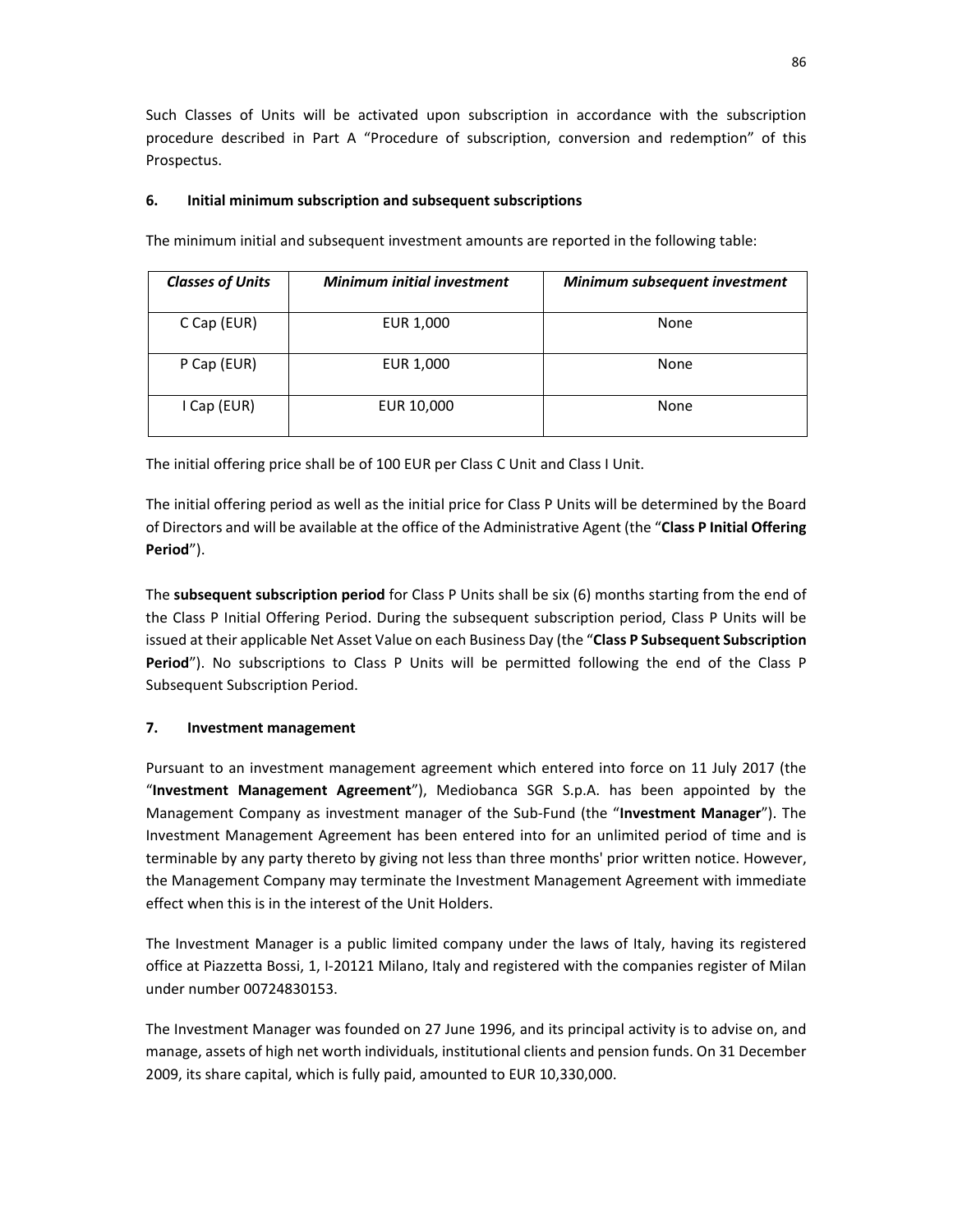Such Classes of Units will be activated upon subscription in accordance with the subscription procedure described in Part A "Procedure of subscription, conversion and redemption" of this Prospectus.

## 6. Initial minimum subscription and subsequent subscriptions

The minimum initial and subsequent investment amounts are reported in the following table:

| *Classes of Units* | *Minimum initial investment* | *Minimum subsequent investment* |
|---|---|---|
| C Cap (EUR) | EUR 1,000 | None |
| P Cap (EUR) | EUR 1,000 | None |
| I Cap (EUR) | EUR 10,000 | None |

The initial offering price shall be of 100 EUR per Class C Unit and Class I Unit.

The initial offering period as well as the initial price for Class P Units will be determined by the Board of Directors and will be available at the office of the Administrative Agent (the "**Class P Initial Offering Period**").

The **subsequent subscription period** for Class P Units shall be six (6) months starting from the end of the Class P Initial Offering Period. During the subsequent subscription period, Class P Units will be issued at their applicable Net Asset Value on each Business Day (the "**Class P Subsequent Subscription Period**"). No subscriptions to Class P Units will be permitted following the end of the Class P Subsequent Subscription Period.

## 7. Investment management

Pursuant to an investment management agreement which entered into force on 11 July 2017 (the "**Investment Management Agreement**"), Mediobanca SGR S.p.A. has been appointed by the Management Company as investment manager of the Sub-Fund (the "**Investment Manager**"). The Investment Management Agreement has been entered into for an unlimited period of time and is terminable by any party thereto by giving not less than three months' prior written notice. However, the Management Company may terminate the Investment Management Agreement with immediate effect when this is in the interest of the Unit Holders.

The Investment Manager is a public limited company under the laws of Italy, having its registered office at Piazzetta Bossi, 1, I-20121 Milano, Italy and registered with the companies register of Milan under number 00724830153.

The Investment Manager was founded on 27 June 1996, and its principal activity is to advise on, and manage, assets of high net worth individuals, institutional clients and pension funds. On 31 December 2009, its share capital, which is fully paid, amounted to EUR 10,330,000.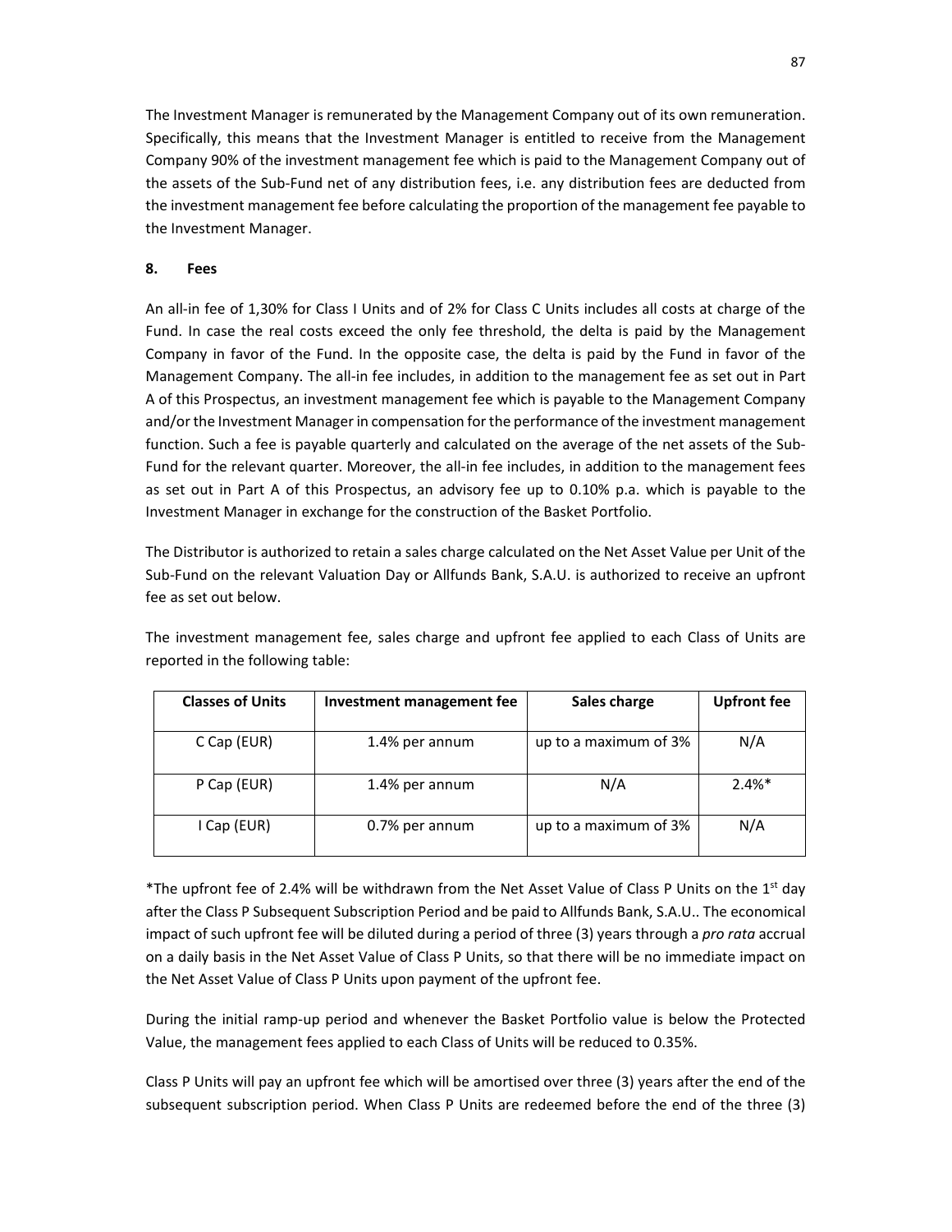The Investment Manager is remunerated by the Management Company out of its own remuneration. Specifically, this means that the Investment Manager is entitled to receive from the Management Company 90% of the investment management fee which is paid to the Management Company out of the assets of the Sub-Fund net of any distribution fees, i.e. any distribution fees are deducted from the investment management fee before calculating the proportion of the management fee payable to the Investment Manager.

## 8. Fees

An all-in fee of 1,30% for Class I Units and of 2% for Class C Units includes all costs at charge of the Fund. In case the real costs exceed the only fee threshold, the delta is paid by the Management Company in favor of the Fund. In the opposite case, the delta is paid by the Fund in favor of the Management Company. The all-in fee includes, in addition to the management fee as set out in Part A of this Prospectus, an investment management fee which is payable to the Management Company and/or the Investment Manager in compensation for the performance of the investment management function. Such a fee is payable quarterly and calculated on the average of the net assets of the Sub-Fund for the relevant quarter. Moreover, the all-in fee includes, in addition to the management fees as set out in Part A of this Prospectus, an advisory fee up to 0.10% p.a. which is payable to the Investment Manager in exchange for the construction of the Basket Portfolio.

The Distributor is authorized to retain a sales charge calculated on the Net Asset Value per Unit of the Sub-Fund on the relevant Valuation Day or Allfunds Bank, S.A.U. is authorized to receive an upfront fee as set out below.

The investment management fee, sales charge and upfront fee applied to each Class of Units are reported in the following table:

| Classes of Units | Investment management fee | Sales charge | Upfront fee |
|---|---|---|---|
| C Cap (EUR) | 1.4% per annum | up to a maximum of 3% | N/A |
| P Cap (EUR) | 1.4% per annum | N/A | 2.4%* |
| I Cap (EUR) | 0.7% per annum | up to a maximum of 3% | N/A |

*The upfront fee of 2.4% will be withdrawn from the Net Asset Value of Class P Units on the 1st day after the Class P Subsequent Subscription Period and be paid to Allfunds Bank, S.A.U.. The economical impact of such upfront fee will be diluted during a period of three (3) years through a *pro rata* accrual on a daily basis in the Net Asset Value of Class P Units, so that there will be no immediate impact on the Net Asset Value of Class P Units upon payment of the upfront fee.

During the initial ramp-up period and whenever the Basket Portfolio value is below the Protected Value, the management fees applied to each Class of Units will be reduced to 0.35%.

Class P Units will pay an upfront fee which will be amortised over three (3) years after the end of the subsequent subscription period. When Class P Units are redeemed before the end of the three (3)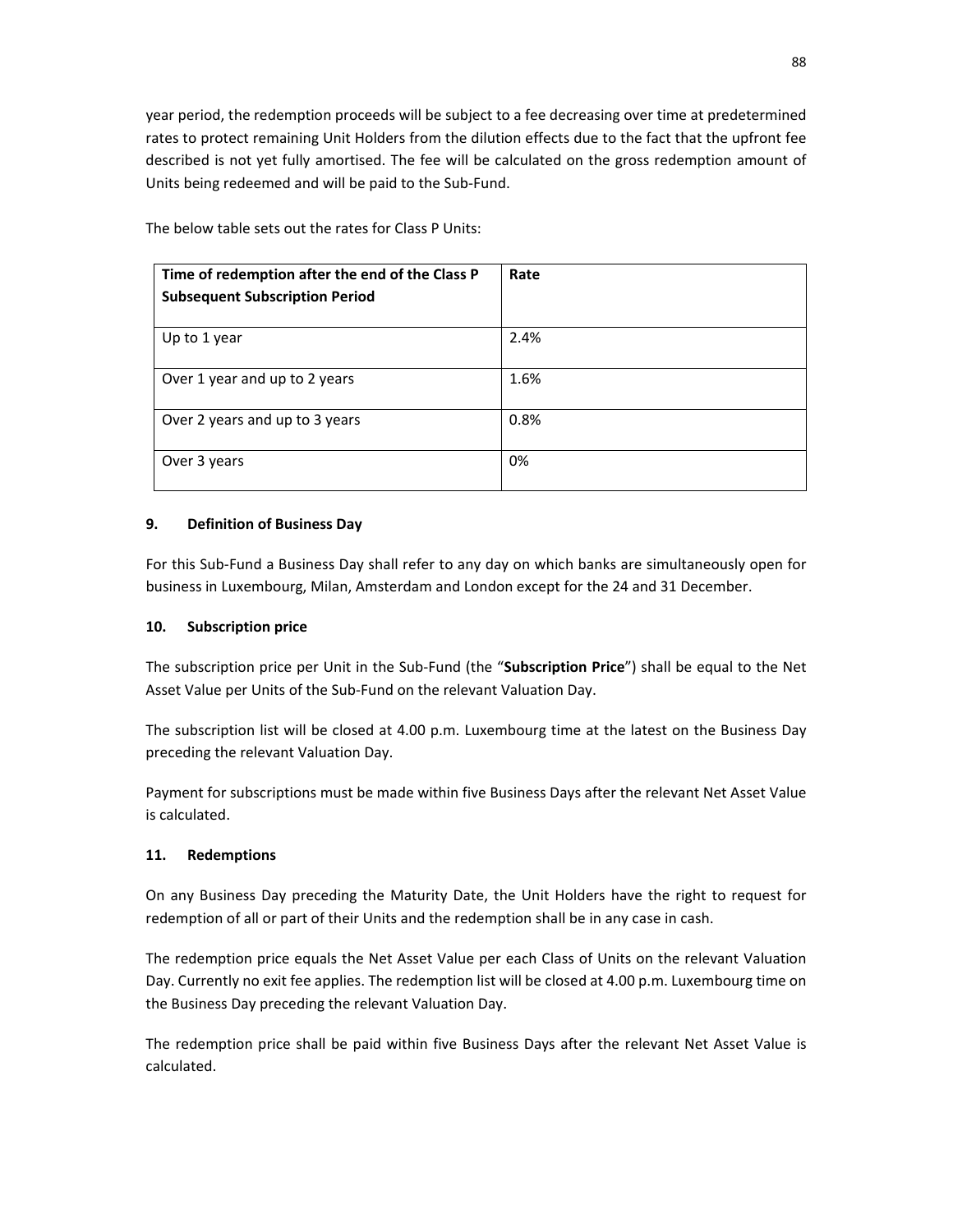year period, the redemption proceeds will be subject to a fee decreasing over time at predetermined rates to protect remaining Unit Holders from the dilution effects due to the fact that the upfront fee described is not yet fully amortised. The fee will be calculated on the gross redemption amount of Units being redeemed and will be paid to the Sub-Fund.

The below table sets out the rates for Class P Units:

| **Time of redemption after the end of the Class P Subsequent Subscription Period** | **Rate** |
|---|---|
| Up to 1 year | 2.4% |
| Over 1 year and up to 2 years | 1.6% |
| Over 2 years and up to 3 years | 0.8% |
| Over 3 years | 0% |

### 9. Definition of Business Day

For this Sub-Fund a Business Day shall refer to any day on which banks are simultaneously open for business in Luxembourg, Milan, Amsterdam and London except for the 24 and 31 December.

### 10. Subscription price

The subscription price per Unit in the Sub-Fund (the "**Subscription Price**") shall be equal to the Net Asset Value per Units of the Sub-Fund on the relevant Valuation Day.

The subscription list will be closed at 4.00 p.m. Luxembourg time at the latest on the Business Day preceding the relevant Valuation Day.

Payment for subscriptions must be made within five Business Days after the relevant Net Asset Value is calculated.

### 11. Redemptions

On any Business Day preceding the Maturity Date, the Unit Holders have the right to request for redemption of all or part of their Units and the redemption shall be in any case in cash.

The redemption price equals the Net Asset Value per each Class of Units on the relevant Valuation Day. Currently no exit fee applies. The redemption list will be closed at 4.00 p.m. Luxembourg time on the Business Day preceding the relevant Valuation Day.

The redemption price shall be paid within five Business Days after the relevant Net Asset Value is calculated.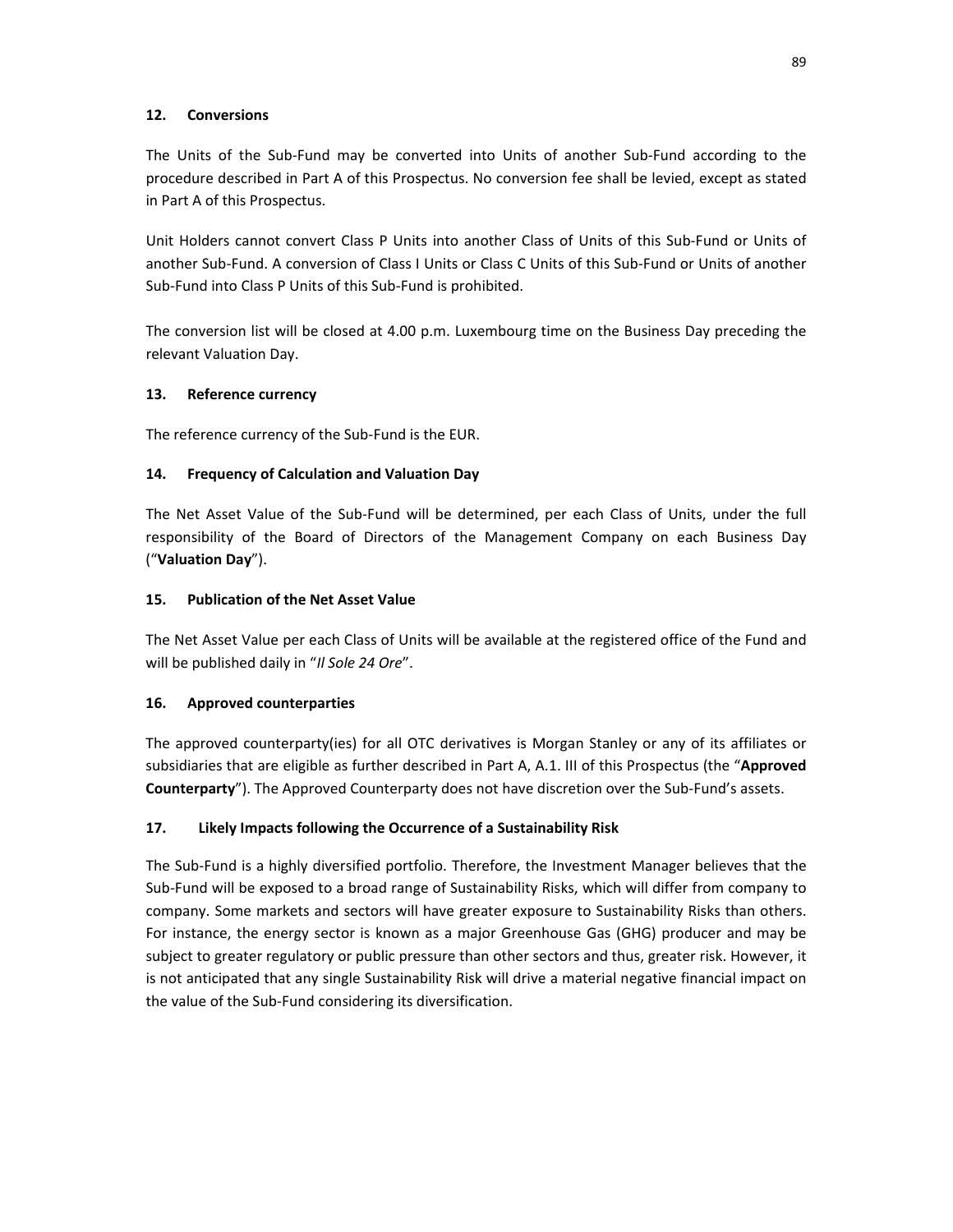### 12. Conversions

The Units of the Sub-Fund may be converted into Units of another Sub-Fund according to the procedure described in Part A of this Prospectus. No conversion fee shall be levied, except as stated in Part A of this Prospectus.

Unit Holders cannot convert Class P Units into another Class of Units of this Sub-Fund or Units of another Sub-Fund. A conversion of Class I Units or Class C Units of this Sub-Fund or Units of another Sub-Fund into Class P Units of this Sub-Fund is prohibited.

The conversion list will be closed at 4.00 p.m. Luxembourg time on the Business Day preceding the relevant Valuation Day.

### 13. Reference currency

The reference currency of the Sub-Fund is the EUR.

### 14. Frequency of Calculation and Valuation Day

The Net Asset Value of the Sub-Fund will be determined, per each Class of Units, under the full responsibility of the Board of Directors of the Management Company on each Business Day ("**Valuation Day**").

### 15. Publication of the Net Asset Value

The Net Asset Value per each Class of Units will be available at the registered office of the Fund and will be published daily in "*Il Sole 24 Ore*".

### 16. Approved counterparties

The approved counterparty(ies) for all OTC derivatives is Morgan Stanley or any of its affiliates or subsidiaries that are eligible as further described in Part A, A.1. III of this Prospectus (the "**Approved Counterparty**"). The Approved Counterparty does not have discretion over the Sub-Fund's assets.

### 17. Likely Impacts following the Occurrence of a Sustainability Risk

The Sub-Fund is a highly diversified portfolio. Therefore, the Investment Manager believes that the Sub-Fund will be exposed to a broad range of Sustainability Risks, which will differ from company to company. Some markets and sectors will have greater exposure to Sustainability Risks than others. For instance, the energy sector is known as a major Greenhouse Gas (GHG) producer and may be subject to greater regulatory or public pressure than other sectors and thus, greater risk. However, it is not anticipated that any single Sustainability Risk will drive a material negative financial impact on the value of the Sub-Fund considering its diversification.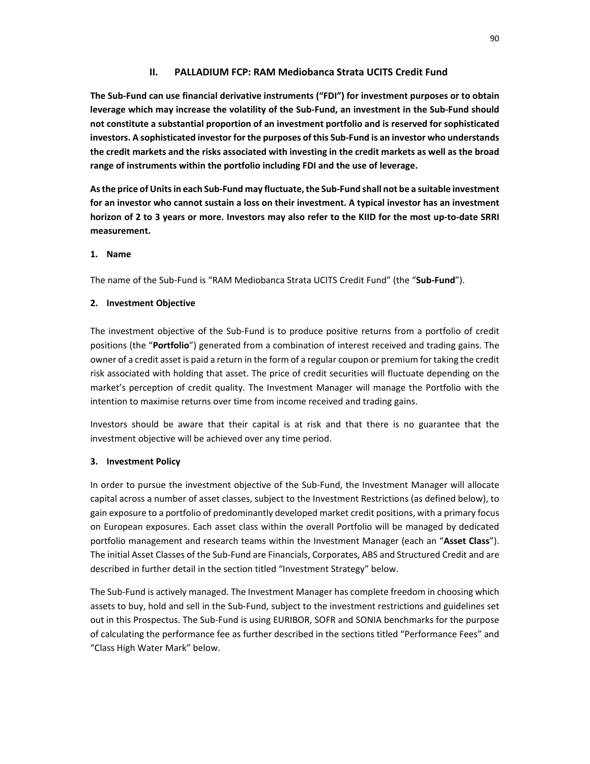## II. PALLADIUM FCP: RAM Mediobanca Strata UCITS Credit Fund

**The Sub-Fund can use financial derivative instruments ("FDI") for investment purposes or to obtain leverage which may increase the volatility of the Sub-Fund, an investment in the Sub-Fund should not constitute a substantial proportion of an investment portfolio and is reserved for sophisticated investors. A sophisticated investor for the purposes of this Sub-Fund is an investor who understands the credit markets and the risks associated with investing in the credit markets as well as the broad range of instruments within the portfolio including FDI and the use of leverage.**

**As the price of Units in each Sub-Fund may fluctuate, the Sub-Fund shall not be a suitable investment for an investor who cannot sustain a loss on their investment. A typical investor has an investment horizon of 2 to 3 years or more. Investors may also refer to the KIID for the most up-to-date SRRI measurement.**

### 1. Name

The name of the Sub-Fund is "RAM Mediobanca Strata UCITS Credit Fund" (the "**Sub-Fund**").

### 2. Investment Objective

The investment objective of the Sub-Fund is to produce positive returns from a portfolio of credit positions (the "**Portfolio**") generated from a combination of interest received and trading gains. The owner of a credit asset is paid a return in the form of a regular coupon or premium for taking the credit risk associated with holding that asset. The price of credit securities will fluctuate depending on the market's perception of credit quality. The Investment Manager will manage the Portfolio with the intention to maximise returns over time from income received and trading gains.

Investors should be aware that their capital is at risk and that there is no guarantee that the investment objective will be achieved over any time period.

### 3. Investment Policy

In order to pursue the investment objective of the Sub-Fund, the Investment Manager will allocate capital across a number of asset classes, subject to the Investment Restrictions (as defined below), to gain exposure to a portfolio of predominantly developed market credit positions, with a primary focus on European exposures. Each asset class within the overall Portfolio will be managed by dedicated portfolio management and research teams within the Investment Manager (each an "**Asset Class**"). The initial Asset Classes of the Sub-Fund are Financials, Corporates, ABS and Structured Credit and are described in further detail in the section titled "Investment Strategy" below.

The Sub-Fund is actively managed. The Investment Manager has complete freedom in choosing which assets to buy, hold and sell in the Sub-Fund, subject to the investment restrictions and guidelines set out in this Prospectus. The Sub-Fund is using EURIBOR, SOFR and SONIA benchmarks for the purpose of calculating the performance fee as further described in the sections titled "Performance Fees" and "Class High Water Mark" below.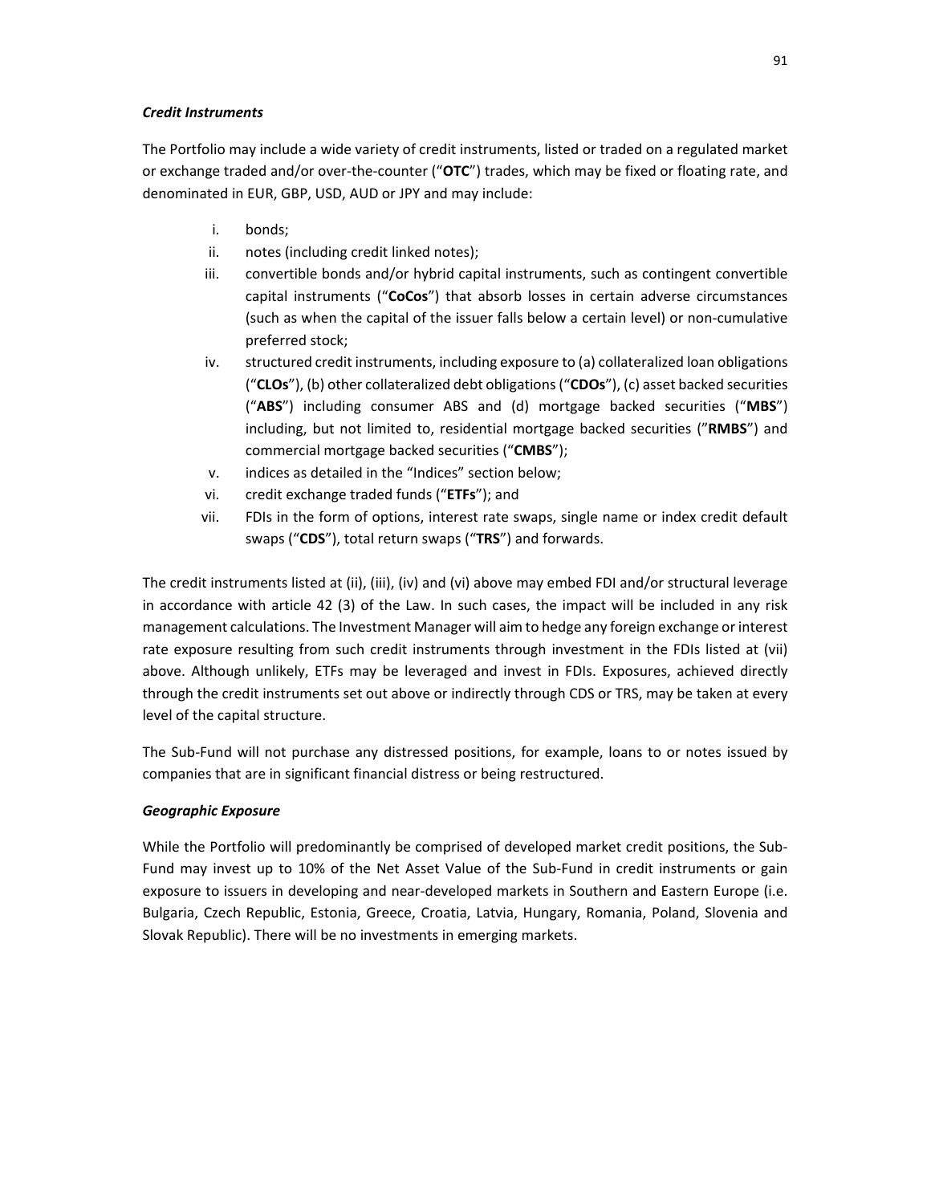***Credit Instruments***

The Portfolio may include a wide variety of credit instruments, listed or traded on a regulated market or exchange traded and/or over-the-counter ("**OTC**") trades, which may be fixed or floating rate, and denominated in EUR, GBP, USD, AUD or JPY and may include:

i. bonds;
ii. notes (including credit linked notes);
iii. convertible bonds and/or hybrid capital instruments, such as contingent convertible capital instruments ("**CoCos**") that absorb losses in certain adverse circumstances (such as when the capital of the issuer falls below a certain level) or non-cumulative preferred stock;
iv. structured credit instruments, including exposure to (a) collateralized loan obligations ("**CLOs**"), (b) other collateralized debt obligations ("**CDOs**"), (c) asset backed securities ("**ABS**") including consumer ABS and (d) mortgage backed securities ("**MBS**") including, but not limited to, residential mortgage backed securities ("**RMBS**") and commercial mortgage backed securities ("**CMBS**");
v. indices as detailed in the "Indices" section below;
vi. credit exchange traded funds ("**ETFs**"); and
vii. FDIs in the form of options, interest rate swaps, single name or index credit default swaps ("**CDS**"), total return swaps ("**TRS**") and forwards.

The credit instruments listed at (ii), (iii), (iv) and (vi) above may embed FDI and/or structural leverage in accordance with article 42 (3) of the Law. In such cases, the impact will be included in any risk management calculations. The Investment Manager will aim to hedge any foreign exchange or interest rate exposure resulting from such credit instruments through investment in the FDIs listed at (vii) above. Although unlikely, ETFs may be leveraged and invest in FDIs. Exposures, achieved directly through the credit instruments set out above or indirectly through CDS or TRS, may be taken at every level of the capital structure.

The Sub-Fund will not purchase any distressed positions, for example, loans to or notes issued by companies that are in significant financial distress or being restructured.

***Geographic Exposure***

While the Portfolio will predominantly be comprised of developed market credit positions, the Sub-Fund may invest up to 10% of the Net Asset Value of the Sub-Fund in credit instruments or gain exposure to issuers in developing and near-developed markets in Southern and Eastern Europe (i.e. Bulgaria, Czech Republic, Estonia, Greece, Croatia, Latvia, Hungary, Romania, Poland, Slovenia and Slovak Republic). There will be no investments in emerging markets.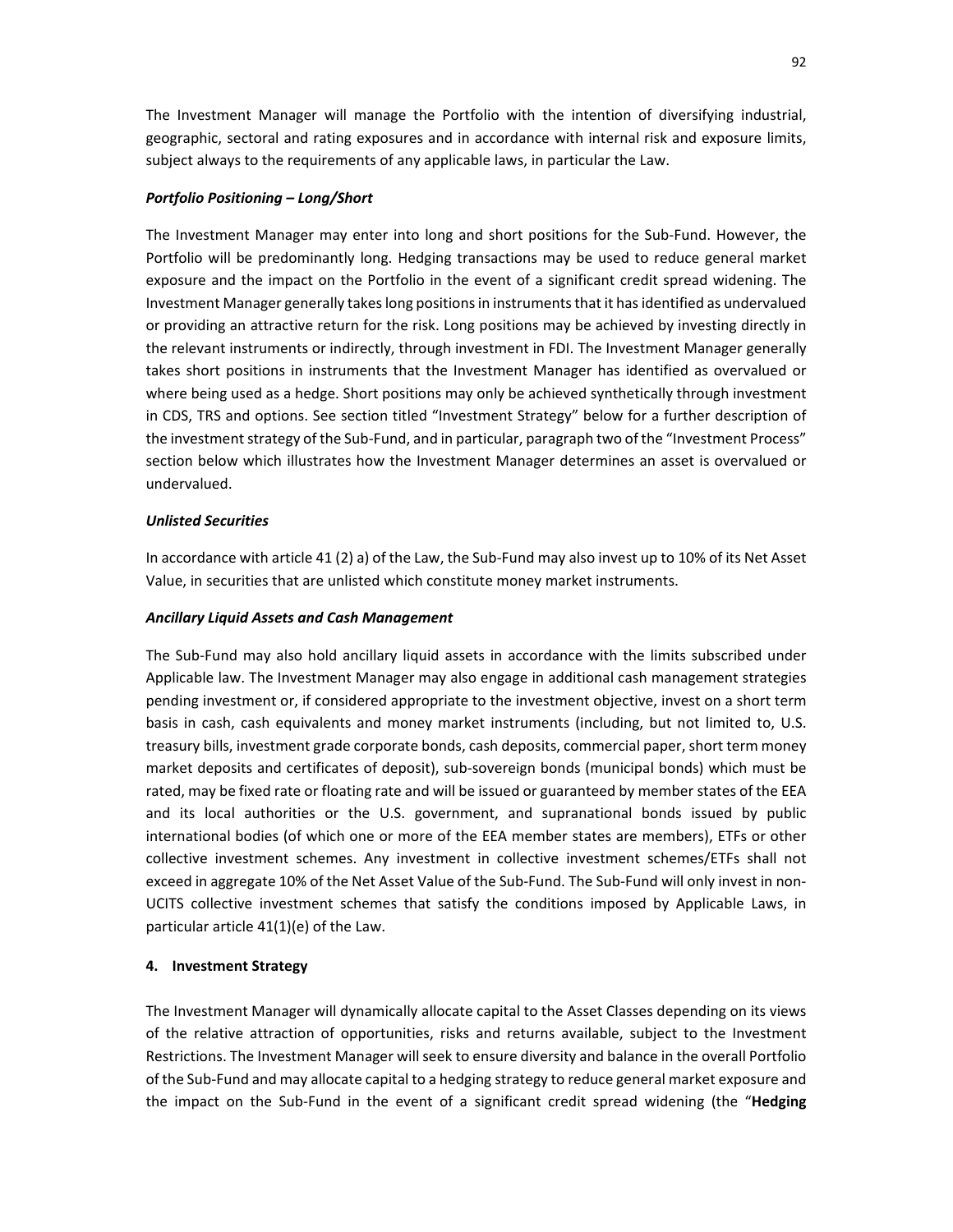The Investment Manager will manage the Portfolio with the intention of diversifying industrial, geographic, sectoral and rating exposures and in accordance with internal risk and exposure limits, subject always to the requirements of any applicable laws, in particular the Law.

***Portfolio Positioning – Long/Short***

The Investment Manager may enter into long and short positions for the Sub-Fund. However, the Portfolio will be predominantly long. Hedging transactions may be used to reduce general market exposure and the impact on the Portfolio in the event of a significant credit spread widening. The Investment Manager generally takes long positions in instruments that it has identified as undervalued or providing an attractive return for the risk. Long positions may be achieved by investing directly in the relevant instruments or indirectly, through investment in FDI. The Investment Manager generally takes short positions in instruments that the Investment Manager has identified as overvalued or where being used as a hedge. Short positions may only be achieved synthetically through investment in CDS, TRS and options. See section titled "Investment Strategy" below for a further description of the investment strategy of the Sub-Fund, and in particular, paragraph two of the "Investment Process" section below which illustrates how the Investment Manager determines an asset is overvalued or undervalued.

***Unlisted Securities***

In accordance with article 41 (2) a) of the Law, the Sub-Fund may also invest up to 10% of its Net Asset Value, in securities that are unlisted which constitute money market instruments.

***Ancillary Liquid Assets and Cash Management***

The Sub-Fund may also hold ancillary liquid assets in accordance with the limits subscribed under Applicable law. The Investment Manager may also engage in additional cash management strategies pending investment or, if considered appropriate to the investment objective, invest on a short term basis in cash, cash equivalents and money market instruments (including, but not limited to, U.S. treasury bills, investment grade corporate bonds, cash deposits, commercial paper, short term money market deposits and certificates of deposit), sub-sovereign bonds (municipal bonds) which must be rated, may be fixed rate or floating rate and will be issued or guaranteed by member states of the EEA and its local authorities or the U.S. government, and supranational bonds issued by public international bodies (of which one or more of the EEA member states are members), ETFs or other collective investment schemes. Any investment in collective investment schemes/ETFs shall not exceed in aggregate 10% of the Net Asset Value of the Sub-Fund. The Sub-Fund will only invest in non-UCITS collective investment schemes that satisfy the conditions imposed by Applicable Laws, in particular article 41(1)(e) of the Law.

**4. Investment Strategy**

The Investment Manager will dynamically allocate capital to the Asset Classes depending on its views of the relative attraction of opportunities, risks and returns available, subject to the Investment Restrictions. The Investment Manager will seek to ensure diversity and balance in the overall Portfolio of the Sub-Fund and may allocate capital to a hedging strategy to reduce general market exposure and the impact on the Sub-Fund in the event of a significant credit spread widening (the "**Hedging**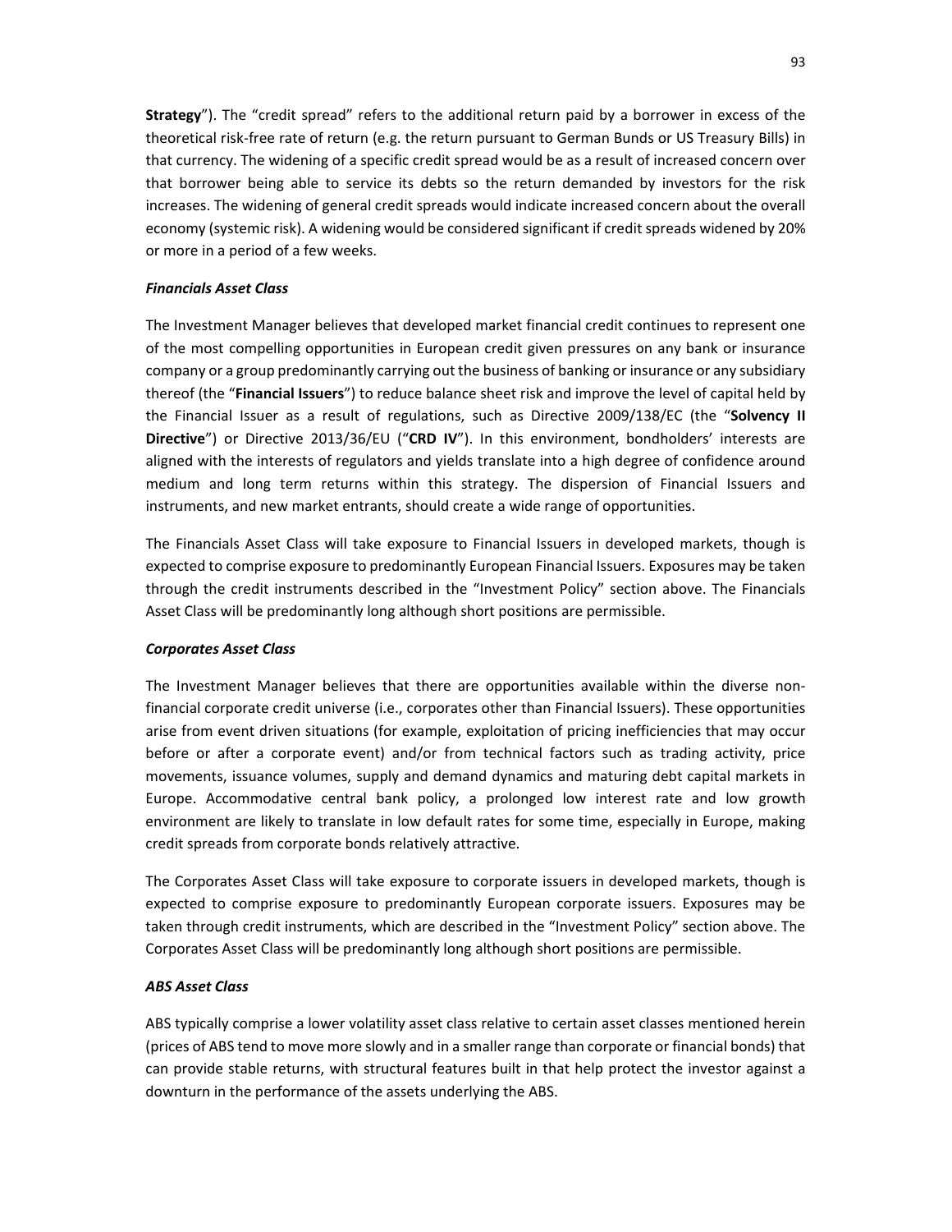**Strategy**"). The "credit spread" refers to the additional return paid by a borrower in excess of the theoretical risk-free rate of return (e.g. the return pursuant to German Bunds or US Treasury Bills) in that currency. The widening of a specific credit spread would be as a result of increased concern over that borrower being able to service its debts so the return demanded by investors for the risk increases. The widening of general credit spreads would indicate increased concern about the overall economy (systemic risk). A widening would be considered significant if credit spreads widened by 20% or more in a period of a few weeks.

***Financials Asset Class***

The Investment Manager believes that developed market financial credit continues to represent one of the most compelling opportunities in European credit given pressures on any bank or insurance company or a group predominantly carrying out the business of banking or insurance or any subsidiary thereof (the "**Financial Issuers**") to reduce balance sheet risk and improve the level of capital held by the Financial Issuer as a result of regulations, such as Directive 2009/138/EC (the "**Solvency II Directive**") or Directive 2013/36/EU ("**CRD IV**"). In this environment, bondholders' interests are aligned with the interests of regulators and yields translate into a high degree of confidence around medium and long term returns within this strategy. The dispersion of Financial Issuers and instruments, and new market entrants, should create a wide range of opportunities.

The Financials Asset Class will take exposure to Financial Issuers in developed markets, though is expected to comprise exposure to predominantly European Financial Issuers. Exposures may be taken through the credit instruments described in the "Investment Policy" section above. The Financials Asset Class will be predominantly long although short positions are permissible.

***Corporates Asset Class***

The Investment Manager believes that there are opportunities available within the diverse non-financial corporate credit universe (i.e., corporates other than Financial Issuers). These opportunities arise from event driven situations (for example, exploitation of pricing inefficiencies that may occur before or after a corporate event) and/or from technical factors such as trading activity, price movements, issuance volumes, supply and demand dynamics and maturing debt capital markets in Europe. Accommodative central bank policy, a prolonged low interest rate and low growth environment are likely to translate in low default rates for some time, especially in Europe, making credit spreads from corporate bonds relatively attractive.

The Corporates Asset Class will take exposure to corporate issuers in developed markets, though is expected to comprise exposure to predominantly European corporate issuers. Exposures may be taken through credit instruments, which are described in the "Investment Policy" section above. The Corporates Asset Class will be predominantly long although short positions are permissible.

***ABS Asset Class***

ABS typically comprise a lower volatility asset class relative to certain asset classes mentioned herein (prices of ABS tend to move more slowly and in a smaller range than corporate or financial bonds) that can provide stable returns, with structural features built in that help protect the investor against a downturn in the performance of the assets underlying the ABS.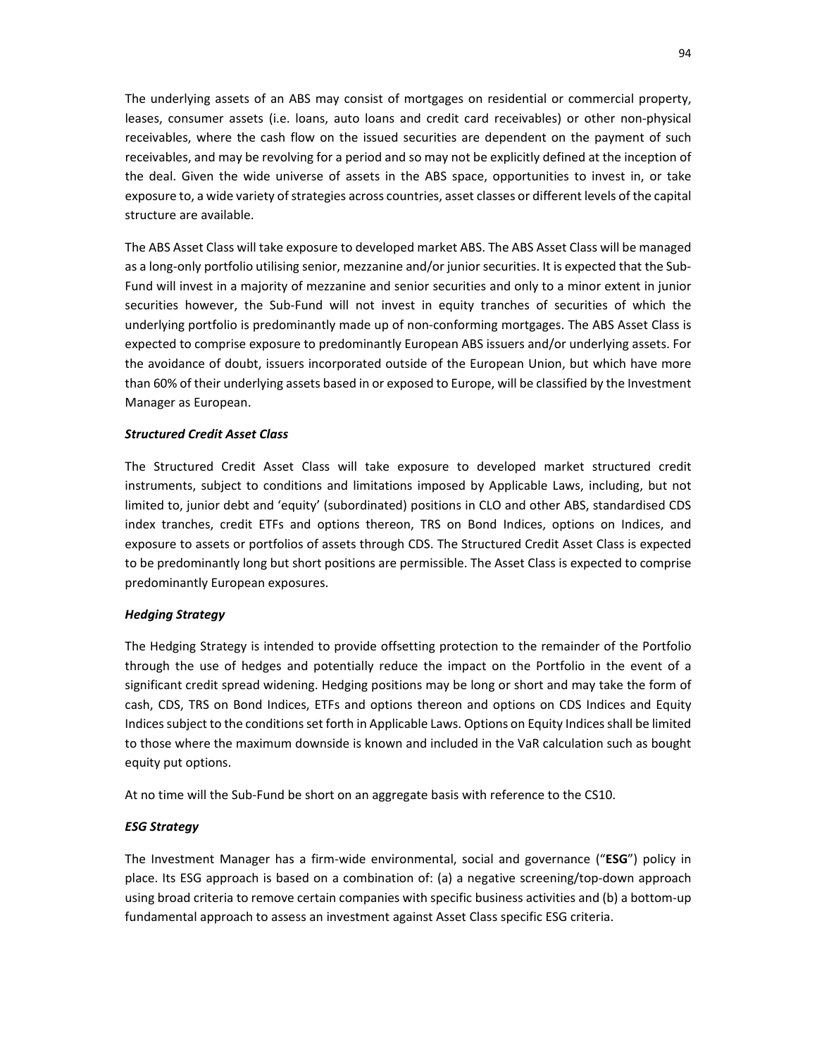The underlying assets of an ABS may consist of mortgages on residential or commercial property, leases, consumer assets (i.e. loans, auto loans and credit card receivables) or other non-physical receivables, where the cash flow on the issued securities are dependent on the payment of such receivables, and may be revolving for a period and so may not be explicitly defined at the inception of the deal. Given the wide universe of assets in the ABS space, opportunities to invest in, or take exposure to, a wide variety of strategies across countries, asset classes or different levels of the capital structure are available.

The ABS Asset Class will take exposure to developed market ABS. The ABS Asset Class will be managed as a long-only portfolio utilising senior, mezzanine and/or junior securities. It is expected that the Sub-Fund will invest in a majority of mezzanine and senior securities and only to a minor extent in junior securities however, the Sub-Fund will not invest in equity tranches of securities of which the underlying portfolio is predominantly made up of non-conforming mortgages. The ABS Asset Class is expected to comprise exposure to predominantly European ABS issuers and/or underlying assets. For the avoidance of doubt, issuers incorporated outside of the European Union, but which have more than 60% of their underlying assets based in or exposed to Europe, will be classified by the Investment Manager as European.

***Structured Credit Asset Class***

The Structured Credit Asset Class will take exposure to developed market structured credit instruments, subject to conditions and limitations imposed by Applicable Laws, including, but not limited to, junior debt and 'equity' (subordinated) positions in CLO and other ABS, standardised CDS index tranches, credit ETFs and options thereon, TRS on Bond Indices, options on Indices, and exposure to assets or portfolios of assets through CDS. The Structured Credit Asset Class is expected to be predominantly long but short positions are permissible. The Asset Class is expected to comprise predominantly European exposures.

***Hedging Strategy***

The Hedging Strategy is intended to provide offsetting protection to the remainder of the Portfolio through the use of hedges and potentially reduce the impact on the Portfolio in the event of a significant credit spread widening. Hedging positions may be long or short and may take the form of cash, CDS, TRS on Bond Indices, ETFs and options thereon and options on CDS Indices and Equity Indices subject to the conditions set forth in Applicable Laws. Options on Equity Indices shall be limited to those where the maximum downside is known and included in the VaR calculation such as bought equity put options.

At no time will the Sub-Fund be short on an aggregate basis with reference to the CS10.

***ESG Strategy***

The Investment Manager has a firm-wide environmental, social and governance ("**ESG**") policy in place. Its ESG approach is based on a combination of: (a) a negative screening/top-down approach using broad criteria to remove certain companies with specific business activities and (b) a bottom-up fundamental approach to assess an investment against Asset Class specific ESG criteria.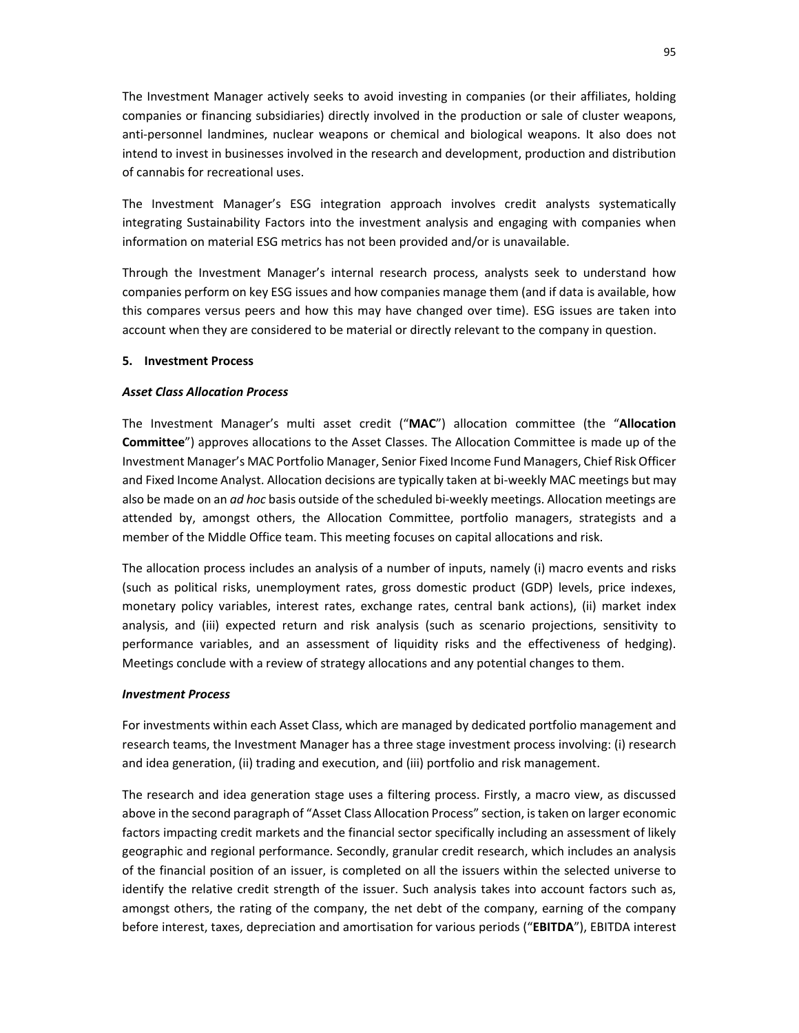The Investment Manager actively seeks to avoid investing in companies (or their affiliates, holding companies or financing subsidiaries) directly involved in the production or sale of cluster weapons, anti-personnel landmines, nuclear weapons or chemical and biological weapons. It also does not intend to invest in businesses involved in the research and development, production and distribution of cannabis for recreational uses.

The Investment Manager's ESG integration approach involves credit analysts systematically integrating Sustainability Factors into the investment analysis and engaging with companies when information on material ESG metrics has not been provided and/or is unavailable.

Through the Investment Manager's internal research process, analysts seek to understand how companies perform on key ESG issues and how companies manage them (and if data is available, how this compares versus peers and how this may have changed over time). ESG issues are taken into account when they are considered to be material or directly relevant to the company in question.

## 5. Investment Process

### *Asset Class Allocation Process*

The Investment Manager's multi asset credit ("**MAC**") allocation committee (the "**Allocation Committee**") approves allocations to the Asset Classes. The Allocation Committee is made up of the Investment Manager's MAC Portfolio Manager, Senior Fixed Income Fund Managers, Chief Risk Officer and Fixed Income Analyst. Allocation decisions are typically taken at bi-weekly MAC meetings but may also be made on an *ad hoc* basis outside of the scheduled bi-weekly meetings. Allocation meetings are attended by, amongst others, the Allocation Committee, portfolio managers, strategists and a member of the Middle Office team. This meeting focuses on capital allocations and risk.

The allocation process includes an analysis of a number of inputs, namely (i) macro events and risks (such as political risks, unemployment rates, gross domestic product (GDP) levels, price indexes, monetary policy variables, interest rates, exchange rates, central bank actions), (ii) market index analysis, and (iii) expected return and risk analysis (such as scenario projections, sensitivity to performance variables, and an assessment of liquidity risks and the effectiveness of hedging). Meetings conclude with a review of strategy allocations and any potential changes to them.

### *Investment Process*

For investments within each Asset Class, which are managed by dedicated portfolio management and research teams, the Investment Manager has a three stage investment process involving: (i) research and idea generation, (ii) trading and execution, and (iii) portfolio and risk management.

The research and idea generation stage uses a filtering process. Firstly, a macro view, as discussed above in the second paragraph of "Asset Class Allocation Process" section, is taken on larger economic factors impacting credit markets and the financial sector specifically including an assessment of likely geographic and regional performance. Secondly, granular credit research, which includes an analysis of the financial position of an issuer, is completed on all the issuers within the selected universe to identify the relative credit strength of the issuer. Such analysis takes into account factors such as, amongst others, the rating of the company, the net debt of the company, earning of the company before interest, taxes, depreciation and amortisation for various periods ("**EBITDA**"), EBITDA interest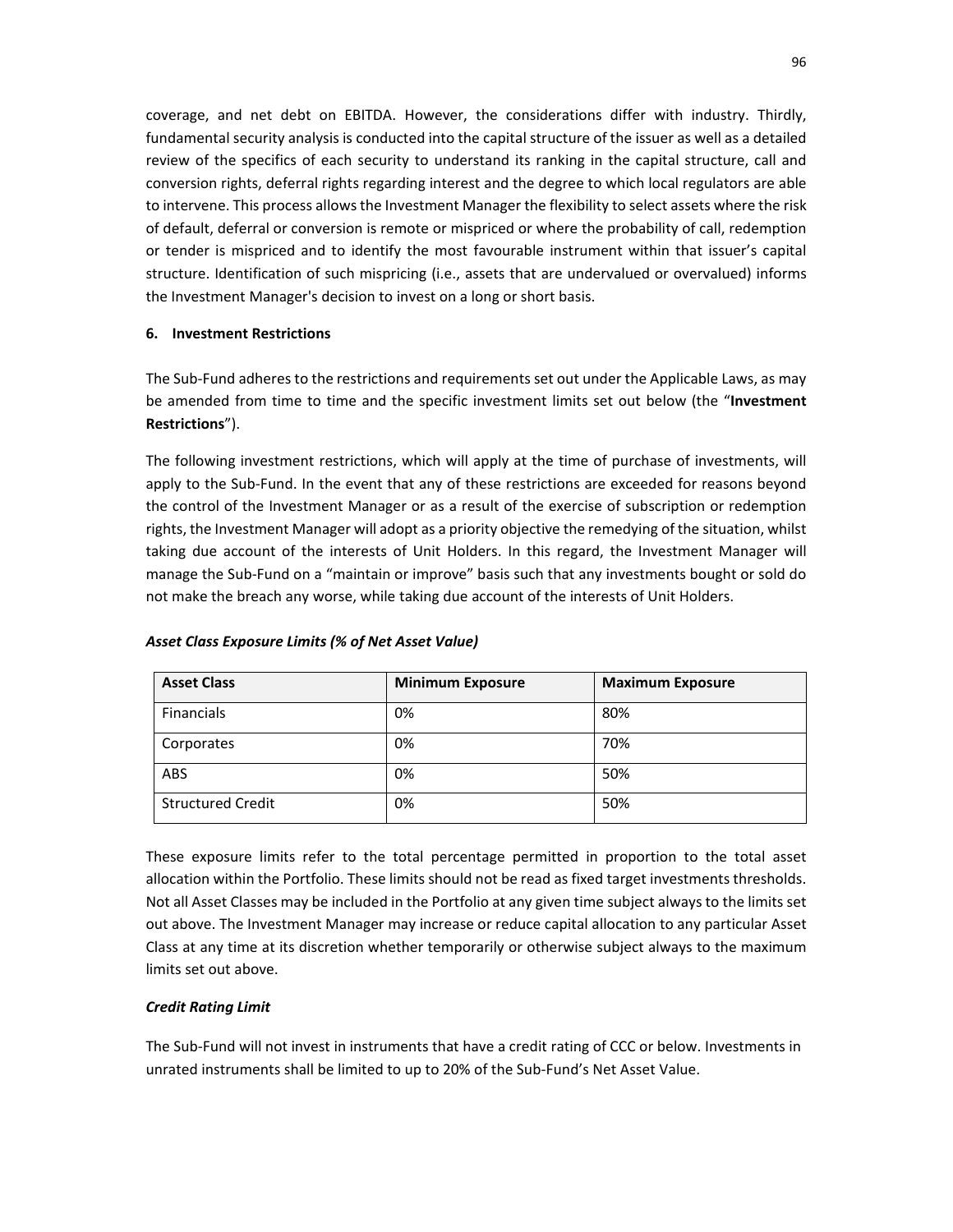coverage, and net debt on EBITDA. However, the considerations differ with industry. Thirdly, fundamental security analysis is conducted into the capital structure of the issuer as well as a detailed review of the specifics of each security to understand its ranking in the capital structure, call and conversion rights, deferral rights regarding interest and the degree to which local regulators are able to intervene. This process allows the Investment Manager the flexibility to select assets where the risk of default, deferral or conversion is remote or mispriced or where the probability of call, redemption or tender is mispriced and to identify the most favourable instrument within that issuer's capital structure. Identification of such mispricing (i.e., assets that are undervalued or overvalued) informs the Investment Manager's decision to invest on a long or short basis.

### 6. Investment Restrictions

The Sub-Fund adheres to the restrictions and requirements set out under the Applicable Laws, as may be amended from time to time and the specific investment limits set out below (the "**Investment Restrictions**").

The following investment restrictions, which will apply at the time of purchase of investments, will apply to the Sub-Fund. In the event that any of these restrictions are exceeded for reasons beyond the control of the Investment Manager or as a result of the exercise of subscription or redemption rights, the Investment Manager will adopt as a priority objective the remedying of the situation, whilst taking due account of the interests of Unit Holders. In this regard, the Investment Manager will manage the Sub-Fund on a "maintain or improve" basis such that any investments bought or sold do not make the breach any worse, while taking due account of the interests of Unit Holders.

***Asset Class Exposure Limits (% of Net Asset Value)***

| Asset Class | Minimum Exposure | Maximum Exposure |
|---|---|---|
| Financials | 0% | 80% |
| Corporates | 0% | 70% |
| ABS | 0% | 50% |
| Structured Credit | 0% | 50% |

These exposure limits refer to the total percentage permitted in proportion to the total asset allocation within the Portfolio. These limits should not be read as fixed target investments thresholds. Not all Asset Classes may be included in the Portfolio at any given time subject always to the limits set out above. The Investment Manager may increase or reduce capital allocation to any particular Asset Class at any time at its discretion whether temporarily or otherwise subject always to the maximum limits set out above.

***Credit Rating Limit***

The Sub-Fund will not invest in instruments that have a credit rating of CCC or below. Investments in unrated instruments shall be limited to up to 20% of the Sub-Fund's Net Asset Value.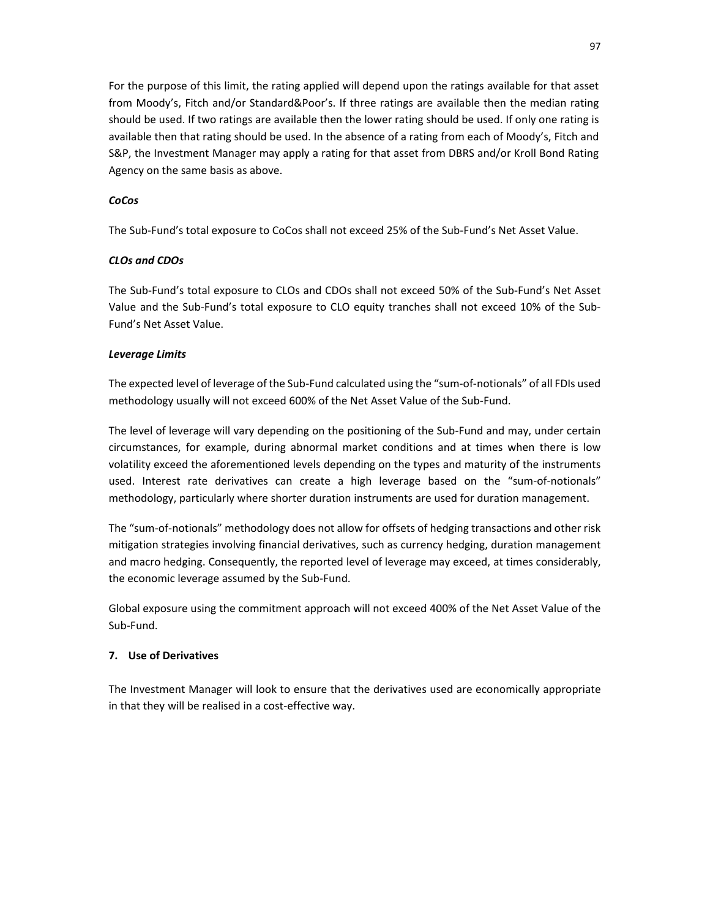For the purpose of this limit, the rating applied will depend upon the ratings available for that asset from Moody's, Fitch and/or Standard&Poor's. If three ratings are available then the median rating should be used. If two ratings are available then the lower rating should be used. If only one rating is available then that rating should be used. In the absence of a rating from each of Moody's, Fitch and S&P, the Investment Manager may apply a rating for that asset from DBRS and/or Kroll Bond Rating Agency on the same basis as above.

***CoCos***

The Sub-Fund's total exposure to CoCos shall not exceed 25% of the Sub-Fund's Net Asset Value.

***CLOs and CDOs***

The Sub-Fund's total exposure to CLOs and CDOs shall not exceed 50% of the Sub-Fund's Net Asset Value and the Sub-Fund's total exposure to CLO equity tranches shall not exceed 10% of the Sub-Fund's Net Asset Value.

***Leverage Limits***

The expected level of leverage of the Sub-Fund calculated using the "sum-of-notionals" of all FDIs used methodology usually will not exceed 600% of the Net Asset Value of the Sub-Fund.

The level of leverage will vary depending on the positioning of the Sub-Fund and may, under certain circumstances, for example, during abnormal market conditions and at times when there is low volatility exceed the aforementioned levels depending on the types and maturity of the instruments used. Interest rate derivatives can create a high leverage based on the "sum-of-notionals" methodology, particularly where shorter duration instruments are used for duration management.

The "sum-of-notionals" methodology does not allow for offsets of hedging transactions and other risk mitigation strategies involving financial derivatives, such as currency hedging, duration management and macro hedging. Consequently, the reported level of leverage may exceed, at times considerably, the economic leverage assumed by the Sub-Fund.

Global exposure using the commitment approach will not exceed 400% of the Net Asset Value of the Sub-Fund.

**7. Use of Derivatives**

The Investment Manager will look to ensure that the derivatives used are economically appropriate in that they will be realised in a cost-effective way.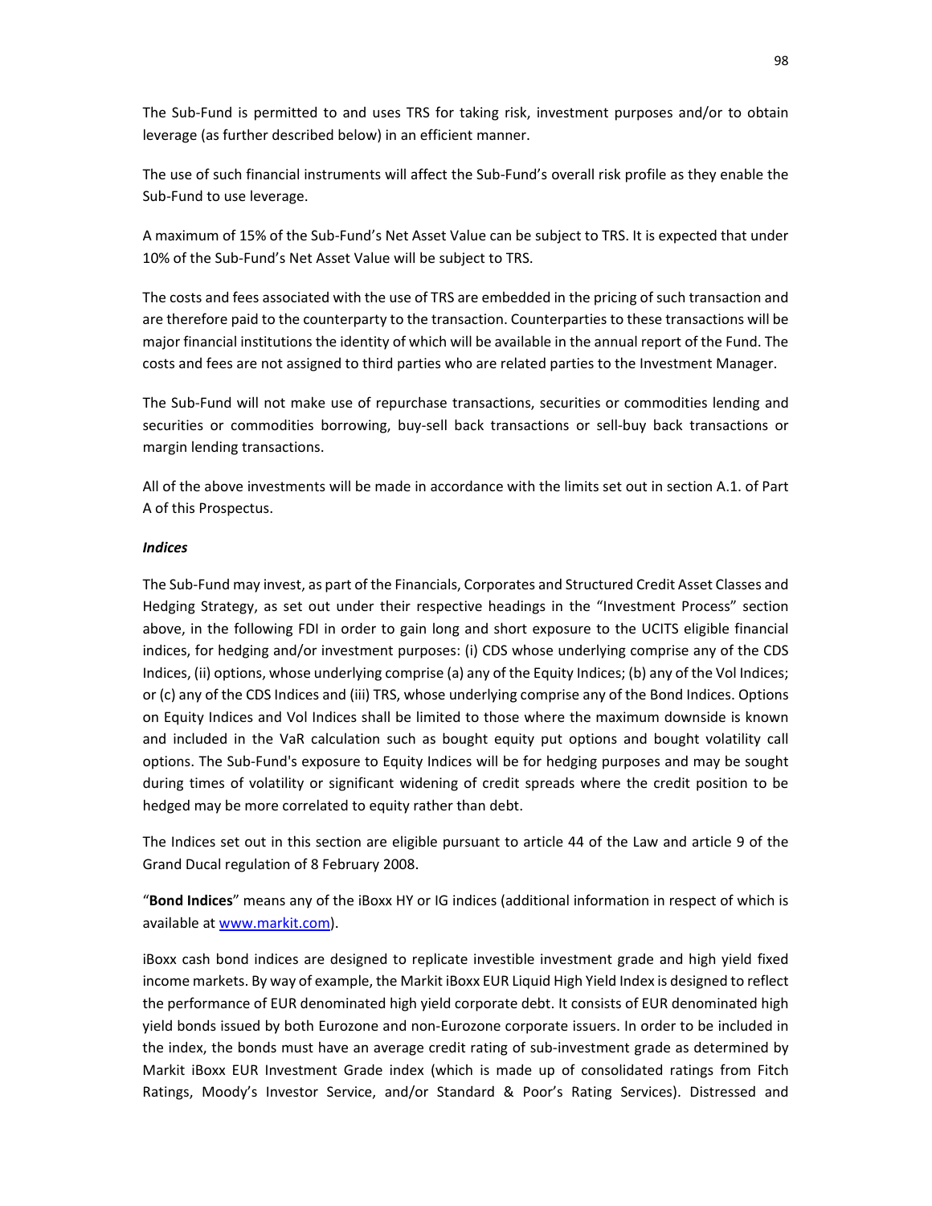The Sub-Fund is permitted to and uses TRS for taking risk, investment purposes and/or to obtain leverage (as further described below) in an efficient manner.

The use of such financial instruments will affect the Sub-Fund's overall risk profile as they enable the Sub-Fund to use leverage.

A maximum of 15% of the Sub-Fund's Net Asset Value can be subject to TRS. It is expected that under 10% of the Sub-Fund's Net Asset Value will be subject to TRS.

The costs and fees associated with the use of TRS are embedded in the pricing of such transaction and are therefore paid to the counterparty to the transaction. Counterparties to these transactions will be major financial institutions the identity of which will be available in the annual report of the Fund. The costs and fees are not assigned to third parties who are related parties to the Investment Manager.

The Sub-Fund will not make use of repurchase transactions, securities or commodities lending and securities or commodities borrowing, buy-sell back transactions or sell-buy back transactions or margin lending transactions.

All of the above investments will be made in accordance with the limits set out in section A.1. of Part A of this Prospectus.

***Indices***

The Sub-Fund may invest, as part of the Financials, Corporates and Structured Credit Asset Classes and Hedging Strategy, as set out under their respective headings in the "Investment Process" section above, in the following FDI in order to gain long and short exposure to the UCITS eligible financial indices, for hedging and/or investment purposes: (i) CDS whose underlying comprise any of the CDS Indices, (ii) options, whose underlying comprise (a) any of the Equity Indices; (b) any of the Vol Indices; or (c) any of the CDS Indices and (iii) TRS, whose underlying comprise any of the Bond Indices. Options on Equity Indices and Vol Indices shall be limited to those where the maximum downside is known and included in the VaR calculation such as bought equity put options and bought volatility call options. The Sub-Fund's exposure to Equity Indices will be for hedging purposes and may be sought during times of volatility or significant widening of credit spreads where the credit position to be hedged may be more correlated to equity rather than debt.

The Indices set out in this section are eligible pursuant to article 44 of the Law and article 9 of the Grand Ducal regulation of 8 February 2008.

"**Bond Indices**" means any of the iBoxx HY or IG indices (additional information in respect of which is available at [www.markit.com](www.markit.com)).

iBoxx cash bond indices are designed to replicate investible investment grade and high yield fixed income markets. By way of example, the Markit iBoxx EUR Liquid High Yield Index is designed to reflect the performance of EUR denominated high yield corporate debt. It consists of EUR denominated high yield bonds issued by both Eurozone and non-Eurozone corporate issuers. In order to be included in the index, the bonds must have an average credit rating of sub-investment grade as determined by Markit iBoxx EUR Investment Grade index (which is made up of consolidated ratings from Fitch Ratings, Moody's Investor Service, and/or Standard & Poor's Rating Services). Distressed and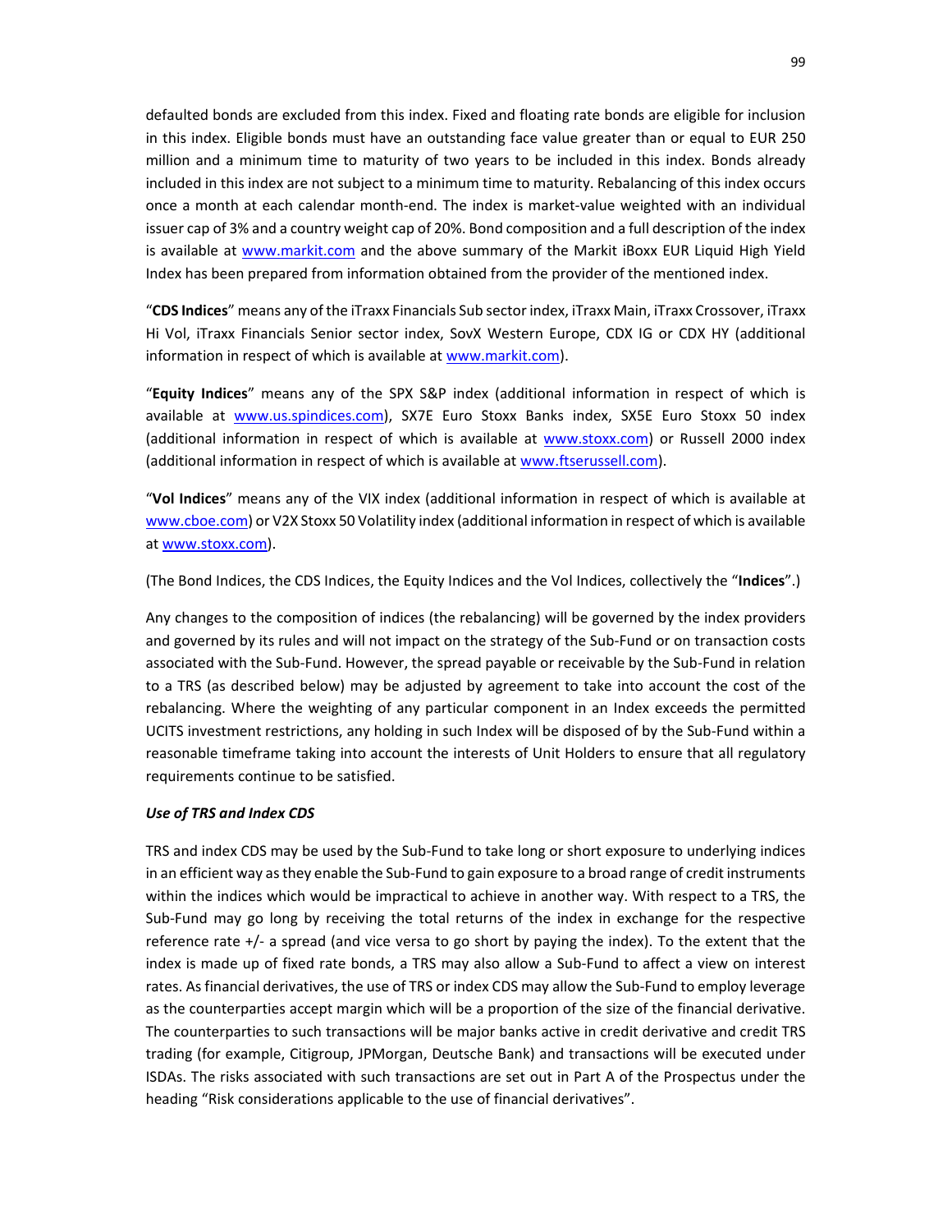defaulted bonds are excluded from this index. Fixed and floating rate bonds are eligible for inclusion in this index. Eligible bonds must have an outstanding face value greater than or equal to EUR 250 million and a minimum time to maturity of two years to be included in this index. Bonds already included in this index are not subject to a minimum time to maturity. Rebalancing of this index occurs once a month at each calendar month-end. The index is market-value weighted with an individual issuer cap of 3% and a country weight cap of 20%. Bond composition and a full description of the index is available at www.markit.com and the above summary of the Markit iBoxx EUR Liquid High Yield Index has been prepared from information obtained from the provider of the mentioned index.

"**CDS Indices**" means any of the iTraxx Financials Sub sector index, iTraxx Main, iTraxx Crossover, iTraxx Hi Vol, iTraxx Financials Senior sector index, SovX Western Europe, CDX IG or CDX HY (additional information in respect of which is available at www.markit.com).

"**Equity Indices**" means any of the SPX S&P index (additional information in respect of which is available at www.us.spindices.com), SX7E Euro Stoxx Banks index, SX5E Euro Stoxx 50 index (additional information in respect of which is available at www.stoxx.com) or Russell 2000 index (additional information in respect of which is available at www.ftserussell.com).

"**Vol Indices**" means any of the VIX index (additional information in respect of which is available at www.cboe.com) or V2X Stoxx 50 Volatility index (additional information in respect of which is available at www.stoxx.com).

(The Bond Indices, the CDS Indices, the Equity Indices and the Vol Indices, collectively the "**Indices**".)

Any changes to the composition of indices (the rebalancing) will be governed by the index providers and governed by its rules and will not impact on the strategy of the Sub-Fund or on transaction costs associated with the Sub-Fund. However, the spread payable or receivable by the Sub-Fund in relation to a TRS (as described below) may be adjusted by agreement to take into account the cost of the rebalancing. Where the weighting of any particular component in an Index exceeds the permitted UCITS investment restrictions, any holding in such Index will be disposed of by the Sub-Fund within a reasonable timeframe taking into account the interests of Unit Holders to ensure that all regulatory requirements continue to be satisfied.

***Use of TRS and Index CDS***

TRS and index CDS may be used by the Sub-Fund to take long or short exposure to underlying indices in an efficient way as they enable the Sub-Fund to gain exposure to a broad range of credit instruments within the indices which would be impractical to achieve in another way. With respect to a TRS, the Sub-Fund may go long by receiving the total returns of the index in exchange for the respective reference rate +/- a spread (and vice versa to go short by paying the index). To the extent that the index is made up of fixed rate bonds, a TRS may also allow a Sub-Fund to affect a view on interest rates. As financial derivatives, the use of TRS or index CDS may allow the Sub-Fund to employ leverage as the counterparties accept margin which will be a proportion of the size of the financial derivative. The counterparties to such transactions will be major banks active in credit derivative and credit TRS trading (for example, Citigroup, JPMorgan, Deutsche Bank) and transactions will be executed under ISDAs. The risks associated with such transactions are set out in Part A of the Prospectus under the heading "Risk considerations applicable to the use of financial derivatives".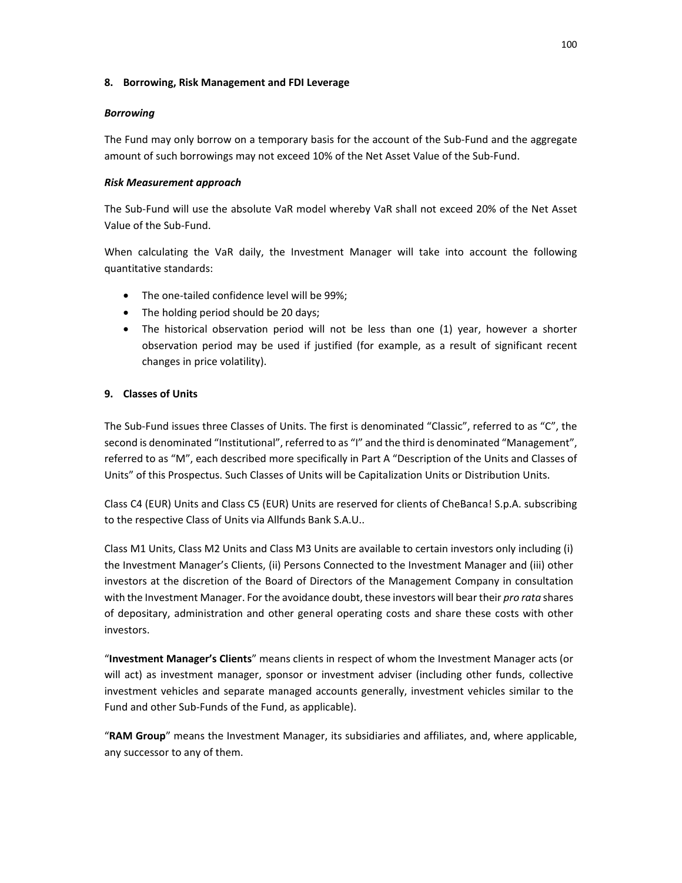## 8. Borrowing, Risk Management and FDI Leverage

### *Borrowing*

The Fund may only borrow on a temporary basis for the account of the Sub-Fund and the aggregate amount of such borrowings may not exceed 10% of the Net Asset Value of the Sub-Fund.

### *Risk Measurement approach*

The Sub-Fund will use the absolute VaR model whereby VaR shall not exceed 20% of the Net Asset Value of the Sub-Fund.

When calculating the VaR daily, the Investment Manager will take into account the following quantitative standards:

- The one-tailed confidence level will be 99%;
- The holding period should be 20 days;
- The historical observation period will not be less than one (1) year, however a shorter observation period may be used if justified (for example, as a result of significant recent changes in price volatility).

## 9. Classes of Units

The Sub-Fund issues three Classes of Units. The first is denominated "Classic", referred to as "C", the second is denominated "Institutional", referred to as "I" and the third is denominated "Management", referred to as "M", each described more specifically in Part A "Description of the Units and Classes of Units" of this Prospectus. Such Classes of Units will be Capitalization Units or Distribution Units.

Class C4 (EUR) Units and Class C5 (EUR) Units are reserved for clients of CheBanca! S.p.A. subscribing to the respective Class of Units via Allfunds Bank S.A.U..

Class M1 Units, Class M2 Units and Class M3 Units are available to certain investors only including (i) the Investment Manager's Clients, (ii) Persons Connected to the Investment Manager and (iii) other investors at the discretion of the Board of Directors of the Management Company in consultation with the Investment Manager. For the avoidance doubt, these investors will bear their *pro rata* shares of depositary, administration and other general operating costs and share these costs with other investors.

"**Investment Manager's Clients**" means clients in respect of whom the Investment Manager acts (or will act) as investment manager, sponsor or investment adviser (including other funds, collective investment vehicles and separate managed accounts generally, investment vehicles similar to the Fund and other Sub-Funds of the Fund, as applicable).

"**RAM Group**" means the Investment Manager, its subsidiaries and affiliates, and, where applicable, any successor to any of them.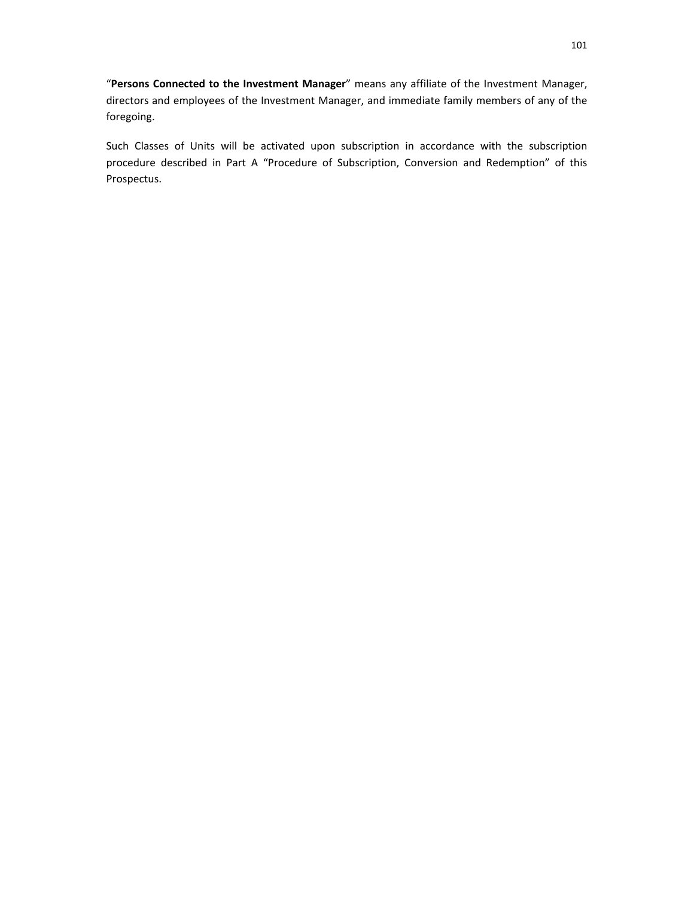"**Persons Connected to the Investment Manager**" means any affiliate of the Investment Manager, directors and employees of the Investment Manager, and immediate family members of any of the foregoing.

Such Classes of Units will be activated upon subscription in accordance with the subscription procedure described in Part A "Procedure of Subscription, Conversion and Redemption" of this Prospectus.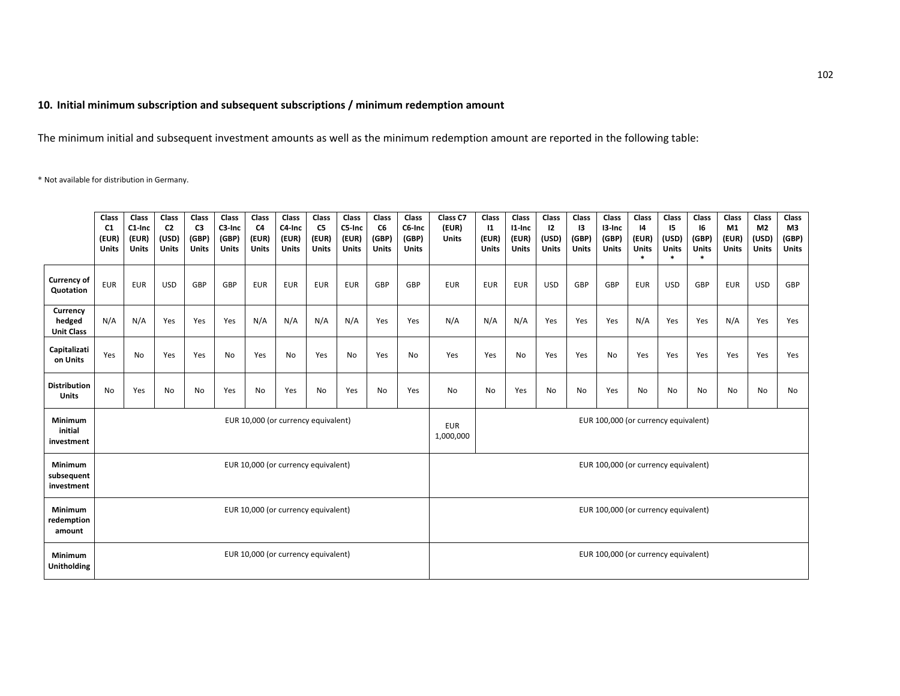## 10. Initial minimum subscription and subsequent subscriptions / minimum redemption amount

The minimum initial and subsequent investment amounts as well as the minimum redemption amount are reported in the following table:

* Not available for distribution in Germany.

| | Class C1 (EUR) Units | Class C1-Inc (EUR) Units | Class C2 (USD) Units | Class C3 (GBP) Units | Class C3-Inc (GBP) Units | Class C4 (EUR) Units | Class C4-Inc (EUR) Units | Class C5 (EUR) Units | Class C5-Inc (EUR) Units | Class C6 (GBP) Units | Class C6-Inc (GBP) Units | Class C7 (EUR) Units | Class I1 (EUR) Units | Class I1-Inc (EUR) Units | Class I2 (USD) Units | Class I3 (GBP) Units | Class I3-Inc (GBP) Units | Class I4 (EUR) Units * | Class I5 (USD) Units * | Class I6 (GBP) Units * | Class M1 (EUR) Units | Class M2 (USD) Units | Class M3 (GBP) Units |
|---|---|---|---|---|---|---|---|---|---|---|---|---|---|---|---|---|---|---|---|---|---|---|---|
| Currency of Quotation | EUR | EUR | USD | GBP | GBP | EUR | EUR | EUR | EUR | GBP | GBP | EUR | EUR | EUR | USD | GBP | GBP | EUR | USD | GBP | EUR | USD | GBP |
| Currency hedged Unit Class | N/A | N/A | Yes | Yes | Yes | N/A | N/A | N/A | N/A | Yes | Yes | N/A | N/A | N/A | Yes | Yes | Yes | N/A | Yes | Yes | N/A | Yes | Yes |
| Capitalization Units | Yes | No | Yes | Yes | No | Yes | No | Yes | No | Yes | No | Yes | Yes | No | Yes | Yes | No | Yes | Yes | Yes | Yes | Yes | Yes |
| Distribution Units | No | Yes | No | No | Yes | No | Yes | No | Yes | No | Yes | No | No | Yes | No | No | Yes | No | No | No | No | No | No |
| Minimum initial investment | EUR 10,000 (or currency equivalent) | | | | | | | | | | | EUR 1,000,000 | EUR 100,000 (or currency equivalent) | | | | | | | | | | |
| Minimum subsequent investment | EUR 10,000 (or currency equivalent) | | | | | | | | | | | EUR 100,000 (or currency equivalent) | | | | | | | | | | | |
| Minimum redemption amount | EUR 10,000 (or currency equivalent) | | | | | | | | | | | EUR 100,000 (or currency equivalent) | | | | | | | | | | | |
| Minimum Unitholding | EUR 10,000 (or currency equivalent) | | | | | | | | | | | EUR 100,000 (or currency equivalent) | | | | | | | | | | | |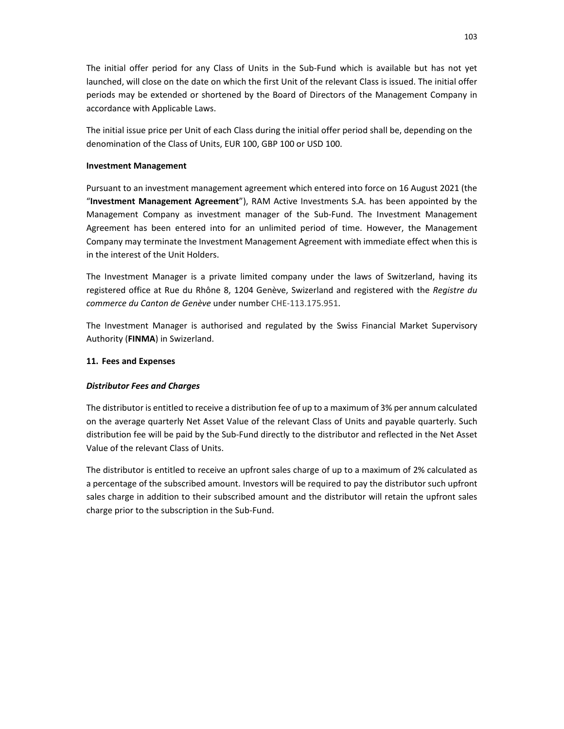The initial offer period for any Class of Units in the Sub-Fund which is available but has not yet launched, will close on the date on which the first Unit of the relevant Class is issued. The initial offer periods may be extended or shortened by the Board of Directors of the Management Company in accordance with Applicable Laws.

The initial issue price per Unit of each Class during the initial offer period shall be, depending on the denomination of the Class of Units, EUR 100, GBP 100 or USD 100.

**Investment Management**

Pursuant to an investment management agreement which entered into force on 16 August 2021 (the "**Investment Management Agreement**"), RAM Active Investments S.A. has been appointed by the Management Company as investment manager of the Sub-Fund. The Investment Management Agreement has been entered into for an unlimited period of time. However, the Management Company may terminate the Investment Management Agreement with immediate effect when this is in the interest of the Unit Holders.

The Investment Manager is a private limited company under the laws of Switzerland, having its registered office at Rue du Rhône 8, 1204 Genève, Swizerland and registered with the *Registre du commerce du Canton de Genève* under number CHE-113.175.951.

The Investment Manager is authorised and regulated by the Swiss Financial Market Supervisory Authority (**FINMA**) in Swizerland.

**11. Fees and Expenses**

***Distributor Fees and Charges***

The distributor is entitled to receive a distribution fee of up to a maximum of 3% per annum calculated on the average quarterly Net Asset Value of the relevant Class of Units and payable quarterly. Such distribution fee will be paid by the Sub-Fund directly to the distributor and reflected in the Net Asset Value of the relevant Class of Units.

The distributor is entitled to receive an upfront sales charge of up to a maximum of 2% calculated as a percentage of the subscribed amount. Investors will be required to pay the distributor such upfront sales charge in addition to their subscribed amount and the distributor will retain the upfront sales charge prior to the subscription in the Sub-Fund.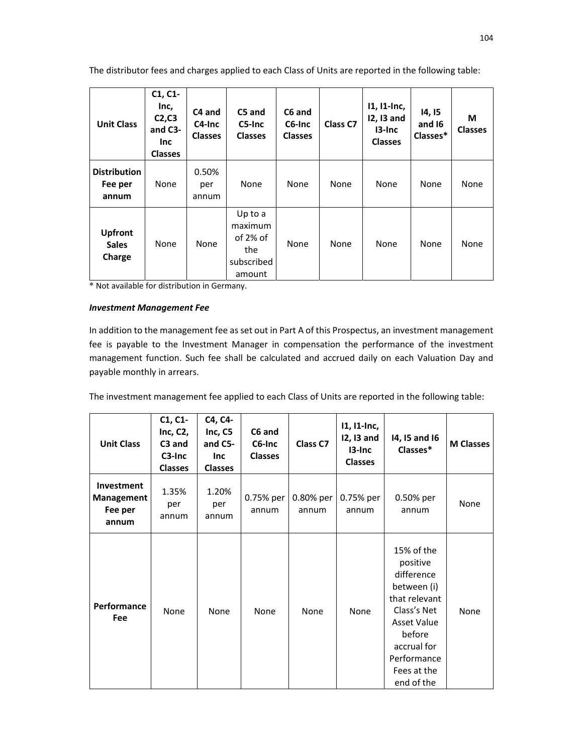The distributor fees and charges applied to each Class of Units are reported in the following table:

| Unit Class | C1, C1-Inc, C2,C3 and C3-Inc Classes | C4 and C4-Inc Classes | C5 and C5-Inc Classes | C6 and C6-Inc Classes | Class C7 | I1, I1-Inc, I2, I3 and I3-Inc Classes | I4, I5 and I6 Classes* | M Classes |
|---|---|---|---|---|---|---|---|---|
| **Distribution Fee per annum** | None | 0.50% per annum | None | None | None | None | None | None |
| **Upfront Sales Charge** | None | None | Up to a maximum of 2% of the subscribed amount | None | None | None | None | None |

* Not available for distribution in Germany.

***Investment Management Fee***

In addition to the management fee as set out in Part A of this Prospectus, an investment management fee is payable to the Investment Manager in compensation the performance of the investment management function. Such fee shall be calculated and accrued daily on each Valuation Day and payable monthly in arrears.

The investment management fee applied to each Class of Units are reported in the following table:

| Unit Class | C1, C1-Inc, C2, C3 and C3-Inc Classes | C4, C4-Inc, C5 and C5-Inc Classes | C6 and C6-Inc Classes | Class C7 | I1, I1-Inc, I2, I3 and I3-Inc Classes | I4, I5 and I6 Classes* | M Classes |
|---|---|---|---|---|---|---|---|
| **Investment Management Fee per annum** | 1.35% per annum | 1.20% per annum | 0.75% per annum | 0.80% per annum | 0.75% per annum | 0.50% per annum | None |
| **Performance Fee** | None | None | None | None | None | 15% of the positive difference between (i) that relevant Class's Net Asset Value before accrual for Performance Fees at the end of the | None |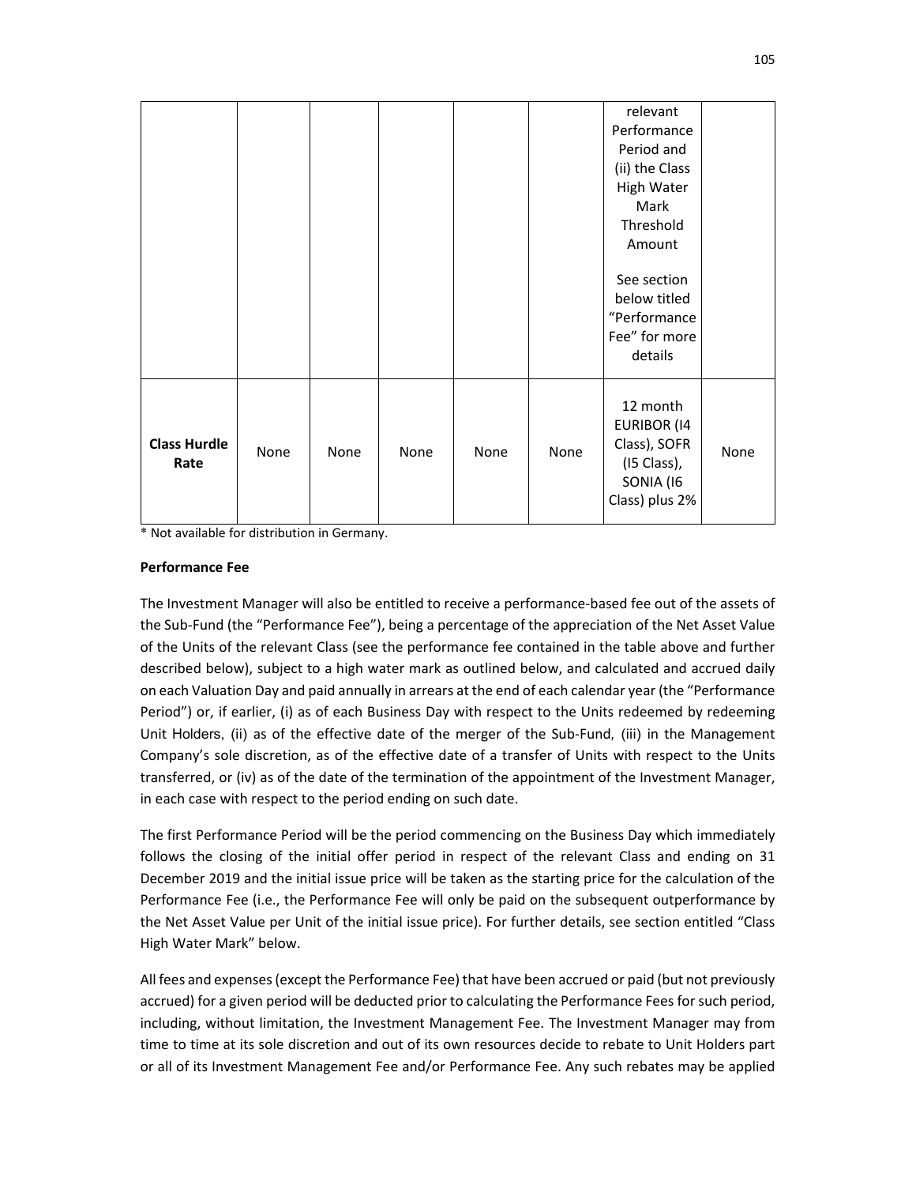| | | | | | | | |
|---|---|---|---|---|---|---|---|
| | | | | | | relevant Performance Period and (ii) the Class High Water Mark Threshold Amount<br><br>See section below titled "Performance Fee" for more details | |
| **Class Hurdle Rate** | None | None | None | None | None | 12 month EURIBOR (I4 Class), SOFR (I5 Class), SONIA (I6 Class) plus 2% | None |

\* Not available for distribution in Germany.

**Performance Fee**

The Investment Manager will also be entitled to receive a performance-based fee out of the assets of the Sub-Fund (the "Performance Fee"), being a percentage of the appreciation of the Net Asset Value of the Units of the relevant Class (see the performance fee contained in the table above and further described below), subject to a high water mark as outlined below, and calculated and accrued daily on each Valuation Day and paid annually in arrears at the end of each calendar year (the "Performance Period") or, if earlier, (i) as of each Business Day with respect to the Units redeemed by redeeming Unit Holders, (ii) as of the effective date of the merger of the Sub-Fund, (iii) in the Management Company's sole discretion, as of the effective date of a transfer of Units with respect to the Units transferred, or (iv) as of the date of the termination of the appointment of the Investment Manager, in each case with respect to the period ending on such date.

The first Performance Period will be the period commencing on the Business Day which immediately follows the closing of the initial offer period in respect of the relevant Class and ending on 31 December 2019 and the initial issue price will be taken as the starting price for the calculation of the Performance Fee (i.e., the Performance Fee will only be paid on the subsequent outperformance by the Net Asset Value per Unit of the initial issue price). For further details, see section entitled "Class High Water Mark" below.

All fees and expenses (except the Performance Fee) that have been accrued or paid (but not previously accrued) for a given period will be deducted prior to calculating the Performance Fees for such period, including, without limitation, the Investment Management Fee. The Investment Manager may from time to time at its sole discretion and out of its own resources decide to rebate to Unit Holders part or all of its Investment Management Fee and/or Performance Fee. Any such rebates may be applied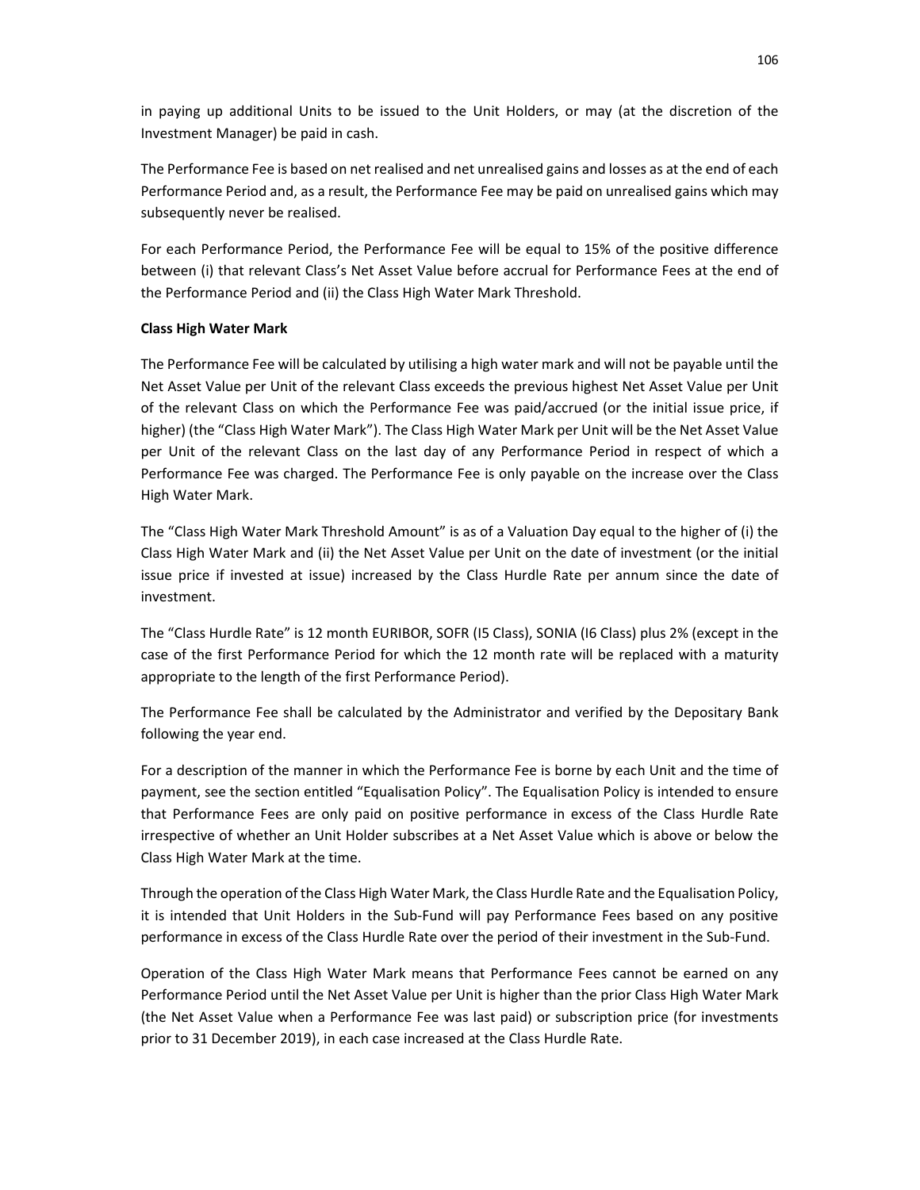in paying up additional Units to be issued to the Unit Holders, or may (at the discretion of the Investment Manager) be paid in cash.

The Performance Fee is based on net realised and net unrealised gains and losses as at the end of each Performance Period and, as a result, the Performance Fee may be paid on unrealised gains which may subsequently never be realised.

For each Performance Period, the Performance Fee will be equal to 15% of the positive difference between (i) that relevant Class's Net Asset Value before accrual for Performance Fees at the end of the Performance Period and (ii) the Class High Water Mark Threshold.

**Class High Water Mark**

The Performance Fee will be calculated by utilising a high water mark and will not be payable until the Net Asset Value per Unit of the relevant Class exceeds the previous highest Net Asset Value per Unit of the relevant Class on which the Performance Fee was paid/accrued (or the initial issue price, if higher) (the "Class High Water Mark"). The Class High Water Mark per Unit will be the Net Asset Value per Unit of the relevant Class on the last day of any Performance Period in respect of which a Performance Fee was charged. The Performance Fee is only payable on the increase over the Class High Water Mark.

The "Class High Water Mark Threshold Amount" is as of a Valuation Day equal to the higher of (i) the Class High Water Mark and (ii) the Net Asset Value per Unit on the date of investment (or the initial issue price if invested at issue) increased by the Class Hurdle Rate per annum since the date of investment.

The "Class Hurdle Rate" is 12 month EURIBOR, SOFR (I5 Class), SONIA (I6 Class) plus 2% (except in the case of the first Performance Period for which the 12 month rate will be replaced with a maturity appropriate to the length of the first Performance Period).

The Performance Fee shall be calculated by the Administrator and verified by the Depositary Bank following the year end.

For a description of the manner in which the Performance Fee is borne by each Unit and the time of payment, see the section entitled "Equalisation Policy". The Equalisation Policy is intended to ensure that Performance Fees are only paid on positive performance in excess of the Class Hurdle Rate irrespective of whether an Unit Holder subscribes at a Net Asset Value which is above or below the Class High Water Mark at the time.

Through the operation of the Class High Water Mark, the Class Hurdle Rate and the Equalisation Policy, it is intended that Unit Holders in the Sub-Fund will pay Performance Fees based on any positive performance in excess of the Class Hurdle Rate over the period of their investment in the Sub-Fund.

Operation of the Class High Water Mark means that Performance Fees cannot be earned on any Performance Period until the Net Asset Value per Unit is higher than the prior Class High Water Mark (the Net Asset Value when a Performance Fee was last paid) or subscription price (for investments prior to 31 December 2019), in each case increased at the Class Hurdle Rate.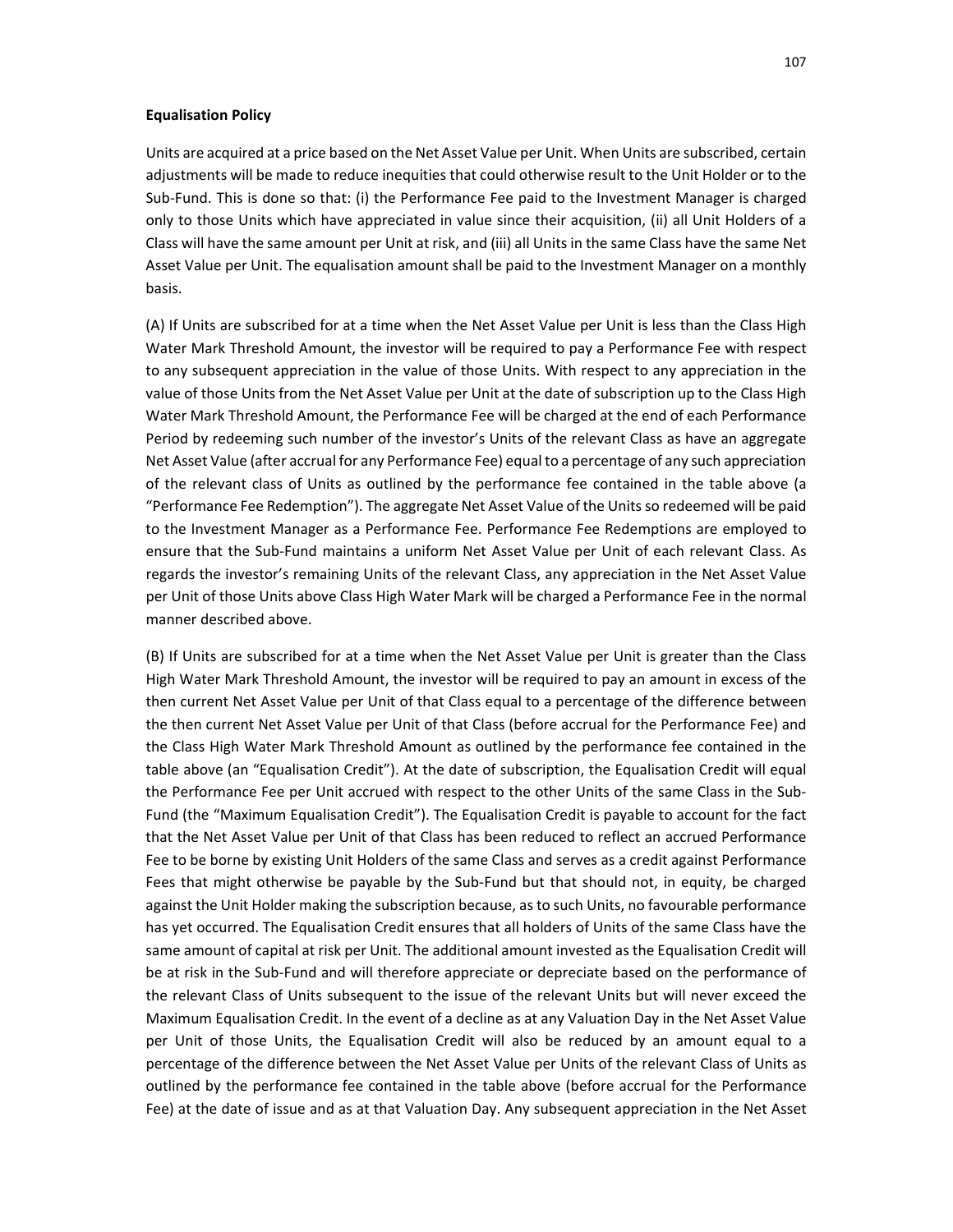**Equalisation Policy**

Units are acquired at a price based on the Net Asset Value per Unit. When Units are subscribed, certain adjustments will be made to reduce inequities that could otherwise result to the Unit Holder or to the Sub-Fund. This is done so that: (i) the Performance Fee paid to the Investment Manager is charged only to those Units which have appreciated in value since their acquisition, (ii) all Unit Holders of a Class will have the same amount per Unit at risk, and (iii) all Units in the same Class have the same Net Asset Value per Unit. The equalisation amount shall be paid to the Investment Manager on a monthly basis.

(A) If Units are subscribed for at a time when the Net Asset Value per Unit is less than the Class High Water Mark Threshold Amount, the investor will be required to pay a Performance Fee with respect to any subsequent appreciation in the value of those Units. With respect to any appreciation in the value of those Units from the Net Asset Value per Unit at the date of subscription up to the Class High Water Mark Threshold Amount, the Performance Fee will be charged at the end of each Performance Period by redeeming such number of the investor's Units of the relevant Class as have an aggregate Net Asset Value (after accrual for any Performance Fee) equal to a percentage of any such appreciation of the relevant class of Units as outlined by the performance fee contained in the table above (a "Performance Fee Redemption"). The aggregate Net Asset Value of the Units so redeemed will be paid to the Investment Manager as a Performance Fee. Performance Fee Redemptions are employed to ensure that the Sub-Fund maintains a uniform Net Asset Value per Unit of each relevant Class. As regards the investor's remaining Units of the relevant Class, any appreciation in the Net Asset Value per Unit of those Units above Class High Water Mark will be charged a Performance Fee in the normal manner described above.

(B) If Units are subscribed for at a time when the Net Asset Value per Unit is greater than the Class High Water Mark Threshold Amount, the investor will be required to pay an amount in excess of the then current Net Asset Value per Unit of that Class equal to a percentage of the difference between the then current Net Asset Value per Unit of that Class (before accrual for the Performance Fee) and the Class High Water Mark Threshold Amount as outlined by the performance fee contained in the table above (an "Equalisation Credit"). At the date of subscription, the Equalisation Credit will equal the Performance Fee per Unit accrued with respect to the other Units of the same Class in the Sub-Fund (the "Maximum Equalisation Credit"). The Equalisation Credit is payable to account for the fact that the Net Asset Value per Unit of that Class has been reduced to reflect an accrued Performance Fee to be borne by existing Unit Holders of the same Class and serves as a credit against Performance Fees that might otherwise be payable by the Sub-Fund but that should not, in equity, be charged against the Unit Holder making the subscription because, as to such Units, no favourable performance has yet occurred. The Equalisation Credit ensures that all holders of Units of the same Class have the same amount of capital at risk per Unit. The additional amount invested as the Equalisation Credit will be at risk in the Sub-Fund and will therefore appreciate or depreciate based on the performance of the relevant Class of Units subsequent to the issue of the relevant Units but will never exceed the Maximum Equalisation Credit. In the event of a decline as at any Valuation Day in the Net Asset Value per Unit of those Units, the Equalisation Credit will also be reduced by an amount equal to a percentage of the difference between the Net Asset Value per Units of the relevant Class of Units as outlined by the performance fee contained in the table above (before accrual for the Performance Fee) at the date of issue and as at that Valuation Day. Any subsequent appreciation in the Net Asset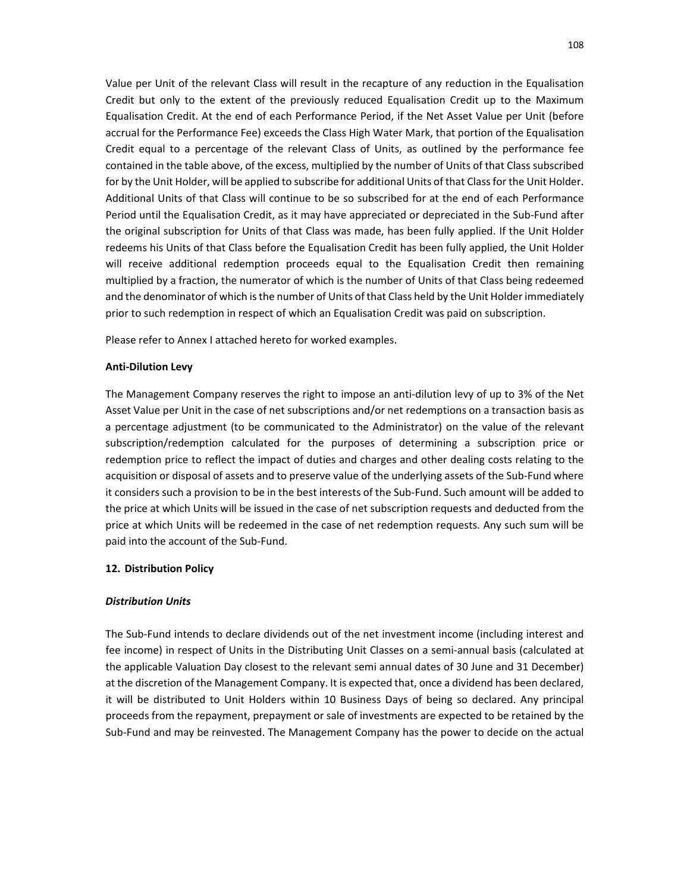Value per Unit of the relevant Class will result in the recapture of any reduction in the Equalisation Credit but only to the extent of the previously reduced Equalisation Credit up to the Maximum Equalisation Credit. At the end of each Performance Period, if the Net Asset Value per Unit (before accrual for the Performance Fee) exceeds the Class High Water Mark, that portion of the Equalisation Credit equal to a percentage of the relevant Class of Units, as outlined by the performance fee contained in the table above, of the excess, multiplied by the number of Units of that Class subscribed for by the Unit Holder, will be applied to subscribe for additional Units of that Class for the Unit Holder. Additional Units of that Class will continue to be so subscribed for at the end of each Performance Period until the Equalisation Credit, as it may have appreciated or depreciated in the Sub-Fund after the original subscription for Units of that Class was made, has been fully applied. If the Unit Holder redeems his Units of that Class before the Equalisation Credit has been fully applied, the Unit Holder will receive additional redemption proceeds equal to the Equalisation Credit then remaining multiplied by a fraction, the numerator of which is the number of Units of that Class being redeemed and the denominator of which is the number of Units of that Class held by the Unit Holder immediately prior to such redemption in respect of which an Equalisation Credit was paid on subscription.

Please refer to Annex I attached hereto for worked examples.

**Anti-Dilution Levy**

The Management Company reserves the right to impose an anti-dilution levy of up to 3% of the Net Asset Value per Unit in the case of net subscriptions and/or net redemptions on a transaction basis as a percentage adjustment (to be communicated to the Administrator) on the value of the relevant subscription/redemption calculated for the purposes of determining a subscription price or redemption price to reflect the impact of duties and charges and other dealing costs relating to the acquisition or disposal of assets and to preserve value of the underlying assets of the Sub-Fund where it considers such a provision to be in the best interests of the Sub-Fund. Such amount will be added to the price at which Units will be issued in the case of net subscription requests and deducted from the price at which Units will be redeemed in the case of net redemption requests. Any such sum will be paid into the account of the Sub-Fund.

## 12. Distribution Policy

***Distribution Units***

The Sub-Fund intends to declare dividends out of the net investment income (including interest and fee income) in respect of Units in the Distributing Unit Classes on a semi-annual basis (calculated at the applicable Valuation Day closest to the relevant semi annual dates of 30 June and 31 December) at the discretion of the Management Company. It is expected that, once a dividend has been declared, it will be distributed to Unit Holders within 10 Business Days of being so declared. Any principal proceeds from the repayment, prepayment or sale of investments are expected to be retained by the Sub-Fund and may be reinvested. The Management Company has the power to decide on the actual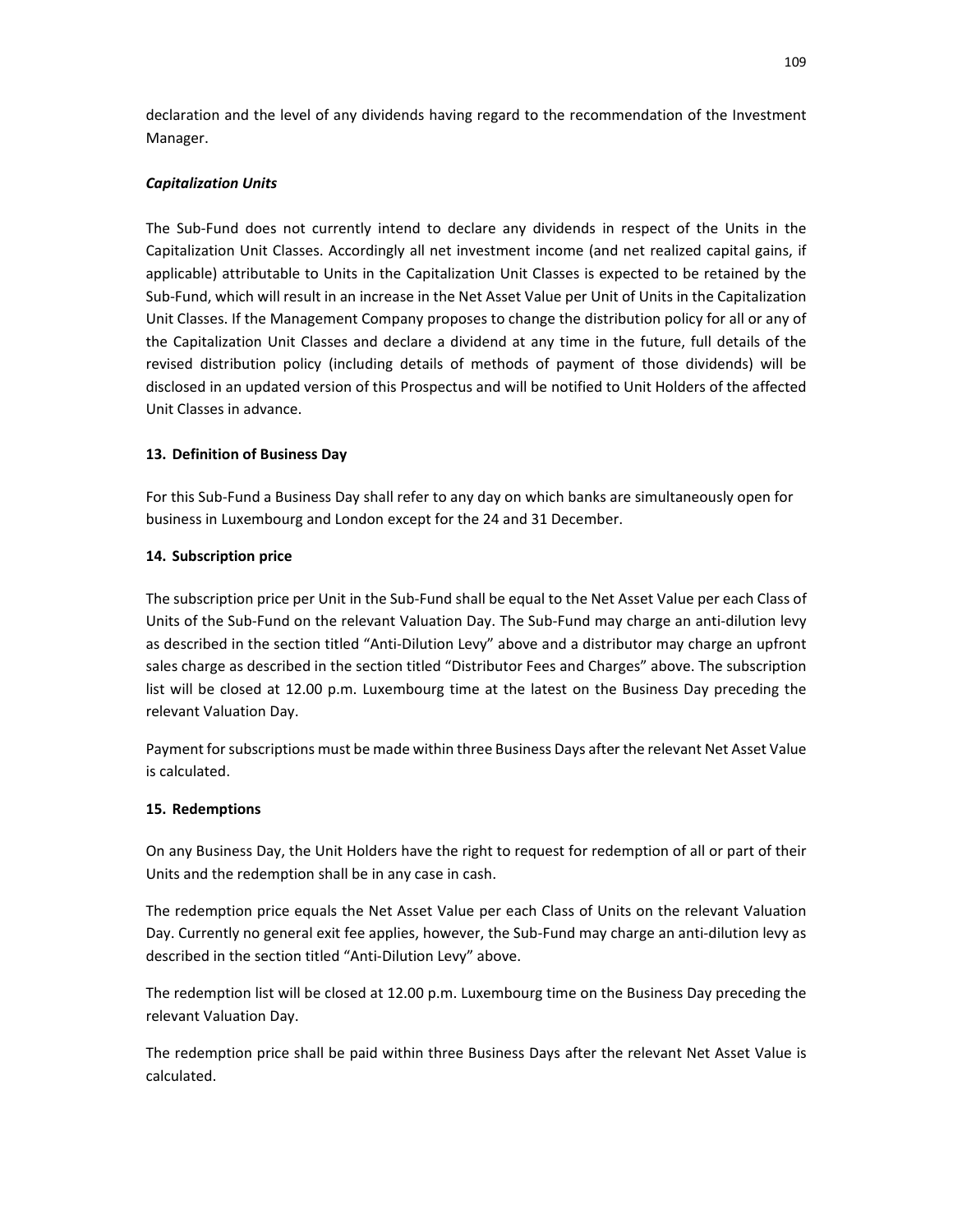declaration and the level of any dividends having regard to the recommendation of the Investment Manager.

***Capitalization Units***

The Sub-Fund does not currently intend to declare any dividends in respect of the Units in the Capitalization Unit Classes. Accordingly all net investment income (and net realized capital gains, if applicable) attributable to Units in the Capitalization Unit Classes is expected to be retained by the Sub-Fund, which will result in an increase in the Net Asset Value per Unit of Units in the Capitalization Unit Classes. If the Management Company proposes to change the distribution policy for all or any of the Capitalization Unit Classes and declare a dividend at any time in the future, full details of the revised distribution policy (including details of methods of payment of those dividends) will be disclosed in an updated version of this Prospectus and will be notified to Unit Holders of the affected Unit Classes in advance.

**13. Definition of Business Day**

For this Sub-Fund a Business Day shall refer to any day on which banks are simultaneously open for business in Luxembourg and London except for the 24 and 31 December.

**14. Subscription price**

The subscription price per Unit in the Sub-Fund shall be equal to the Net Asset Value per each Class of Units of the Sub-Fund on the relevant Valuation Day. The Sub-Fund may charge an anti-dilution levy as described in the section titled "Anti-Dilution Levy" above and a distributor may charge an upfront sales charge as described in the section titled "Distributor Fees and Charges" above. The subscription list will be closed at 12.00 p.m. Luxembourg time at the latest on the Business Day preceding the relevant Valuation Day.

Payment for subscriptions must be made within three Business Days after the relevant Net Asset Value is calculated.

**15. Redemptions**

On any Business Day, the Unit Holders have the right to request for redemption of all or part of their Units and the redemption shall be in any case in cash.

The redemption price equals the Net Asset Value per each Class of Units on the relevant Valuation Day. Currently no general exit fee applies, however, the Sub-Fund may charge an anti-dilution levy as described in the section titled "Anti-Dilution Levy" above.

The redemption list will be closed at 12.00 p.m. Luxembourg time on the Business Day preceding the relevant Valuation Day.

The redemption price shall be paid within three Business Days after the relevant Net Asset Value is calculated.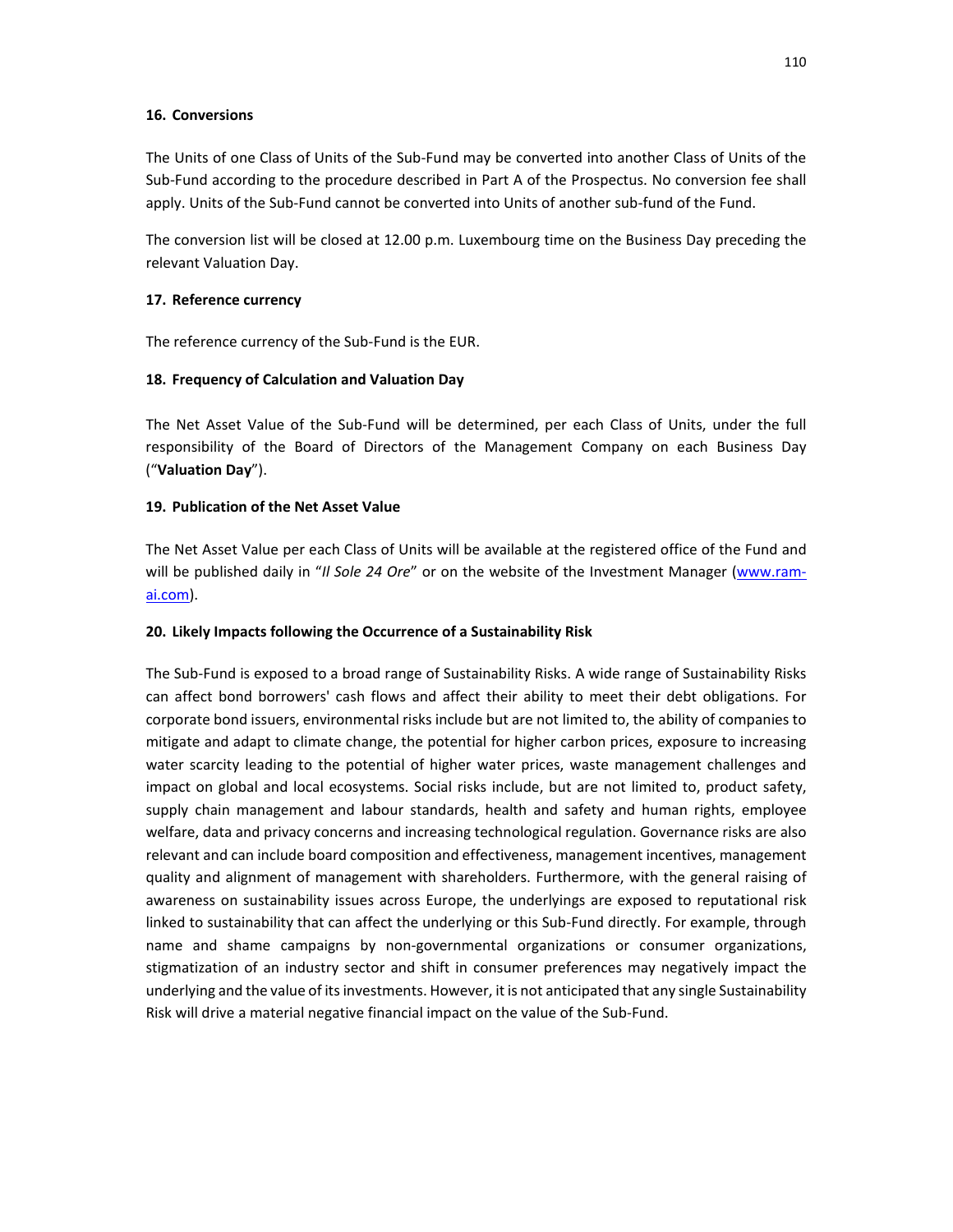## 16. Conversions

The Units of one Class of Units of the Sub-Fund may be converted into another Class of Units of the Sub-Fund according to the procedure described in Part A of the Prospectus. No conversion fee shall apply. Units of the Sub-Fund cannot be converted into Units of another sub-fund of the Fund.

The conversion list will be closed at 12.00 p.m. Luxembourg time on the Business Day preceding the relevant Valuation Day.

## 17. Reference currency

The reference currency of the Sub-Fund is the EUR.

## 18. Frequency of Calculation and Valuation Day

The Net Asset Value of the Sub-Fund will be determined, per each Class of Units, under the full responsibility of the Board of Directors of the Management Company on each Business Day ("**Valuation Day**").

## 19. Publication of the Net Asset Value

The Net Asset Value per each Class of Units will be available at the registered office of the Fund and will be published daily in "*Il Sole 24 Ore*" or on the website of the Investment Manager (www.ram-ai.com).

## 20. Likely Impacts following the Occurrence of a Sustainability Risk

The Sub-Fund is exposed to a broad range of Sustainability Risks. A wide range of Sustainability Risks can affect bond borrowers' cash flows and affect their ability to meet their debt obligations. For corporate bond issuers, environmental risks include but are not limited to, the ability of companies to mitigate and adapt to climate change, the potential for higher carbon prices, exposure to increasing water scarcity leading to the potential of higher water prices, waste management challenges and impact on global and local ecosystems. Social risks include, but are not limited to, product safety, supply chain management and labour standards, health and safety and human rights, employee welfare, data and privacy concerns and increasing technological regulation. Governance risks are also relevant and can include board composition and effectiveness, management incentives, management quality and alignment of management with shareholders. Furthermore, with the general raising of awareness on sustainability issues across Europe, the underlyings are exposed to reputational risk linked to sustainability that can affect the underlying or this Sub-Fund directly. For example, through name and shame campaigns by non-governmental organizations or consumer organizations, stigmatization of an industry sector and shift in consumer preferences may negatively impact the underlying and the value of its investments. However, it is not anticipated that any single Sustainability Risk will drive a material negative financial impact on the value of the Sub-Fund.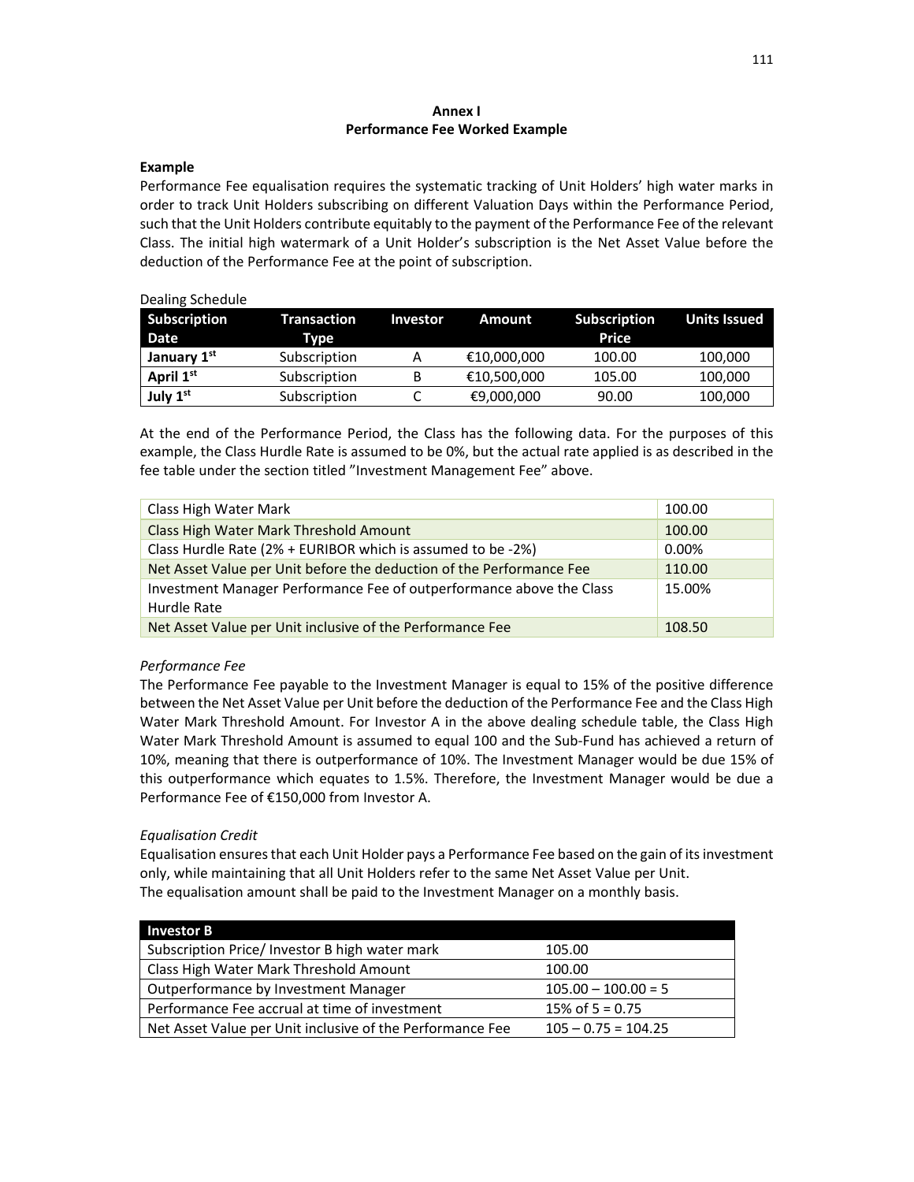**Annex I**
**Performance Fee Worked Example**

**Example**

Performance Fee equalisation requires the systematic tracking of Unit Holders' high water marks in order to track Unit Holders subscribing on different Valuation Days within the Performance Period, such that the Unit Holders contribute equitably to the payment of the Performance Fee of the relevant Class. The initial high watermark of a Unit Holder's subscription is the Net Asset Value before the deduction of the Performance Fee at the point of subscription.

Dealing Schedule

| Subscription Date | Transaction Type | Investor | Amount | Subscription Price | Units Issued |
|---|---|---|---|---|---|
| **January 1st** | Subscription | A | €10,000,000 | 100.00 | 100,000 |
| **April 1st** | Subscription | B | €10,500,000 | 105.00 | 100,000 |
| **July 1st** | Subscription | C | €9,000,000 | 90.00 | 100,000 |

At the end of the Performance Period, the Class has the following data. For the purposes of this example, the Class Hurdle Rate is assumed to be 0%, but the actual rate applied is as described in the fee table under the section titled "Investment Management Fee" above.

| | |
|---|---|
| Class High Water Mark | 100.00 |
| Class High Water Mark Threshold Amount | 100.00 |
| Class Hurdle Rate (2% + EURIBOR which is assumed to be -2%) | 0.00% |
| Net Asset Value per Unit before the deduction of the Performance Fee | 110.00 |
| Investment Manager Performance Fee of outperformance above the Class Hurdle Rate | 15.00% |
| Net Asset Value per Unit inclusive of the Performance Fee | 108.50 |

*Performance Fee*

The Performance Fee payable to the Investment Manager is equal to 15% of the positive difference between the Net Asset Value per Unit before the deduction of the Performance Fee and the Class High Water Mark Threshold Amount. For Investor A in the above dealing schedule table, the Class High Water Mark Threshold Amount is assumed to equal 100 and the Sub-Fund has achieved a return of 10%, meaning that there is outperformance of 10%. The Investment Manager would be due 15% of this outperformance which equates to 1.5%. Therefore, the Investment Manager would be due a Performance Fee of €150,000 from Investor A.

*Equalisation Credit*

Equalisation ensures that each Unit Holder pays a Performance Fee based on the gain of its investment only, while maintaining that all Unit Holders refer to the same Net Asset Value per Unit.
The equalisation amount shall be paid to the Investment Manager on a monthly basis.

| **Investor B** | |
|---|---|
| Subscription Price/ Investor B high water mark | 105.00 |
| Class High Water Mark Threshold Amount | 100.00 |
| Outperformance by Investment Manager | 105.00 – 100.00 = 5 |
| Performance Fee accrual at time of investment | 15% of 5 = 0.75 |
| Net Asset Value per Unit inclusive of the Performance Fee | 105 – 0.75 = 104.25 |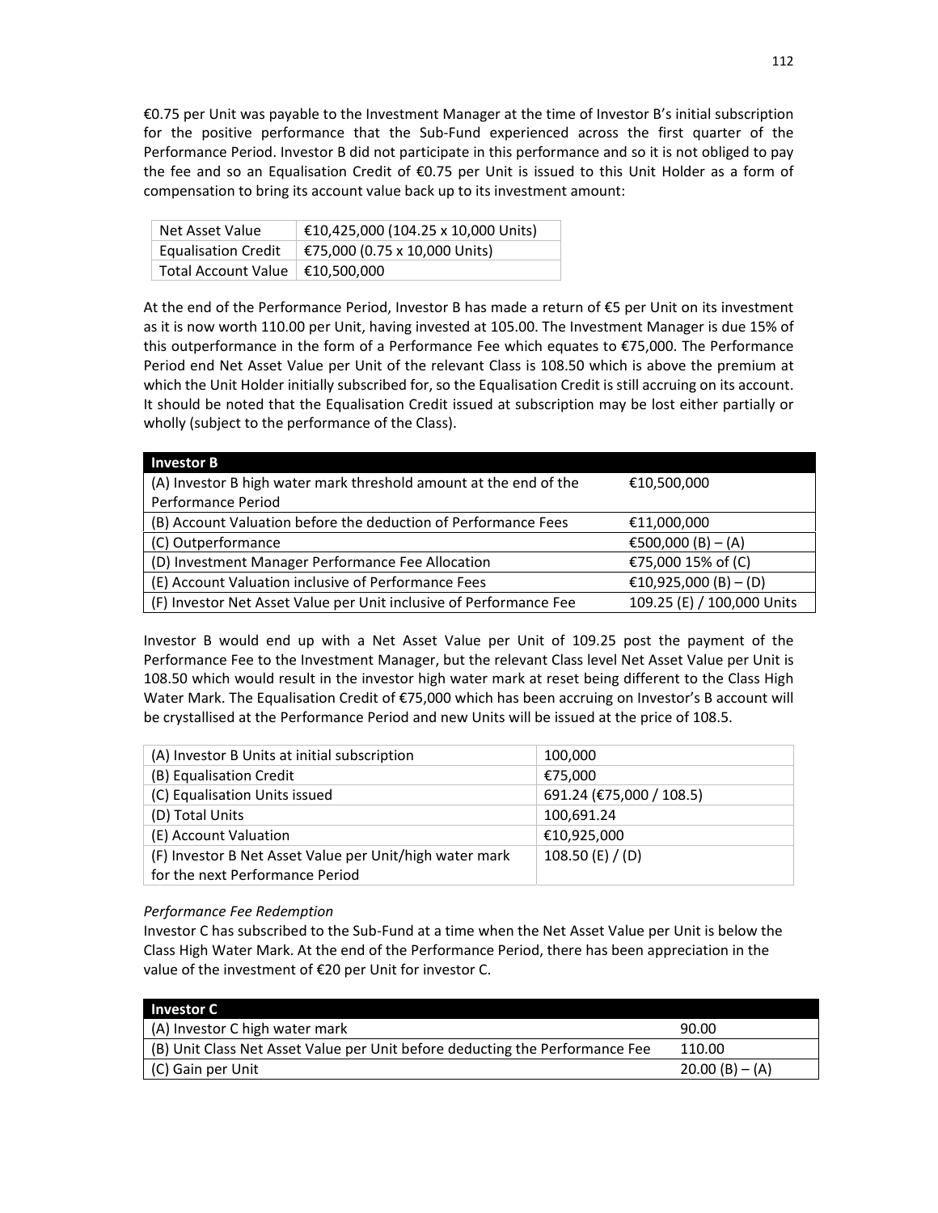€0.75 per Unit was payable to the Investment Manager at the time of Investor B's initial subscription for the positive performance that the Sub-Fund experienced across the first quarter of the Performance Period. Investor B did not participate in this performance and so it is not obliged to pay the fee and so an Equalisation Credit of €0.75 per Unit is issued to this Unit Holder as a form of compensation to bring its account value back up to its investment amount:

| | |
|---|---|
| Net Asset Value | €10,425,000 (104.25 x 10,000 Units) |
| Equalisation Credit | €75,000 (0.75 x 10,000 Units) |
| Total Account Value | €10,500,000 |

At the end of the Performance Period, Investor B has made a return of €5 per Unit on its investment as it is now worth 110.00 per Unit, having invested at 105.00. The Investment Manager is due 15% of this outperformance in the form of a Performance Fee which equates to €75,000. The Performance Period end Net Asset Value per Unit of the relevant Class is 108.50 which is above the premium at which the Unit Holder initially subscribed for, so the Equalisation Credit is still accruing on its account. It should be noted that the Equalisation Credit issued at subscription may be lost either partially or wholly (subject to the performance of the Class).

| **Investor B** | |
|---|---|
| (A) Investor B high water mark threshold amount at the end of the Performance Period | €10,500,000 |
| (B) Account Valuation before the deduction of Performance Fees | €11,000,000 |
| (C) Outperformance | €500,000 (B) – (A) |
| (D) Investment Manager Performance Fee Allocation | €75,000 15% of (C) |
| (E) Account Valuation inclusive of Performance Fees | €10,925,000 (B) – (D) |
| (F) Investor Net Asset Value per Unit inclusive of Performance Fee | 109.25 (E) / 100,000 Units |

Investor B would end up with a Net Asset Value per Unit of 109.25 post the payment of the Performance Fee to the Investment Manager, but the relevant Class level Net Asset Value per Unit is 108.50 which would result in the investor high water mark at reset being different to the Class High Water Mark. The Equalisation Credit of €75,000 which has been accruing on Investor's B account will be crystallised at the Performance Period and new Units will be issued at the price of 108.5.

| | |
|---|---|
| (A) Investor B Units at initial subscription | 100,000 |
| (B) Equalisation Credit | €75,000 |
| (C) Equalisation Units issued | 691.24 (€75,000 / 108.5) |
| (D) Total Units | 100,691.24 |
| (E) Account Valuation | €10,925,000 |
| (F) Investor B Net Asset Value per Unit/high water mark for the next Performance Period | 108.50 (E) / (D) |

*Performance Fee Redemption*

Investor C has subscribed to the Sub-Fund at a time when the Net Asset Value per Unit is below the Class High Water Mark. At the end of the Performance Period, there has been appreciation in the value of the investment of €20 per Unit for investor C.

| **Investor C** | |
|---|---|
| (A) Investor C high water mark | 90.00 |
| (B) Unit Class Net Asset Value per Unit before deducting the Performance Fee | 110.00 |
| (C) Gain per Unit | 20.00 (B) – (A) |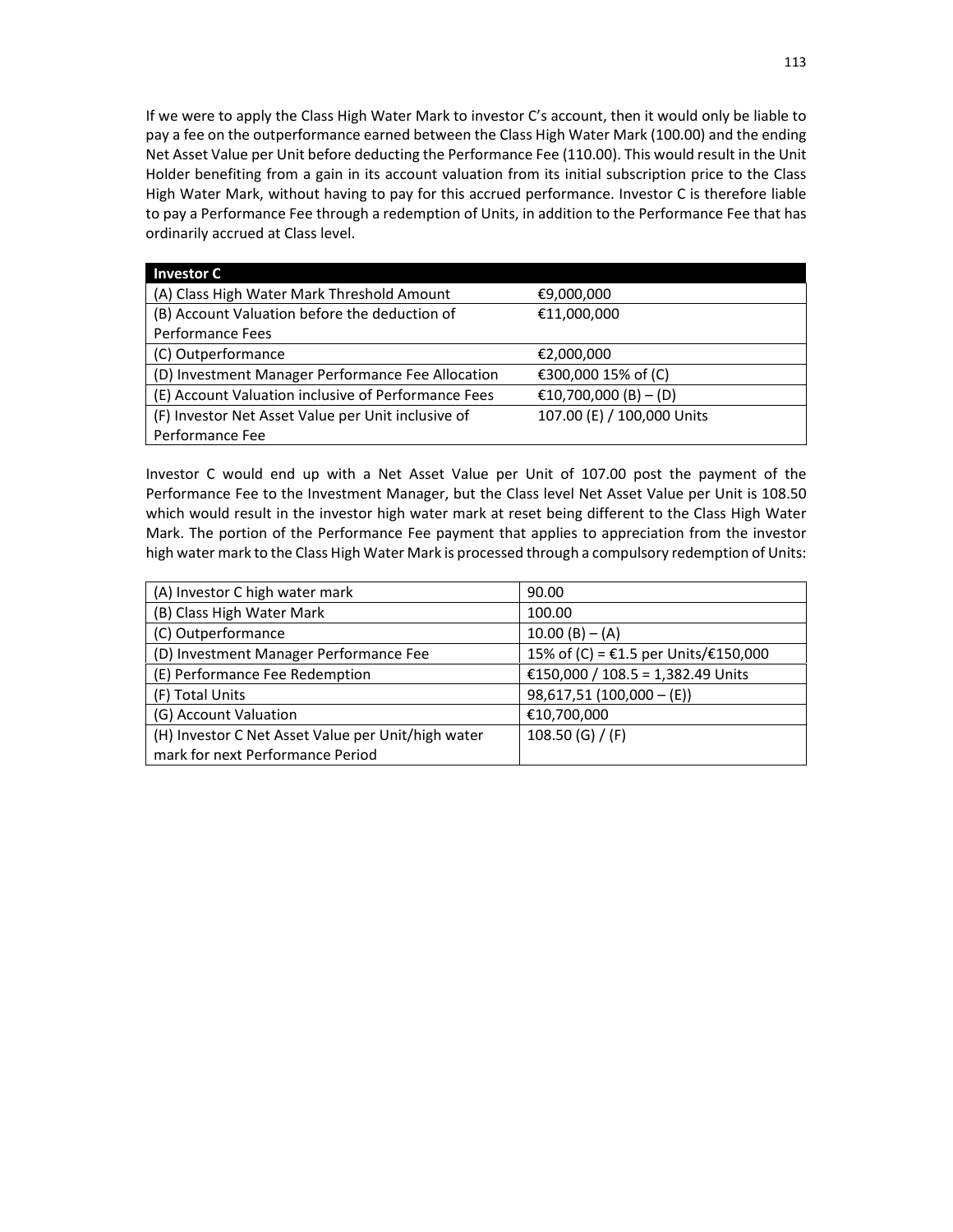If we were to apply the Class High Water Mark to investor C's account, then it would only be liable to pay a fee on the outperformance earned between the Class High Water Mark (100.00) and the ending Net Asset Value per Unit before deducting the Performance Fee (110.00). This would result in the Unit Holder benefiting from a gain in its account valuation from its initial subscription price to the Class High Water Mark, without having to pay for this accrued performance. Investor C is therefore liable to pay a Performance Fee through a redemption of Units, in addition to the Performance Fee that has ordinarily accrued at Class level.

| **Investor C** | |
|---|---|
| (A) Class High Water Mark Threshold Amount | €9,000,000 |
| (B) Account Valuation before the deduction of Performance Fees | €11,000,000 |
| (C) Outperformance | €2,000,000 |
| (D) Investment Manager Performance Fee Allocation | €300,000 15% of (C) |
| (E) Account Valuation inclusive of Performance Fees | €10,700,000 (B) – (D) |
| (F) Investor Net Asset Value per Unit inclusive of Performance Fee | 107.00 (E) / 100,000 Units |

Investor C would end up with a Net Asset Value per Unit of 107.00 post the payment of the Performance Fee to the Investment Manager, but the Class level Net Asset Value per Unit is 108.50 which would result in the investor high water mark at reset being different to the Class High Water Mark. The portion of the Performance Fee payment that applies to appreciation from the investor high water mark to the Class High Water Mark is processed through a compulsory redemption of Units:

| | |
|---|---|
| (A) Investor C high water mark | 90.00 |
| (B) Class High Water Mark | 100.00 |
| (C) Outperformance | 10.00 (B) – (A) |
| (D) Investment Manager Performance Fee | 15% of (C) = €1.5 per Units/€150,000 |
| (E) Performance Fee Redemption | €150,000 / 108.5 = 1,382.49 Units |
| (F) Total Units | 98,617,51 (100,000 – (E)) |
| (G) Account Valuation | €10,700,000 |
| (H) Investor C Net Asset Value per Unit/high water mark for next Performance Period | 108.50 (G) / (F) |